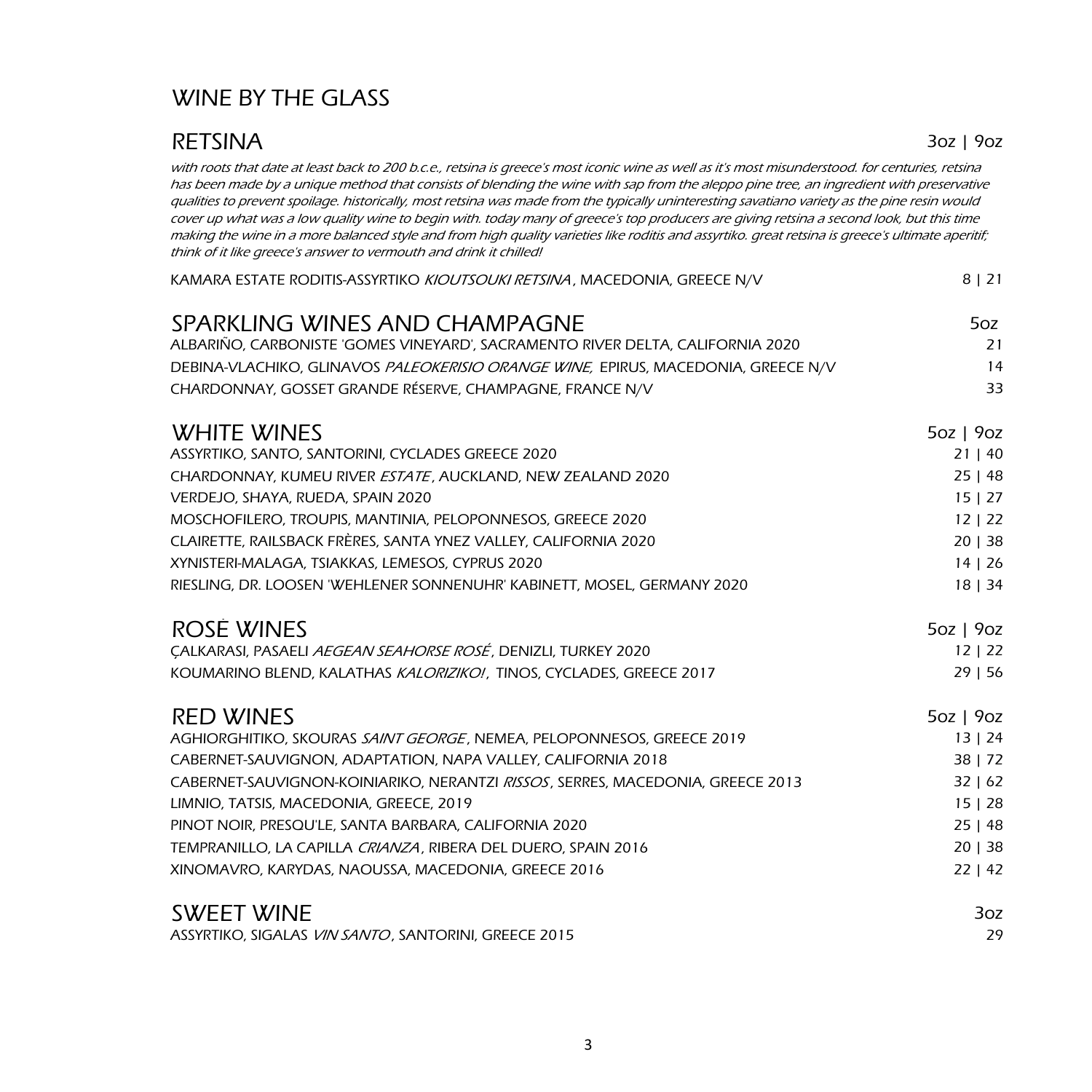# WINE BY THE GLASS

## RETSINA

3oz | 9oz

*with roots that date at least back to 200 b.c.e., retsina is greece's most iconic wine as well as it's most misunderstood. for centuries, retsina has been made by a unique method that consists of blending the wine with sap from the aleppo pine tree, an ingredient with preservative qualities to prevent spoilage. historically, most retsina was made from the typically uninteresting savatiano variety as the pine resin would cover up what was a low quality wine to begin with. today many of greece's top producers are giving retsina a second look, but this time making the wine in a more balanced style and from high quality varieties like roditis and assyrtiko. great retsina is greece's ultimate aperitif; think of it like greece's answer to vermouth and drink it chilled!*

| | |
|---|---|
| KAMARA ESTATE RODITIS-ASSYRTIKO *KIOUTSOUKI RETSINA*, MACEDONIA, GREECE N/V | 8 \| 21 |

## SPARKLING WINES AND CHAMPAGNE

| | 5oz |
|---|---|
| ALBARIÑO, CARBONISTE 'GOMES VINEYARD', SACRAMENTO RIVER DELTA, CALIFORNIA 2020 | 21 |
| DEBINA-VLACHIKO, GLINAVOS *PALEOKERISIO ORANGE WINE,* EPIRUS, MACEDONIA, GREECE N/V | 14 |
| CHARDONNAY, GOSSET GRANDE RÉSERVE, CHAMPAGNE, FRANCE N/V | 33 |

## WHITE WINES

| | 5oz \| 9oz |
|---|---|
| ASSYRTIKO, SANTO, SANTORINI, CYCLADES GREECE 2020 | 21 \| 40 |
| CHARDONNAY, KUMEU RIVER *ESTATE*, AUCKLAND, NEW ZEALAND 2020 | 25 \| 48 |
| VERDEJO, SHAYA, RUEDA, SPAIN 2020 | 15 \| 27 |
| MOSCHOFILERO, TROUPIS, MANTINIA, PELOPONNESOS, GREECE 2020 | 12 \| 22 |
| CLAIRETTE, RAILSBACK FRÈRES, SANTA YNEZ VALLEY, CALIFORNIA 2020 | 20 \| 38 |
| XYNISTERI-MALAGA, TSIAKKAS, LEMESOS, CYPRUS 2020 | 14 \| 26 |
| RIESLING, DR. LOOSEN 'WEHLENER SONNENUHR' KABINETT, MOSEL, GERMANY 2020 | 18 \| 34 |

## ROSÉ WINES

| | 5oz \| 9oz |
|---|---|
| ÇALKARASI, PASAELI *AEGEAN SEAHORSE ROSÉ*, DENIZLI, TURKEY 2020 | 12 \| 22 |
| KOUMARINO BLEND, KALATHAS *KALORIZIKO!*, TINOS, CYCLADES, GREECE 2017 | 29 \| 56 |

## RED WINES

| | 5oz \| 9oz |
|---|---|
| AGHIORGHITIKO, SKOURAS *SAINT GEORGE*, NEMEA, PELOPONNESOS, GREECE 2019 | 13 \| 24 |
| CABERNET-SAUVIGNON, ADAPTATION, NAPA VALLEY, CALIFORNIA 2018 | 38 \| 72 |
| CABERNET-SAUVIGNON-KOINIARIKO, NERANTZI *RISSOS*, SERRES, MACEDONIA, GREECE 2013 | 32 \| 62 |
| LIMNIO, TATSIS, MACEDONIA, GREECE, 2019 | 15 \| 28 |
| PINOT NOIR, PRESQU'LE, SANTA BARBARA, CALIFORNIA 2020 | 25 \| 48 |
| TEMPRANILLO, LA CAPILLA *CRIANZA*, RIBERA DEL DUERO, SPAIN 2016 | 20 \| 38 |
| XINOMAVRO, KARYDAS, NAOUSSA, MACEDONIA, GREECE 2016 | 22 \| 42 |

## SWEET WINE

| | 3oz |
|---|---|
| ASSYRTIKO, SIGALAS *VIN SANTO*, SANTORINI, GREECE 2015 | 29 |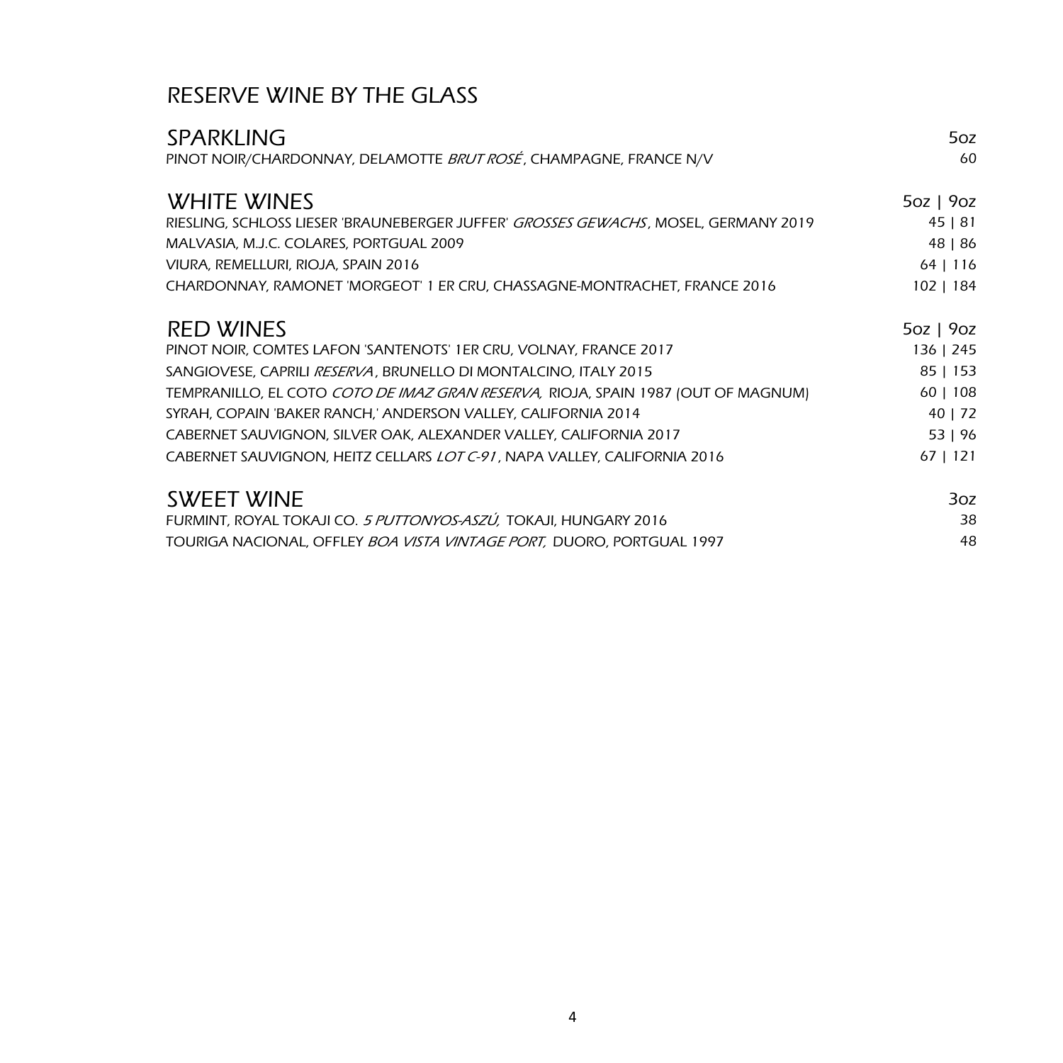# RESERVE WINE BY THE GLASS

## SPARKLING

| | 5oz |
|---|---|
| PINOT NOIR/CHARDONNAY, DELAMOTTE *BRUT ROSÉ*, CHAMPAGNE, FRANCE N/V | 60 |

## WHITE WINES

| | 5oz \| 9oz |
|---|---|
| RIESLING, SCHLOSS LIESER 'BRAUNEBERGER JUFFER' *GROSSES GEWACHS*, MOSEL, GERMANY 2019 | 45 \| 81 |
| MALVASIA, M.J.C. COLARES, PORTGUAL 2009 | 48 \| 86 |
| VIURA, REMELLURI, RIOJA, SPAIN 2016 | 64 \| 116 |
| CHARDONNAY, RAMONET 'MORGEOT' 1 ER CRU, CHASSAGNE-MONTRACHET, FRANCE 2016 | 102 \| 184 |

## RED WINES

| | 5oz \| 9oz |
|---|---|
| PINOT NOIR, COMTES LAFON 'SANTENOTS' 1ER CRU, VOLNAY, FRANCE 2017 | 136 \| 245 |
| SANGIOVESE, CAPRILI *RESERVA*, BRUNELLO DI MONTALCINO, ITALY 2015 | 85 \| 153 |
| TEMPRANILLO, EL COTO *COTO DE IMAZ GRAN RESERVA,* RIOJA, SPAIN 1987 (OUT OF MAGNUM) | 60 \| 108 |
| SYRAH, COPAIN 'BAKER RANCH,' ANDERSON VALLEY, CALIFORNIA 2014 | 40 \| 72 |
| CABERNET SAUVIGNON, SILVER OAK, ALEXANDER VALLEY, CALIFORNIA 2017 | 53 \| 96 |
| CABERNET SAUVIGNON, HEITZ CELLARS *LOT C-91*, NAPA VALLEY, CALIFORNIA 2016 | 67 \| 121 |

## SWEET WINE

| | 3oz |
|---|---|
| FURMINT, ROYAL TOKAJI CO. *5 PUTTONYOS-ASZÚ,* TOKAJI, HUNGARY 2016 | 38 |
| TOURIGA NACIONAL, OFFLEY *BOA VISTA VINTAGE PORT,* DUORO, PORTGUAL 1997 | 48 |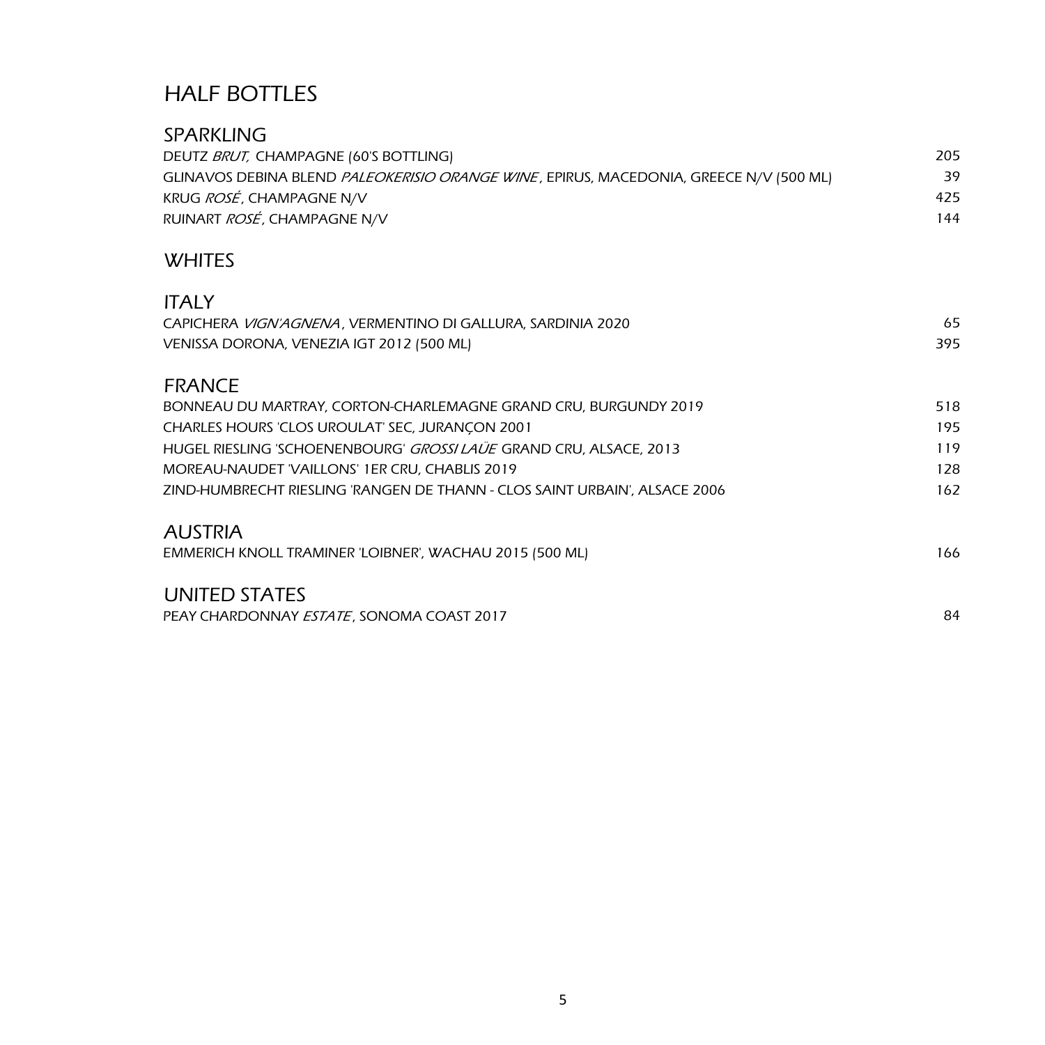# HALF BOTTLES

## SPARKLING

| | |
|---|---|
| DEUTZ *BRUT,* CHAMPAGNE (60'S BOTTLING) | 205 |
| GLINAVOS DEBINA BLEND *PALEOKERISIO ORANGE WINE*, EPIRUS, MACEDONIA, GREECE N/V (500 ML) | 39 |
| KRUG *ROSÉ*, CHAMPAGNE N/V | 425 |
| RUINART *ROSÉ*, CHAMPAGNE N/V | 144 |

## WHITES

### ITALY

| | |
|---|---|
| CAPICHERA *VIGN'AGNENA*, VERMENTINO DI GALLURA, SARDINIA 2020 | 65 |
| VENISSA DORONA, VENEZIA IGT 2012 (500 ML) | 395 |

### FRANCE

| | |
|---|---|
| BONNEAU DU MARTRAY, CORTON-CHARLEMAGNE GRAND CRU, BURGUNDY 2019 | 518 |
| CHARLES HOURS 'CLOS UROULAT' SEC, JURANÇON 2001 | 195 |
| HUGEL RIESLING 'SCHOENENBOURG' *GROSSI LAÜE* GRAND CRU, ALSACE, 2013 | 119 |
| MOREAU-NAUDET 'VAILLONS' 1ER CRU, CHABLIS 2019 | 128 |
| ZIND-HUMBRECHT RIESLING 'RANGEN DE THANN - CLOS SAINT URBAIN', ALSACE 2006 | 162 |

### AUSTRIA

| | |
|---|---|
| EMMERICH KNOLL TRAMINER 'LOIBNER', WACHAU 2015 (500 ML) | 166 |

### UNITED STATES

| | |
|---|---|
| PEAY CHARDONNAY *ESTATE*, SONOMA COAST 2017 | 84 |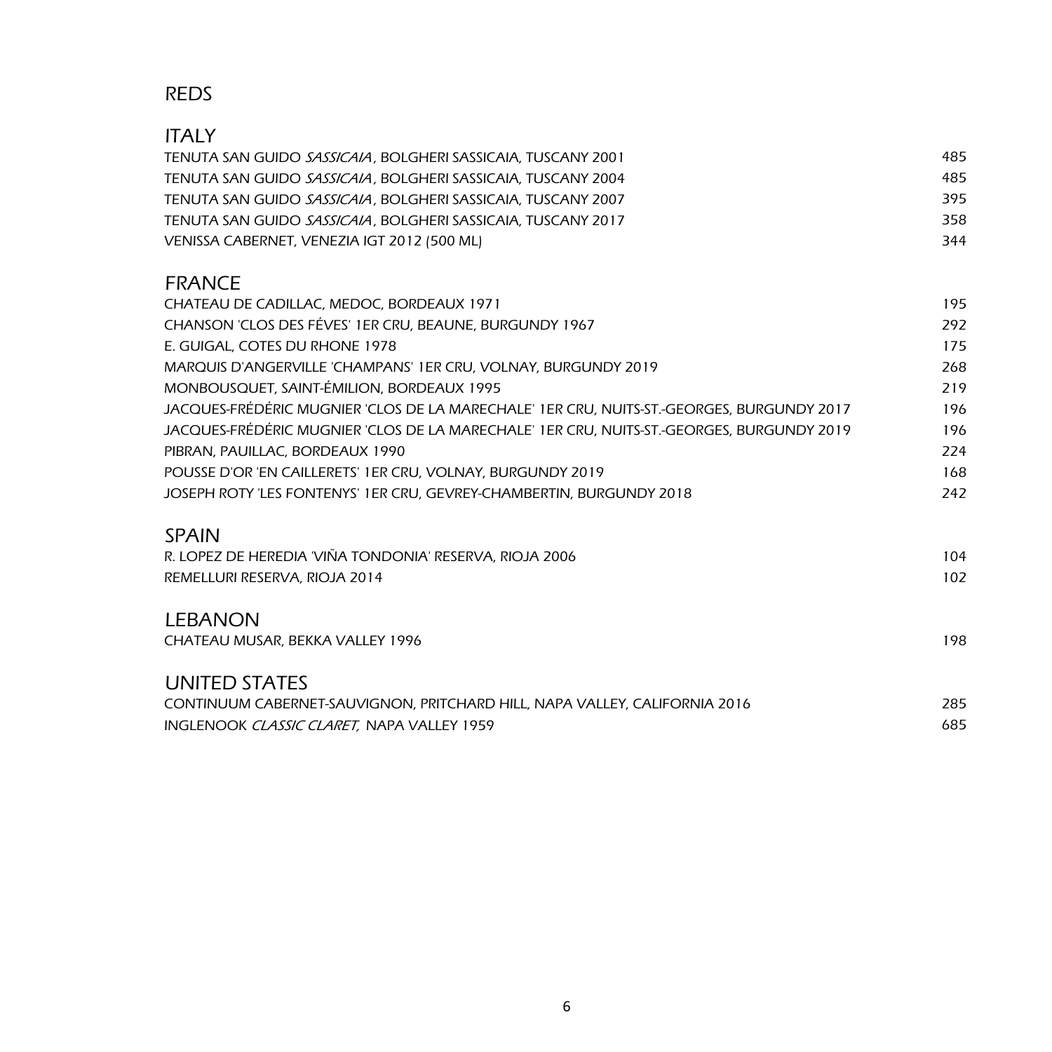# REDS

## ITALY

| | |
|---|---|
| TENUTA SAN GUIDO *SASSICAIA*, BOLGHERI SASSICAIA, TUSCANY 2001 | 485 |
| TENUTA SAN GUIDO *SASSICAIA*, BOLGHERI SASSICAIA, TUSCANY 2004 | 485 |
| TENUTA SAN GUIDO *SASSICAIA*, BOLGHERI SASSICAIA, TUSCANY 2007 | 395 |
| TENUTA SAN GUIDO *SASSICAIA*, BOLGHERI SASSICAIA, TUSCANY 2017 | 358 |
| VENISSA CABERNET, VENEZIA IGT 2012 (500 ML) | 344 |

## FRANCE

| | |
|---|---|
| CHATEAU DE CADILLAC, MEDOC, BORDEAUX 1971 | 195 |
| CHANSON 'CLOS DES FÉVES' 1ER CRU, BEAUNE, BURGUNDY 1967 | 292 |
| E. GUIGAL, COTES DU RHONE 1978 | 175 |
| MARQUIS D'ANGERVILLE 'CHAMPANS' 1ER CRU, VOLNAY, BURGUNDY 2019 | 268 |
| MONBOUSQUET, SAINT-ÉMILION, BORDEAUX 1995 | 219 |
| JACQUES-FRÉDÉRIC MUGNIER 'CLOS DE LA MARECHALE' 1ER CRU, NUITS-ST.-GEORGES, BURGUNDY 2017 | 196 |
| JACQUES-FRÉDÉRIC MUGNIER 'CLOS DE LA MARECHALE' 1ER CRU, NUITS-ST.-GEORGES, BURGUNDY 2019 | 196 |
| PIBRAN, PAUILLAC, BORDEAUX 1990 | 224 |
| POUSSE D'OR 'EN CAILLERETS' 1ER CRU, VOLNAY, BURGUNDY 2019 | 168 |
| JOSEPH ROTY 'LES FONTENYS' 1ER CRU, GEVREY-CHAMBERTIN, BURGUNDY 2018 | 242 |

## SPAIN

| | |
|---|---|
| R. LOPEZ DE HEREDIA 'VIÑA TONDONIA' RESERVA, RIOJA 2006 | 104 |
| REMELLURI RESERVA, RIOJA 2014 | 102 |

## LEBANON

| | |
|---|---|
| CHATEAU MUSAR, BEKKA VALLEY 1996 | 198 |

## UNITED STATES

| | |
|---|---|
| CONTINUUM CABERNET-SAUVIGNON, PRITCHARD HILL, NAPA VALLEY, CALIFORNIA 2016 | 285 |
| INGLENOOK *CLASSIC CLARET,* NAPA VALLEY 1959 | 685 |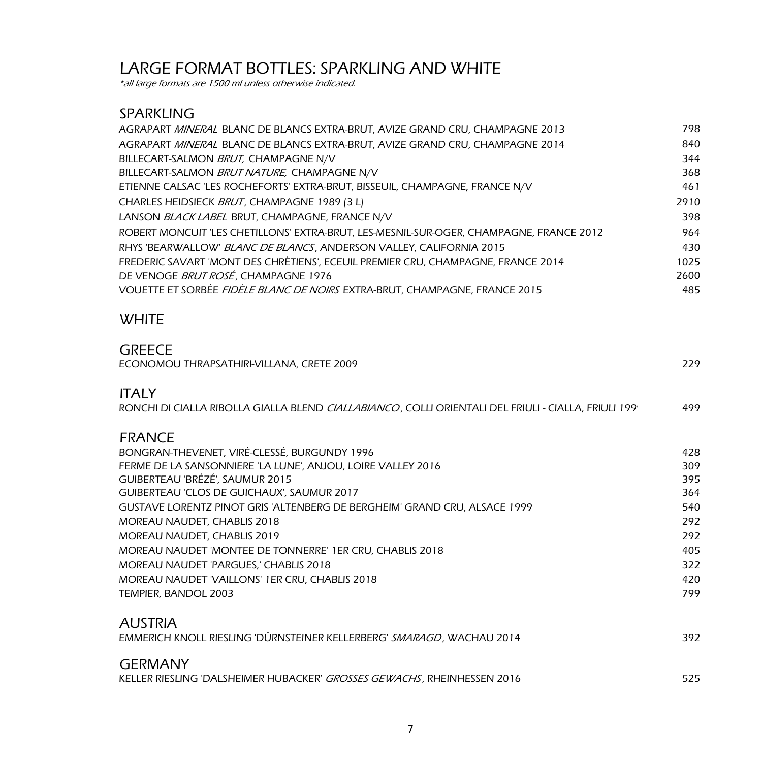# LARGE FORMAT BOTTLES: SPARKLING AND WHITE

*\*all large formats are 1500 ml unless otherwise indicated.*

## SPARKLING

| | |
|---|---|
| AGRAPART *MINERAL* BLANC DE BLANCS EXTRA-BRUT, AVIZE GRAND CRU, CHAMPAGNE 2013 | 798 |
| AGRAPART *MINERAL* BLANC DE BLANCS EXTRA-BRUT, AVIZE GRAND CRU, CHAMPAGNE 2014 | 840 |
| BILLECART-SALMON *BRUT,* CHAMPAGNE N/V | 344 |
| BILLECART-SALMON *BRUT NATURE,* CHAMPAGNE N/V | 368 |
| ETIENNE CALSAC 'LES ROCHEFORTS' EXTRA-BRUT, BISSEUIL, CHAMPAGNE, FRANCE N/V | 461 |
| CHARLES HEIDSIECK *BRUT*, CHAMPAGNE 1989 (3 L) | 2910 |
| LANSON *BLACK LABEL* BRUT, CHAMPAGNE, FRANCE N/V | 398 |
| ROBERT MONCUIT 'LES CHETILLONS' EXTRA-BRUT, LES-MESNIL-SUR-OGER, CHAMPAGNE, FRANCE 2012 | 964 |
| RHYS 'BEARWALLOW' *BLANC DE BLANCS*, ANDERSON VALLEY, CALIFORNIA 2015 | 430 |
| FREDERIC SAVART 'MONT DES CHRÈTIENS', ECEUIL PREMIER CRU, CHAMPAGNE, FRANCE 2014 | 1025 |
| DE VENOGE *BRUT ROSÉ*, CHAMPAGNE 1976 | 2600 |
| VOUETTE ET SORBÉE *FIDÈLE BLANC DE NOIRS* EXTRA-BRUT, CHAMPAGNE, FRANCE 2015 | 485 |

## WHITE

### GREECE

| | |
|---|---|
| ECONOMOU THRAPSATHIRI-VILLANA, CRETE 2009 | 229 |

### ITALY

| | |
|---|---|
| RONCHI DI CIALLA RIBOLLA GIALLA BLEND *CIALLABIANCO*, COLLI ORIENTALI DEL FRIULI - CIALLA, FRIULI 199 | 499 |

### FRANCE

| | |
|---|---|
| BONGRAN-THEVENET, VIRÉ-CLESSÉ, BURGUNDY 1996 | 428 |
| FERME DE LA SANSONNIERE 'LA LUNE', ANJOU, LOIRE VALLEY 2016 | 309 |
| GUIBERTEAU 'BRÉZÉ', SAUMUR 2015 | 395 |
| GUIBERTEAU 'CLOS DE GUICHAUX', SAUMUR 2017 | 364 |
| GUSTAVE LORENTZ PINOT GRIS 'ALTENBERG DE BERGHEIM' GRAND CRU, ALSACE 1999 | 540 |
| MOREAU NAUDET, CHABLIS 2018 | 292 |
| MOREAU NAUDET, CHABLIS 2019 | 292 |
| MOREAU NAUDET 'MONTEE DE TONNERRE' 1ER CRU, CHABLIS 2018 | 405 |
| MOREAU NAUDET 'PARGUES,' CHABLIS 2018 | 322 |
| MOREAU NAUDET 'VAILLONS' 1ER CRU, CHABLIS 2018 | 420 |
| TEMPIER, BANDOL 2003 | 799 |

### AUSTRIA

| | |
|---|---|
| EMMERICH KNOLL RIESLING 'DÜRNSTEINER KELLERBERG' *SMARAGD*, WACHAU 2014 | 392 |

### GERMANY

| | |
|---|---|
| KELLER RIESLING 'DALSHEIMER HUBACKER' *GROSSES GEWACHS*, RHEINHESSEN 2016 | 525 |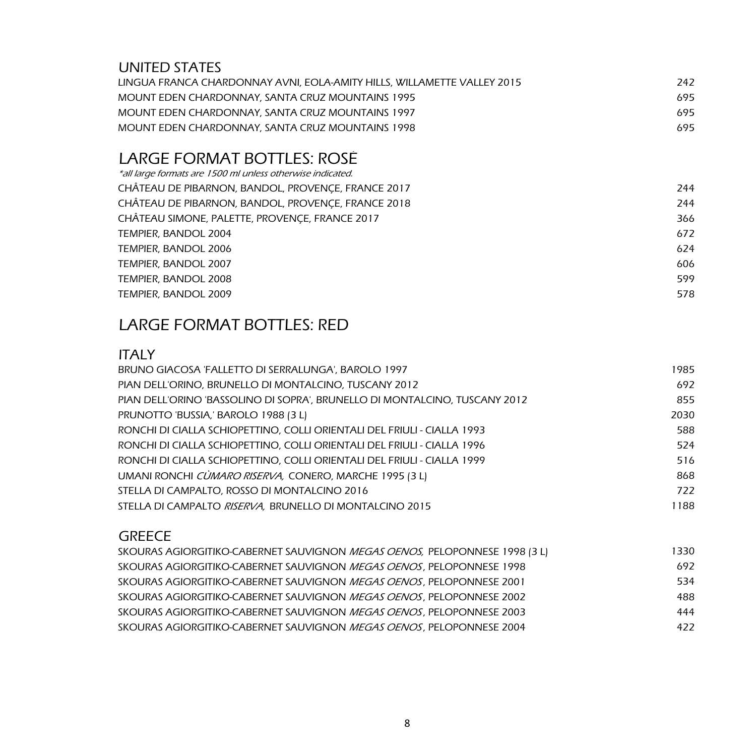### UNITED STATES

| | |
|---|---|
| LINGUA FRANCA CHARDONNAY AVNI, EOLA-AMITY HILLS, WILLAMETTE VALLEY 2015 | 242 |
| MOUNT EDEN CHARDONNAY, SANTA CRUZ MOUNTAINS 1995 | 695 |
| MOUNT EDEN CHARDONNAY, SANTA CRUZ MOUNTAINS 1997 | 695 |
| MOUNT EDEN CHARDONNAY, SANTA CRUZ MOUNTAINS 1998 | 695 |

## LARGE FORMAT BOTTLES: ROSÉ

*\*all large formats are 1500 ml unless otherwise indicated.*

| | |
|---|---|
| CHÂTEAU DE PIBARNON, BANDOL, PROVENÇE, FRANCE 2017 | 244 |
| CHÂTEAU DE PIBARNON, BANDOL, PROVENÇE, FRANCE 2018 | 244 |
| CHÂTEAU SIMONE, PALETTE, PROVENÇE, FRANCE 2017 | 366 |
| TEMPIER, BANDOL 2004 | 672 |
| TEMPIER, BANDOL 2006 | 624 |
| TEMPIER, BANDOL 2007 | 606 |
| TEMPIER, BANDOL 2008 | 599 |
| TEMPIER, BANDOL 2009 | 578 |

## LARGE FORMAT BOTTLES: RED

### ITALY

| | |
|---|---|
| BRUNO GIACOSA 'FALLETTO DI SERRALUNGA', BAROLO 1997 | 1985 |
| PIAN DELL'ORINO, BRUNELLO DI MONTALCINO, TUSCANY 2012 | 692 |
| PIAN DELL'ORINO 'BASSOLINO DI SOPRA', BRUNELLO DI MONTALCINO, TUSCANY 2012 | 855 |
| PRUNOTTO 'BUSSIA,' BAROLO 1988 (3 L) | 2030 |
| RONCHI DI CIALLA SCHIOPETTINO, COLLI ORIENTALI DEL FRIULI - CIALLA 1993 | 588 |
| RONCHI DI CIALLA SCHIOPETTINO, COLLI ORIENTALI DEL FRIULI - CIALLA 1996 | 524 |
| RONCHI DI CIALLA SCHIOPETTINO, COLLI ORIENTALI DEL FRIULI - CIALLA 1999 | 516 |
| UMANI RONCHI *CÙMARO RISERVA,* CONERO, MARCHE 1995 (3 L) | 868 |
| STELLA DI CAMPALTO, ROSSO DI MONTALCINO 2016 | 722 |
| STELLA DI CAMPALTO *RISERVA,* BRUNELLO DI MONTALCINO 2015 | 1188 |

### GREECE

| | |
|---|---|
| SKOURAS AGIORGITIKO-CABERNET SAUVIGNON *MEGAS OENOS,* PELOPONNESE 1998 (3 L) | 1330 |
| SKOURAS AGIORGITIKO-CABERNET SAUVIGNON *MEGAS OENOS*, PELOPONNESE 1998 | 692 |
| SKOURAS AGIORGITIKO-CABERNET SAUVIGNON *MEGAS OENOS*, PELOPONNESE 2001 | 534 |
| SKOURAS AGIORGITIKO-CABERNET SAUVIGNON *MEGAS OENOS*, PELOPONNESE 2002 | 488 |
| SKOURAS AGIORGITIKO-CABERNET SAUVIGNON *MEGAS OENOS*, PELOPONNESE 2003 | 444 |
| SKOURAS AGIORGITIKO-CABERNET SAUVIGNON *MEGAS OENOS*, PELOPONNESE 2004 | 422 |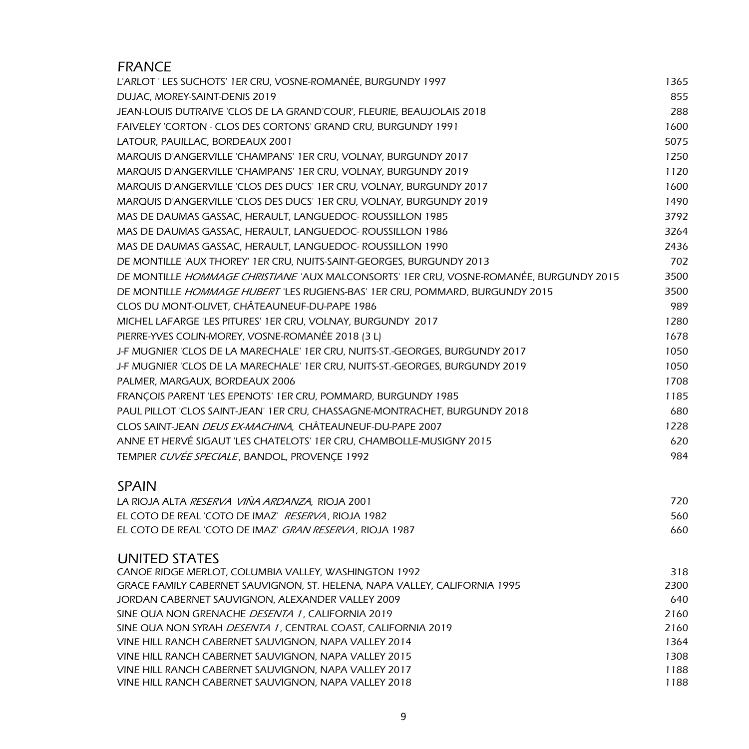## FRANCE

| | |
|---|---|
| L'ARLOT ' LES SUCHOTS' 1ER CRU, VOSNE-ROMANÉE, BURGUNDY 1997 | 1365 |
| DUJAC, MOREY-SAINT-DENIS 2019 | 855 |
| JEAN-LOUIS DUTRAIVE 'CLOS DE LA GRAND'COUR', FLEURIE, BEAUJOLAIS 2018 | 288 |
| FAIVELEY 'CORTON - CLOS DES CORTONS' GRAND CRU, BURGUNDY 1991 | 1600 |
| LATOUR, PAUILLAC, BORDEAUX 2001 | 5075 |
| MARQUIS D'ANGERVILLE 'CHAMPANS' 1ER CRU, VOLNAY, BURGUNDY 2017 | 1250 |
| MARQUIS D'ANGERVILLE 'CHAMPANS' 1ER CRU, VOLNAY, BURGUNDY 2019 | 1120 |
| MARQUIS D'ANGERVILLE 'CLOS DES DUCS' 1ER CRU, VOLNAY, BURGUNDY 2017 | 1600 |
| MARQUIS D'ANGERVILLE 'CLOS DES DUCS' 1ER CRU, VOLNAY, BURGUNDY 2019 | 1490 |
| MAS DE DAUMAS GASSAC, HERAULT, LANGUEDOC- ROUSSILLON 1985 | 3792 |
| MAS DE DAUMAS GASSAC, HERAULT, LANGUEDOC- ROUSSILLON 1986 | 3264 |
| MAS DE DAUMAS GASSAC, HERAULT, LANGUEDOC- ROUSSILLON 1990 | 2436 |
| DE MONTILLE 'AUX THOREY' 1ER CRU, NUITS-SAINT-GEORGES, BURGUNDY 2013 | 702 |
| DE MONTILLE *HOMMAGE CHRISTIANE* 'AUX MALCONSORTS' 1ER CRU, VOSNE-ROMANÉE, BURGUNDY 2015 | 3500 |
| DE MONTILLE *HOMMAGE HUBERT* 'LES RUGIENS-BAS' 1ER CRU, POMMARD, BURGUNDY 2015 | 3500 |
| CLOS DU MONT-OLIVET, CHÂTEAUNEUF-DU-PAPE 1986 | 989 |
| MICHEL LAFARGE 'LES PITURES' 1ER CRU, VOLNAY, BURGUNDY 2017 | 1280 |
| PIERRE-YVES COLIN-MOREY, VOSNE-ROMANÉE 2018 (3 L) | 1678 |
| J-F MUGNIER 'CLOS DE LA MARECHALE' 1ER CRU, NUITS-ST.-GEORGES, BURGUNDY 2017 | 1050 |
| J-F MUGNIER 'CLOS DE LA MARECHALE' 1ER CRU, NUITS-ST.-GEORGES, BURGUNDY 2019 | 1050 |
| PALMER, MARGAUX, BORDEAUX 2006 | 1708 |
| FRANÇOIS PARENT 'LES EPENOTS' 1ER CRU, POMMARD, BURGUNDY 1985 | 1185 |
| PAUL PILLOT 'CLOS SAINT-JEAN' 1ER CRU, CHASSAGNE-MONTRACHET, BURGUNDY 2018 | 680 |
| CLOS SAINT-JEAN *DEUS EX-MACHINA,* CHÂTEAUNEUF-DU-PAPE 2007 | 1228 |
| ANNE ET HERVÉ SIGAUT 'LES CHATELOTS' 1ER CRU, CHAMBOLLE-MUSIGNY 2015 | 620 |
| TEMPIER *CUVÉE SPECIALE*, BANDOL, PROVENÇE 1992 | 984 |

## SPAIN

| | |
|---|---|
| LA RIOJA ALTA *RESERVA VIÑA ARDANZA,* RIOJA 2001 | 720 |
| EL COTO DE REAL 'COTO DE IMAZ' *RESERVA*, RIOJA 1982 | 560 |
| EL COTO DE REAL 'COTO DE IMAZ' *GRAN RESERVA*, RIOJA 1987 | 660 |

## UNITED STATES

| | |
|---|---|
| CANOE RIDGE MERLOT, COLUMBIA VALLEY, WASHINGTON 1992 | 318 |
| GRACE FAMILY CABERNET SAUVIGNON, ST. HELENA, NAPA VALLEY, CALIFORNIA 1995 | 2300 |
| JORDAN CABERNET SAUVIGNON, ALEXANDER VALLEY 2009 | 640 |
| SINE QUA NON GRENACHE *DESENTA 1*, CALIFORNIA 2019 | 2160 |
| SINE QUA NON SYRAH *DESENTA 1*, CENTRAL COAST, CALIFORNIA 2019 | 2160 |
| VINE HILL RANCH CABERNET SAUVIGNON, NAPA VALLEY 2014 | 1364 |
| VINE HILL RANCH CABERNET SAUVIGNON, NAPA VALLEY 2015 | 1308 |
| VINE HILL RANCH CABERNET SAUVIGNON, NAPA VALLEY 2017 | 1188 |
| VINE HILL RANCH CABERNET SAUVIGNON, NAPA VALLEY 2018 | 1188 |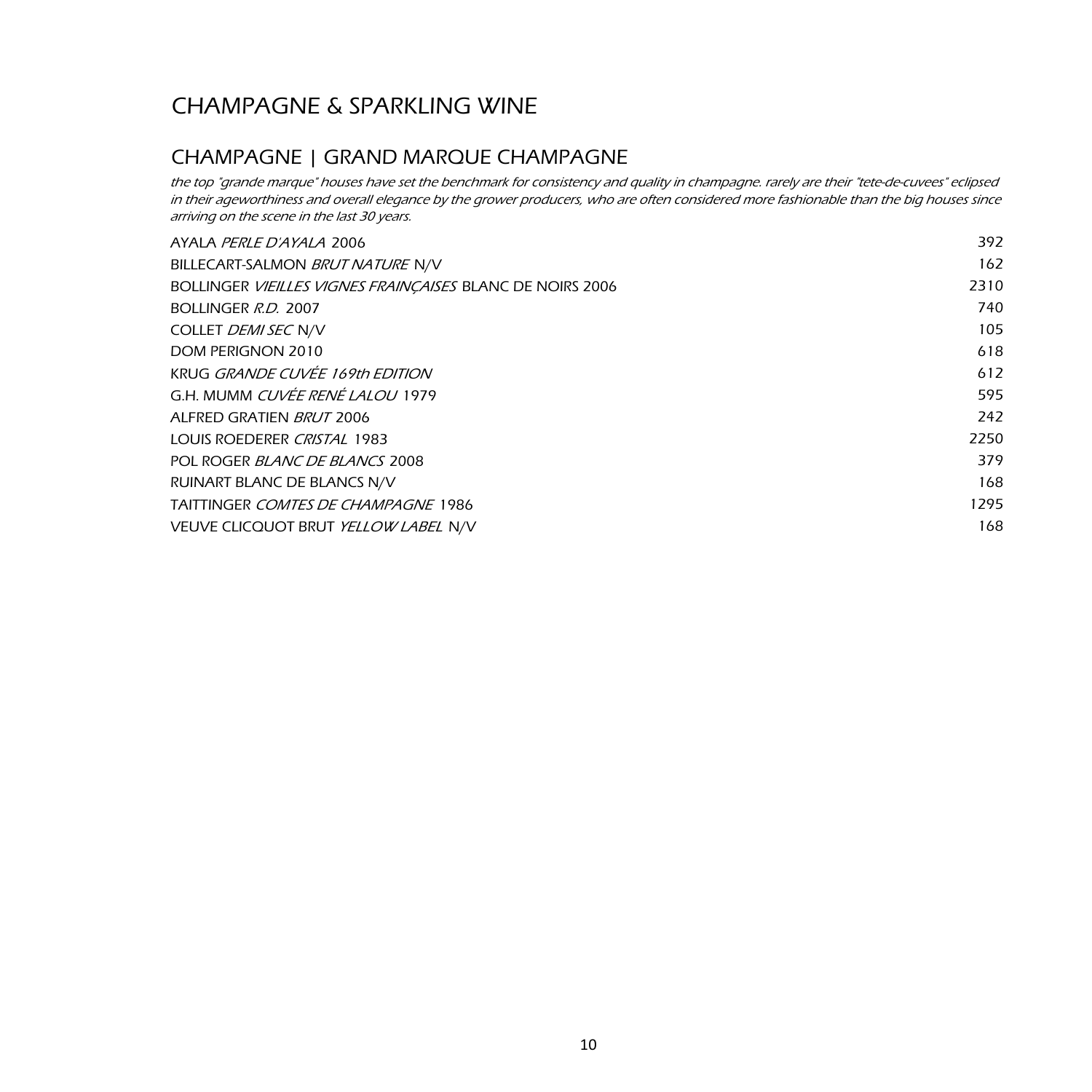# CHAMPAGNE & SPARKLING WINE

## CHAMPAGNE | GRAND MARQUE CHAMPAGNE

*the top "grande marque" houses have set the benchmark for consistency and quality in champagne. rarely are their "tete-de-cuvees" eclipsed in their ageworthiness and overall elegance by the grower producers, who are often considered more fashionable than the big houses since arriving on the scene in the last 30 years.*

| | |
|---|---|
| AYALA *PERLE D'AYALA* 2006 | 392 |
| BILLECART-SALMON *BRUT NATURE* N/V | 162 |
| BOLLINGER *VIEILLES VIGNES FRAINÇAISES* BLANC DE NOIRS 2006 | 2310 |
| BOLLINGER *R.D.* 2007 | 740 |
| COLLET *DEMI SEC* N/V | 105 |
| DOM PERIGNON 2010 | 618 |
| KRUG *GRANDE CUVÉE 169th EDITION* | 612 |
| G.H. MUMM *CUVÉE RENÉ LALOU* 1979 | 595 |
| ALFRED GRATIEN *BRUT* 2006 | 242 |
| LOUIS ROEDERER *CRISTAL* 1983 | 2250 |
| POL ROGER *BLANC DE BLANCS* 2008 | 379 |
| RUINART BLANC DE BLANCS N/V | 168 |
| TAITTINGER *COMTES DE CHAMPAGNE* 1986 | 1295 |
| VEUVE CLICQUOT BRUT *YELLOW LABEL* N/V | 168 |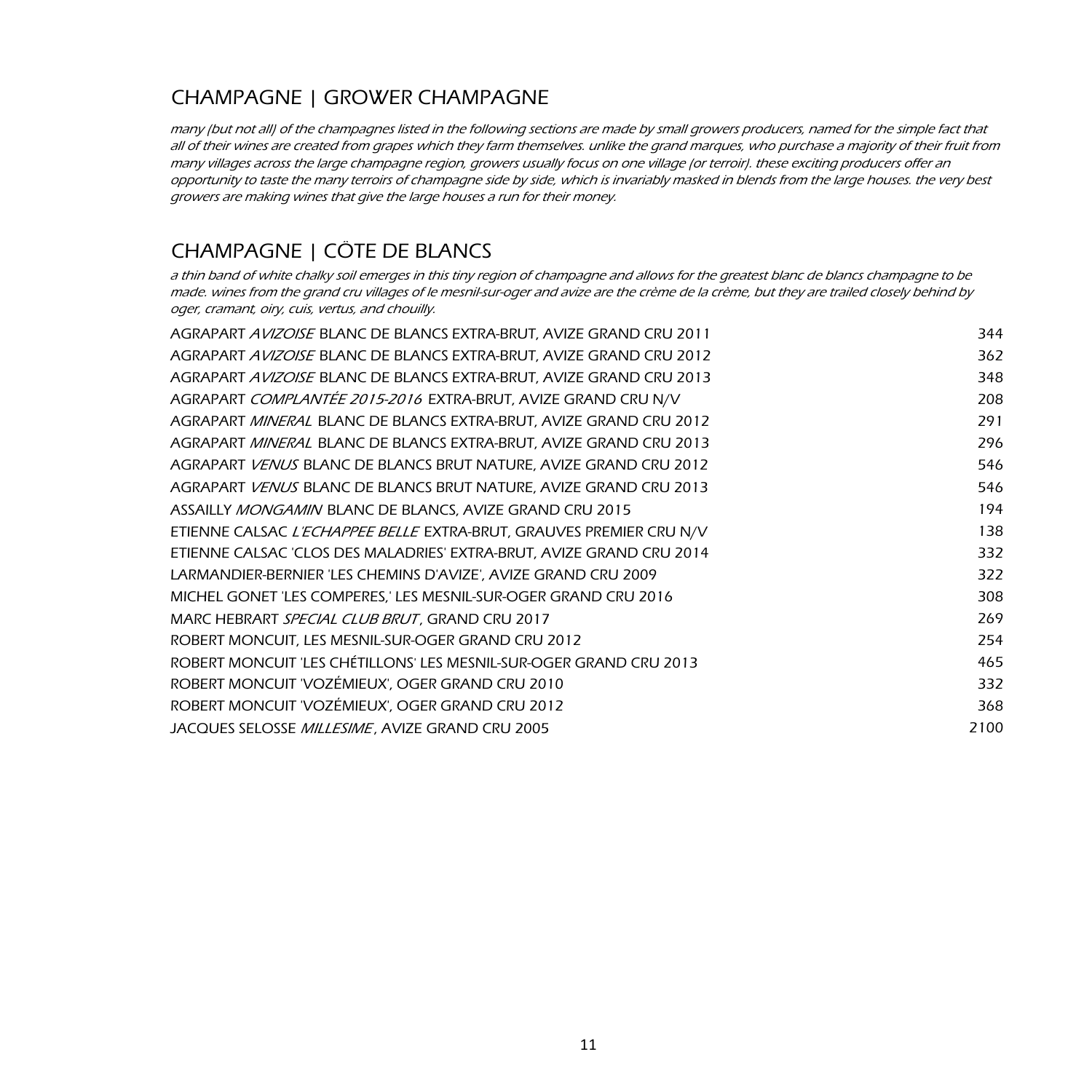## CHAMPAGNE | GROWER CHAMPAGNE

*many (but not all) of the champagnes listed in the following sections are made by small growers producers, named for the simple fact that all of their wines are created from grapes which they farm themselves. unlike the grand marques, who purchase a majority of their fruit from many villages across the large champagne region, growers usually focus on one village (or terroir). these exciting producers offer an opportunity to taste the many terroirs of champagne side by side, which is invariably masked in blends from the large houses. the very best growers are making wines that give the large houses a run for their money.*

## CHAMPAGNE | CÖTE DE BLANCS

*a thin band of white chalky soil emerges in this tiny region of champagne and allows for the greatest blanc de blancs champagne to be made. wines from the grand cru villages of le mesnil-sur-oger and avize are the crème de la crème, but they are trailed closely behind by oger, cramant, oiry, cuis, vertus, and chouilly.*

| | |
|---|---|
| AGRAPART *AVIZOISE* BLANC DE BLANCS EXTRA-BRUT, AVIZE GRAND CRU 2011 | 344 |
| AGRAPART *AVIZOISE* BLANC DE BLANCS EXTRA-BRUT, AVIZE GRAND CRU 2012 | 362 |
| AGRAPART *AVIZOISE* BLANC DE BLANCS EXTRA-BRUT, AVIZE GRAND CRU 2013 | 348 |
| AGRAPART *COMPLANTÉE 2015-2016* EXTRA-BRUT, AVIZE GRAND CRU N/V | 208 |
| AGRAPART *MINERAL* BLANC DE BLANCS EXTRA-BRUT, AVIZE GRAND CRU 2012 | 291 |
| AGRAPART *MINERAL* BLANC DE BLANCS EXTRA-BRUT, AVIZE GRAND CRU 2013 | 296 |
| AGRAPART *VENUS* BLANC DE BLANCS BRUT NATURE, AVIZE GRAND CRU 2012 | 546 |
| AGRAPART *VENUS* BLANC DE BLANCS BRUT NATURE, AVIZE GRAND CRU 2013 | 546 |
| ASSAILLY *MONGAMIN* BLANC DE BLANCS, AVIZE GRAND CRU 2015 | 194 |
| ETIENNE CALSAC *L'ECHAPPEE BELLE* EXTRA-BRUT, GRAUVES PREMIER CRU N/V | 138 |
| ETIENNE CALSAC 'CLOS DES MALADRIES' EXTRA-BRUT, AVIZE GRAND CRU 2014 | 332 |
| LARMANDIER-BERNIER 'LES CHEMINS D'AVIZE', AVIZE GRAND CRU 2009 | 322 |
| MICHEL GONET 'LES COMPERES,' LES MESNIL-SUR-OGER GRAND CRU 2016 | 308 |
| MARC HEBRART *SPECIAL CLUB BRUT*, GRAND CRU 2017 | 269 |
| ROBERT MONCUIT, LES MESNIL-SUR-OGER GRAND CRU 2012 | 254 |
| ROBERT MONCUIT 'LES CHÉTILLONS' LES MESNIL-SUR-OGER GRAND CRU 2013 | 465 |
| ROBERT MONCUIT 'VOZÉMIEUX', OGER GRAND CRU 2010 | 332 |
| ROBERT MONCUIT 'VOZÉMIEUX', OGER GRAND CRU 2012 | 368 |
| JACQUES SELOSSE *MILLESIME*, AVIZE GRAND CRU 2005 | 2100 |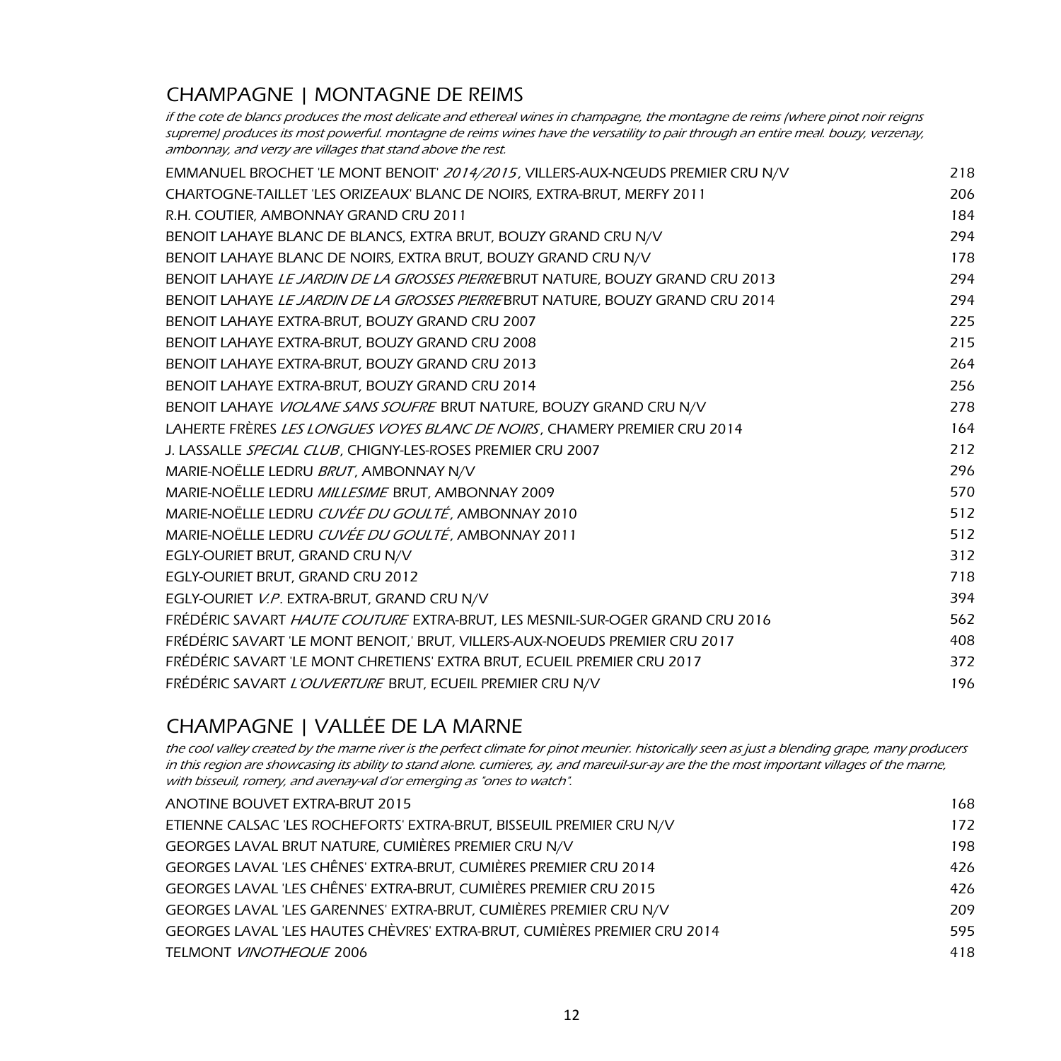## CHAMPAGNE | MONTAGNE DE REIMS

*if the cote de blancs produces the most delicate and ethereal wines in champagne, the montagne de reims (where pinot noir reigns supreme) produces its most powerful. montagne de reims wines have the versatility to pair through an entire meal. bouzy, verzenay, ambonnay, and verzy are villages that stand above the rest.*

| | |
|---|---|
| EMMANUEL BROCHET 'LE MONT BENOIT' *2014/2015*, VILLERS-AUX-NŒUDS PREMIER CRU N/V | 218 |
| CHARTOGNE-TAILLET 'LES ORIZEAUX' BLANC DE NOIRS, EXTRA-BRUT, MERFY 2011 | 206 |
| R.H. COUTIER, AMBONNAY GRAND CRU 2011 | 184 |
| BENOIT LAHAYE BLANC DE BLANCS, EXTRA BRUT, BOUZY GRAND CRU N/V | 294 |
| BENOIT LAHAYE BLANC DE NOIRS, EXTRA BRUT, BOUZY GRAND CRU N/V | 178 |
| BENOIT LAHAYE *LE JARDIN DE LA GROSSES PIERRE* BRUT NATURE, BOUZY GRAND CRU 2013 | 294 |
| BENOIT LAHAYE *LE JARDIN DE LA GROSSES PIERRE* BRUT NATURE, BOUZY GRAND CRU 2014 | 294 |
| BENOIT LAHAYE EXTRA-BRUT, BOUZY GRAND CRU 2007 | 225 |
| BENOIT LAHAYE EXTRA-BRUT, BOUZY GRAND CRU 2008 | 215 |
| BENOIT LAHAYE EXTRA-BRUT, BOUZY GRAND CRU 2013 | 264 |
| BENOIT LAHAYE EXTRA-BRUT, BOUZY GRAND CRU 2014 | 256 |
| BENOIT LAHAYE *VIOLANE SANS SOUFRE* BRUT NATURE, BOUZY GRAND CRU N/V | 278 |
| LAHERTE FRÈRES *LES LONGUES VOYES BLANC DE NOIRS*, CHAMERY PREMIER CRU 2014 | 164 |
| J. LASSALLE *SPECIAL CLUB*, CHIGNY-LES-ROSES PREMIER CRU 2007 | 212 |
| MARIE-NOËLLE LEDRU *BRUT*, AMBONNAY N/V | 296 |
| MARIE-NOËLLE LEDRU *MILLESIME* BRUT, AMBONNAY 2009 | 570 |
| MARIE-NOËLLE LEDRU *CUVÉE DU GOULTÉ*, AMBONNAY 2010 | 512 |
| MARIE-NOËLLE LEDRU *CUVÉE DU GOULTÉ*, AMBONNAY 2011 | 512 |
| EGLY-OURIET BRUT, GRAND CRU N/V | 312 |
| EGLY-OURIET BRUT, GRAND CRU 2012 | 718 |
| EGLY-OURIET *V.P.* EXTRA-BRUT, GRAND CRU N/V | 394 |
| FRÉDÉRIC SAVART *HAUTE COUTURE* EXTRA-BRUT, LES MESNIL-SUR-OGER GRAND CRU 2016 | 562 |
| FRÉDÉRIC SAVART 'LE MONT BENOIT,' BRUT, VILLERS-AUX-NOEUDS PREMIER CRU 2017 | 408 |
| FRÉDÉRIC SAVART 'LE MONT CHRETIENS' EXTRA BRUT, ECUEIL PREMIER CRU 2017 | 372 |
| FRÉDÉRIC SAVART *L'OUVERTURE* BRUT, ECUEIL PREMIER CRU N/V | 196 |

## CHAMPAGNE | VALLÉE DE LA MARNE

*the cool valley created by the marne river is the perfect climate for pinot meunier. historically seen as just a blending grape, many producers in this region are showcasing its ability to stand alone. cumieres, ay, and mareuil-sur-ay are the the most important villages of the marne, with bisseuil, romery, and avenay-val d'or emerging as "ones to watch".*

| | |
|---|---|
| ANOTINE BOUVET EXTRA-BRUT 2015 | 168 |
| ETIENNE CALSAC 'LES ROCHEFORTS' EXTRA-BRUT, BISSEUIL PREMIER CRU N/V | 172 |
| GEORGES LAVAL BRUT NATURE, CUMIÈRES PREMIER CRU N/V | 198 |
| GEORGES LAVAL 'LES CHÊNES' EXTRA-BRUT, CUMIÈRES PREMIER CRU 2014 | 426 |
| GEORGES LAVAL 'LES CHÊNES' EXTRA-BRUT, CUMIÈRES PREMIER CRU 2015 | 426 |
| GEORGES LAVAL 'LES GARENNES' EXTRA-BRUT, CUMIÈRES PREMIER CRU N/V | 209 |
| GEORGES LAVAL 'LES HAUTES CHÈVRES' EXTRA-BRUT, CUMIÈRES PREMIER CRU 2014 | 595 |
| TELMONT *VINOTHEQUE* 2006 | 418 |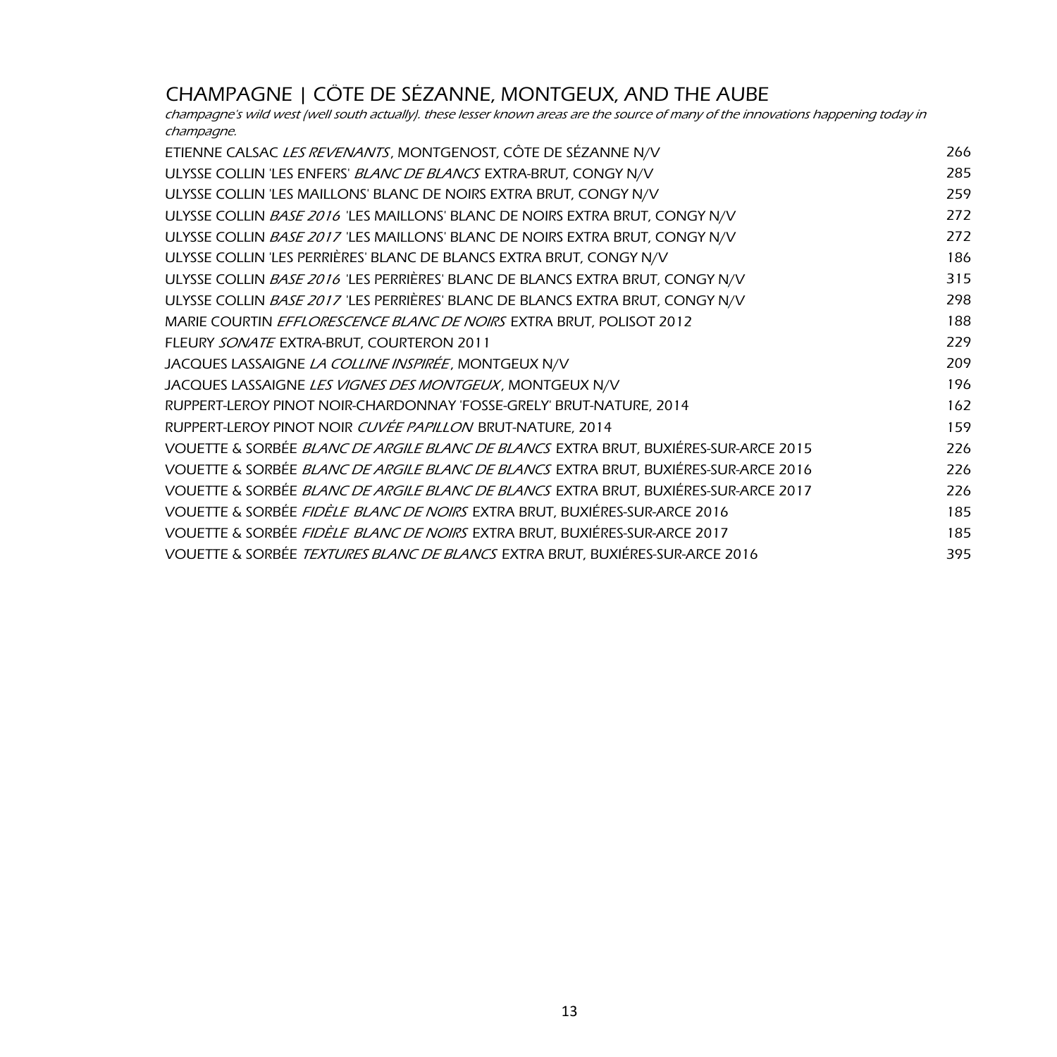## CHAMPAGNE | CÖTE DE SĖZANNE, MONTGEUX, AND THE AUBE

*champagne's wild west (well south actually). these lesser known areas are the source of many of the innovations happening today in champagne.*

| | |
|---|---|
| ETIENNE CALSAC *LES REVENANTS*, MONTGENOST, CÔTE DE SÉZANNE N/V | 266 |
| ULYSSE COLLIN 'LES ENFERS' *BLANC DE BLANCS* EXTRA-BRUT, CONGY N/V | 285 |
| ULYSSE COLLIN 'LES MAILLONS' BLANC DE NOIRS EXTRA BRUT, CONGY N/V | 259 |
| ULYSSE COLLIN *BASE 2016* 'LES MAILLONS' BLANC DE NOIRS EXTRA BRUT, CONGY N/V | 272 |
| ULYSSE COLLIN *BASE 2017* 'LES MAILLONS' BLANC DE NOIRS EXTRA BRUT, CONGY N/V | 272 |
| ULYSSE COLLIN 'LES PERRIÈRES' BLANC DE BLANCS EXTRA BRUT, CONGY N/V | 186 |
| ULYSSE COLLIN *BASE 2016* 'LES PERRIÈRES' BLANC DE BLANCS EXTRA BRUT, CONGY N/V | 315 |
| ULYSSE COLLIN *BASE 2017* 'LES PERRIÈRES' BLANC DE BLANCS EXTRA BRUT, CONGY N/V | 298 |
| MARIE COURTIN *EFFLORESCENCE BLANC DE NOIRS* EXTRA BRUT, POLISOT 2012 | 188 |
| FLEURY *SONATE* EXTRA-BRUT, COURTERON 2011 | 229 |
| JACQUES LASSAIGNE *LA COLLINE INSPIRÉE*, MONTGEUX N/V | 209 |
| JACQUES LASSAIGNE *LES VIGNES DES MONTGEUX*, MONTGEUX N/V | 196 |
| RUPPERT-LEROY PINOT NOIR-CHARDONNAY 'FOSSE-GRELY' BRUT-NATURE, 2014 | 162 |
| RUPPERT-LEROY PINOT NOIR *CUVÉE PAPILLON* BRUT-NATURE, 2014 | 159 |
| VOUETTE & SORBÉE *BLANC DE ARGILE BLANC DE BLANCS* EXTRA BRUT, BUXIÉRES-SUR-ARCE 2015 | 226 |
| VOUETTE & SORBÉE *BLANC DE ARGILE BLANC DE BLANCS* EXTRA BRUT, BUXIÉRES-SUR-ARCE 2016 | 226 |
| VOUETTE & SORBÉE *BLANC DE ARGILE BLANC DE BLANCS* EXTRA BRUT, BUXIÉRES-SUR-ARCE 2017 | 226 |
| VOUETTE & SORBÉE *FIDÈLE BLANC DE NOIRS* EXTRA BRUT, BUXIÉRES-SUR-ARCE 2016 | 185 |
| VOUETTE & SORBÉE *FIDÈLE BLANC DE NOIRS* EXTRA BRUT, BUXIÉRES-SUR-ARCE 2017 | 185 |
| VOUETTE & SORBÉE *TEXTURES BLANC DE BLANCS* EXTRA BRUT, BUXIÉRES-SUR-ARCE 2016 | 395 |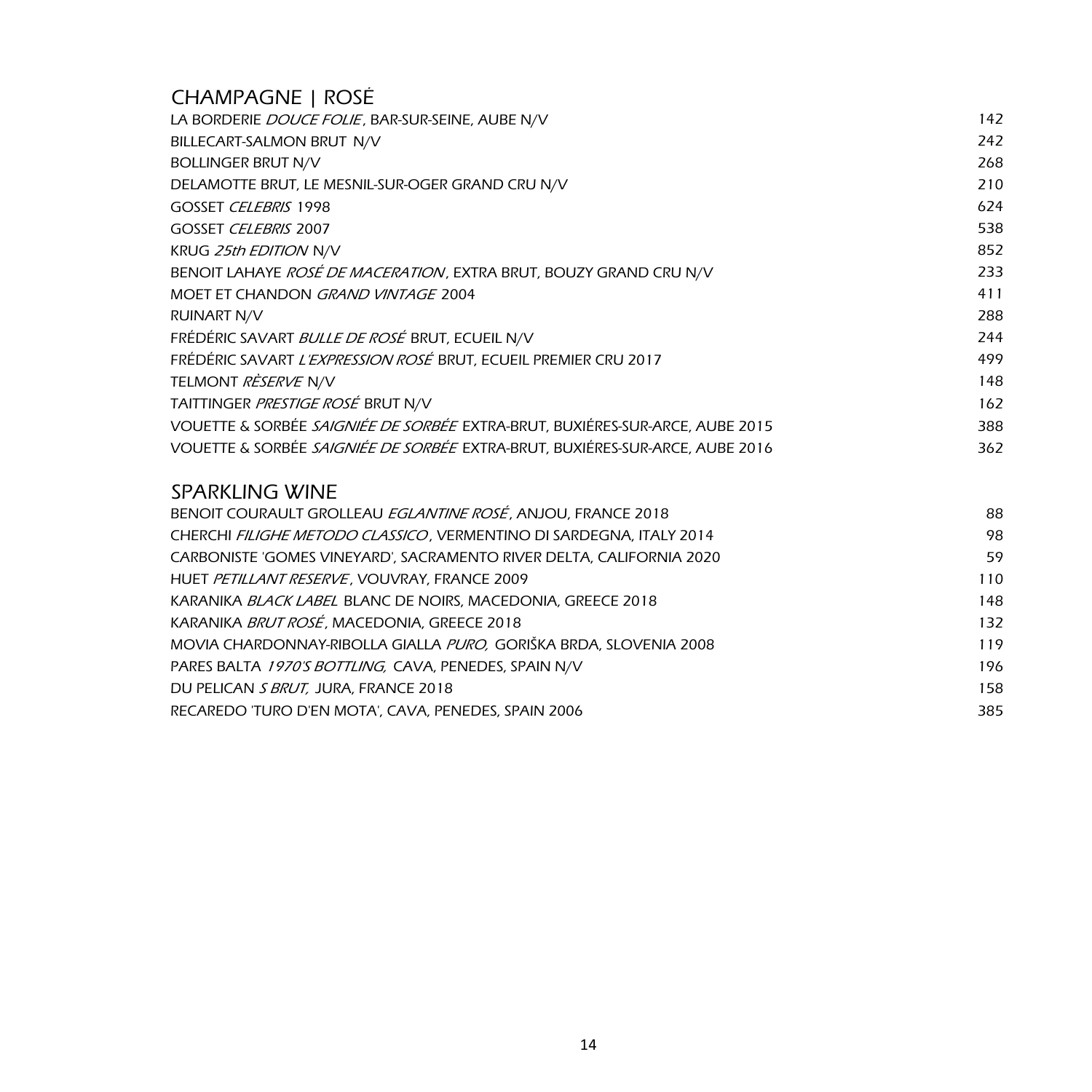## CHAMPAGNE | ROSĖ

| | |
|---|---|
| LA BORDERIE *DOUCE FOLIE*, BAR-SUR-SEINE, AUBE N/V | 142 |
| BILLECART-SALMON BRUT N/V | 242 |
| BOLLINGER BRUT N/V | 268 |
| DELAMOTTE BRUT, LE MESNIL-SUR-OGER GRAND CRU N/V | 210 |
| GOSSET *CELEBRIS* 1998 | 624 |
| GOSSET *CELEBRIS* 2007 | 538 |
| KRUG *25th EDITION* N/V | 852 |
| BENOIT LAHAYE *ROSÉ DE MACERATION*, EXTRA BRUT, BOUZY GRAND CRU N/V | 233 |
| MOET ET CHANDON *GRAND VINTAGE* 2004 | 411 |
| RUINART N/V | 288 |
| FRÉDÉRIC SAVART *BULLE DE ROSÉ* BRUT, ECUEIL N/V | 244 |
| FRÉDÉRIC SAVART *L'EXPRESSION ROSÉ* BRUT, ECUEIL PREMIER CRU 2017 | 499 |
| TELMONT *RÈSERVE* N/V | 148 |
| TAITTINGER *PRESTIGE ROSÉ* BRUT N/V | 162 |
| VOUETTE & SORBÉE *SAIGNIÉE DE SORBÉE* EXTRA-BRUT, BUXIÉRES-SUR-ARCE, AUBE 2015 | 388 |
| VOUETTE & SORBÉE *SAIGNIÉE DE SORBÉE* EXTRA-BRUT, BUXIÉRES-SUR-ARCE, AUBE 2016 | 362 |

## SPARKLING WINE

| | |
|---|---|
| BENOIT COURAULT GROLLEAU *EGLANTINE ROSÉ*, ANJOU, FRANCE 2018 | 88 |
| CHERCHI *FILIGHE METODO CLASSICO*, VERMENTINO DI SARDEGNA, ITALY 2014 | 98 |
| CARBONISTE 'GOMES VINEYARD', SACRAMENTO RIVER DELTA, CALIFORNIA 2020 | 59 |
| HUET *PETILLANT RESERVE*, VOUVRAY, FRANCE 2009 | 110 |
| KARANIKA *BLACK LABEL* BLANC DE NOIRS, MACEDONIA, GREECE 2018 | 148 |
| KARANIKA *BRUT ROSÉ*, MACEDONIA, GREECE 2018 | 132 |
| MOVIA CHARDONNAY-RIBOLLA GIALLA *PURO,* GORIŠKA BRDA, SLOVENIA 2008 | 119 |
| PARES BALTA *1970'S BOTTLING,* CAVA, PENEDES, SPAIN N/V | 196 |
| DU PELICAN *S BRUT,* JURA, FRANCE 2018 | 158 |
| RECAREDO 'TURO D'EN MOTA', CAVA, PENEDES, SPAIN 2006 | 385 |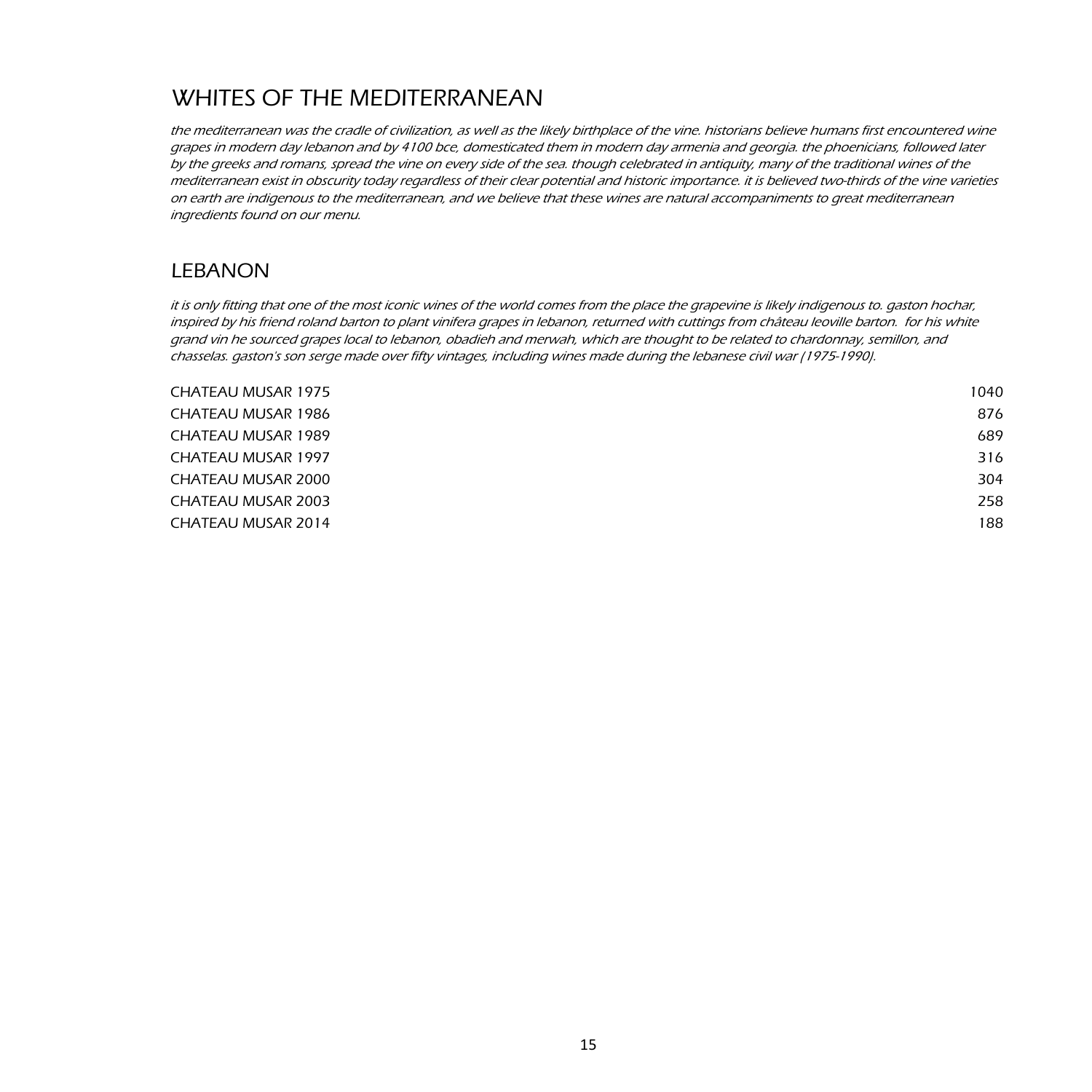# WHITES OF THE MEDITERRANEAN

*the mediterranean was the cradle of civilization, as well as the likely birthplace of the vine. historians believe humans first encountered wine grapes in modern day lebanon and by 4100 bce, domesticated them in modern day armenia and georgia. the phoenicians, followed later by the greeks and romans, spread the vine on every side of the sea. though celebrated in antiquity, many of the traditional wines of the mediterranean exist in obscurity today regardless of their clear potential and historic importance. it is believed two-thirds of the vine varieties on earth are indigenous to the mediterranean, and we believe that these wines are natural accompaniments to great mediterranean ingredients found on our menu.*

## LEBANON

*it is only fitting that one of the most iconic wines of the world comes from the place the grapevine is likely indigenous to. gaston hochar, inspired by his friend roland barton to plant vinifera grapes in lebanon, returned with cuttings from château leoville barton. for his white grand vin he sourced grapes local to lebanon, obadieh and merwah, which are thought to be related to chardonnay, semillon, and chasselas. gaston's son serge made over fifty vintages, including wines made during the lebanese civil war (1975-1990).*

| | |
|---|---|
| CHATEAU MUSAR 1975 | 1040 |
| CHATEAU MUSAR 1986 | 876 |
| CHATEAU MUSAR 1989 | 689 |
| CHATEAU MUSAR 1997 | 316 |
| CHATEAU MUSAR 2000 | 304 |
| CHATEAU MUSAR 2003 | 258 |
| CHATEAU MUSAR 2014 | 188 |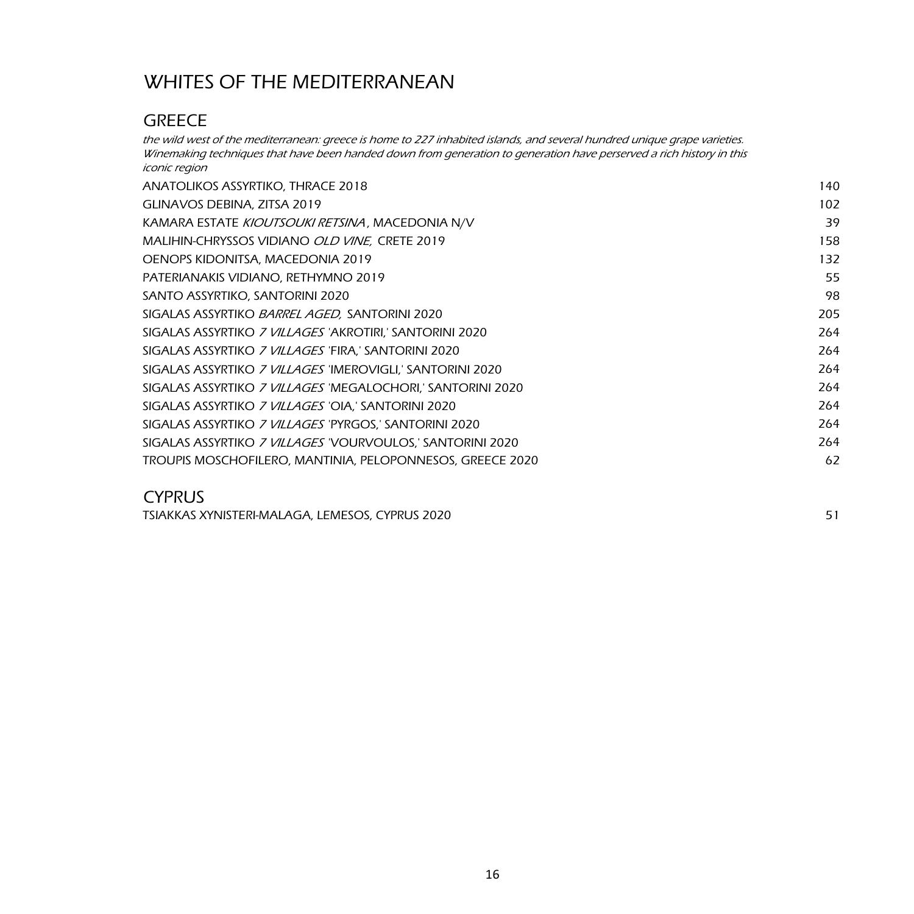# WHITES OF THE MEDITERRANEAN

## GREECE

*the wild west of the mediterranean: greece is home to 227 inhabited islands, and several hundred unique grape varieties. Winemaking techniques that have been handed down from generation to generation have perserved a rich history in this iconic region*

| | |
|---|---|
| ANATOLIKOS ASSYRTIKO, THRACE 2018 | 140 |
| GLINAVOS DEBINA, ZITSA 2019 | 102 |
| KAMARA ESTATE *KIOUTSOUKI RETSINA*, MACEDONIA N/V | 39 |
| MALIHIN-CHRYSSOS VIDIANO *OLD VINE,* CRETE 2019 | 158 |
| OENOPS KIDONITSA, MACEDONIA 2019 | 132 |
| PATERIANAKIS VIDIANO, RETHYMNO 2019 | 55 |
| SANTO ASSYRTIKO, SANTORINI 2020 | 98 |
| SIGALAS ASSYRTIKO *BARREL AGED,* SANTORINI 2020 | 205 |
| SIGALAS ASSYRTIKO *7 VILLAGES* 'AKROTIRI,' SANTORINI 2020 | 264 |
| SIGALAS ASSYRTIKO *7 VILLAGES* 'FIRA,' SANTORINI 2020 | 264 |
| SIGALAS ASSYRTIKO *7 VILLAGES* 'IMEROVIGLI,' SANTORINI 2020 | 264 |
| SIGALAS ASSYRTIKO *7 VILLAGES* 'MEGALOCHORI,' SANTORINI 2020 | 264 |
| SIGALAS ASSYRTIKO *7 VILLAGES* 'OIA,' SANTORINI 2020 | 264 |
| SIGALAS ASSYRTIKO *7 VILLAGES* 'PYRGOS,' SANTORINI 2020 | 264 |
| SIGALAS ASSYRTIKO *7 VILLAGES* 'VOURVOULOS,' SANTORINI 2020 | 264 |
| TROUPIS MOSCHOFILERO, MANTINIA, PELOPONNESOS, GREECE 2020 | 62 |

## CYPRUS

| | |
|---|---|
| TSIAKKAS XYNISTERI-MALAGA, LEMESOS, CYPRUS 2020 | 51 |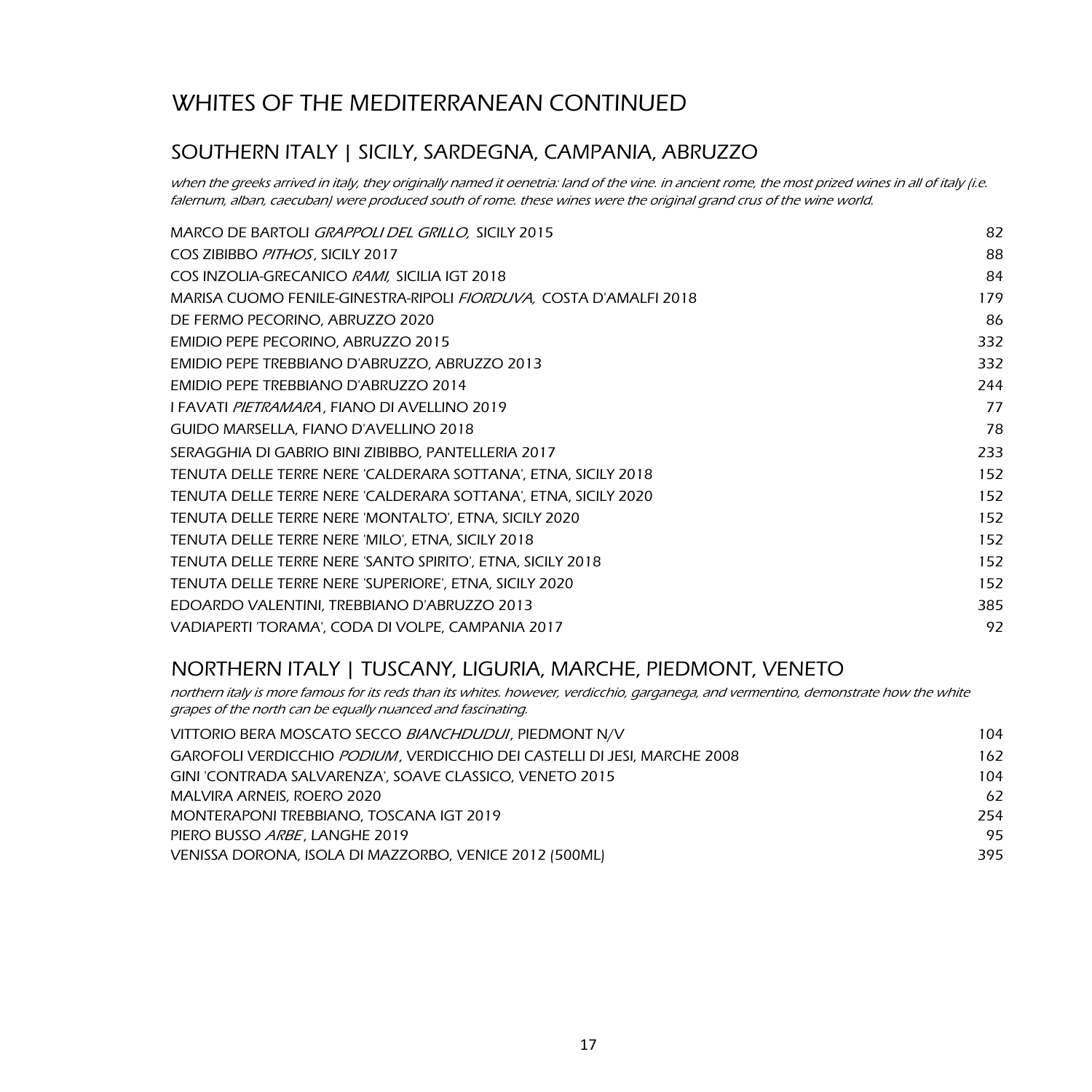# WHITES OF THE MEDITERRANEAN CONTINUED

## SOUTHERN ITALY | SICILY, SARDEGNA, CAMPANIA, ABRUZZO

*when the greeks arrived in italy, they originally named it oenetria: land of the vine. in ancient rome, the most prized wines in all of italy (i.e. falernum, alban, caecuban) were produced south of rome. these wines were the original grand crus of the wine world.*

| | |
|---|---|
| MARCO DE BARTOLI *GRAPPOLI DEL GRILLO,* SICILY 2015 | 82 |
| COS ZIBIBBO *PITHOS*, SICILY 2017 | 88 |
| COS INZOLIA-GRECANICO *RAMI,* SICILIA IGT 2018 | 84 |
| MARISA CUOMO FENILE-GINESTRA-RIPOLI *FIORDUVA,* COSTA D'AMALFI 2018 | 179 |
| DE FERMO PECORINO, ABRUZZO 2020 | 86 |
| EMIDIO PEPE PECORINO, ABRUZZO 2015 | 332 |
| EMIDIO PEPE TREBBIANO D'ABRUZZO, ABRUZZO 2013 | 332 |
| EMIDIO PEPE TREBBIANO D'ABRUZZO 2014 | 244 |
| I FAVATI *PIETRAMARA*, FIANO DI AVELLINO 2019 | 77 |
| GUIDO MARSELLA, FIANO D'AVELLINO 2018 | 78 |
| SERAGGHIA DI GABRIO BINI ZIBIBBO, PANTELLERIA 2017 | 233 |
| TENUTA DELLE TERRE NERE 'CALDERARA SOTTANA', ETNA, SICILY 2018 | 152 |
| TENUTA DELLE TERRE NERE 'CALDERARA SOTTANA', ETNA, SICILY 2020 | 152 |
| TENUTA DELLE TERRE NERE 'MONTALTO', ETNA, SICILY 2020 | 152 |
| TENUTA DELLE TERRE NERE 'MILO', ETNA, SICILY 2018 | 152 |
| TENUTA DELLE TERRE NERE 'SANTO SPIRITO', ETNA, SICILY 2018 | 152 |
| TENUTA DELLE TERRE NERE 'SUPERIORE', ETNA, SICILY 2020 | 152 |
| EDOARDO VALENTINI, TREBBIANO D'ABRUZZO 2013 | 385 |
| VADIAPERTI 'TORAMA', CODA DI VOLPE, CAMPANIA 2017 | 92 |

## NORTHERN ITALY | TUSCANY, LIGURIA, MARCHE, PIEDMONT, VENETO

*northern italy is more famous for its reds than its whites. however, verdicchio, garganega, and vermentino, demonstrate how the white grapes of the north can be equally nuanced and fascinating.*

| | |
|---|---|
| VITTORIO BERA MOSCATO SECCO *BIANCHDUDUI*, PIEDMONT N/V | 104 |
| GAROFOLI VERDICCHIO *PODIUM*, VERDICCHIO DEI CASTELLI DI JESI, MARCHE 2008 | 162 |
| GINI 'CONTRADA SALVARENZA', SOAVE CLASSICO, VENETO 2015 | 104 |
| MALVIRA ARNEIS, ROERO 2020 | 62 |
| MONTERAPONI TREBBIANO, TOSCANA IGT 2019 | 254 |
| PIERO BUSSO *ARBE*, LANGHE 2019 | 95 |
| VENISSA DORONA, ISOLA DI MAZZORBO, VENICE 2012 (500ML) | 395 |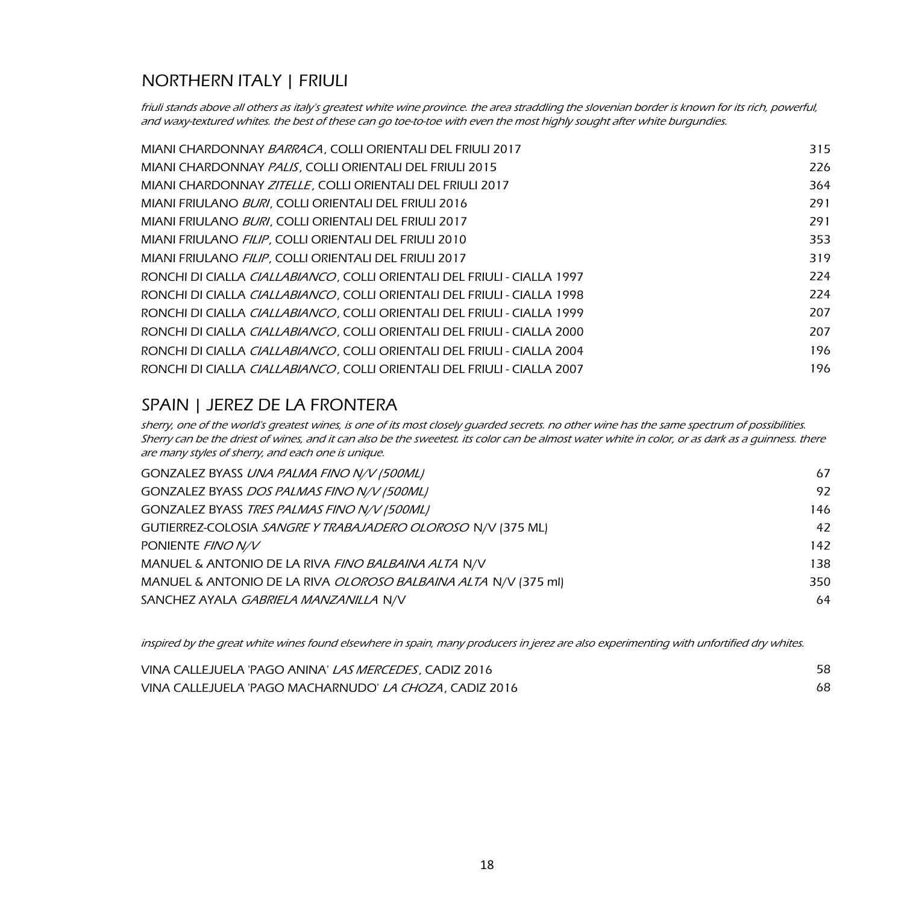## NORTHERN ITALY | FRIULI

*friuli stands above all others as italy's greatest white wine province. the area straddling the slovenian border is known for its rich, powerful, and waxy-textured whites. the best of these can go toe-to-toe with even the most highly sought after white burgundies.*

| | |
|---|---|
| MIANI CHARDONNAY *BARRACA*, COLLI ORIENTALI DEL FRIULI 2017 | 315 |
| MIANI CHARDONNAY *PALIS*, COLLI ORIENTALI DEL FRIULI 2015 | 226 |
| MIANI CHARDONNAY *ZITELLE*, COLLI ORIENTALI DEL FRIULI 2017 | 364 |
| MIANI FRIULANO *BURI*, COLLI ORIENTALI DEL FRIULI 2016 | 291 |
| MIANI FRIULANO *BURI*, COLLI ORIENTALI DEL FRIULI 2017 | 291 |
| MIANI FRIULANO *FILIP*, COLLI ORIENTALI DEL FRIULI 2010 | 353 |
| MIANI FRIULANO *FILIP*, COLLI ORIENTALI DEL FRIULI 2017 | 319 |
| RONCHI DI CIALLA *CIALLABIANCO*, COLLI ORIENTALI DEL FRIULI - CIALLA 1997 | 224 |
| RONCHI DI CIALLA *CIALLABIANCO*, COLLI ORIENTALI DEL FRIULI - CIALLA 1998 | 224 |
| RONCHI DI CIALLA *CIALLABIANCO*, COLLI ORIENTALI DEL FRIULI - CIALLA 1999 | 207 |
| RONCHI DI CIALLA *CIALLABIANCO*, COLLI ORIENTALI DEL FRIULI - CIALLA 2000 | 207 |
| RONCHI DI CIALLA *CIALLABIANCO*, COLLI ORIENTALI DEL FRIULI - CIALLA 2004 | 196 |
| RONCHI DI CIALLA *CIALLABIANCO*, COLLI ORIENTALI DEL FRIULI - CIALLA 2007 | 196 |

## SPAIN | JEREZ DE LA FRONTERA

*sherry, one of the world's greatest wines, is one of its most closely guarded secrets. no other wine has the same spectrum of possibilities. Sherry can be the driest of wines, and it can also be the sweetest. its color can be almost water white in color, or as dark as a guinness. there are many styles of sherry, and each one is unique.*

| | |
|---|---|
| GONZALEZ BYASS *UNA PALMA FINO N/V (500ML)* | 67 |
| GONZALEZ BYASS *DOS PALMAS FINO N/V (500ML)* | 92 |
| GONZALEZ BYASS *TRES PALMAS FINO N/V (500ML)* | 146 |
| GUTIERREZ-COLOSIA *SANGRE Y TRABAJADERO OLOROSO* N/V (375 ML) | 42 |
| PONIENTE *FINO N/V* | 142 |
| MANUEL & ANTONIO DE LA RIVA *FINO BALBAINA ALTA* N/V | 138 |
| MANUEL & ANTONIO DE LA RIVA *OLOROSO BALBAINA ALTA* N/V (375 ml) | 350 |
| SANCHEZ AYALA *GABRIELA MANZANILLA* N/V | 64 |

*inspired by the great white wines found elsewhere in spain, many producers in jerez are also experimenting with unfortified dry whites.*

| | |
|---|---|
| VINA CALLEJUELA 'PAGO ANINA' *LAS MERCEDES*, CADIZ 2016 | 58 |
| VINA CALLEJUELA 'PAGO MACHARNUDO' *LA CHOZA*, CADIZ 2016 | 68 |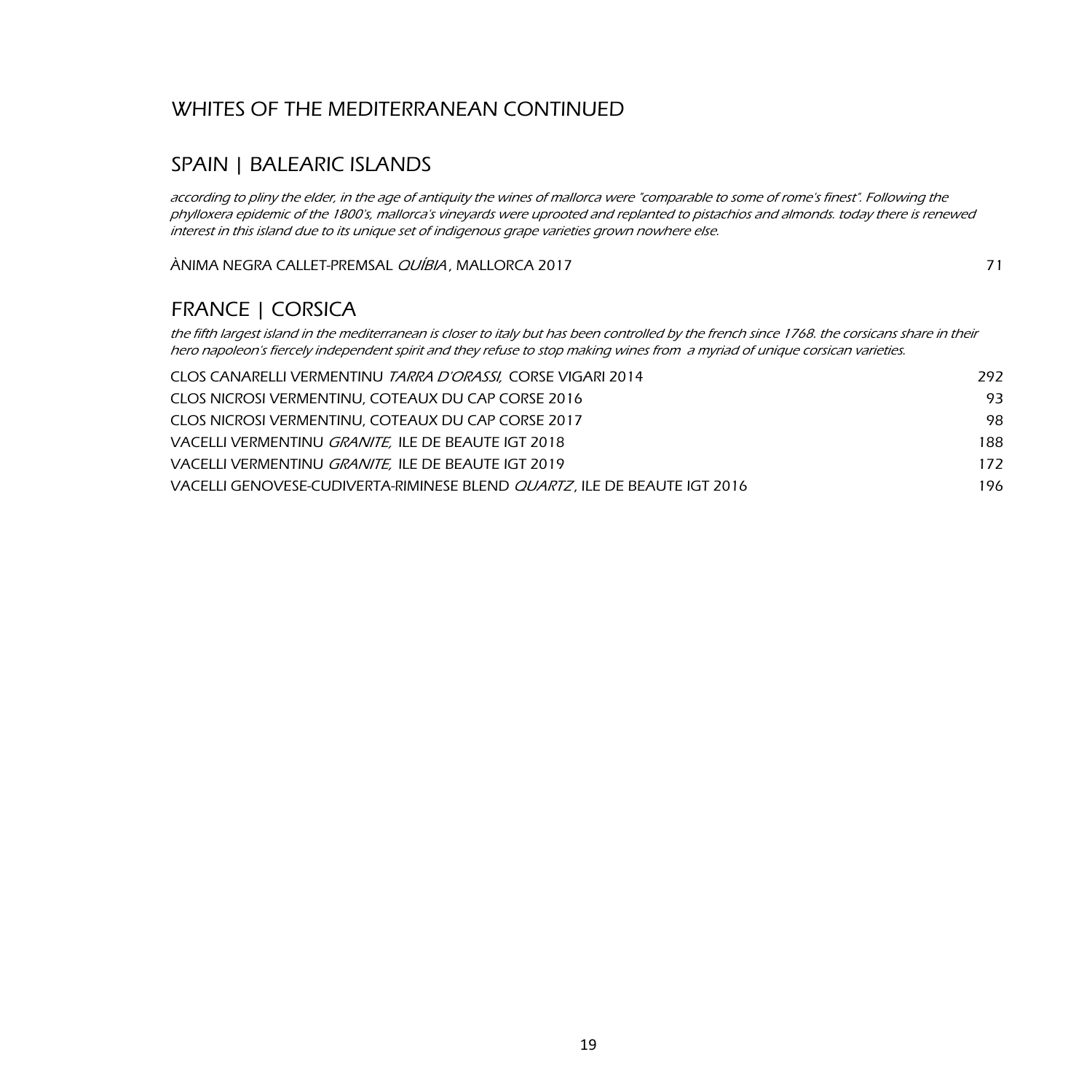## WHITES OF THE MEDITERRANEAN CONTINUED

## SPAIN | BALEARIC ISLANDS

*according to pliny the elder, in the age of antiquity the wines of mallorca were "comparable to some of rome's finest". Following the phylloxera epidemic of the 1800's, mallorca's vineyards were uprooted and replanted to pistachios and almonds. today there is renewed interest in this island due to its unique set of indigenous grape varieties grown nowhere else.*

| | |
|---|---|
| ÀNIMA NEGRA CALLET-PREMSAL *QUÍBIA*, MALLORCA 2017 | 71 |

## FRANCE | CORSICA

*the fifth largest island in the mediterranean is closer to italy but has been controlled by the french since 1768. the corsicans share in their hero napoleon's fiercely independent spirit and they refuse to stop making wines from a myriad of unique corsican varieties.*

| | |
|---|---|
| CLOS CANARELLI VERMENTINU *TARRA D'ORASSI,* CORSE VIGARI 2014 | 292 |
| CLOS NICROSI VERMENTINU, COTEAUX DU CAP CORSE 2016 | 93 |
| CLOS NICROSI VERMENTINU, COTEAUX DU CAP CORSE 2017 | 98 |
| VACELLI VERMENTINU *GRANITE,* ILE DE BEAUTE IGT 2018 | 188 |
| VACELLI VERMENTINU *GRANITE,* ILE DE BEAUTE IGT 2019 | 172 |
| VACELLI GENOVESE-CUDIVERTA-RIMINESE BLEND *QUARTZ*, ILE DE BEAUTE IGT 2016 | 196 |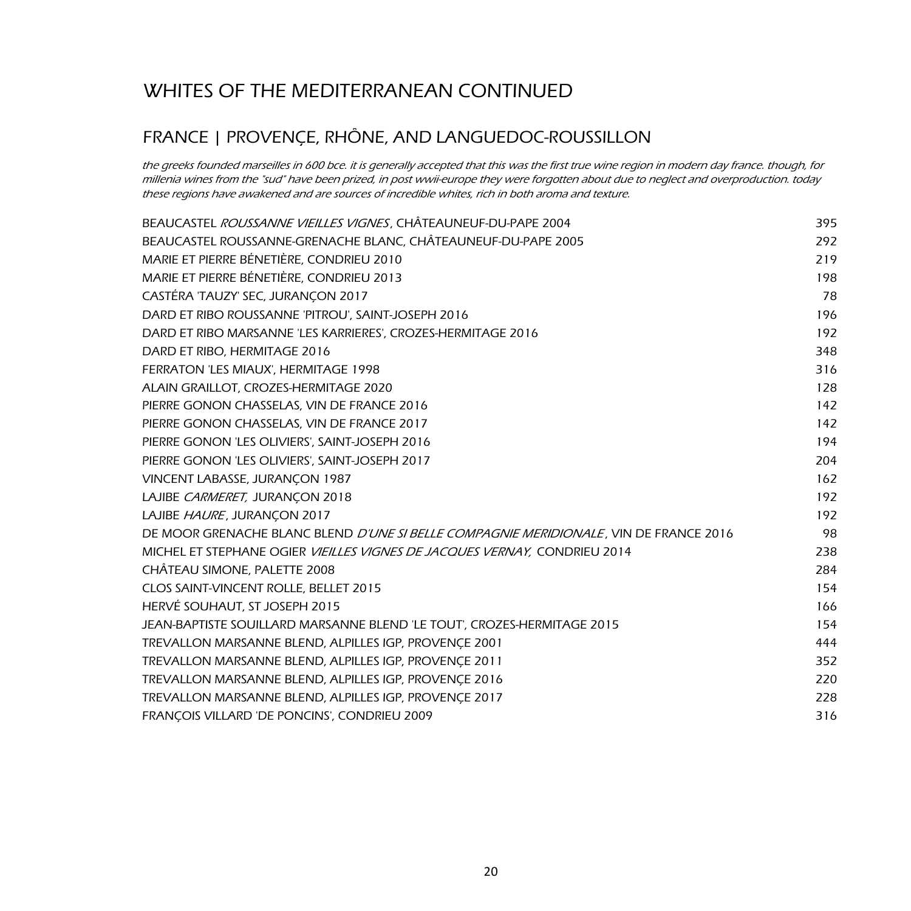# WHITES OF THE MEDITERRANEAN CONTINUED

## FRANCE | PROVENÇE, RHÔNE, AND LANGUEDOC-ROUSSILLON

*the greeks founded marseilles in 600 bce. it is generally accepted that this was the first true wine region in modern day france. though, for millenia wines from the "sud" have been prized, in post wwii-europe they were forgotten about due to neglect and overproduction. today these regions have awakened and are sources of incredible whites, rich in both aroma and texture.*

| | |
|---|---|
| BEAUCASTEL *ROUSSANNE VIEILLES VIGNES*, CHÂTEAUNEUF-DU-PAPE 2004 | 395 |
| BEAUCASTEL ROUSSANNE-GRENACHE BLANC, CHÂTEAUNEUF-DU-PAPE 2005 | 292 |
| MARIE ET PIERRE BÉNETIÈRE, CONDRIEU 2010 | 219 |
| MARIE ET PIERRE BÉNETIÈRE, CONDRIEU 2013 | 198 |
| CASTÉRA 'TAUZY' SEC, JURANÇON 2017 | 78 |
| DARD ET RIBO ROUSSANNE 'PITROU', SAINT-JOSEPH 2016 | 196 |
| DARD ET RIBO MARSANNE 'LES KARRIERES', CROZES-HERMITAGE 2016 | 192 |
| DARD ET RIBO, HERMITAGE 2016 | 348 |
| FERRATON 'LES MIAUX', HERMITAGE 1998 | 316 |
| ALAIN GRAILLOT, CROZES-HERMITAGE 2020 | 128 |
| PIERRE GONON CHASSELAS, VIN DE FRANCE 2016 | 142 |
| PIERRE GONON CHASSELAS, VIN DE FRANCE 2017 | 142 |
| PIERRE GONON 'LES OLIVIERS', SAINT-JOSEPH 2016 | 194 |
| PIERRE GONON 'LES OLIVIERS', SAINT-JOSEPH 2017 | 204 |
| VINCENT LABASSE, JURANÇON 1987 | 162 |
| LAJIBE *CARMERET,* JURANÇON 2018 | 192 |
| LAJIBE *HAURE*, JURANÇON 2017 | 192 |
| DE MOOR GRENACHE BLANC BLEND *D'UNE SI BELLE COMPAGNIE MERIDIONALE*, VIN DE FRANCE 2016 | 98 |
| MICHEL ET STEPHANE OGIER *VIEILLES VIGNES DE JACQUES VERNAY,* CONDRIEU 2014 | 238 |
| CHÂTEAU SIMONE, PALETTE 2008 | 284 |
| CLOS SAINT-VINCENT ROLLE, BELLET 2015 | 154 |
| HERVÉ SOUHAUT, ST JOSEPH 2015 | 166 |
| JEAN-BAPTISTE SOUILLARD MARSANNE BLEND 'LE TOUT', CROZES-HERMITAGE 2015 | 154 |
| TREVALLON MARSANNE BLEND, ALPILLES IGP, PROVENÇE 2001 | 444 |
| TREVALLON MARSANNE BLEND, ALPILLES IGP, PROVENÇE 2011 | 352 |
| TREVALLON MARSANNE BLEND, ALPILLES IGP, PROVENÇE 2016 | 220 |
| TREVALLON MARSANNE BLEND, ALPILLES IGP, PROVENÇE 2017 | 228 |
| FRANÇOIS VILLARD 'DE PONCINS', CONDRIEU 2009 | 316 |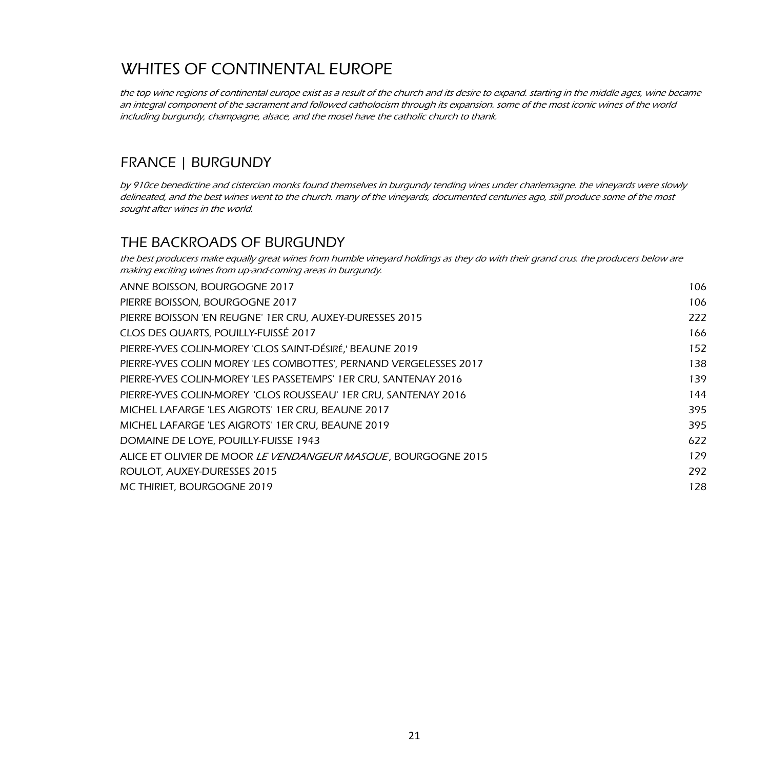# WHITES OF CONTINENTAL EUROPE

*the top wine regions of continental europe exist as a result of the church and its desire to expand. starting in the middle ages, wine became an integral component of the sacrament and followed catholocism through its expansion. some of the most iconic wines of the world including burgundy, champagne, alsace, and the mosel have the catholic church to thank.*

## FRANCE | BURGUNDY

*by 910ce benedictine and cistercian monks found themselves in burgundy tending vines under charlemagne. the vineyards were slowly delineated, and the best wines went to the church. many of the vineyards, documented centuries ago, still produce some of the most sought after wines in the world.*

## THE BACKROADS OF BURGUNDY

*the best producers make equally great wines from humble vineyard holdings as they do with their grand crus. the producers below are making exciting wines from up-and-coming areas in burgundy.*

| | |
|---|---|
| ANNE BOISSON, BOURGOGNE 2017 | 106 |
| PIERRE BOISSON, BOURGOGNE 2017 | 106 |
| PIERRE BOISSON 'EN REUGNE' 1ER CRU, AUXEY-DURESSES 2015 | 222 |
| CLOS DES QUARTS, POUILLY-FUISSÉ 2017 | 166 |
| PIERRE-YVES COLIN-MOREY 'CLOS SAINT-DÉSIRÉ,' BEAUNE 2019 | 152 |
| PIERRE-YVES COLIN MOREY 'LES COMBOTTES', PERNAND VERGELESSES 2017 | 138 |
| PIERRE-YVES COLIN-MOREY 'LES PASSETEMPS' 1ER CRU, SANTENAY 2016 | 139 |
| PIERRE-YVES COLIN-MOREY 'CLOS ROUSSEAU' 1ER CRU, SANTENAY 2016 | 144 |
| MICHEL LAFARGE 'LES AIGROTS' 1ER CRU, BEAUNE 2017 | 395 |
| MICHEL LAFARGE 'LES AIGROTS' 1ER CRU, BEAUNE 2019 | 395 |
| DOMAINE DE LOYE, POUILLY-FUISSE 1943 | 622 |
| ALICE ET OLIVIER DE MOOR *LE VENDANGEUR MASQUE*, BOURGOGNE 2015 | 129 |
| ROULOT, AUXEY-DURESSES 2015 | 292 |
| MC THIRIET, BOURGOGNE 2019 | 128 |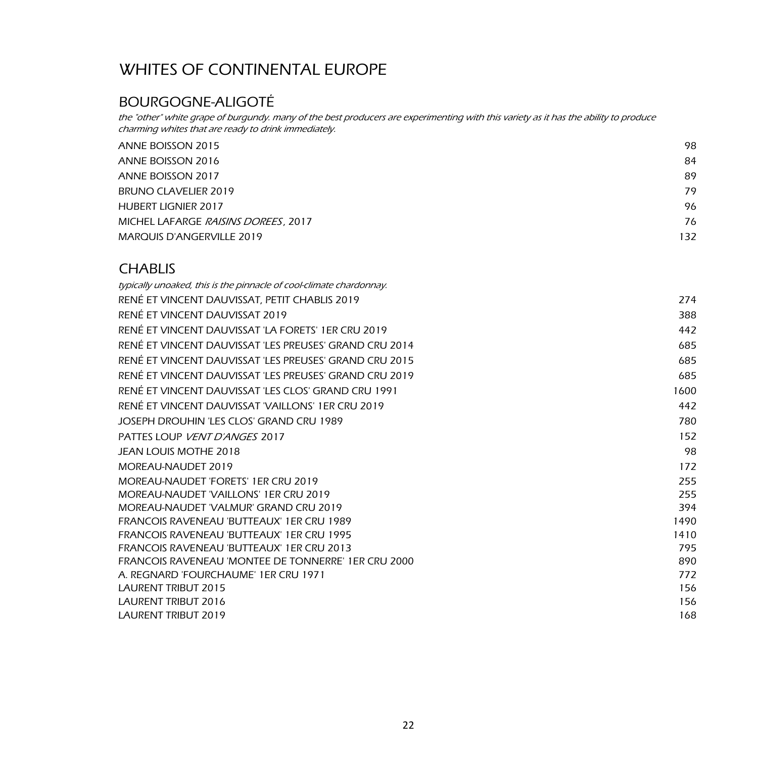# WHITES OF CONTINENTAL EUROPE

## BOURGOGNE-ALIGOTÉ

*the "other" white grape of burgundy. many of the best producers are experimenting with this variety as it has the ability to produce charming whites that are ready to drink immediately.*

| | |
|---|---|
| ANNE BOISSON 2015 | 98 |
| ANNE BOISSON 2016 | 84 |
| ANNE BOISSON 2017 | 89 |
| BRUNO CLAVELIER 2019 | 79 |
| HUBERT LIGNIER 2017 | 96 |
| MICHEL LAFARGE *RAISINS DOREES*, 2017 | 76 |
| MARQUIS D'ANGERVILLE 2019 | 132 |

## CHABLIS

*typically unoaked, this is the pinnacle of cool-climate chardonnay.*

| | |
|---|---|
| RENÉ ET VINCENT DAUVISSAT, PETIT CHABLIS 2019 | 274 |
| RENÉ ET VINCENT DAUVISSAT 2019 | 388 |
| RENÉ ET VINCENT DAUVISSAT 'LA FORETS' 1ER CRU 2019 | 442 |
| RENÉ ET VINCENT DAUVISSAT 'LES PREUSES' GRAND CRU 2014 | 685 |
| RENÉ ET VINCENT DAUVISSAT 'LES PREUSES' GRAND CRU 2015 | 685 |
| RENÉ ET VINCENT DAUVISSAT 'LES PREUSES' GRAND CRU 2019 | 685 |
| RENÉ ET VINCENT DAUVISSAT 'LES CLOS' GRAND CRU 1991 | 1600 |
| RENÉ ET VINCENT DAUVISSAT 'VAILLONS' 1ER CRU 2019 | 442 |
| JOSEPH DROUHIN 'LES CLOS' GRAND CRU 1989 | 780 |
| PATTES LOUP *VENT D'ANGES* 2017 | 152 |
| JEAN LOUIS MOTHE 2018 | 98 |
| MOREAU-NAUDET 2019 | 172 |
| MOREAU-NAUDET 'FORETS' 1ER CRU 2019 | 255 |
| MOREAU-NAUDET 'VAILLONS' 1ER CRU 2019 | 255 |
| MOREAU-NAUDET 'VALMUR' GRAND CRU 2019 | 394 |
| FRANCOIS RAVENEAU 'BUTTEAUX' 1ER CRU 1989 | 1490 |
| FRANCOIS RAVENEAU 'BUTTEAUX' 1ER CRU 1995 | 1410 |
| FRANCOIS RAVENEAU 'BUTTEAUX' 1ER CRU 2013 | 795 |
| FRANCOIS RAVENEAU 'MONTEE DE TONNERRE' 1ER CRU 2000 | 890 |
| A. REGNARD 'FOURCHAUME' 1ER CRU 1971 | 772 |
| LAURENT TRIBUT 2015 | 156 |
| LAURENT TRIBUT 2016 | 156 |
| LAURENT TRIBUT 2019 | 168 |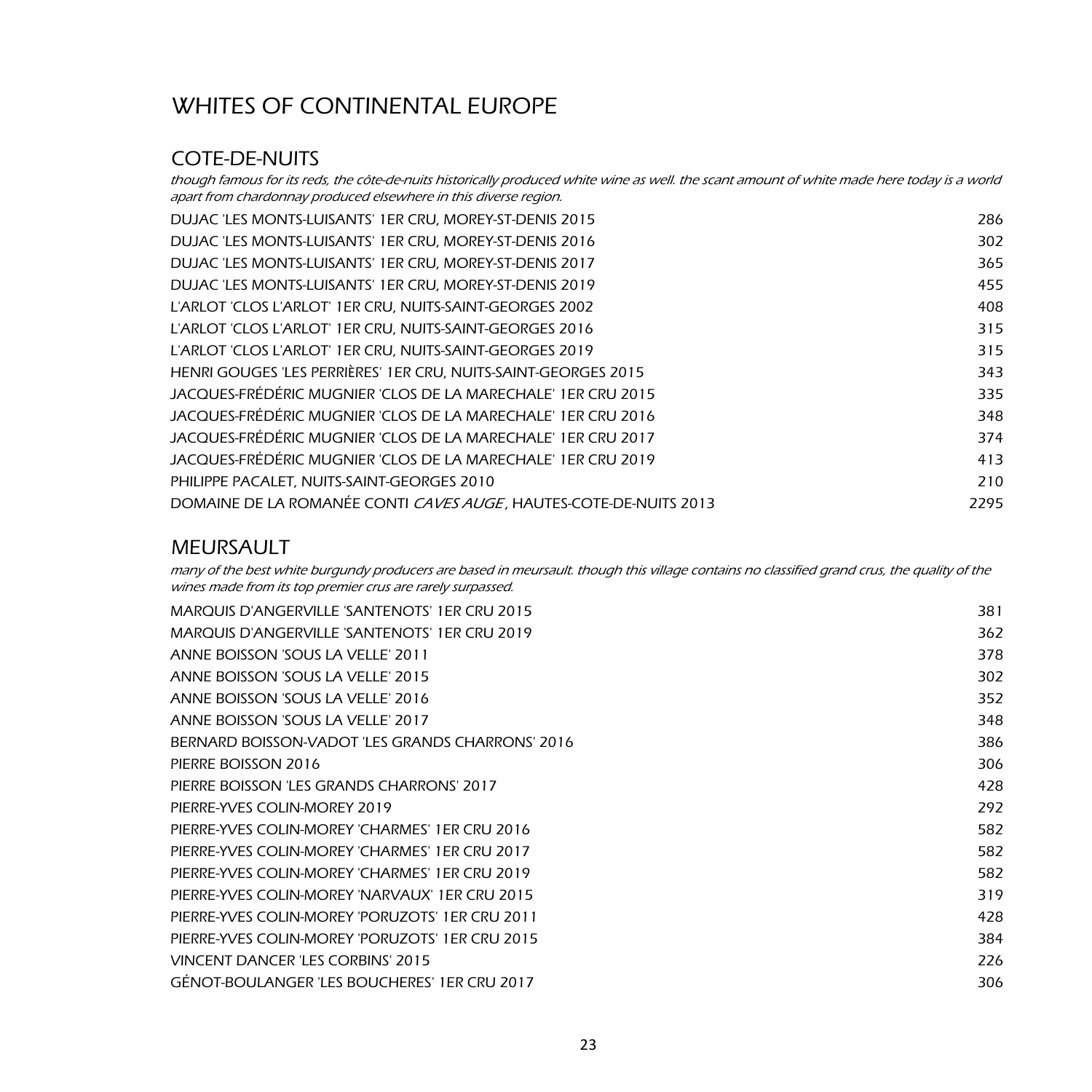# WHITES OF CONTINENTAL EUROPE

## COTE-DE-NUITS

*though famous for its reds, the côte-de-nuits historically produced white wine as well. the scant amount of white made here today is a world apart from chardonnay produced elsewhere in this diverse region.*

| | |
|---|---|
| DUJAC 'LES MONTS-LUISANTS' 1ER CRU, MOREY-ST-DENIS 2015 | 286 |
| DUJAC 'LES MONTS-LUISANTS' 1ER CRU, MOREY-ST-DENIS 2016 | 302 |
| DUJAC 'LES MONTS-LUISANTS' 1ER CRU, MOREY-ST-DENIS 2017 | 365 |
| DUJAC 'LES MONTS-LUISANTS' 1ER CRU, MOREY-ST-DENIS 2019 | 455 |
| L'ARLOT 'CLOS L'ARLOT' 1ER CRU, NUITS-SAINT-GEORGES 2002 | 408 |
| L'ARLOT 'CLOS L'ARLOT' 1ER CRU, NUITS-SAINT-GEORGES 2016 | 315 |
| L'ARLOT 'CLOS L'ARLOT' 1ER CRU, NUITS-SAINT-GEORGES 2019 | 315 |
| HENRI GOUGES 'LES PERRIÈRES' 1ER CRU, NUITS-SAINT-GEORGES 2015 | 343 |
| JACQUES-FRÉDÉRIC MUGNIER 'CLOS DE LA MARECHALE' 1ER CRU 2015 | 335 |
| JACQUES-FRÉDÉRIC MUGNIER 'CLOS DE LA MARECHALE' 1ER CRU 2016 | 348 |
| JACQUES-FRÉDÉRIC MUGNIER 'CLOS DE LA MARECHALE' 1ER CRU 2017 | 374 |
| JACQUES-FRÉDÉRIC MUGNIER 'CLOS DE LA MARECHALE' 1ER CRU 2019 | 413 |
| PHILIPPE PACALET, NUITS-SAINT-GEORGES 2010 | 210 |
| DOMAINE DE LA ROMANÉE CONTI *CAVES AUGE*, HAUTES-COTE-DE-NUITS 2013 | 2295 |

## MEURSAULT

*many of the best white burgundy producers are based in meursault. though this village contains no classified grand crus, the quality of the wines made from its top premier crus are rarely surpassed.*

| | |
|---|---|
| MARQUIS D'ANGERVILLE 'SANTENOTS' 1ER CRU 2015 | 381 |
| MARQUIS D'ANGERVILLE 'SANTENOTS' 1ER CRU 2019 | 362 |
| ANNE BOISSON 'SOUS LA VELLE' 2011 | 378 |
| ANNE BOISSON 'SOUS LA VELLE' 2015 | 302 |
| ANNE BOISSON 'SOUS LA VELLE' 2016 | 352 |
| ANNE BOISSON 'SOUS LA VELLE' 2017 | 348 |
| BERNARD BOISSON-VADOT 'LES GRANDS CHARRONS' 2016 | 386 |
| PIERRE BOISSON 2016 | 306 |
| PIERRE BOISSON 'LES GRANDS CHARRONS' 2017 | 428 |
| PIERRE-YVES COLIN-MOREY 2019 | 292 |
| PIERRE-YVES COLIN-MOREY 'CHARMES' 1ER CRU 2016 | 582 |
| PIERRE-YVES COLIN-MOREY 'CHARMES' 1ER CRU 2017 | 582 |
| PIERRE-YVES COLIN-MOREY 'CHARMES' 1ER CRU 2019 | 582 |
| PIERRE-YVES COLIN-MOREY 'NARVAUX' 1ER CRU 2015 | 319 |
| PIERRE-YVES COLIN-MOREY 'PORUZOTS' 1ER CRU 2011 | 428 |
| PIERRE-YVES COLIN-MOREY 'PORUZOTS' 1ER CRU 2015 | 384 |
| VINCENT DANCER 'LES CORBINS' 2015 | 226 |
| GÉNOT-BOULANGER 'LES BOUCHERES' 1ER CRU 2017 | 306 |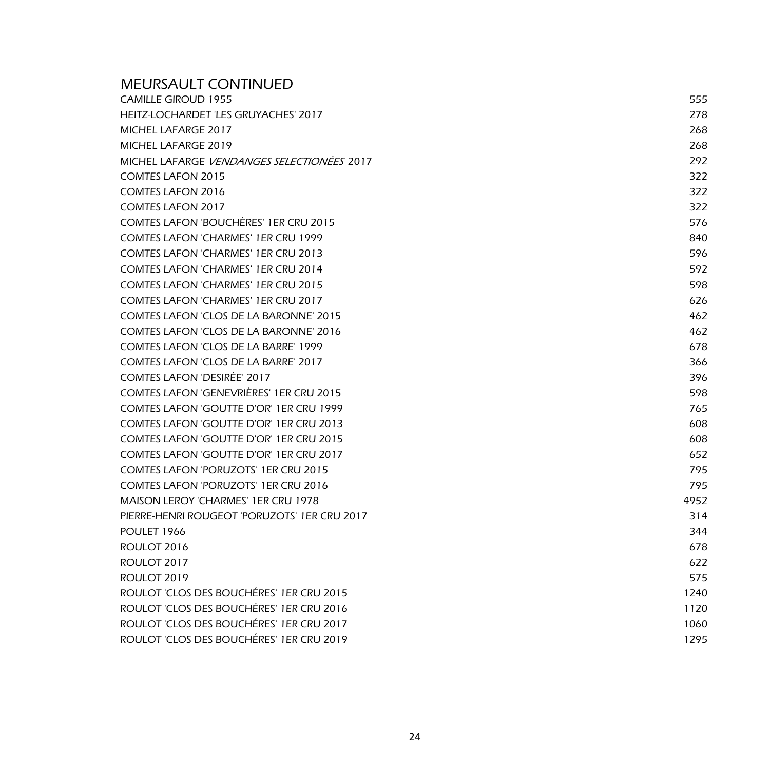## MEURSAULT CONTINUED

| | |
|---|---|
| CAMILLE GIROUD 1955 | 555 |
| HEITZ-LOCHARDET 'LES GRUYACHES' 2017 | 278 |
| MICHEL LAFARGE 2017 | 268 |
| MICHEL LAFARGE 2019 | 268 |
| MICHEL LAFARGE *VENDANGES SELECTIONÉES* 2017 | 292 |
| COMTES LAFON 2015 | 322 |
| COMTES LAFON 2016 | 322 |
| COMTES LAFON 2017 | 322 |
| COMTES LAFON 'BOUCHÈRES' 1ER CRU 2015 | 576 |
| COMTES LAFON 'CHARMES' 1ER CRU 1999 | 840 |
| COMTES LAFON 'CHARMES' 1ER CRU 2013 | 596 |
| COMTES LAFON 'CHARMES' 1ER CRU 2014 | 592 |
| COMTES LAFON 'CHARMES' 1ER CRU 2015 | 598 |
| COMTES LAFON 'CHARMES' 1ER CRU 2017 | 626 |
| COMTES LAFON 'CLOS DE LA BARONNE' 2015 | 462 |
| COMTES LAFON 'CLOS DE LA BARONNE' 2016 | 462 |
| COMTES LAFON 'CLOS DE LA BARRE' 1999 | 678 |
| COMTES LAFON 'CLOS DE LA BARRE' 2017 | 366 |
| COMTES LAFON 'DESIRÉE' 2017 | 396 |
| COMTES LAFON 'GENEVRIÈRES' 1ER CRU 2015 | 598 |
| COMTES LAFON 'GOUTTE D'OR' 1ER CRU 1999 | 765 |
| COMTES LAFON 'GOUTTE D'OR' 1ER CRU 2013 | 608 |
| COMTES LAFON 'GOUTTE D'OR' 1ER CRU 2015 | 608 |
| COMTES LAFON 'GOUTTE D'OR' 1ER CRU 2017 | 652 |
| COMTES LAFON 'PORUZOTS' 1ER CRU 2015 | 795 |
| COMTES LAFON 'PORUZOTS' 1ER CRU 2016 | 795 |
| MAISON LEROY 'CHARMES' 1ER CRU 1978 | 4952 |
| PIERRE-HENRI ROUGEOT 'PORUZOTS' 1ER CRU 2017 | 314 |
| POULET 1966 | 344 |
| ROULOT 2016 | 678 |
| ROULOT 2017 | 622 |
| ROULOT 2019 | 575 |
| ROULOT 'CLOS DES BOUCHÉRES' 1ER CRU 2015 | 1240 |
| ROULOT 'CLOS DES BOUCHÉRES' 1ER CRU 2016 | 1120 |
| ROULOT 'CLOS DES BOUCHÉRES' 1ER CRU 2017 | 1060 |
| ROULOT 'CLOS DES BOUCHÉRES' 1ER CRU 2019 | 1295 |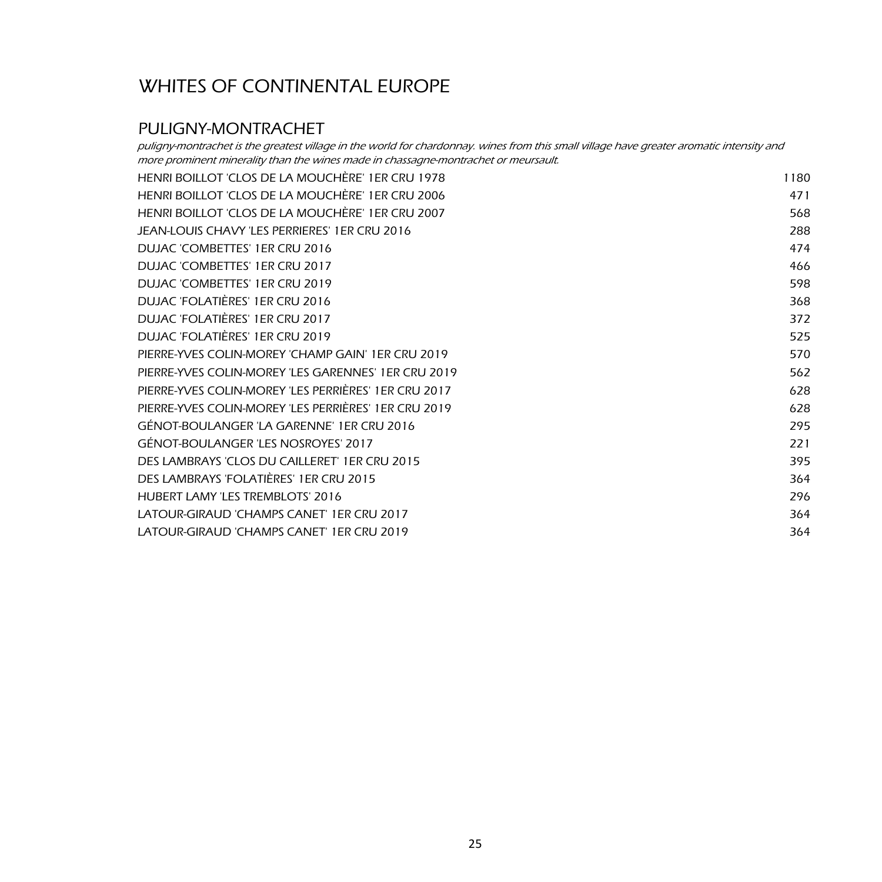# WHITES OF CONTINENTAL EUROPE

## PULIGNY-MONTRACHET

*puligny-montrachet is the greatest village in the world for chardonnay. wines from this small village have greater aromatic intensity and more prominent minerality than the wines made in chassagne-montrachet or meursault.*

| | |
|---|---|
| HENRI BOILLOT 'CLOS DE LA MOUCHÈRE' 1ER CRU 1978 | 1180 |
| HENRI BOILLOT 'CLOS DE LA MOUCHÈRE' 1ER CRU 2006 | 471 |
| HENRI BOILLOT 'CLOS DE LA MOUCHÈRE' 1ER CRU 2007 | 568 |
| JEAN-LOUIS CHAVY 'LES PERRIERES' 1ER CRU 2016 | 288 |
| DUJAC 'COMBETTES' 1ER CRU 2016 | 474 |
| DUJAC 'COMBETTES' 1ER CRU 2017 | 466 |
| DUJAC 'COMBETTES' 1ER CRU 2019 | 598 |
| DUJAC 'FOLATIÈRES' 1ER CRU 2016 | 368 |
| DUJAC 'FOLATIÈRES' 1ER CRU 2017 | 372 |
| DUJAC 'FOLATIÈRES' 1ER CRU 2019 | 525 |
| PIERRE-YVES COLIN-MOREY 'CHAMP GAIN' 1ER CRU 2019 | 570 |
| PIERRE-YVES COLIN-MOREY 'LES GARENNES' 1ER CRU 2019 | 562 |
| PIERRE-YVES COLIN-MOREY 'LES PERRIÈRES' 1ER CRU 2017 | 628 |
| PIERRE-YVES COLIN-MOREY 'LES PERRIÈRES' 1ER CRU 2019 | 628 |
| GÉNOT-BOULANGER 'LA GARENNE' 1ER CRU 2016 | 295 |
| GÉNOT-BOULANGER 'LES NOSROYES' 2017 | 221 |
| DES LAMBRAYS 'CLOS DU CAILLERET' 1ER CRU 2015 | 395 |
| DES LAMBRAYS 'FOLATIÈRES' 1ER CRU 2015 | 364 |
| HUBERT LAMY 'LES TREMBLOTS' 2016 | 296 |
| LATOUR-GIRAUD 'CHAMPS CANET' 1ER CRU 2017 | 364 |
| LATOUR-GIRAUD 'CHAMPS CANET' 1ER CRU 2019 | 364 |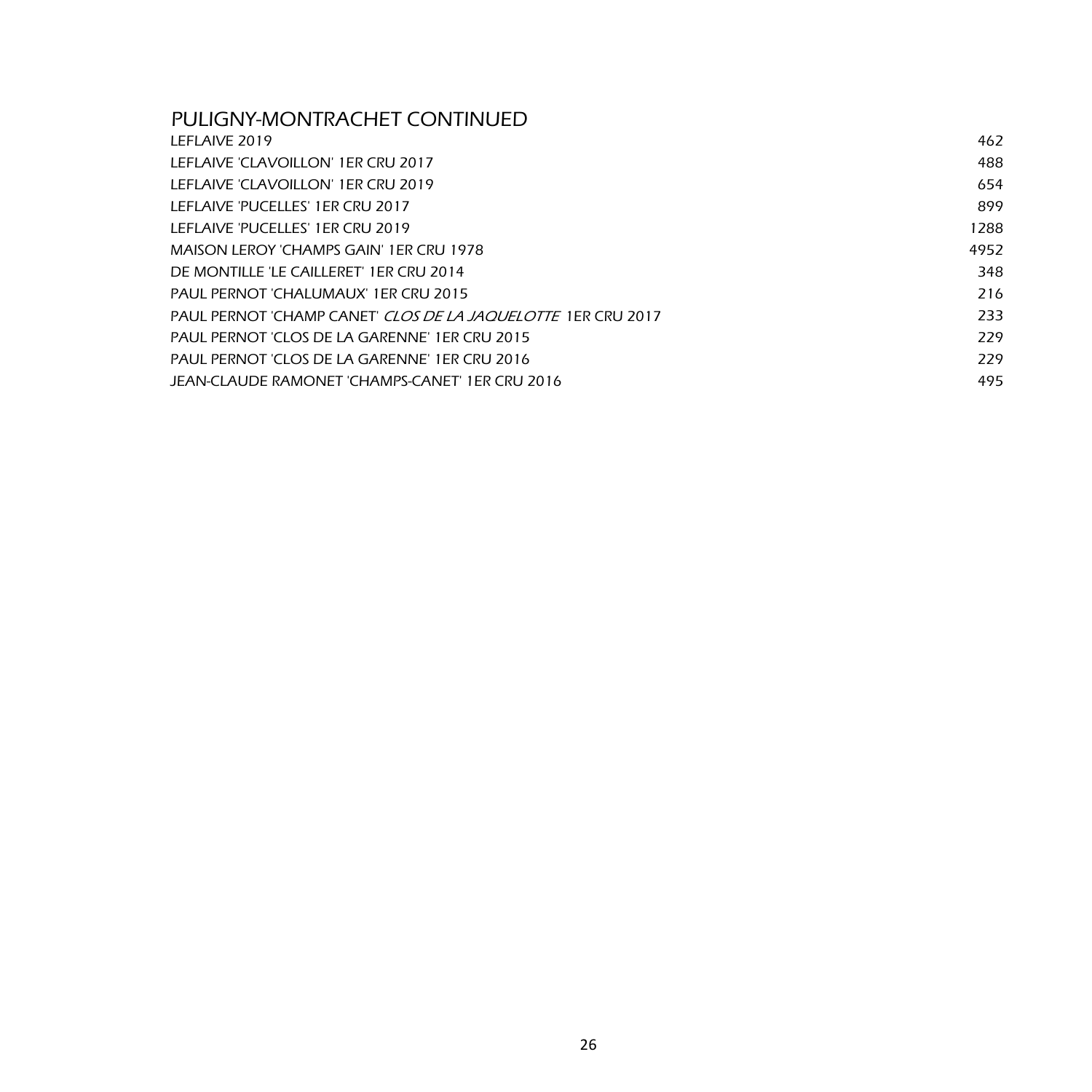## PULIGNY-MONTRACHET CONTINUED

| | |
|---|---|
| LEFLAIVE 2019 | 462 |
| LEFLAIVE 'CLAVOILLON' 1ER CRU 2017 | 488 |
| LEFLAIVE 'CLAVOILLON' 1ER CRU 2019 | 654 |
| LEFLAIVE 'PUCELLES' 1ER CRU 2017 | 899 |
| LEFLAIVE 'PUCELLES' 1ER CRU 2019 | 1288 |
| MAISON LEROY 'CHAMPS GAIN' 1ER CRU 1978 | 4952 |
| DE MONTILLE 'LE CAILLERET' 1ER CRU 2014 | 348 |
| PAUL PERNOT 'CHALUMAUX' 1ER CRU 2015 | 216 |
| PAUL PERNOT 'CHAMP CANET' *CLOS DE LA JAQUELOTTE* 1ER CRU 2017 | 233 |
| PAUL PERNOT 'CLOS DE LA GARENNE' 1ER CRU 2015 | 229 |
| PAUL PERNOT 'CLOS DE LA GARENNE' 1ER CRU 2016 | 229 |
| JEAN-CLAUDE RAMONET 'CHAMPS-CANET' 1ER CRU 2016 | 495 |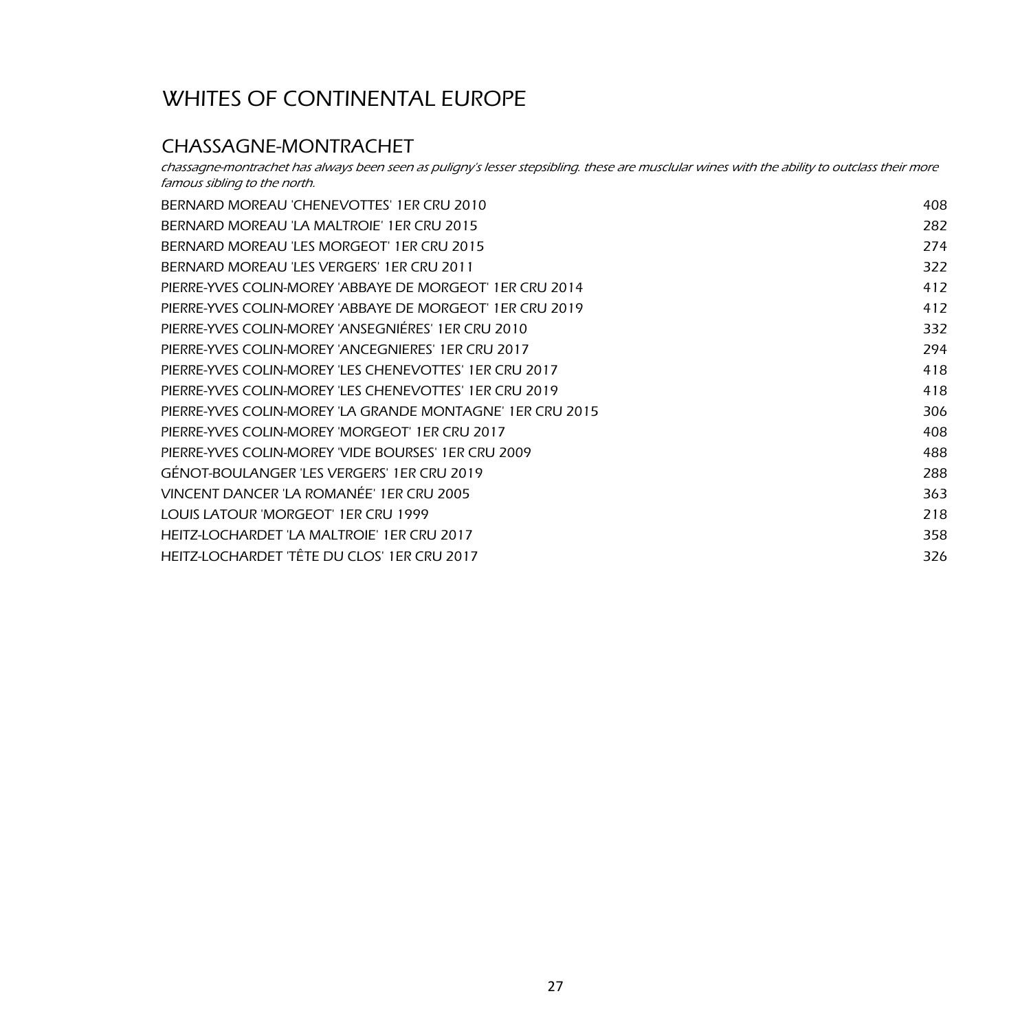# WHITES OF CONTINENTAL EUROPE

## CHASSAGNE-MONTRACHET

*chassagne-montrachet has always been seen as puligny's lesser stepsibling. these are musclular wines with the ability to outclass their more famous sibling to the north.*

| | |
|---|---|
| BERNARD MOREAU 'CHENEVOTTES' 1ER CRU 2010 | 408 |
| BERNARD MOREAU 'LA MALTROIE' 1ER CRU 2015 | 282 |
| BERNARD MOREAU 'LES MORGEOT' 1ER CRU 2015 | 274 |
| BERNARD MOREAU 'LES VERGERS' 1ER CRU 2011 | 322 |
| PIERRE-YVES COLIN-MOREY 'ABBAYE DE MORGEOT' 1ER CRU 2014 | 412 |
| PIERRE-YVES COLIN-MOREY 'ABBAYE DE MORGEOT' 1ER CRU 2019 | 412 |
| PIERRE-YVES COLIN-MOREY 'ANSEGNIÉRES' 1ER CRU 2010 | 332 |
| PIERRE-YVES COLIN-MOREY 'ANCEGNIERES' 1ER CRU 2017 | 294 |
| PIERRE-YVES COLIN-MOREY 'LES CHENEVOTTES' 1ER CRU 2017 | 418 |
| PIERRE-YVES COLIN-MOREY 'LES CHENEVOTTES' 1ER CRU 2019 | 418 |
| PIERRE-YVES COLIN-MOREY 'LA GRANDE MONTAGNE' 1ER CRU 2015 | 306 |
| PIERRE-YVES COLIN-MOREY 'MORGEOT' 1ER CRU 2017 | 408 |
| PIERRE-YVES COLIN-MOREY 'VIDE BOURSES' 1ER CRU 2009 | 488 |
| GÉNOT-BOULANGER 'LES VERGERS' 1ER CRU 2019 | 288 |
| VINCENT DANCER 'LA ROMANÉE' 1ER CRU 2005 | 363 |
| LOUIS LATOUR 'MORGEOT' 1ER CRU 1999 | 218 |
| HEITZ-LOCHARDET 'LA MALTROIE' 1ER CRU 2017 | 358 |
| HEITZ-LOCHARDET 'TÊTE DU CLOS' 1ER CRU 2017 | 326 |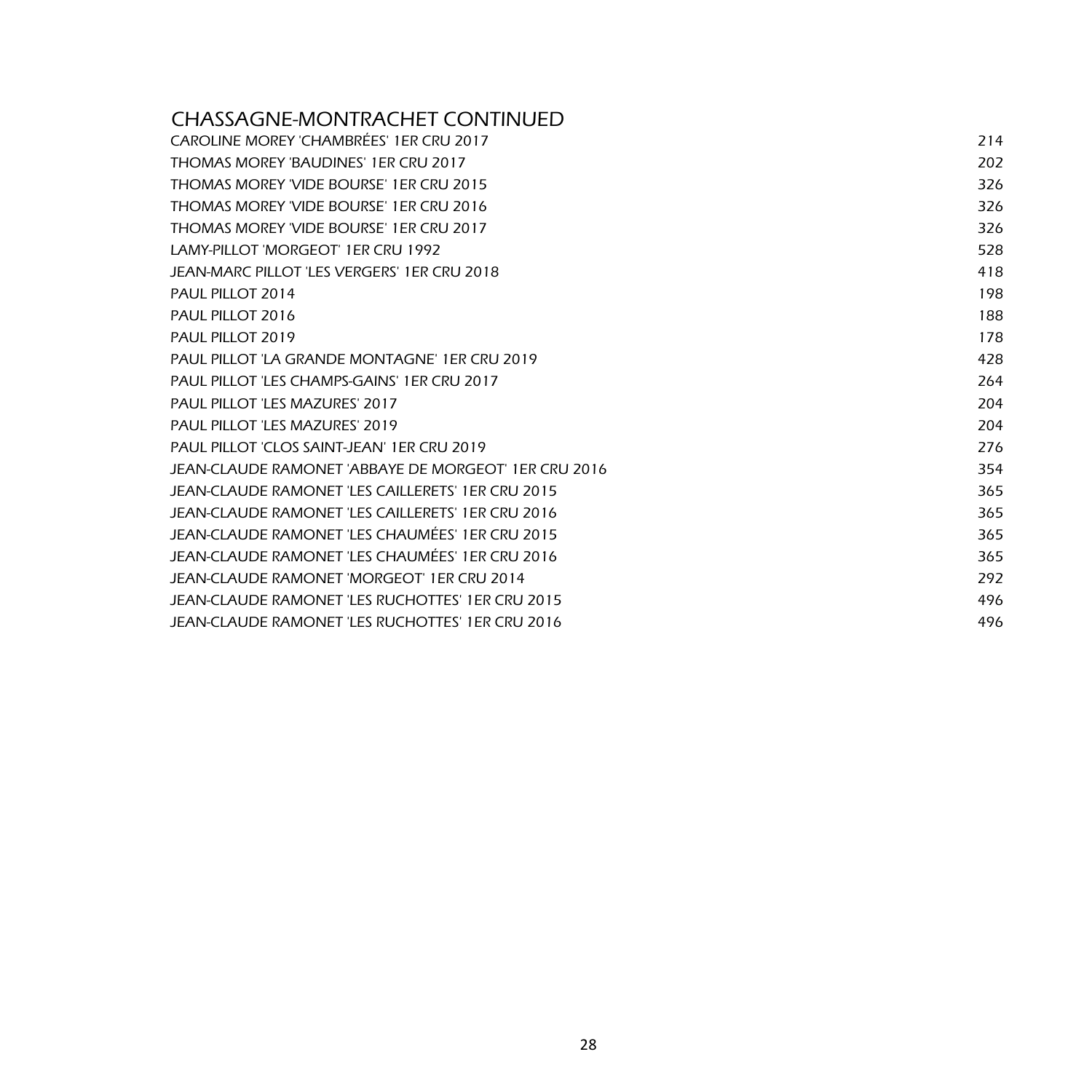## CHASSAGNE-MONTRACHET CONTINUED

| | |
|---|---|
| CAROLINE MOREY 'CHAMBRÉES' 1ER CRU 2017 | 214 |
| THOMAS MOREY 'BAUDINES' 1ER CRU 2017 | 202 |
| THOMAS MOREY 'VIDE BOURSE' 1ER CRU 2015 | 326 |
| THOMAS MOREY 'VIDE BOURSE' 1ER CRU 2016 | 326 |
| THOMAS MOREY 'VIDE BOURSE' 1ER CRU 2017 | 326 |
| LAMY-PILLOT 'MORGEOT' 1ER CRU 1992 | 528 |
| JEAN-MARC PILLOT 'LES VERGERS' 1ER CRU 2018 | 418 |
| PAUL PILLOT 2014 | 198 |
| PAUL PILLOT 2016 | 188 |
| PAUL PILLOT 2019 | 178 |
| PAUL PILLOT 'LA GRANDE MONTAGNE' 1ER CRU 2019 | 428 |
| PAUL PILLOT 'LES CHAMPS-GAINS' 1ER CRU 2017 | 264 |
| PAUL PILLOT 'LES MAZURES' 2017 | 204 |
| PAUL PILLOT 'LES MAZURES' 2019 | 204 |
| PAUL PILLOT 'CLOS SAINT-JEAN' 1ER CRU 2019 | 276 |
| JEAN-CLAUDE RAMONET 'ABBAYE DE MORGEOT' 1ER CRU 2016 | 354 |
| JEAN-CLAUDE RAMONET 'LES CAILLERETS' 1ER CRU 2015 | 365 |
| JEAN-CLAUDE RAMONET 'LES CAILLERETS' 1ER CRU 2016 | 365 |
| JEAN-CLAUDE RAMONET 'LES CHAUMÉES' 1ER CRU 2015 | 365 |
| JEAN-CLAUDE RAMONET 'LES CHAUMÉES' 1ER CRU 2016 | 365 |
| JEAN-CLAUDE RAMONET 'MORGEOT' 1ER CRU 2014 | 292 |
| JEAN-CLAUDE RAMONET 'LES RUCHOTTES' 1ER CRU 2015 | 496 |
| JEAN-CLAUDE RAMONET 'LES RUCHOTTES' 1ER CRU 2016 | 496 |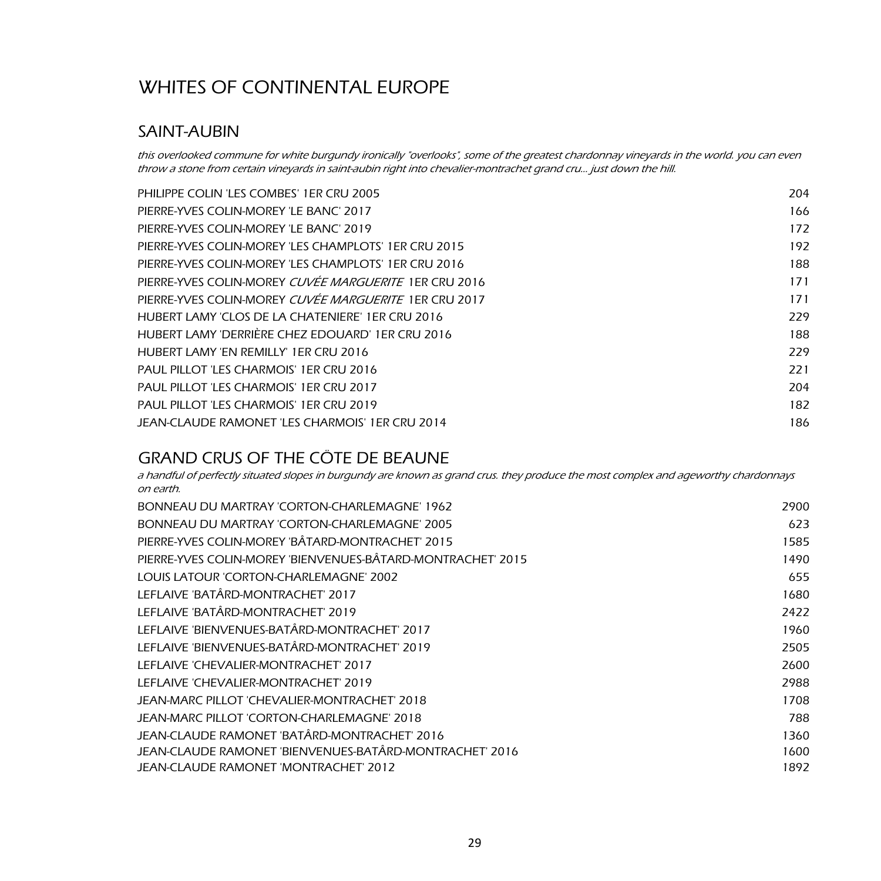# WHITES OF CONTINENTAL EUROPE

## SAINT-AUBIN

*this overlooked commune for white burgundy ironically "overlooks", some of the greatest chardonnay vineyards in the world. you can even throw a stone from certain vineyards in saint-aubin right into chevalier-montrachet grand cru... just down the hill.*

| | |
|---|---|
| PHILIPPE COLIN 'LES COMBES' 1ER CRU 2005 | 204 |
| PIERRE-YVES COLIN-MOREY 'LE BANC' 2017 | 166 |
| PIERRE-YVES COLIN-MOREY 'LE BANC' 2019 | 172 |
| PIERRE-YVES COLIN-MOREY 'LES CHAMPLOTS' 1ER CRU 2015 | 192 |
| PIERRE-YVES COLIN-MOREY 'LES CHAMPLOTS' 1ER CRU 2016 | 188 |
| PIERRE-YVES COLIN-MOREY *CUVÉE MARGUERITE* 1ER CRU 2016 | 171 |
| PIERRE-YVES COLIN-MOREY *CUVÉE MARGUERITE* 1ER CRU 2017 | 171 |
| HUBERT LAMY 'CLOS DE LA CHATENIERE' 1ER CRU 2016 | 229 |
| HUBERT LAMY 'DERRIÈRE CHEZ EDOUARD' 1ER CRU 2016 | 188 |
| HUBERT LAMY 'EN REMILLY' 1ER CRU 2016 | 229 |
| PAUL PILLOT 'LES CHARMOIS' 1ER CRU 2016 | 221 |
| PAUL PILLOT 'LES CHARMOIS' 1ER CRU 2017 | 204 |
| PAUL PILLOT 'LES CHARMOIS' 1ER CRU 2019 | 182 |
| JEAN-CLAUDE RAMONET 'LES CHARMOIS' 1ER CRU 2014 | 186 |

## GRAND CRUS OF THE CÖTE DE BEAUNE

*a handful of perfectly situated slopes in burgundy are known as grand crus. they produce the most complex and ageworthy chardonnays on earth.*

| | |
|---|---|
| BONNEAU DU MARTRAY 'CORTON-CHARLEMAGNE' 1962 | 2900 |
| BONNEAU DU MARTRAY 'CORTON-CHARLEMAGNE' 2005 | 623 |
| PIERRE-YVES COLIN-MOREY 'BÂTARD-MONTRACHET' 2015 | 1585 |
| PIERRE-YVES COLIN-MOREY 'BIENVENUES-BÂTARD-MONTRACHET' 2015 | 1490 |
| LOUIS LATOUR 'CORTON-CHARLEMAGNE' 2002 | 655 |
| LEFLAIVE 'BATÂRD-MONTRACHET' 2017 | 1680 |
| LEFLAIVE 'BATÂRD-MONTRACHET' 2019 | 2422 |
| LEFLAIVE 'BIENVENUES-BATÂRD-MONTRACHET' 2017 | 1960 |
| LEFLAIVE 'BIENVENUES-BATÂRD-MONTRACHET' 2019 | 2505 |
| LEFLAIVE 'CHEVALIER-MONTRACHET' 2017 | 2600 |
| LEFLAIVE 'CHEVALIER-MONTRACHET' 2019 | 2988 |
| JEAN-MARC PILLOT 'CHEVALIER-MONTRACHET' 2018 | 1708 |
| JEAN-MARC PILLOT 'CORTON-CHARLEMAGNE' 2018 | 788 |
| JEAN-CLAUDE RAMONET 'BATÂRD-MONTRACHET' 2016 | 1360 |
| JEAN-CLAUDE RAMONET 'BIENVENUES-BATÂRD-MONTRACHET' 2016 | 1600 |
| JEAN-CLAUDE RAMONET 'MONTRACHET' 2012 | 1892 |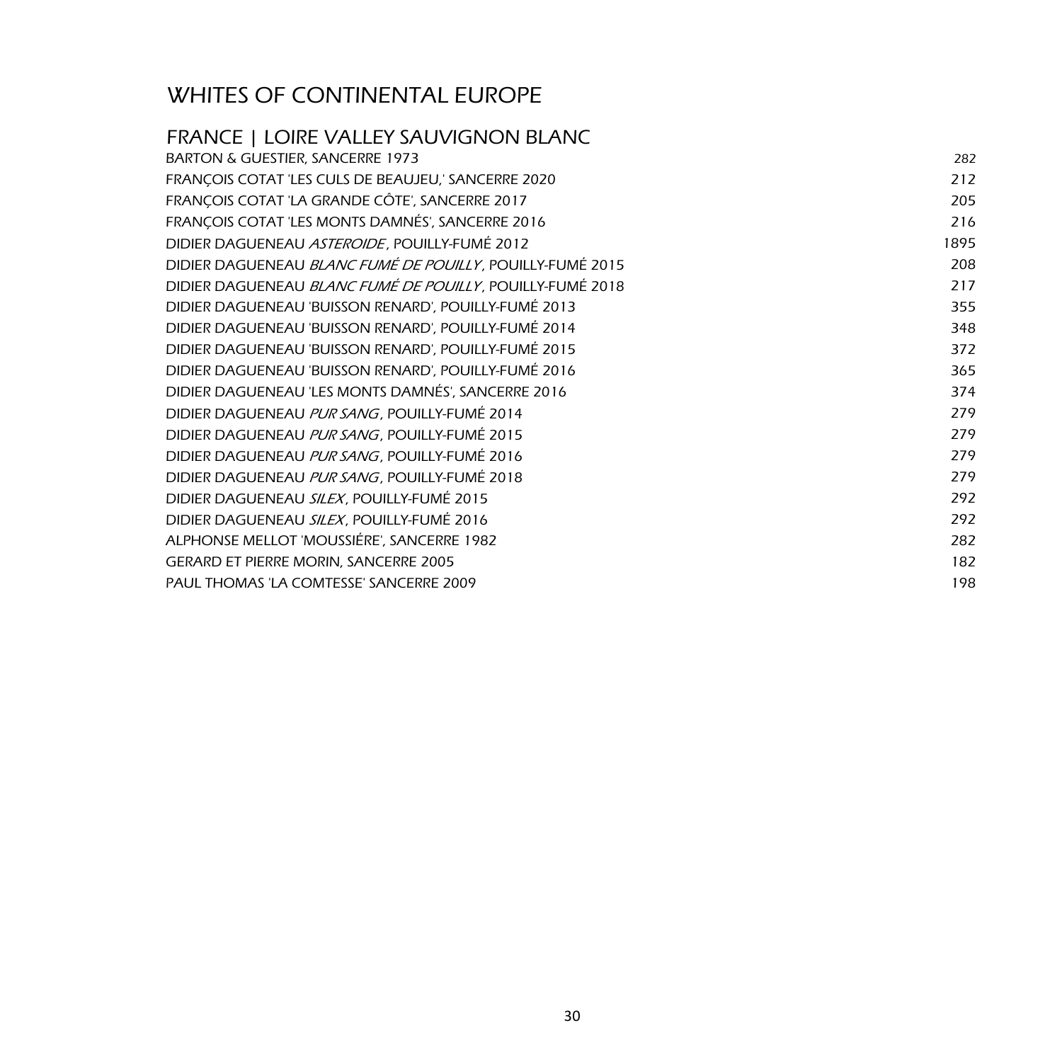# WHITES OF CONTINENTAL EUROPE

## FRANCE | LOIRE VALLEY SAUVIGNON BLANC

| | |
|---|---|
| BARTON & GUESTIER, SANCERRE 1973 | 282 |
| FRANÇOIS COTAT 'LES CULS DE BEAUJEU,' SANCERRE 2020 | 212 |
| FRANÇOIS COTAT 'LA GRANDE CÔTE', SANCERRE 2017 | 205 |
| FRANÇOIS COTAT 'LES MONTS DAMNÉS', SANCERRE 2016 | 216 |
| DIDIER DAGUENEAU *ASTEROIDE*, POUILLY-FUMÉ 2012 | 1895 |
| DIDIER DAGUENEAU *BLANC FUMÉ DE POUILLY*, POUILLY-FUMÉ 2015 | 208 |
| DIDIER DAGUENEAU *BLANC FUMÉ DE POUILLY*, POUILLY-FUMÉ 2018 | 217 |
| DIDIER DAGUENEAU 'BUISSON RENARD', POUILLY-FUMÉ 2013 | 355 |
| DIDIER DAGUENEAU 'BUISSON RENARD', POUILLY-FUMÉ 2014 | 348 |
| DIDIER DAGUENEAU 'BUISSON RENARD', POUILLY-FUMÉ 2015 | 372 |
| DIDIER DAGUENEAU 'BUISSON RENARD', POUILLY-FUMÉ 2016 | 365 |
| DIDIER DAGUENEAU 'LES MONTS DAMNÉS', SANCERRE 2016 | 374 |
| DIDIER DAGUENEAU *PUR SANG*, POUILLY-FUMÉ 2014 | 279 |
| DIDIER DAGUENEAU *PUR SANG*, POUILLY-FUMÉ 2015 | 279 |
| DIDIER DAGUENEAU *PUR SANG*, POUILLY-FUMÉ 2016 | 279 |
| DIDIER DAGUENEAU *PUR SANG*, POUILLY-FUMÉ 2018 | 279 |
| DIDIER DAGUENEAU *SILEX*, POUILLY-FUMÉ 2015 | 292 |
| DIDIER DAGUENEAU *SILEX*, POUILLY-FUMÉ 2016 | 292 |
| ALPHONSE MELLOT 'MOUSSIÉRE', SANCERRE 1982 | 282 |
| GERARD ET PIERRE MORIN, SANCERRE 2005 | 182 |
| PAUL THOMAS 'LA COMTESSE' SANCERRE 2009 | 198 |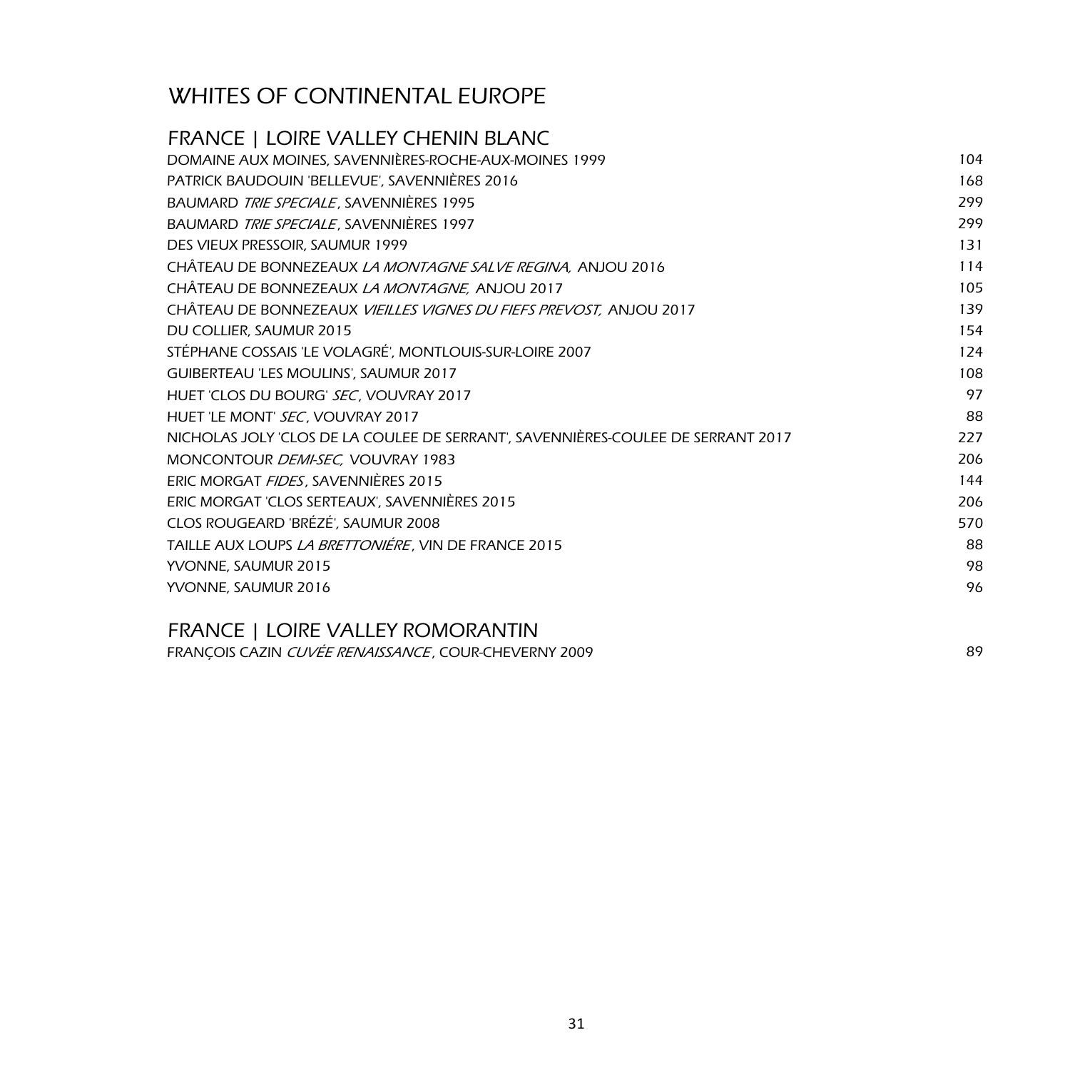# WHITES OF CONTINENTAL EUROPE

## FRANCE | LOIRE VALLEY CHENIN BLANC

| | |
|---|---|
| DOMAINE AUX MOINES, SAVENNIÈRES-ROCHE-AUX-MOINES 1999 | 104 |
| PATRICK BAUDOUIN 'BELLEVUE', SAVENNIÈRES 2016 | 168 |
| BAUMARD *TRIE SPECIALE*, SAVENNIÈRES 1995 | 299 |
| BAUMARD *TRIE SPECIALE*, SAVENNIÈRES 1997 | 299 |
| DES VIEUX PRESSOIR, SAUMUR 1999 | 131 |
| CHÂTEAU DE BONNEZEAUX *LA MONTAGNE SALVE REGINA,* ANJOU 2016 | 114 |
| CHÂTEAU DE BONNEZEAUX *LA MONTAGNE,* ANJOU 2017 | 105 |
| CHÂTEAU DE BONNEZEAUX *VIEILLES VIGNES DU FIEFS PREVOST,* ANJOU 2017 | 139 |
| DU COLLIER, SAUMUR 2015 | 154 |
| STÉPHANE COSSAIS 'LE VOLAGRÉ', MONTLOUIS-SUR-LOIRE 2007 | 124 |
| GUIBERTEAU 'LES MOULINS', SAUMUR 2017 | 108 |
| HUET 'CLOS DU BOURG' *SEC*, VOUVRAY 2017 | 97 |
| HUET 'LE MONT' *SEC*, VOUVRAY 2017 | 88 |
| NICHOLAS JOLY 'CLOS DE LA COULEE DE SERRANT', SAVENNIÈRES-COULEE DE SERRANT 2017 | 227 |
| MONCONTOUR *DEMI-SEC,* VOUVRAY 1983 | 206 |
| ERIC MORGAT *FIDES*, SAVENNIÈRES 2015 | 144 |
| ERIC MORGAT 'CLOS SERTEAUX', SAVENNIÈRES 2015 | 206 |
| CLOS ROUGEARD 'BRÉZÉ', SAUMUR 2008 | 570 |
| TAILLE AUX LOUPS *LA BRETTONIÉRE*, VIN DE FRANCE 2015 | 88 |
| YVONNE, SAUMUR 2015 | 98 |
| YVONNE, SAUMUR 2016 | 96 |

## FRANCE | LOIRE VALLEY ROMORANTIN

| | |
|---|---|
| FRANÇOIS CAZIN *CUVÉE RENAISSANCE*, COUR-CHEVERNY 2009 | 89 |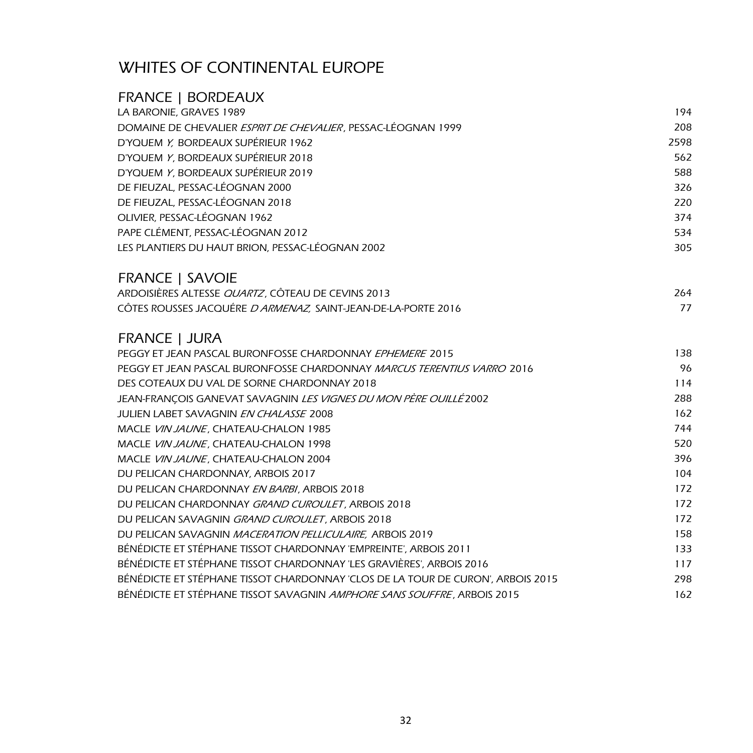# WHITES OF CONTINENTAL EUROPE

## FRANCE | BORDEAUX

| | |
|---|---|
| LA BARONIE, GRAVES 1989 | 194 |
| DOMAINE DE CHEVALIER *ESPRIT DE CHEVALIER*, PESSAC-LÉOGNAN 1999 | 208 |
| D'YQUEM *Y*, BORDEAUX SUPÉRIEUR 1962 | 2598 |
| D'YQUEM *Y*, BORDEAUX SUPÉRIEUR 2018 | 562 |
| D'YQUEM *Y*, BORDEAUX SUPÉRIEUR 2019 | 588 |
| DE FIEUZAL, PESSAC-LÉOGNAN 2000 | 326 |
| DE FIEUZAL, PESSAC-LÉOGNAN 2018 | 220 |
| OLIVIER, PESSAC-LÉOGNAN 1962 | 374 |
| PAPE CLÉMENT, PESSAC-LÉOGNAN 2012 | 534 |
| LES PLANTIERS DU HAUT BRION, PESSAC-LÉOGNAN 2002 | 305 |

## FRANCE | SAVOIE

| | |
|---|---|
| ARDOISIÈRES ALTESSE *QUARTZ*, CÔTEAU DE CEVINS 2013 | 264 |
| CÔTES ROUSSES JACQUÉRE *D ARMENAZ,* SAINT-JEAN-DE-LA-PORTE 2016 | 77 |

## FRANCE | JURA

| | |
|---|---|
| PEGGY ET JEAN PASCAL BURONFOSSE CHARDONNAY *EPHEMERE* 2015 | 138 |
| PEGGY ET JEAN PASCAL BURONFOSSE CHARDONNAY *MARCUS TERENTIUS VARRO* 2016 | 96 |
| DES COTEAUX DU VAL DE SORNE CHARDONNAY 2018 | 114 |
| JEAN-FRANÇOIS GANEVAT SAVAGNIN *LES VIGNES DU MON PÈRE OUILLÉ* 2002 | 288 |
| JULIEN LABET SAVAGNIN *EN CHALASSE* 2008 | 162 |
| MACLE *VIN JAUNE*, CHATEAU-CHALON 1985 | 744 |
| MACLE *VIN JAUNE*, CHATEAU-CHALON 1998 | 520 |
| MACLE *VIN JAUNE*, CHATEAU-CHALON 2004 | 396 |
| DU PELICAN CHARDONNAY, ARBOIS 2017 | 104 |
| DU PELICAN CHARDONNAY *EN BARBI*, ARBOIS 2018 | 172 |
| DU PELICAN CHARDONNAY *GRAND CUROULET*, ARBOIS 2018 | 172 |
| DU PELICAN SAVAGNIN *GRAND CUROULET*, ARBOIS 2018 | 172 |
| DU PELICAN SAVAGNIN *MACERATION PELLICULAIRE,* ARBOIS 2019 | 158 |
| BÉNÉDICTE ET STÉPHANE TISSOT CHARDONNAY 'EMPREINTE', ARBOIS 2011 | 133 |
| BÉNÉDICTE ET STÉPHANE TISSOT CHARDONNAY 'LES GRAVIÈRES', ARBOIS 2016 | 117 |
| BÉNÉDICTE ET STÉPHANE TISSOT CHARDONNAY 'CLOS DE LA TOUR DE CURON', ARBOIS 2015 | 298 |
| BÉNÉDICTE ET STÉPHANE TISSOT SAVAGNIN *AMPHORE SANS SOUFFRE*, ARBOIS 2015 | 162 |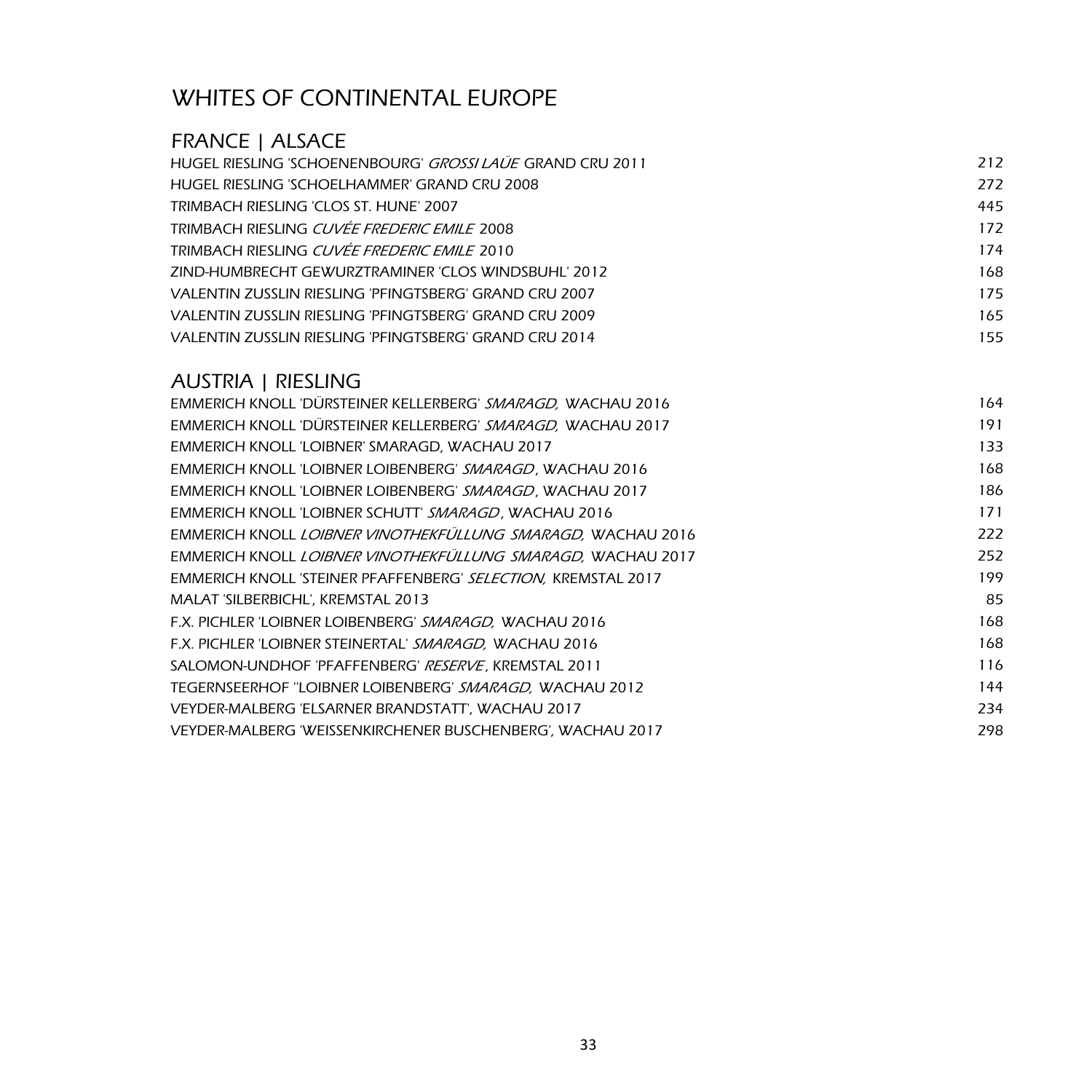# WHITES OF CONTINENTAL EUROPE

## FRANCE | ALSACE

| | |
|---|---|
| HUGEL RIESLING 'SCHOENENBOURG' *GROSSI LAÜE* GRAND CRU 2011 | 212 |
| HUGEL RIESLING 'SCHOELHAMMER' GRAND CRU 2008 | 272 |
| TRIMBACH RIESLING 'CLOS ST. HUNE' 2007 | 445 |
| TRIMBACH RIESLING *CUVÉE FREDERIC EMILE* 2008 | 172 |
| TRIMBACH RIESLING *CUVÉE FREDERIC EMILE* 2010 | 174 |
| ZIND-HUMBRECHT GEWURZTRAMINER 'CLOS WINDSBUHL' 2012 | 168 |
| VALENTIN ZUSSLIN RIESLING 'PFINGTSBERG' GRAND CRU 2007 | 175 |
| VALENTIN ZUSSLIN RIESLING 'PFINGTSBERG' GRAND CRU 2009 | 165 |
| VALENTIN ZUSSLIN RIESLING 'PFINGTSBERG' GRAND CRU 2014 | 155 |

## AUSTRIA | RIESLING

| | |
|---|---|
| EMMERICH KNOLL 'DÜRSTEINER KELLERBERG' *SMARAGD,* WACHAU 2016 | 164 |
| EMMERICH KNOLL 'DÜRSTEINER KELLERBERG' *SMARAGD,* WACHAU 2017 | 191 |
| EMMERICH KNOLL 'LOIBNER' SMARAGD, WACHAU 2017 | 133 |
| EMMERICH KNOLL 'LOIBNER LOIBENBERG' *SMARAGD*, WACHAU 2016 | 168 |
| EMMERICH KNOLL 'LOIBNER LOIBENBERG' *SMARAGD*, WACHAU 2017 | 186 |
| EMMERICH KNOLL 'LOIBNER SCHUTT' *SMARAGD*, WACHAU 2016 | 171 |
| EMMERICH KNOLL *LOIBNER VINOTHEKFÜLLUNG SMARAGD,* WACHAU 2016 | 222 |
| EMMERICH KNOLL *LOIBNER VINOTHEKFÜLLUNG SMARAGD,* WACHAU 2017 | 252 |
| EMMERICH KNOLL 'STEINER PFAFFENBERG' *SELECTION,* KREMSTAL 2017 | 199 |
| MALAT 'SILBERBICHL', KREMSTAL 2013 | 85 |
| F.X. PICHLER 'LOIBNER LOIBENBERG' *SMARAGD,* WACHAU 2016 | 168 |
| F.X. PICHLER 'LOIBNER STEINERTAL' *SMARAGD,* WACHAU 2016 | 168 |
| SALOMON-UNDHOF 'PFAFFENBERG' *RESERVE*, KREMSTAL 2011 | 116 |
| TEGERNSEERHOF ''LOIBNER LOIBENBERG' *SMARAGD,* WACHAU 2012 | 144 |
| VEYDER-MALBERG 'ELSARNER BRANDSTATT', WACHAU 2017 | 234 |
| VEYDER-MALBERG 'WEISSENKIRCHENER BUSCHENBERG', WACHAU 2017 | 298 |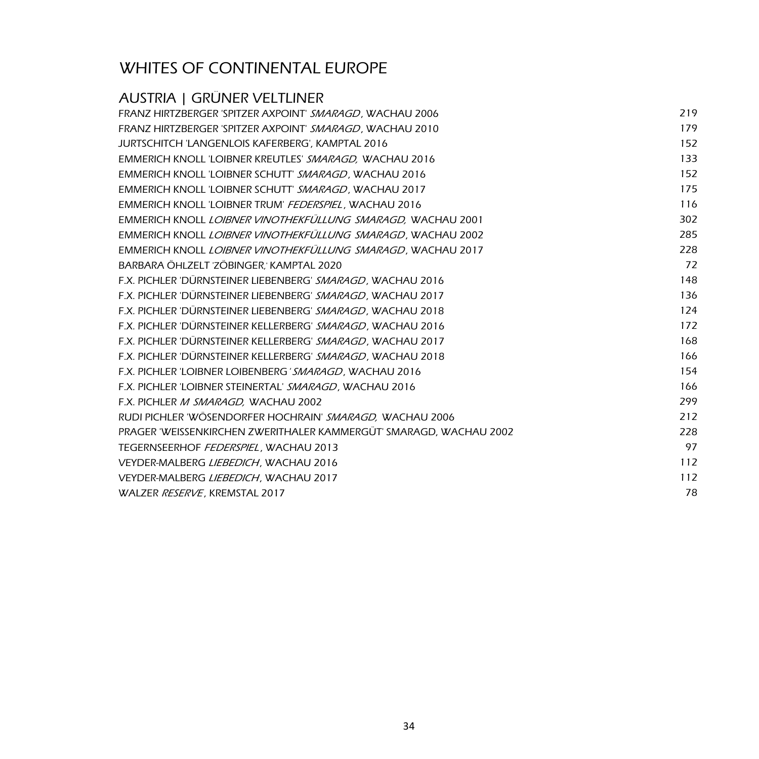# WHITES OF CONTINENTAL EUROPE

## AUSTRIA | GRÜNER VELTLINER

| | |
|---|---|
| FRANZ HIRTZBERGER 'SPITZER AXPOINT' *SMARAGD*, WACHAU 2006 | 219 |
| FRANZ HIRTZBERGER 'SPITZER AXPOINT' *SMARAGD*, WACHAU 2010 | 179 |
| JURTSCHITCH 'LANGENLOIS KAFERBERG', KAMPTAL 2016 | 152 |
| EMMERICH KNOLL 'LOIBNER KREUTLES' *SMARAGD,* WACHAU 2016 | 133 |
| EMMERICH KNOLL 'LOIBNER SCHUTT' *SMARAGD*, WACHAU 2016 | 152 |
| EMMERICH KNOLL 'LOIBNER SCHUTT' *SMARAGD*, WACHAU 2017 | 175 |
| EMMERICH KNOLL 'LOIBNER TRUM' *FEDERSPIEL*, WACHAU 2016 | 116 |
| EMMERICH KNOLL *LOIBNER VINOTHEKFÜLLUNG SMARAGD,* WACHAU 2001 | 302 |
| EMMERICH KNOLL *LOIBNER VINOTHEKFÜLLUNG SMARAGD*, WACHAU 2002 | 285 |
| EMMERICH KNOLL *LOIBNER VINOTHEKFÜLLUNG SMARAGD*, WACHAU 2017 | 228 |
| BARBARA ÖHLZELT 'ZÖBINGER,' KAMPTAL 2020 | 72 |
| F.X. PICHLER 'DÜRNSTEINER LIEBENBERG' *SMARAGD*, WACHAU 2016 | 148 |
| F.X. PICHLER 'DÜRNSTEINER LIEBENBERG' *SMARAGD*, WACHAU 2017 | 136 |
| F.X. PICHLER 'DÜRNSTEINER LIEBENBERG' *SMARAGD*, WACHAU 2018 | 124 |
| F.X. PICHLER 'DÜRNSTEINER KELLERBERG' *SMARAGD*, WACHAU 2016 | 172 |
| F.X. PICHLER 'DÜRNSTEINER KELLERBERG' *SMARAGD*, WACHAU 2017 | 168 |
| F.X. PICHLER 'DÜRNSTEINER KELLERBERG' *SMARAGD*, WACHAU 2018 | 166 |
| F.X. PICHLER 'LOIBNER LOIBENBERG' *SMARAGD*, WACHAU 2016 | 154 |
| F.X. PICHLER 'LOIBNER STEINERTAL' *SMARAGD*, WACHAU 2016 | 166 |
| F.X. PICHLER *M SMARAGD,* WACHAU 2002 | 299 |
| RUDI PICHLER 'WÖSENDORFER HOCHRAIN' *SMARAGD,* WACHAU 2006 | 212 |
| PRAGER 'WEISSENKIRCHEN ZWERITHALER KAMMERGÜT' SMARAGD, WACHAU 2002 | 228 |
| TEGERNSEERHOF *FEDERSPIEL*, WACHAU 2013 | 97 |
| VEYDER-MALBERG *LIEBEDICH*, WACHAU 2016 | 112 |
| VEYDER-MALBERG *LIEBEDICH*, WACHAU 2017 | 112 |
| WALZER *RESERVE*, KREMSTAL 2017 | 78 |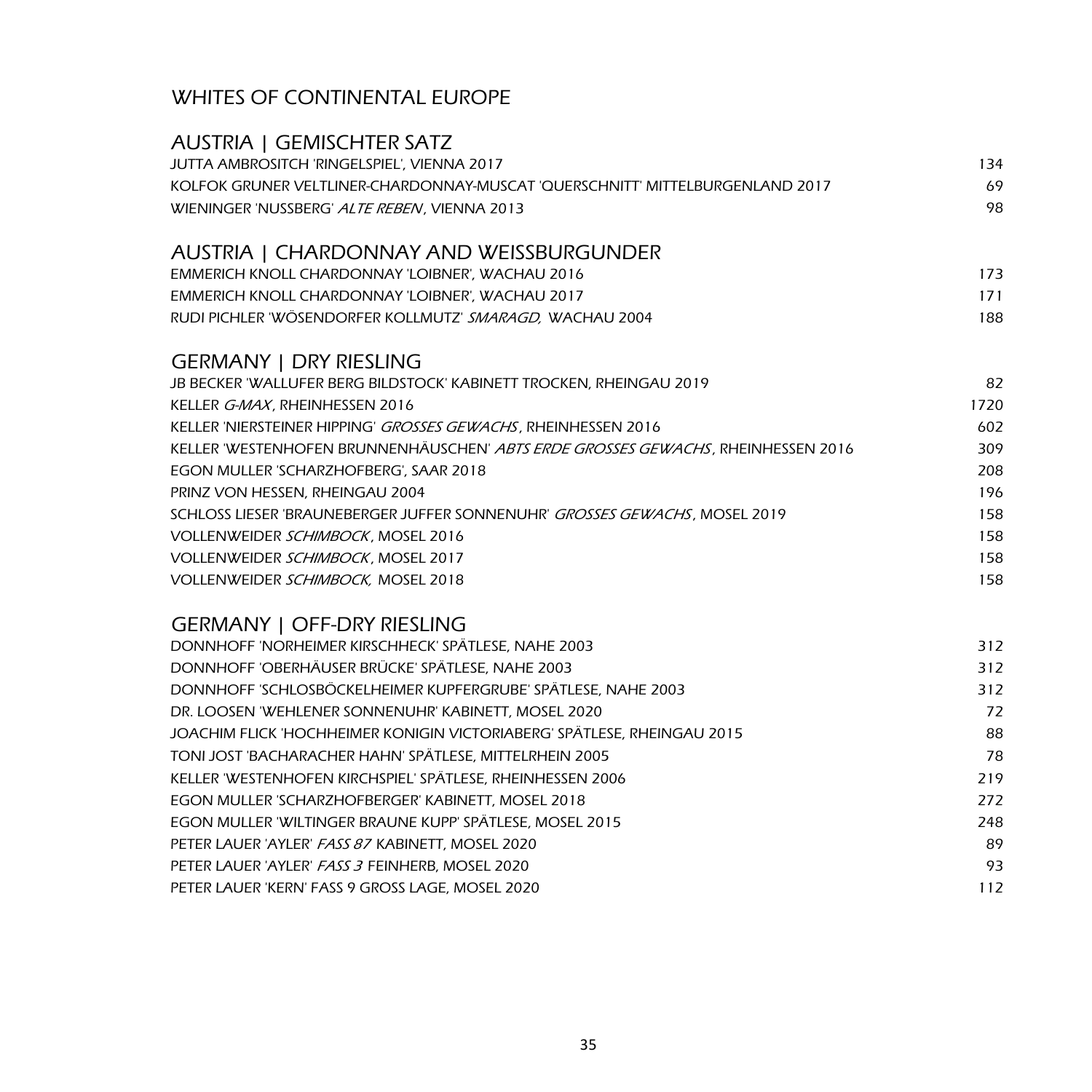# WHITES OF CONTINENTAL EUROPE

## AUSTRIA | GEMISCHTER SATZ

| | |
|---|---|
| JUTTA AMBROSITCH 'RINGELSPIEL', VIENNA 2017 | 134 |
| KOLFOK GRUNER VELTLINER-CHARDONNAY-MUSCAT 'QUERSCHNITT' MITTELBURGENLAND 2017 | 69 |
| WIENINGER 'NUSSBERG' *ALTE REBEN*, VIENNA 2013 | 98 |

## AUSTRIA | CHARDONNAY AND WEISSBURGUNDER

| | |
|---|---|
| EMMERICH KNOLL CHARDONNAY 'LOIBNER', WACHAU 2016 | 173 |
| EMMERICH KNOLL CHARDONNAY 'LOIBNER', WACHAU 2017 | 171 |
| RUDI PICHLER 'WÖSENDORFER KOLLMUTZ' *SMARAGD,* WACHAU 2004 | 188 |

## GERMANY | DRY RIESLING

| | |
|---|---|
| JB BECKER 'WALLUFER BERG BILDSTOCK' KABINETT TROCKEN, RHEINGAU 2019 | 82 |
| KELLER *G-MAX*, RHEINHESSEN 2016 | 1720 |
| KELLER 'NIERSTEINER HIPPING' *GROSSES GEWACHS*, RHEINHESSEN 2016 | 602 |
| KELLER 'WESTENHOFEN BRUNNENHÄUSCHEN' *ABTS ERDE GROSSES GEWACHS*, RHEINHESSEN 2016 | 309 |
| EGON MULLER 'SCHARZHOFBERG', SAAR 2018 | 208 |
| PRINZ VON HESSEN, RHEINGAU 2004 | 196 |
| SCHLOSS LIESER 'BRAUNEBERGER JUFFER SONNENUHR' *GROSSES GEWACHS*, MOSEL 2019 | 158 |
| VOLLENWEIDER *SCHIMBOCK*, MOSEL 2016 | 158 |
| VOLLENWEIDER *SCHIMBOCK*, MOSEL 2017 | 158 |
| VOLLENWEIDER *SCHIMBOCK,* MOSEL 2018 | 158 |

## GERMANY | OFF-DRY RIESLING

| | |
|---|---|
| DONNHOFF 'NORHEIMER KIRSCHHECK' SPÄTLESE, NAHE 2003 | 312 |
| DONNHOFF 'OBERHÄUSER BRÜCKE' SPÄTLESE, NAHE 2003 | 312 |
| DONNHOFF 'SCHLOSBÖCKELHEIMER KUPFERGRUBE' SPÄTLESE, NAHE 2003 | 312 |
| DR. LOOSEN 'WEHLENER SONNENUHR' KABINETT, MOSEL 2020 | 72 |
| JOACHIM FLICK 'HOCHHEIMER KONIGIN VICTORIABERG' SPÄTLESE, RHEINGAU 2015 | 88 |
| TONI JOST 'BACHARACHER HAHN' SPÄTLESE, MITTELRHEIN 2005 | 78 |
| KELLER 'WESTENHOFEN KIRCHSPIEL' SPÄTLESE, RHEINHESSEN 2006 | 219 |
| EGON MULLER 'SCHARZHOFBERGER' KABINETT, MOSEL 2018 | 272 |
| EGON MULLER 'WILTINGER BRAUNE KUPP' SPÄTLESE, MOSEL 2015 | 248 |
| PETER LAUER 'AYLER' *FASS 87* KABINETT, MOSEL 2020 | 89 |
| PETER LAUER 'AYLER' *FASS 3* FEINHERB, MOSEL 2020 | 93 |
| PETER LAUER 'KERN' FASS 9 GROSS LAGE, MOSEL 2020 | 112 |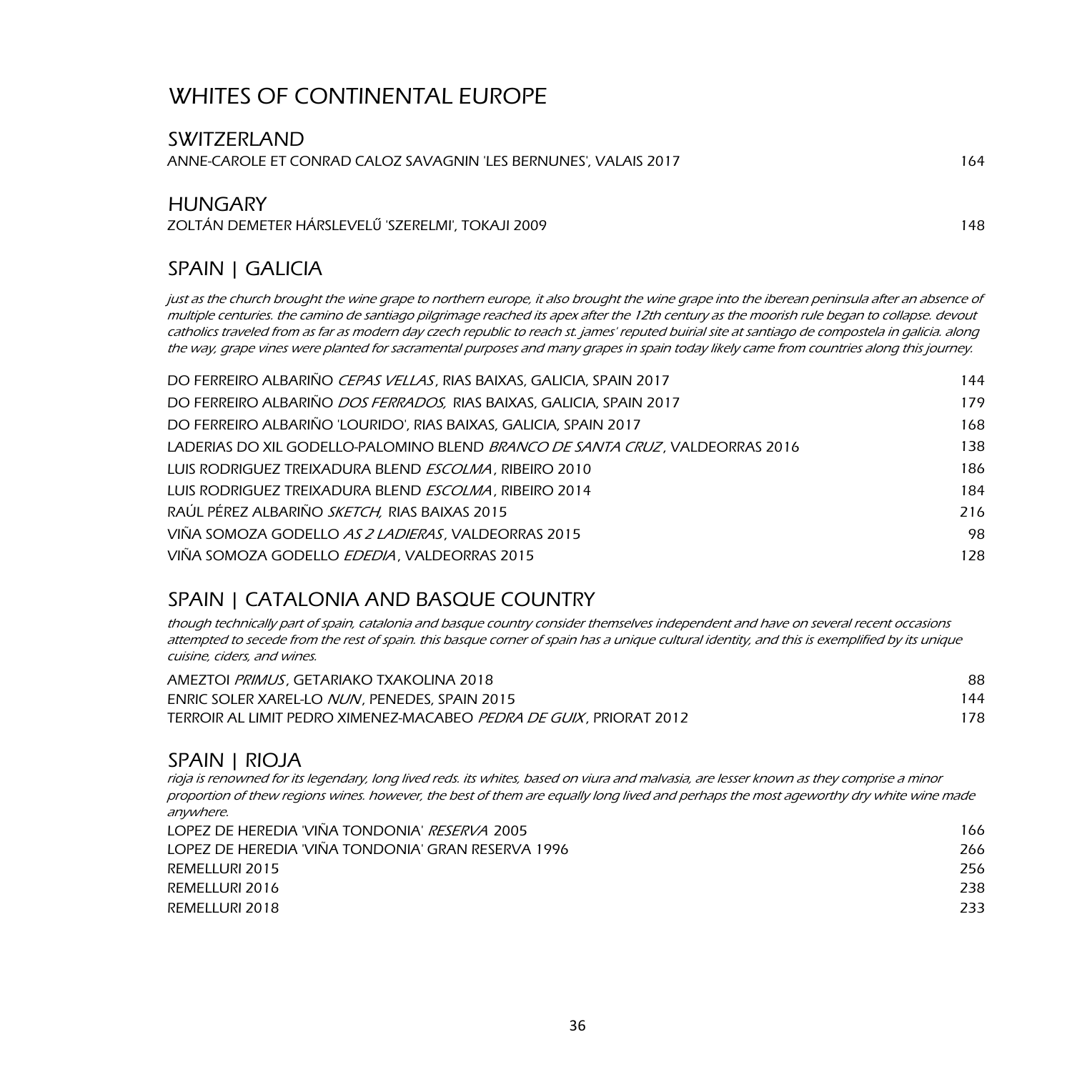# WHITES OF CONTINENTAL EUROPE

## SWITZERLAND

ANNE-CAROLE ET CONRAD CALOZ SAVAGNIN 'LES BERNUNES', VALAIS 2017 — 164

## HUNGARY

ZOLTÁN DEMETER HÁRSLEVELŰ 'SZERELMI', TOKAJI 2009 — 148

## SPAIN | GALICIA

*just as the church brought the wine grape to northern europe, it also brought the wine grape into the iberean peninsula after an absence of multiple centuries. the camino de santiago pilgrimage reached its apex after the 12th century as the moorish rule began to collapse. devout catholics traveled from as far as modern day czech republic to reach st. james' reputed buirial site at santiago de compostela in galicia. along the way, grape vines were planted for sacramental purposes and many grapes in spain today likely came from countries along this journey.*

| Wine | Price |
|---|---|
| DO FERREIRO ALBARIÑO *CEPAS VELLAS*, RIAS BAIXAS, GALICIA, SPAIN 2017 | 144 |
| DO FERREIRO ALBARIÑO *DOS FERRADOS,* RIAS BAIXAS, GALICIA, SPAIN 2017 | 179 |
| DO FERREIRO ALBARIÑO 'LOURIDO', RIAS BAIXAS, GALICIA, SPAIN 2017 | 168 |
| LADERIAS DO XIL GODELLO-PALOMINO BLEND *BRANCO DE SANTA CRUZ*, VALDEORRAS 2016 | 138 |
| LUIS RODRIGUEZ TREIXADURA BLEND *ESCOLMA*, RIBEIRO 2010 | 186 |
| LUIS RODRIGUEZ TREIXADURA BLEND *ESCOLMA*, RIBEIRO 2014 | 184 |
| RAÚL PÉREZ ALBARIÑO *SKETCH,* RIAS BAIXAS 2015 | 216 |
| VIÑA SOMOZA GODELLO *AS 2 LADIERAS*, VALDEORRAS 2015 | 98 |
| VIÑA SOMOZA GODELLO *EDEDIA*, VALDEORRAS 2015 | 128 |

## SPAIN | CATALONIA AND BASQUE COUNTRY

*though technically part of spain, catalonia and basque country consider themselves independent and have on several recent occasions attempted to secede from the rest of spain. this basque corner of spain has a unique cultural identity, and this is exemplified by its unique cuisine, ciders, and wines.*

| Wine | Price |
|---|---|
| AMEZTOI *PRIMUS*, GETARIAKO TXAKOLINA 2018 | 88 |
| ENRIC SOLER XAREL-LO *NUN*, PENEDES, SPAIN 2015 | 144 |
| TERROIR AL LIMIT PEDRO XIMENEZ-MACABEO *PEDRA DE GUIX*, PRIORAT 2012 | 178 |

## SPAIN | RIOJA

*rioja is renowned for its legendary, long lived reds. its whites, based on viura and malvasia, are lesser known as they comprise a minor proportion of thew regions wines. however, the best of them are equally long lived and perhaps the most ageworthy dry white wine made anywhere.*

| Wine | Price |
|---|---|
| LOPEZ DE HEREDIA 'VIÑA TONDONIA' *RESERVA* 2005 | 166 |
| LOPEZ DE HEREDIA 'VIÑA TONDONIA' GRAN RESERVA 1996 | 266 |
| REMELLURI 2015 | 256 |
| REMELLURI 2016 | 238 |
| REMELLURI 2018 | 233 |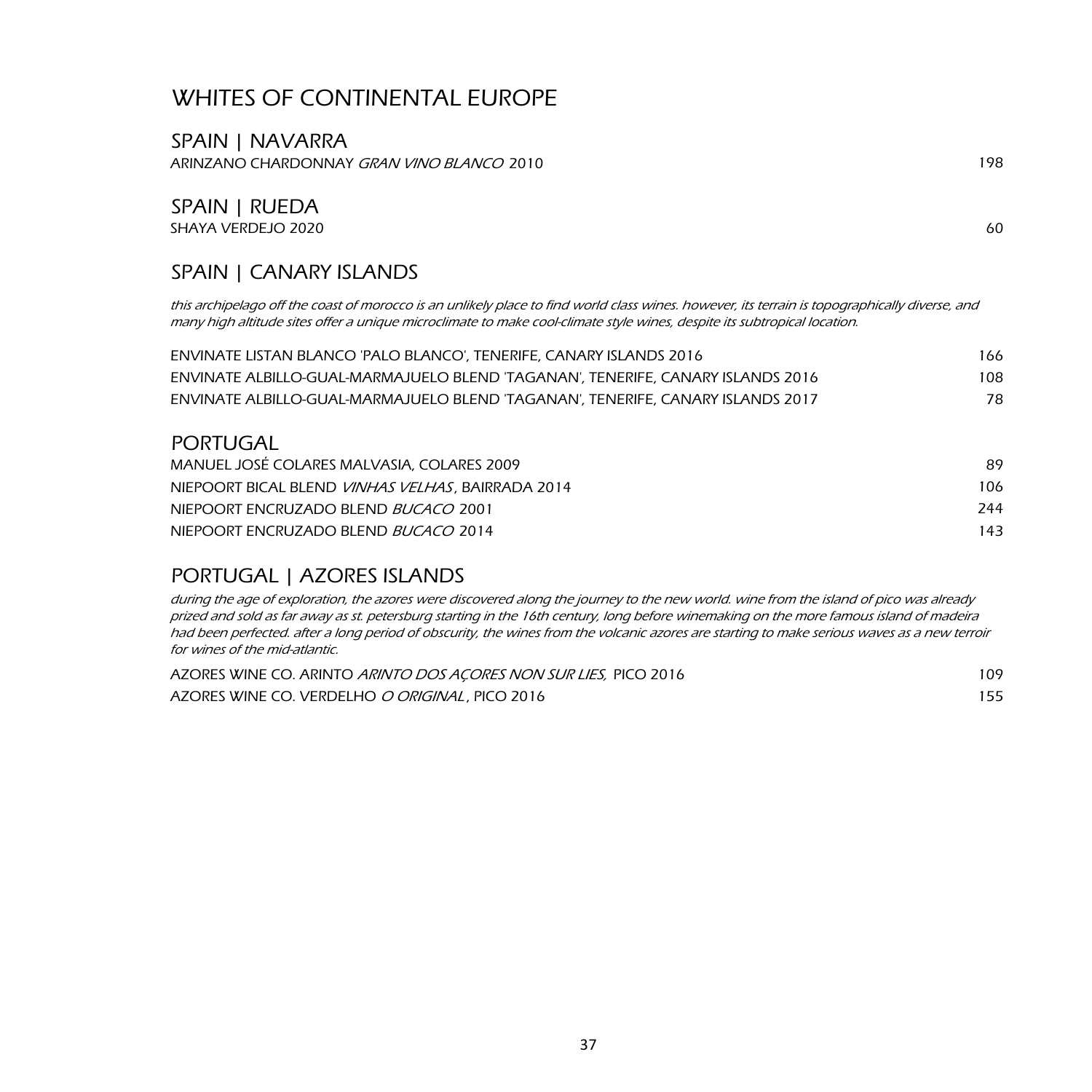# WHITES OF CONTINENTAL EUROPE

## SPAIN | NAVARRA

| | |
|---|---|
| ARINZANO CHARDONNAY *GRAN VINO BLANCO* 2010 | 198 |

## SPAIN | RUEDA

| | |
|---|---|
| SHAYA VERDEJO 2020 | 60 |

## SPAIN | CANARY ISLANDS

*this archipelago off the coast of morocco is an unlikely place to find world class wines. however, its terrain is topographically diverse, and many high altitude sites offer a unique microclimate to make cool-climate style wines, despite its subtropical location.*

| | |
|---|---|
| ENVINATE LISTAN BLANCO 'PALO BLANCO', TENERIFE, CANARY ISLANDS 2016 | 166 |
| ENVINATE ALBILLO-GUAL-MARMAJUELO BLEND 'TAGANAN', TENERIFE, CANARY ISLANDS 2016 | 108 |
| ENVINATE ALBILLO-GUAL-MARMAJUELO BLEND 'TAGANAN', TENERIFE, CANARY ISLANDS 2017 | 78 |

## PORTUGAL

| | |
|---|---|
| MANUEL JOSÉ COLARES MALVASIA, COLARES 2009 | 89 |
| NIEPOORT BICAL BLEND *VINHAS VELHAS*, BAIRRADA 2014 | 106 |
| NIEPOORT ENCRUZADO BLEND *BUCACO* 2001 | 244 |
| NIEPOORT ENCRUZADO BLEND *BUCACO* 2014 | 143 |

## PORTUGAL | AZORES ISLANDS

*during the age of exploration, the azores were discovered along the journey to the new world. wine from the island of pico was already prized and sold as far away as st. petersburg starting in the 16th century, long before winemaking on the more famous island of madeira had been perfected. after a long period of obscurity, the wines from the volcanic azores are starting to make serious waves as a new terroir for wines of the mid-atlantic.*

| | |
|---|---|
| AZORES WINE CO. ARINTO *ARINTO DOS AÇORES NON SUR LIES,* PICO 2016 | 109 |
| AZORES WINE CO. VERDELHO *O ORIGINAL*, PICO 2016 | 155 |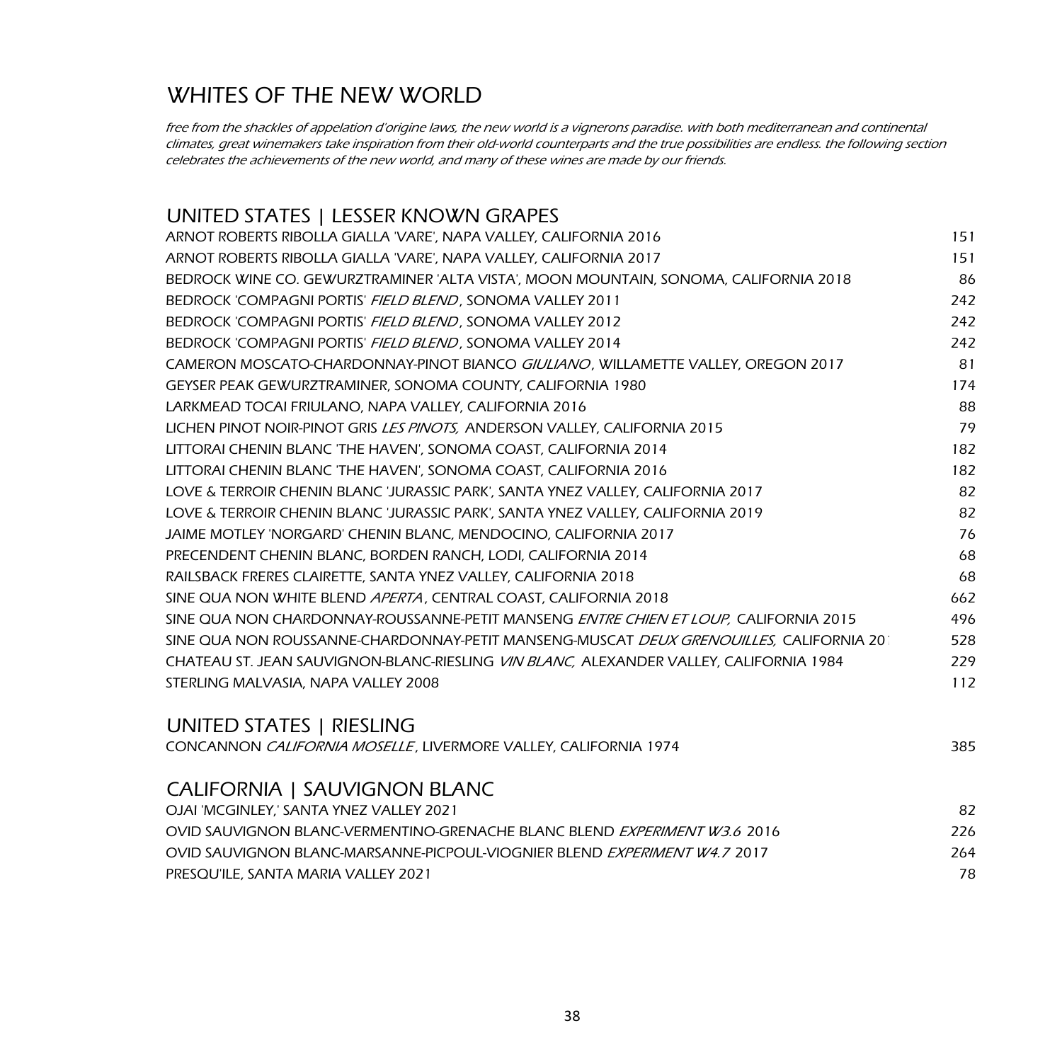# WHITES OF THE NEW WORLD

*free from the shackles of appelation d'origine laws, the new world is a vignerons paradise. with both mediterranean and continental climates, great winemakers take inspiration from their old-world counterparts and the true possibilities are endless. the following section celebrates the achievements of the new world, and many of these wines are made by our friends.*

## UNITED STATES | LESSER KNOWN GRAPES

| | |
|---|---|
| ARNOT ROBERTS RIBOLLA GIALLA 'VARE', NAPA VALLEY, CALIFORNIA 2016 | 151 |
| ARNOT ROBERTS RIBOLLA GIALLA 'VARE', NAPA VALLEY, CALIFORNIA 2017 | 151 |
| BEDROCK WINE CO. GEWURZTRAMINER 'ALTA VISTA', MOON MOUNTAIN, SONOMA, CALIFORNIA 2018 | 86 |
| BEDROCK 'COMPAGNI PORTIS' *FIELD BLEND*, SONOMA VALLEY 2011 | 242 |
| BEDROCK 'COMPAGNI PORTIS' *FIELD BLEND*, SONOMA VALLEY 2012 | 242 |
| BEDROCK 'COMPAGNI PORTIS' *FIELD BLEND*, SONOMA VALLEY 2014 | 242 |
| CAMERON MOSCATO-CHARDONNAY-PINOT BIANCO *GIULIANO*, WILLAMETTE VALLEY, OREGON 2017 | 81 |
| GEYSER PEAK GEWURZTRAMINER, SONOMA COUNTY, CALIFORNIA 1980 | 174 |
| LARKMEAD TOCAI FRIULANO, NAPA VALLEY, CALIFORNIA 2016 | 88 |
| LICHEN PINOT NOIR-PINOT GRIS *LES PINOTS,* ANDERSON VALLEY, CALIFORNIA 2015 | 79 |
| LITTORAI CHENIN BLANC 'THE HAVEN', SONOMA COAST, CALIFORNIA 2014 | 182 |
| LITTORAI CHENIN BLANC 'THE HAVEN', SONOMA COAST, CALIFORNIA 2016 | 182 |
| LOVE & TERROIR CHENIN BLANC 'JURASSIC PARK', SANTA YNEZ VALLEY, CALIFORNIA 2017 | 82 |
| LOVE & TERROIR CHENIN BLANC 'JURASSIC PARK', SANTA YNEZ VALLEY, CALIFORNIA 2019 | 82 |
| JAIME MOTLEY 'NORGARD' CHENIN BLANC, MENDOCINO, CALIFORNIA 2017 | 76 |
| PRECENDENT CHENIN BLANC, BORDEN RANCH, LODI, CALIFORNIA 2014 | 68 |
| RAILSBACK FRERES CLAIRETTE, SANTA YNEZ VALLEY, CALIFORNIA 2018 | 68 |
| SINE QUA NON WHITE BLEND *APERTA*, CENTRAL COAST, CALIFORNIA 2018 | 662 |
| SINE QUA NON CHARDONNAY-ROUSSANNE-PETIT MANSENG *ENTRE CHIEN ET LOUP,* CALIFORNIA 2015 | 496 |
| SINE QUA NON ROUSSANNE-CHARDONNAY-PETIT MANSENG-MUSCAT *DEUX GRENOUILLES,* CALIFORNIA 20 | 528 |
| CHATEAU ST. JEAN SAUVIGNON-BLANC-RIESLING *VIN BLANC,* ALEXANDER VALLEY, CALIFORNIA 1984 | 229 |
| STERLING MALVASIA, NAPA VALLEY 2008 | 112 |

## UNITED STATES | RIESLING

| | |
|---|---|
| CONCANNON *CALIFORNIA MOSELLE*, LIVERMORE VALLEY, CALIFORNIA 1974 | 385 |

## CALIFORNIA | SAUVIGNON BLANC

| | |
|---|---|
| OJAI 'MCGINLEY,' SANTA YNEZ VALLEY 2021 | 82 |
| OVID SAUVIGNON BLANC-VERMENTINO-GRENACHE BLANC BLEND *EXPERIMENT W3.6* 2016 | 226 |
| OVID SAUVIGNON BLANC-MARSANNE-PICPOUL-VIOGNIER BLEND *EXPERIMENT W4.7* 2017 | 264 |
| PRESQU'ILE, SANTA MARIA VALLEY 2021 | 78 |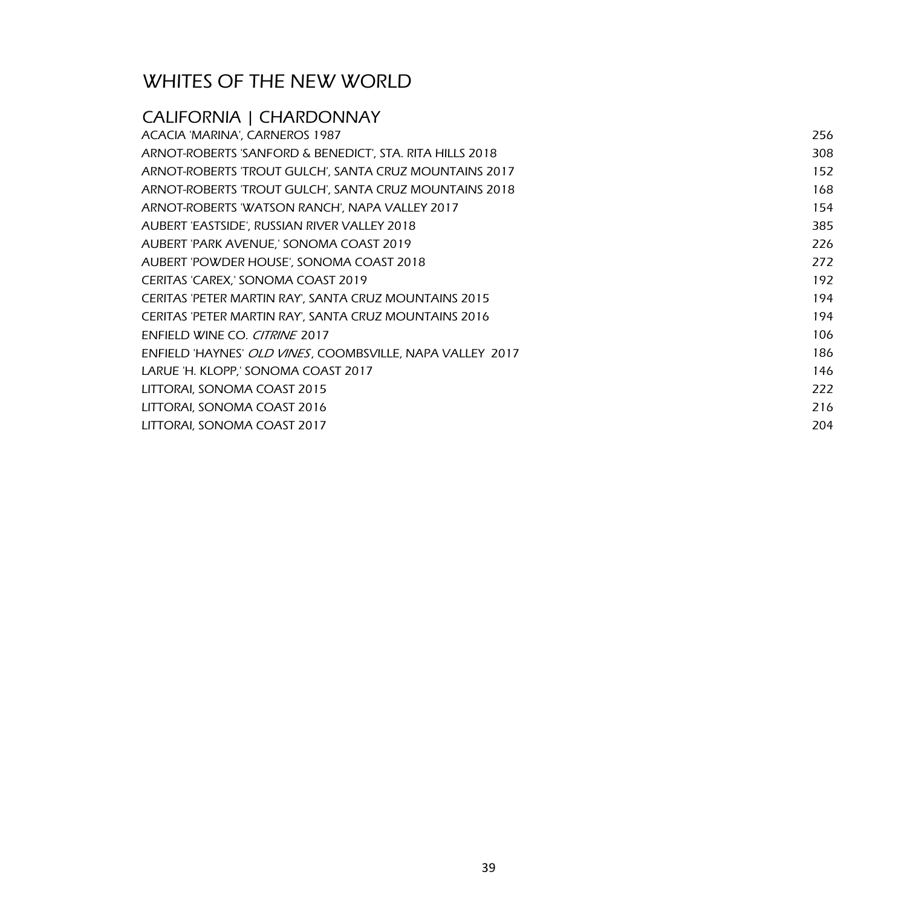# WHITES OF THE NEW WORLD

## CALIFORNIA | CHARDONNAY

| | |
|---|---|
| ACACIA 'MARINA', CARNEROS 1987 | 256 |
| ARNOT-ROBERTS 'SANFORD & BENEDICT', STA. RITA HILLS 2018 | 308 |
| ARNOT-ROBERTS 'TROUT GULCH', SANTA CRUZ MOUNTAINS 2017 | 152 |
| ARNOT-ROBERTS 'TROUT GULCH', SANTA CRUZ MOUNTAINS 2018 | 168 |
| ARNOT-ROBERTS 'WATSON RANCH', NAPA VALLEY 2017 | 154 |
| AUBERT 'EASTSIDE', RUSSIAN RIVER VALLEY 2018 | 385 |
| AUBERT 'PARK AVENUE,' SONOMA COAST 2019 | 226 |
| AUBERT 'POWDER HOUSE', SONOMA COAST 2018 | 272 |
| CERITAS 'CAREX,' SONOMA COAST 2019 | 192 |
| CERITAS 'PETER MARTIN RAY', SANTA CRUZ MOUNTAINS 2015 | 194 |
| CERITAS 'PETER MARTIN RAY', SANTA CRUZ MOUNTAINS 2016 | 194 |
| ENFIELD WINE CO. *CITRINE* 2017 | 106 |
| ENFIELD 'HAYNES' *OLD VINES*, COOMBSVILLE, NAPA VALLEY 2017 | 186 |
| LARUE 'H. KLOPP,' SONOMA COAST 2017 | 146 |
| LITTORAI, SONOMA COAST 2015 | 222 |
| LITTORAI, SONOMA COAST 2016 | 216 |
| LITTORAI, SONOMA COAST 2017 | 204 |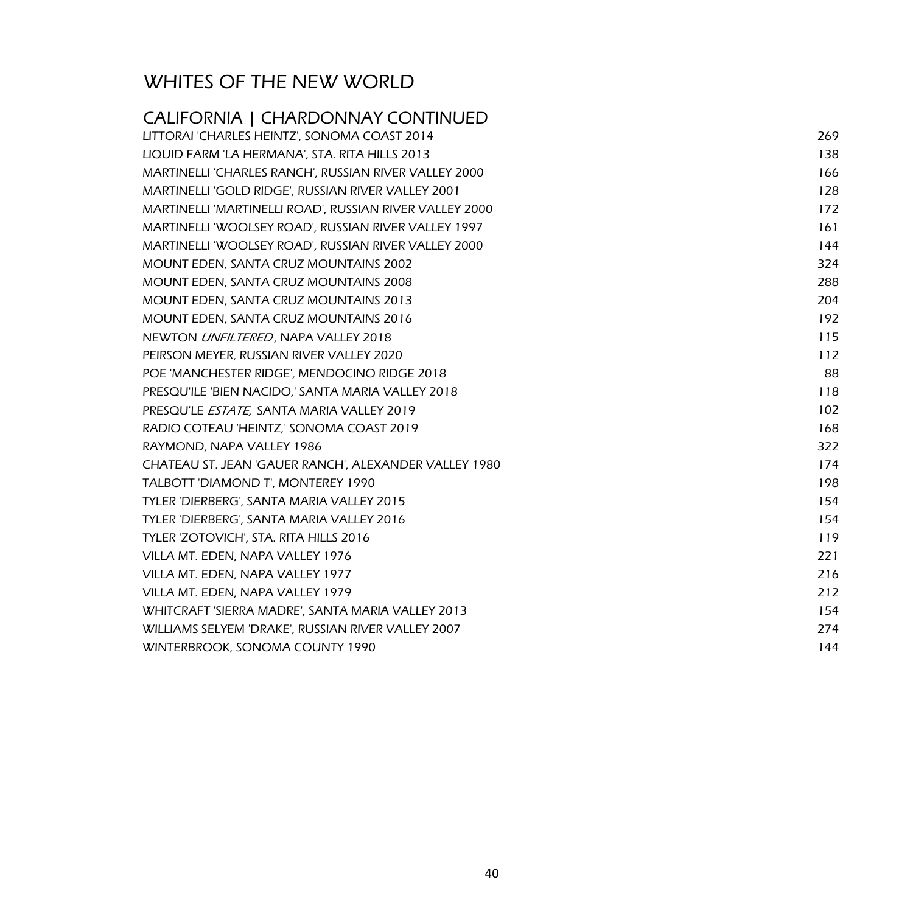# WHITES OF THE NEW WORLD

## CALIFORNIA | CHARDONNAY CONTINUED

| | |
|---|---|
| LITTORAI 'CHARLES HEINTZ', SONOMA COAST 2014 | 269 |
| LIQUID FARM 'LA HERMANA', STA. RITA HILLS 2013 | 138 |
| MARTINELLI 'CHARLES RANCH', RUSSIAN RIVER VALLEY 2000 | 166 |
| MARTINELLI 'GOLD RIDGE', RUSSIAN RIVER VALLEY 2001 | 128 |
| MARTINELLI 'MARTINELLI ROAD', RUSSIAN RIVER VALLEY 2000 | 172 |
| MARTINELLI 'WOOLSEY ROAD', RUSSIAN RIVER VALLEY 1997 | 161 |
| MARTINELLI 'WOOLSEY ROAD', RUSSIAN RIVER VALLEY 2000 | 144 |
| MOUNT EDEN, SANTA CRUZ MOUNTAINS 2002 | 324 |
| MOUNT EDEN, SANTA CRUZ MOUNTAINS 2008 | 288 |
| MOUNT EDEN, SANTA CRUZ MOUNTAINS 2013 | 204 |
| MOUNT EDEN, SANTA CRUZ MOUNTAINS 2016 | 192 |
| NEWTON *UNFILTERED*, NAPA VALLEY 2018 | 115 |
| PEIRSON MEYER, RUSSIAN RIVER VALLEY 2020 | 112 |
| POE 'MANCHESTER RIDGE', MENDOCINO RIDGE 2018 | 88 |
| PRESQU'ILE 'BIEN NACIDO,' SANTA MARIA VALLEY 2018 | 118 |
| PRESQU'LE *ESTATE,* SANTA MARIA VALLEY 2019 | 102 |
| RADIO COTEAU 'HEINTZ,' SONOMA COAST 2019 | 168 |
| RAYMOND, NAPA VALLEY 1986 | 322 |
| CHATEAU ST. JEAN 'GAUER RANCH', ALEXANDER VALLEY 1980 | 174 |
| TALBOTT 'DIAMOND T', MONTEREY 1990 | 198 |
| TYLER 'DIERBERG', SANTA MARIA VALLEY 2015 | 154 |
| TYLER 'DIERBERG', SANTA MARIA VALLEY 2016 | 154 |
| TYLER 'ZOTOVICH', STA. RITA HILLS 2016 | 119 |
| VILLA MT. EDEN, NAPA VALLEY 1976 | 221 |
| VILLA MT. EDEN, NAPA VALLEY 1977 | 216 |
| VILLA MT. EDEN, NAPA VALLEY 1979 | 212 |
| WHITCRAFT 'SIERRA MADRE', SANTA MARIA VALLEY 2013 | 154 |
| WILLIAMS SELYEM 'DRAKE', RUSSIAN RIVER VALLEY 2007 | 274 |
| WINTERBROOK, SONOMA COUNTY 1990 | 144 |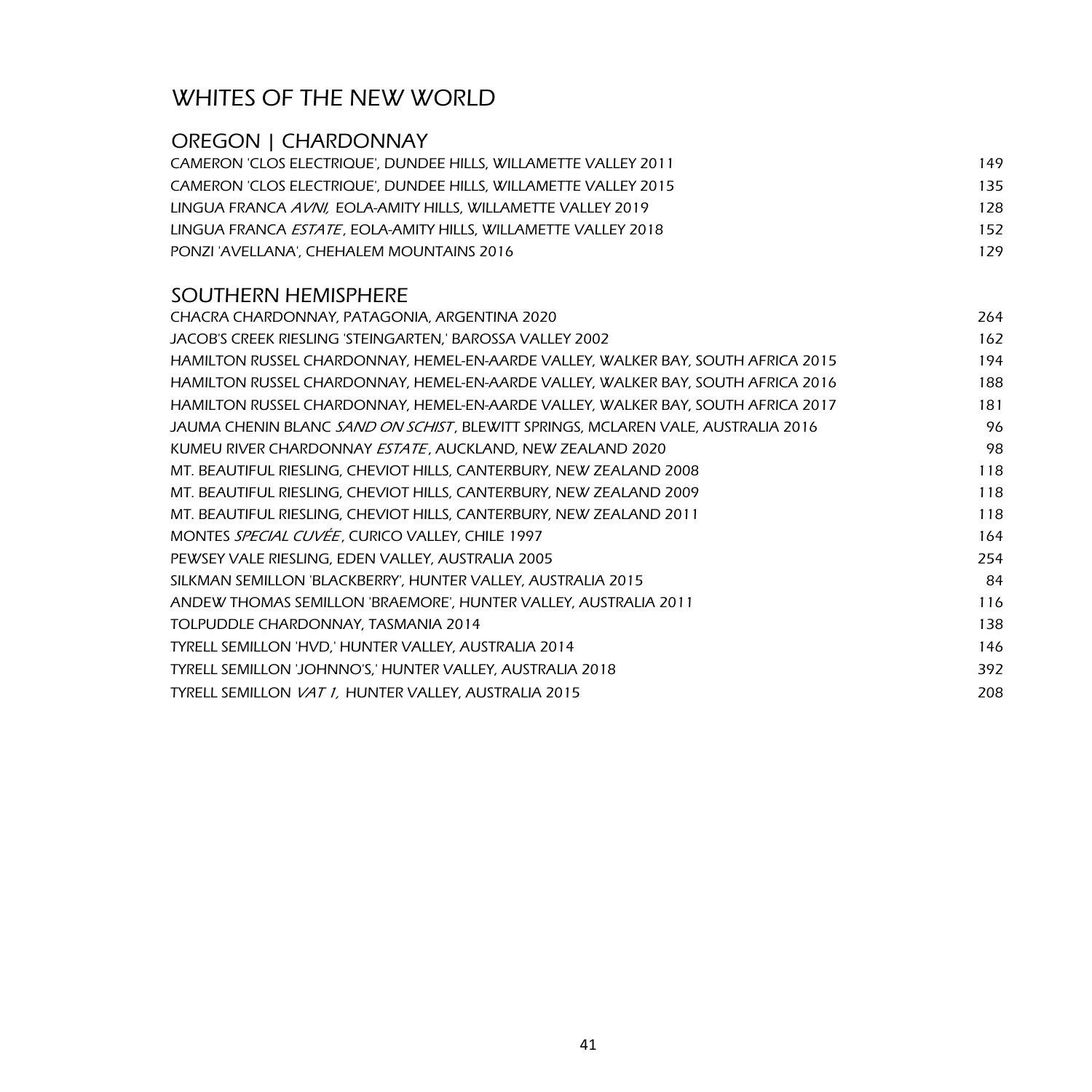# WHITES OF THE NEW WORLD

## OREGON | CHARDONNAY

| | |
|---|---|
| CAMERON 'CLOS ELECTRIQUE', DUNDEE HILLS, WILLAMETTE VALLEY 2011 | 149 |
| CAMERON 'CLOS ELECTRIQUE', DUNDEE HILLS, WILLAMETTE VALLEY 2015 | 135 |
| LINGUA FRANCA *AVNI,* EOLA-AMITY HILLS, WILLAMETTE VALLEY 2019 | 128 |
| LINGUA FRANCA *ESTATE*, EOLA-AMITY HILLS, WILLAMETTE VALLEY 2018 | 152 |
| PONZI 'AVELLANA', CHEHALEM MOUNTAINS 2016 | 129 |

## SOUTHERN HEMISPHERE

| | |
|---|---|
| CHACRA CHARDONNAY, PATAGONIA, ARGENTINA 2020 | 264 |
| JACOB'S CREEK RIESLING 'STEINGARTEN,' BAROSSA VALLEY 2002 | 162 |
| HAMILTON RUSSEL CHARDONNAY, HEMEL-EN-AARDE VALLEY, WALKER BAY, SOUTH AFRICA 2015 | 194 |
| HAMILTON RUSSEL CHARDONNAY, HEMEL-EN-AARDE VALLEY, WALKER BAY, SOUTH AFRICA 2016 | 188 |
| HAMILTON RUSSEL CHARDONNAY, HEMEL-EN-AARDE VALLEY, WALKER BAY, SOUTH AFRICA 2017 | 181 |
| JAUMA CHENIN BLANC *SAND ON SCHIST*, BLEWITT SPRINGS, MCLAREN VALE, AUSTRALIA 2016 | 96 |
| KUMEU RIVER CHARDONNAY *ESTATE*, AUCKLAND, NEW ZEALAND 2020 | 98 |
| MT. BEAUTIFUL RIESLING, CHEVIOT HILLS, CANTERBURY, NEW ZEALAND 2008 | 118 |
| MT. BEAUTIFUL RIESLING, CHEVIOT HILLS, CANTERBURY, NEW ZEALAND 2009 | 118 |
| MT. BEAUTIFUL RIESLING, CHEVIOT HILLS, CANTERBURY, NEW ZEALAND 2011 | 118 |
| MONTES *SPECIAL CUVÉE*, CURICO VALLEY, CHILE 1997 | 164 |
| PEWSEY VALE RIESLING, EDEN VALLEY, AUSTRALIA 2005 | 254 |
| SILKMAN SEMILLON 'BLACKBERRY', HUNTER VALLEY, AUSTRALIA 2015 | 84 |
| ANDEW THOMAS SEMILLON 'BRAEMORE', HUNTER VALLEY, AUSTRALIA 2011 | 116 |
| TOLPUDDLE CHARDONNAY, TASMANIA 2014 | 138 |
| TYRELL SEMILLON 'HVD,' HUNTER VALLEY, AUSTRALIA 2014 | 146 |
| TYRELL SEMILLON 'JOHNNO'S,' HUNTER VALLEY, AUSTRALIA 2018 | 392 |
| TYRELL SEMILLON *VAT 1,* HUNTER VALLEY, AUSTRALIA 2015 | 208 |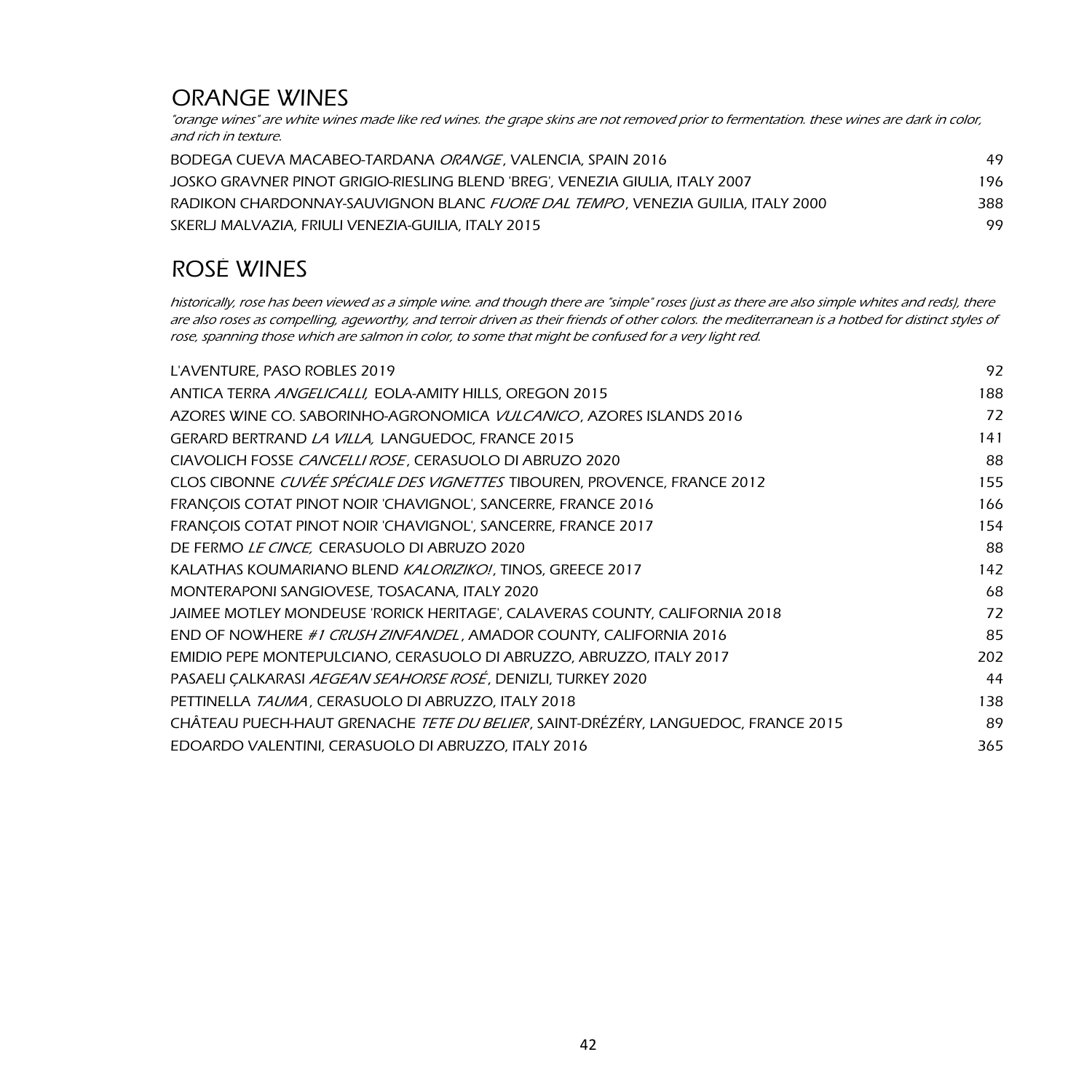## ORANGE WINES

*"orange wines" are white wines made like red wines. the grape skins are not removed prior to fermentation. these wines are dark in color, and rich in texture.*

| | |
|---|---|
| BODEGA CUEVA MACABEO-TARDANA *ORANGE*, VALENCIA, SPAIN 2016 | 49 |
| JOSKO GRAVNER PINOT GRIGIO-RIESLING BLEND 'BREG', VENEZIA GIULIA, ITALY 2007 | 196 |
| RADIKON CHARDONNAY-SAUVIGNON BLANC *FUORE DAL TEMPO*, VENEZIA GUILIA, ITALY 2000 | 388 |
| SKERLJ MALVAZIA, FRIULI VENEZIA-GUILIA, ITALY 2015 | 99 |

## ROSÉ WINES

*historically, rose has been viewed as a simple wine. and though there are "simple" roses (just as there are also simple whites and reds), there are also roses as compelling, ageworthy, and terroir driven as their friends of other colors. the mediterranean is a hotbed for distinct styles of rose, spanning those which are salmon in color, to some that might be confused for a very light red.*

| | |
|---|---|
| L'AVENTURE, PASO ROBLES 2019 | 92 |
| ANTICA TERRA *ANGELICALLI,* EOLA-AMITY HILLS, OREGON 2015 | 188 |
| AZORES WINE CO. SABORINHO-AGRONOMICA *VULCANICO*, AZORES ISLANDS 2016 | 72 |
| GERARD BERTRAND *LA VILLA,* LANGUEDOC, FRANCE 2015 | 141 |
| CIAVOLICH FOSSE *CANCELLI ROSE*, CERASUOLO DI ABRUZO 2020 | 88 |
| CLOS CIBONNE *CUVÉE SPÉCIALE DES VIGNETTES* TIBOUREN, PROVENCE, FRANCE 2012 | 155 |
| FRANÇOIS COTAT PINOT NOIR 'CHAVIGNOL', SANCERRE, FRANCE 2016 | 166 |
| FRANÇOIS COTAT PINOT NOIR 'CHAVIGNOL', SANCERRE, FRANCE 2017 | 154 |
| DE FERMO *LE CINCE,* CERASUOLO DI ABRUZO 2020 | 88 |
| KALATHAS KOUMARIANO BLEND *KALORIZIKO!*, TINOS, GREECE 2017 | 142 |
| MONTERAPONI SANGIOVESE, TOSACANA, ITALY 2020 | 68 |
| JAIMEE MOTLEY MONDEUSE 'RORICK HERITAGE', CALAVERAS COUNTY, CALIFORNIA 2018 | 72 |
| END OF NOWHERE *#1 CRUSH ZINFANDEL*, AMADOR COUNTY, CALIFORNIA 2016 | 85 |
| EMIDIO PEPE MONTEPULCIANO, CERASUOLO DI ABRUZZO, ABRUZZO, ITALY 2017 | 202 |
| PASAELI ÇALKARASI *AEGEAN SEAHORSE ROSÉ*, DENIZLI, TURKEY 2020 | 44 |
| PETTINELLA *TAUMA*, CERASUOLO DI ABRUZZO, ITALY 2018 | 138 |
| CHÂTEAU PUECH-HAUT GRENACHE *TETE DU BELIER*, SAINT-DRÉZÉRY, LANGUEDOC, FRANCE 2015 | 89 |
| EDOARDO VALENTINI, CERASUOLO DI ABRUZZO, ITALY 2016 | 365 |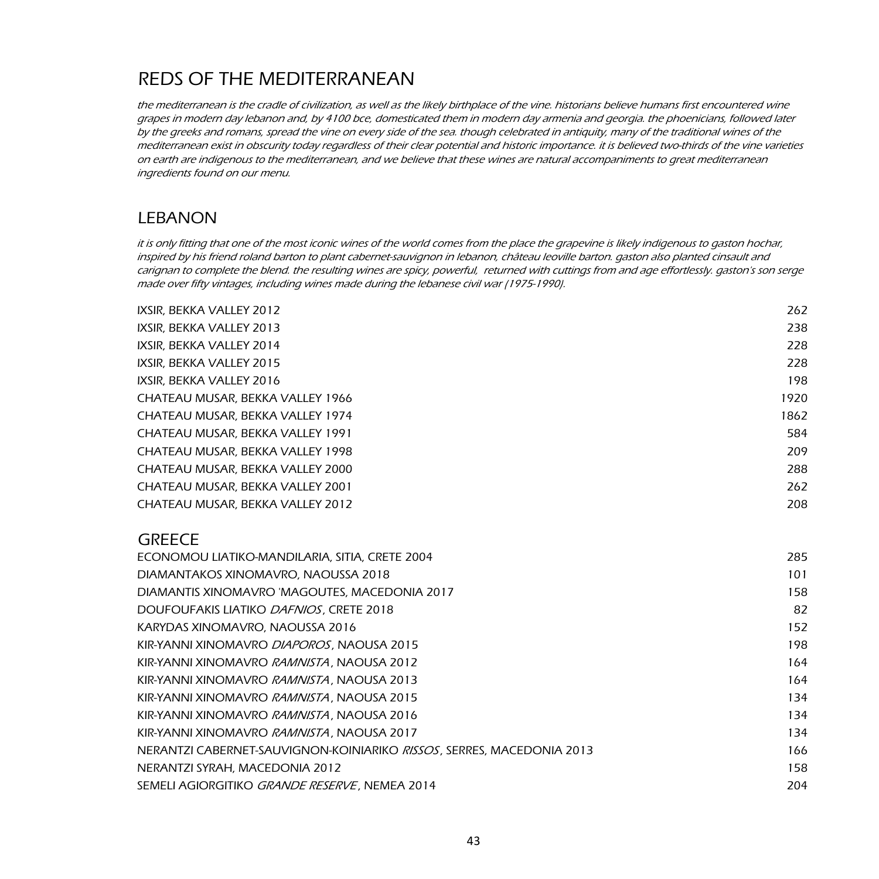# REDS OF THE MEDITERRANEAN

*the mediterranean is the cradle of civilization, as well as the likely birthplace of the vine. historians believe humans first encountered wine grapes in modern day lebanon and, by 4100 bce, domesticated them in modern day armenia and georgia. the phoenicians, followed later by the greeks and romans, spread the vine on every side of the sea. though celebrated in antiquity, many of the traditional wines of the mediterranean exist in obscurity today regardless of their clear potential and historic importance. it is believed two-thirds of the vine varieties on earth are indigenous to the mediterranean, and we believe that these wines are natural accompaniments to great mediterranean ingredients found on our menu.*

## LEBANON

*it is only fitting that one of the most iconic wines of the world comes from the place the grapevine is likely indigenous to gaston hochar, inspired by his friend roland barton to plant cabernet-sauvignon in lebanon, château leoville barton. gaston also planted cinsault and carignan to complete the blend. the resulting wines are spicy, powerful, returned with cuttings from and age effortlessly. gaston's son serge made over fifty vintages, including wines made during the lebanese civil war (1975-1990).*

| | |
|---|---|
| IXSIR, BEKKA VALLEY 2012 | 262 |
| IXSIR, BEKKA VALLEY 2013 | 238 |
| IXSIR, BEKKA VALLEY 2014 | 228 |
| IXSIR, BEKKA VALLEY 2015 | 228 |
| IXSIR, BEKKA VALLEY 2016 | 198 |
| CHATEAU MUSAR, BEKKA VALLEY 1966 | 1920 |
| CHATEAU MUSAR, BEKKA VALLEY 1974 | 1862 |
| CHATEAU MUSAR, BEKKA VALLEY 1991 | 584 |
| CHATEAU MUSAR, BEKKA VALLEY 1998 | 209 |
| CHATEAU MUSAR, BEKKA VALLEY 2000 | 288 |
| CHATEAU MUSAR, BEKKA VALLEY 2001 | 262 |
| CHATEAU MUSAR, BEKKA VALLEY 2012 | 208 |

## GREECE

| | |
|---|---|
| ECONOMOU LIATIKO-MANDILARIA, SITIA, CRETE 2004 | 285 |
| DIAMANTAKOS XINOMAVRO, NAOUSSA 2018 | 101 |
| DIAMANTIS XINOMAVRO 'MAGOUTES, MACEDONIA 2017 | 158 |
| DOUFOUFAKIS LIATIKO *DAFNIOS*, CRETE 2018 | 82 |
| KARYDAS XINOMAVRO, NAOUSSA 2016 | 152 |
| KIR-YANNI XINOMAVRO *DIAPOROS*, NAOUSA 2015 | 198 |
| KIR-YANNI XINOMAVRO *RAMNISTA*, NAOUSA 2012 | 164 |
| KIR-YANNI XINOMAVRO *RAMNISTA*, NAOUSA 2013 | 164 |
| KIR-YANNI XINOMAVRO *RAMNISTA*, NAOUSA 2015 | 134 |
| KIR-YANNI XINOMAVRO *RAMNISTA*, NAOUSA 2016 | 134 |
| KIR-YANNI XINOMAVRO *RAMNISTA*, NAOUSA 2017 | 134 |
| NERANTZI CABERNET-SAUVIGNON-KOINIARIKO *RISSOS*, SERRES, MACEDONIA 2013 | 166 |
| NERANTZI SYRAH, MACEDONIA 2012 | 158 |
| SEMELI AGIORGITIKO *GRANDE RESERVE*, NEMEA 2014 | 204 |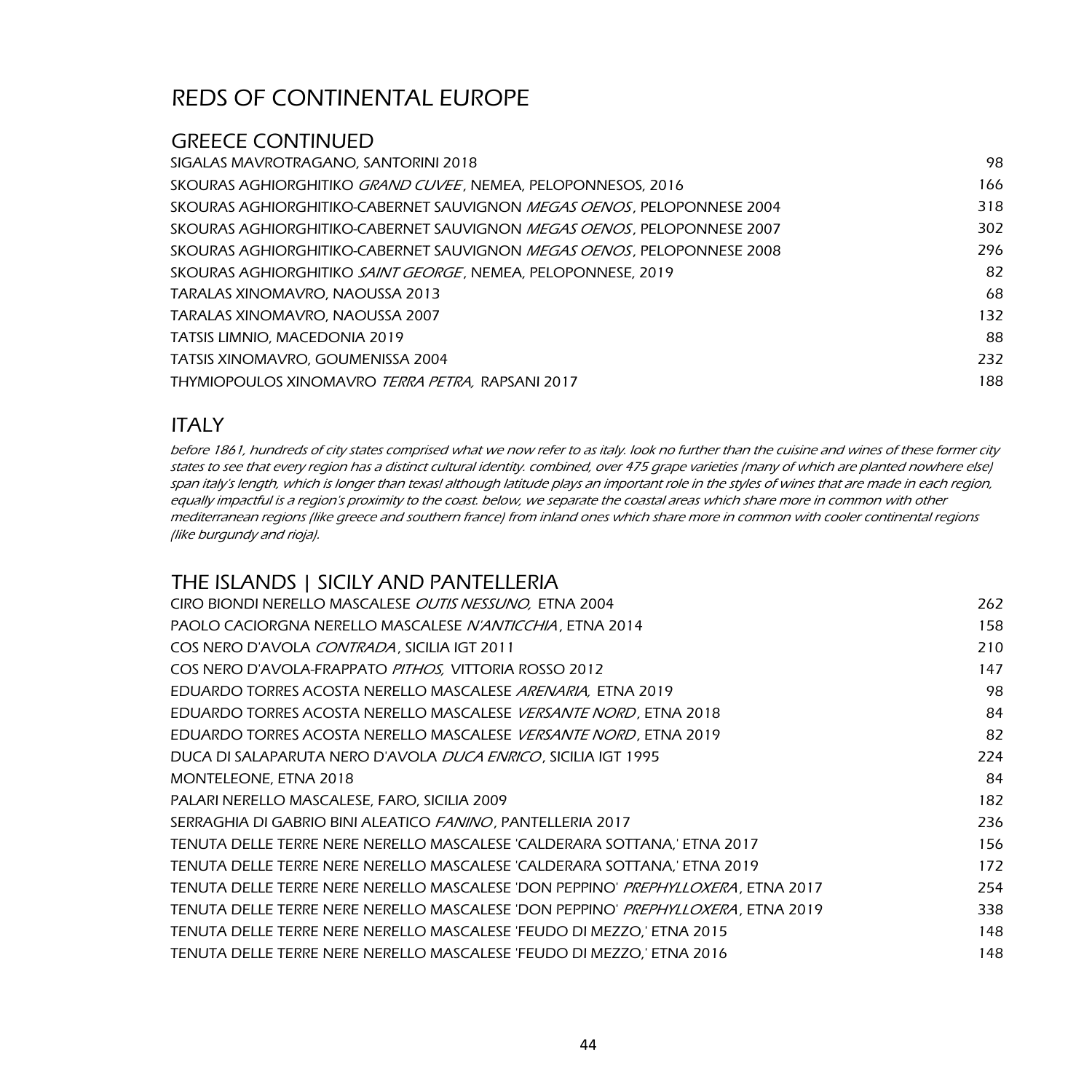# REDS OF CONTINENTAL EUROPE

## GREECE CONTINUED

| | |
|---|---|
| SIGALAS MAVROTRAGANO, SANTORINI 2018 | 98 |
| SKOURAS AGHIORGHITIKO *GRAND CUVEE*, NEMEA, PELOPONNESOS, 2016 | 166 |
| SKOURAS AGHIORGHITIKO-CABERNET SAUVIGNON *MEGAS OENOS*, PELOPONNESE 2004 | 318 |
| SKOURAS AGHIORGHITIKO-CABERNET SAUVIGNON *MEGAS OENOS*, PELOPONNESE 2007 | 302 |
| SKOURAS AGHIORGHITIKO-CABERNET SAUVIGNON *MEGAS OENOS*, PELOPONNESE 2008 | 296 |
| SKOURAS AGHIORGHITIKO *SAINT GEORGE*, NEMEA, PELOPONNESE, 2019 | 82 |
| TARALAS XINOMAVRO, NAOUSSA 2013 | 68 |
| TARALAS XINOMAVRO, NAOUSSA 2007 | 132 |
| TATSIS LIMNIO, MACEDONIA 2019 | 88 |
| TATSIS XINOMAVRO, GOUMENISSA 2004 | 232 |
| THYMIOPOULOS XINOMAVRO *TERRA PETRA,* RAPSANI 2017 | 188 |

## ITALY

*before 1861, hundreds of city states comprised what we now refer to as italy. look no further than the cuisine and wines of these former city states to see that every region has a distinct cultural identity. combined, over 475 grape varieties (many of which are planted nowhere else) span italy's length, which is longer than texas! although latitude plays an important role in the styles of wines that are made in each region, equally impactful is a region's proximity to the coast. below, we separate the coastal areas which share more in common with other mediterranean regions (like greece and southern france) from inland ones which share more in common with cooler continental regions (like burgundy and rioja).*

## THE ISLANDS | SICILY AND PANTELLERIA

| | |
|---|---|
| CIRO BIONDI NERELLO MASCALESE *OUTIS NESSUNO,* ETNA 2004 | 262 |
| PAOLO CACIORGNA NERELLO MASCALESE *N'ANTICCHIA*, ETNA 2014 | 158 |
| COS NERO D'AVOLA *CONTRADA*, SICILIA IGT 2011 | 210 |
| COS NERO D'AVOLA-FRAPPATO *PITHOS,* VITTORIA ROSSO 2012 | 147 |
| EDUARDO TORRES ACOSTA NERELLO MASCALESE *ARENARIA,* ETNA 2019 | 98 |
| EDUARDO TORRES ACOSTA NERELLO MASCALESE *VERSANTE NORD*, ETNA 2018 | 84 |
| EDUARDO TORRES ACOSTA NERELLO MASCALESE *VERSANTE NORD*, ETNA 2019 | 82 |
| DUCA DI SALAPARUTA NERO D'AVOLA *DUCA ENRICO*, SICILIA IGT 1995 | 224 |
| MONTELEONE, ETNA 2018 | 84 |
| PALARI NERELLO MASCALESE, FARO, SICILIA 2009 | 182 |
| SERRAGHIA DI GABRIO BINI ALEATICO *FANINO*, PANTELLERIA 2017 | 236 |
| TENUTA DELLE TERRE NERE NERELLO MASCALESE 'CALDERARA SOTTANA,' ETNA 2017 | 156 |
| TENUTA DELLE TERRE NERE NERELLO MASCALESE 'CALDERARA SOTTANA,' ETNA 2019 | 172 |
| TENUTA DELLE TERRE NERE NERELLO MASCALESE 'DON PEPPINO' *PREPHYLLOXERA*, ETNA 2017 | 254 |
| TENUTA DELLE TERRE NERE NERELLO MASCALESE 'DON PEPPINO' *PREPHYLLOXERA*, ETNA 2019 | 338 |
| TENUTA DELLE TERRE NERE NERELLO MASCALESE 'FEUDO DI MEZZO,' ETNA 2015 | 148 |
| TENUTA DELLE TERRE NERE NERELLO MASCALESE 'FEUDO DI MEZZO,' ETNA 2016 | 148 |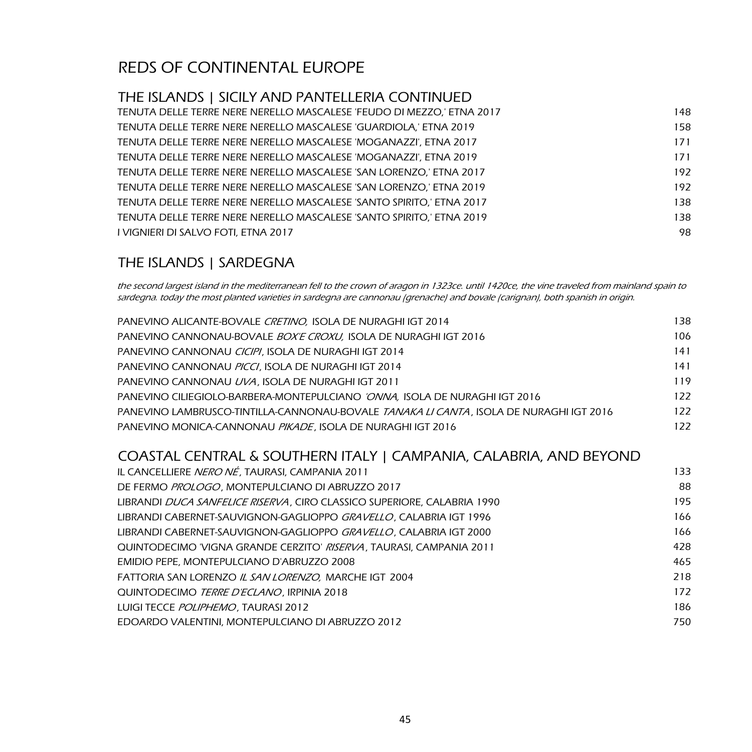# REDS OF CONTINENTAL EUROPE

## THE ISLANDS | SICILY AND PANTELLERIA CONTINUED

| | |
|---|---|
| TENUTA DELLE TERRE NERE NERELLO MASCALESE 'FEUDO DI MEZZO,' ETNA 2017 | 148 |
| TENUTA DELLE TERRE NERE NERELLO MASCALESE 'GUARDIOLA,' ETNA 2019 | 158 |
| TENUTA DELLE TERRE NERE NERELLO MASCALESE 'MOGANAZZI', ETNA 2017 | 171 |
| TENUTA DELLE TERRE NERE NERELLO MASCALESE 'MOGANAZZI', ETNA 2019 | 171 |
| TENUTA DELLE TERRE NERE NERELLO MASCALESE 'SAN LORENZO,' ETNA 2017 | 192 |
| TENUTA DELLE TERRE NERE NERELLO MASCALESE 'SAN LORENZO,' ETNA 2019 | 192 |
| TENUTA DELLE TERRE NERE NERELLO MASCALESE 'SANTO SPIRITO,' ETNA 2017 | 138 |
| TENUTA DELLE TERRE NERE NERELLO MASCALESE 'SANTO SPIRITO,' ETNA 2019 | 138 |
| I VIGNIERI DI SALVO FOTI, ETNA 2017 | 98 |

## THE ISLANDS | SARDEGNA

*the second largest island in the mediterranean fell to the crown of aragon in 1323ce. until 1420ce, the vine traveled from mainland spain to sardegna. today the most planted varieties in sardegna are cannonau (grenache) and bovale (carignan), both spanish in origin.*

| | |
|---|---|
| PANEVINO ALICANTE-BOVALE *CRETINO,* ISOLA DE NURAGHI IGT 2014 | 138 |
| PANEVINO CANNONAU-BOVALE *BOX'E CROXU,* ISOLA DE NURAGHI IGT 2016 | 106 |
| PANEVINO CANNONAU *CICIPI*, ISOLA DE NURAGHI IGT 2014 | 141 |
| PANEVINO CANNONAU *PICCI*, ISOLA DE NURAGHI IGT 2014 | 141 |
| PANEVINO CANNONAU *UVA*, ISOLA DE NURAGHI IGT 2011 | 119 |
| PANEVINO CILIEGIOLO-BARBERA-MONTEPULCIANO *'ONNA,* ISOLA DE NURAGHI IGT 2016 | 122 |
| PANEVINO LAMBRUSCO-TINTILLA-CANNONAU-BOVALE *TANAKA LI CANTA*, ISOLA DE NURAGHI IGT 2016 | 122 |
| PANEVINO MONICA-CANNONAU *PIKADE*, ISOLA DE NURAGHI IGT 2016 | 122 |

## COASTAL CENTRAL & SOUTHERN ITALY | CAMPANIA, CALABRIA, AND BEYOND

| | |
|---|---|
| IL CANCELLIERE *NERO NÉ*, TAURASI, CAMPANIA 2011 | 133 |
| DE FERMO *PROLOGO*, MONTEPULCIANO DI ABRUZZO 2017 | 88 |
| LIBRANDI *DUCA SANFELICE RISERVA*, CIRO CLASSICO SUPERIORE, CALABRIA 1990 | 195 |
| LIBRANDI CABERNET-SAUVIGNON-GAGLIOPPO *GRAVELLO*, CALABRIA IGT 1996 | 166 |
| LIBRANDI CABERNET-SAUVIGNON-GAGLIOPPO *GRAVELLO*, CALABRIA IGT 2000 | 166 |
| QUINTODECIMO 'VIGNA GRANDE CERZITO' *RISERVA*, TAURASI, CAMPANIA 2011 | 428 |
| EMIDIO PEPE, MONTEPULCIANO D'ABRUZZO 2008 | 465 |
| FATTORIA SAN LORENZO *IL SAN LORENZO,* MARCHE IGT 2004 | 218 |
| QUINTODECIMO *TERRE D'ECLANO*, IRPINIA 2018 | 172 |
| LUIGI TECCE *POLIPHEMO*, TAURASI 2012 | 186 |
| EDOARDO VALENTINI, MONTEPULCIANO DI ABRUZZO 2012 | 750 |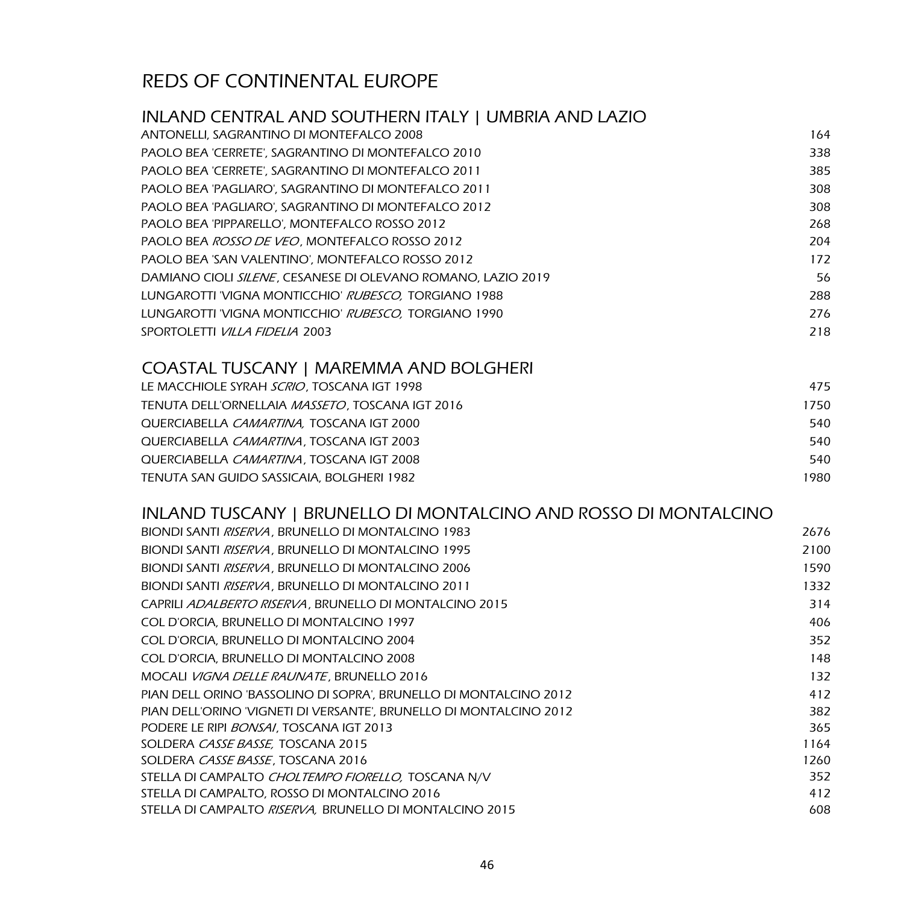# REDS OF CONTINENTAL EUROPE

## INLAND CENTRAL AND SOUTHERN ITALY | UMBRIA AND LAZIO

| | |
|---|---|
| ANTONELLI, SAGRANTINO DI MONTEFALCO 2008 | 164 |
| PAOLO BEA 'CERRETE', SAGRANTINO DI MONTEFALCO 2010 | 338 |
| PAOLO BEA 'CERRETE', SAGRANTINO DI MONTEFALCO 2011 | 385 |
| PAOLO BEA 'PAGLIARO', SAGRANTINO DI MONTEFALCO 2011 | 308 |
| PAOLO BEA 'PAGLIARO', SAGRANTINO DI MONTEFALCO 2012 | 308 |
| PAOLO BEA 'PIPPARELLO', MONTEFALCO ROSSO 2012 | 268 |
| PAOLO BEA *ROSSO DE VEO*, MONTEFALCO ROSSO 2012 | 204 |
| PAOLO BEA 'SAN VALENTINO', MONTEFALCO ROSSO 2012 | 172 |
| DAMIANO CIOLI *SILENE*, CESANESE DI OLEVANO ROMANO, LAZIO 2019 | 56 |
| LUNGAROTTI 'VIGNA MONTICCHIO' *RUBESCO,* TORGIANO 1988 | 288 |
| LUNGAROTTI 'VIGNA MONTICCHIO' *RUBESCO,* TORGIANO 1990 | 276 |
| SPORTOLETTI *VILLA FIDELIA* 2003 | 218 |

## COASTAL TUSCANY | MAREMMA AND BOLGHERI

| | |
|---|---|
| LE MACCHIOLE SYRAH *SCRIO*, TOSCANA IGT 1998 | 475 |
| TENUTA DELL'ORNELLAIA *MASSETO*, TOSCANA IGT 2016 | 1750 |
| QUERCIABELLA *CAMARTINA,* TOSCANA IGT 2000 | 540 |
| QUERCIABELLA *CAMARTINA*, TOSCANA IGT 2003 | 540 |
| QUERCIABELLA *CAMARTINA*, TOSCANA IGT 2008 | 540 |
| TENUTA SAN GUIDO SASSICAIA, BOLGHERI 1982 | 1980 |

## INLAND TUSCANY | BRUNELLO DI MONTALCINO AND ROSSO DI MONTALCINO

| | |
|---|---|
| BIONDI SANTI *RISERVA*, BRUNELLO DI MONTALCINO 1983 | 2676 |
| BIONDI SANTI *RISERVA*, BRUNELLO DI MONTALCINO 1995 | 2100 |
| BIONDI SANTI *RISERVA*, BRUNELLO DI MONTALCINO 2006 | 1590 |
| BIONDI SANTI *RISERVA*, BRUNELLO DI MONTALCINO 2011 | 1332 |
| CAPRILI *ADALBERTO RISERVA*, BRUNELLO DI MONTALCINO 2015 | 314 |
| COL D'ORCIA, BRUNELLO DI MONTALCINO 1997 | 406 |
| COL D'ORCIA, BRUNELLO DI MONTALCINO 2004 | 352 |
| COL D'ORCIA, BRUNELLO DI MONTALCINO 2008 | 148 |
| MOCALI *VIGNA DELLE RAUNATE*, BRUNELLO 2016 | 132 |
| PIAN DELL ORINO 'BASSOLINO DI SOPRA', BRUNELLO DI MONTALCINO 2012 | 412 |
| PIAN DELL'ORINO 'VIGNETI DI VERSANTE', BRUNELLO DI MONTALCINO 2012 | 382 |
| PODERE LE RIPI *BONSAI*, TOSCANA IGT 2013 | 365 |
| SOLDERA *CASSE BASSE,* TOSCANA 2015 | 1164 |
| SOLDERA *CASSE BASSE*, TOSCANA 2016 | 1260 |
| STELLA DI CAMPALTO *CHOLTEMPO FIORELLO,* TOSCANA N/V | 352 |
| STELLA DI CAMPALTO, ROSSO DI MONTALCINO 2016 | 412 |
| STELLA DI CAMPALTO *RISERVA,* BRUNELLO DI MONTALCINO 2015 | 608 |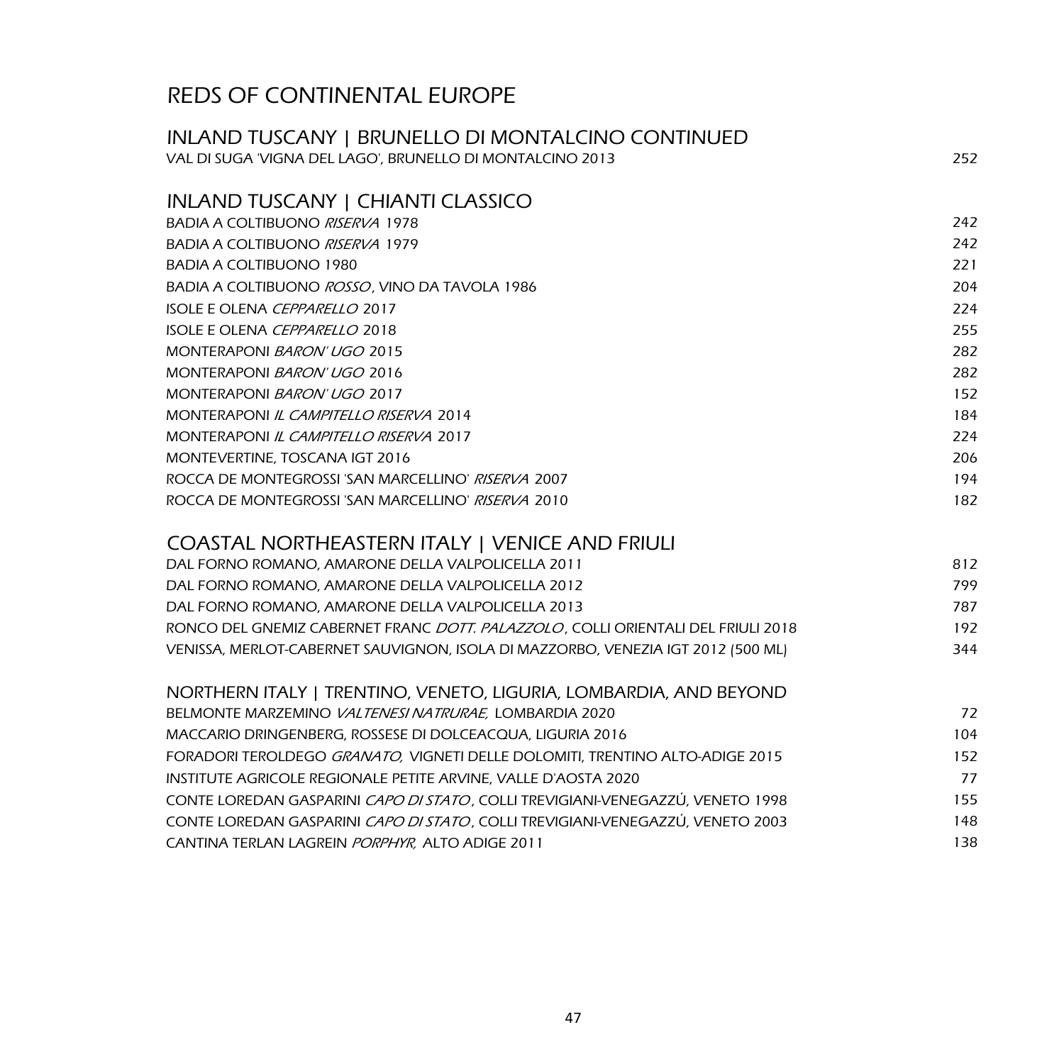# REDS OF CONTINENTAL EUROPE

## INLAND TUSCANY | BRUNELLO DI MONTALCINO CONTINUED

| | |
|---|---|
| VAL DI SUGA 'VIGNA DEL LAGO', BRUNELLO DI MONTALCINO 2013 | 252 |

## INLAND TUSCANY | CHIANTI CLASSICO

| | |
|---|---|
| BADIA A COLTIBUONO *RISERVA* 1978 | 242 |
| BADIA A COLTIBUONO *RISERVA* 1979 | 242 |
| BADIA A COLTIBUONO 1980 | 221 |
| BADIA A COLTIBUONO *ROSSO*, VINO DA TAVOLA 1986 | 204 |
| ISOLE E OLENA *CEPPARELLO* 2017 | 224 |
| ISOLE E OLENA *CEPPARELLO* 2018 | 255 |
| MONTERAPONI *BARON' UGO* 2015 | 282 |
| MONTERAPONI *BARON' UGO* 2016 | 282 |
| MONTERAPONI *BARON' UGO* 2017 | 152 |
| MONTERAPONI *IL CAMPITELLO RISERVA* 2014 | 184 |
| MONTERAPONI *IL CAMPITELLO RISERVA* 2017 | 224 |
| MONTEVERTINE, TOSCANA IGT 2016 | 206 |
| ROCCA DE MONTEGROSSI 'SAN MARCELLINO' *RISERVA* 2007 | 194 |
| ROCCA DE MONTEGROSSI 'SAN MARCELLINO' *RISERVA* 2010 | 182 |

## COASTAL NORTHEASTERN ITALY | VENICE AND FRIULI

| | |
|---|---|
| DAL FORNO ROMANO, AMARONE DELLA VALPOLICELLA 2011 | 812 |
| DAL FORNO ROMANO, AMARONE DELLA VALPOLICELLA 2012 | 799 |
| DAL FORNO ROMANO, AMARONE DELLA VALPOLICELLA 2013 | 787 |
| RONCO DEL GNEMIZ CABERNET FRANC *DOTT. PALAZZOLO*, COLLI ORIENTALI DEL FRIULI 2018 | 192 |
| VENISSA, MERLOT-CABERNET SAUVIGNON, ISOLA DI MAZZORBO, VENEZIA IGT 2012 (500 ML) | 344 |

## NORTHERN ITALY | TRENTINO, VENETO, LIGURIA, LOMBARDIA, AND BEYOND

| | |
|---|---|
| BELMONTE MARZEMINO *VALTENESI NATRURAE,* LOMBARDIA 2020 | 72 |
| MACCARIO DRINGENBERG, ROSSESE DI DOLCEACQUA, LIGURIA 2016 | 104 |
| FORADORI TEROLDEGO *GRANATO,* VIGNETI DELLE DOLOMITI, TRENTINO ALTO-ADIGE 2015 | 152 |
| INSTITUTE AGRICOLE REGIONALE PETITE ARVINE, VALLE D'AOSTA 2020 | 77 |
| CONTE LOREDAN GASPARINI *CAPO DI STATO*, COLLI TREVIGIANI-VENEGAZZÚ, VENETO 1998 | 155 |
| CONTE LOREDAN GASPARINI *CAPO DI STATO*, COLLI TREVIGIANI-VENEGAZZÚ, VENETO 2003 | 148 |
| CANTINA TERLAN LAGREIN *PORPHYR,* ALTO ADIGE 2011 | 138 |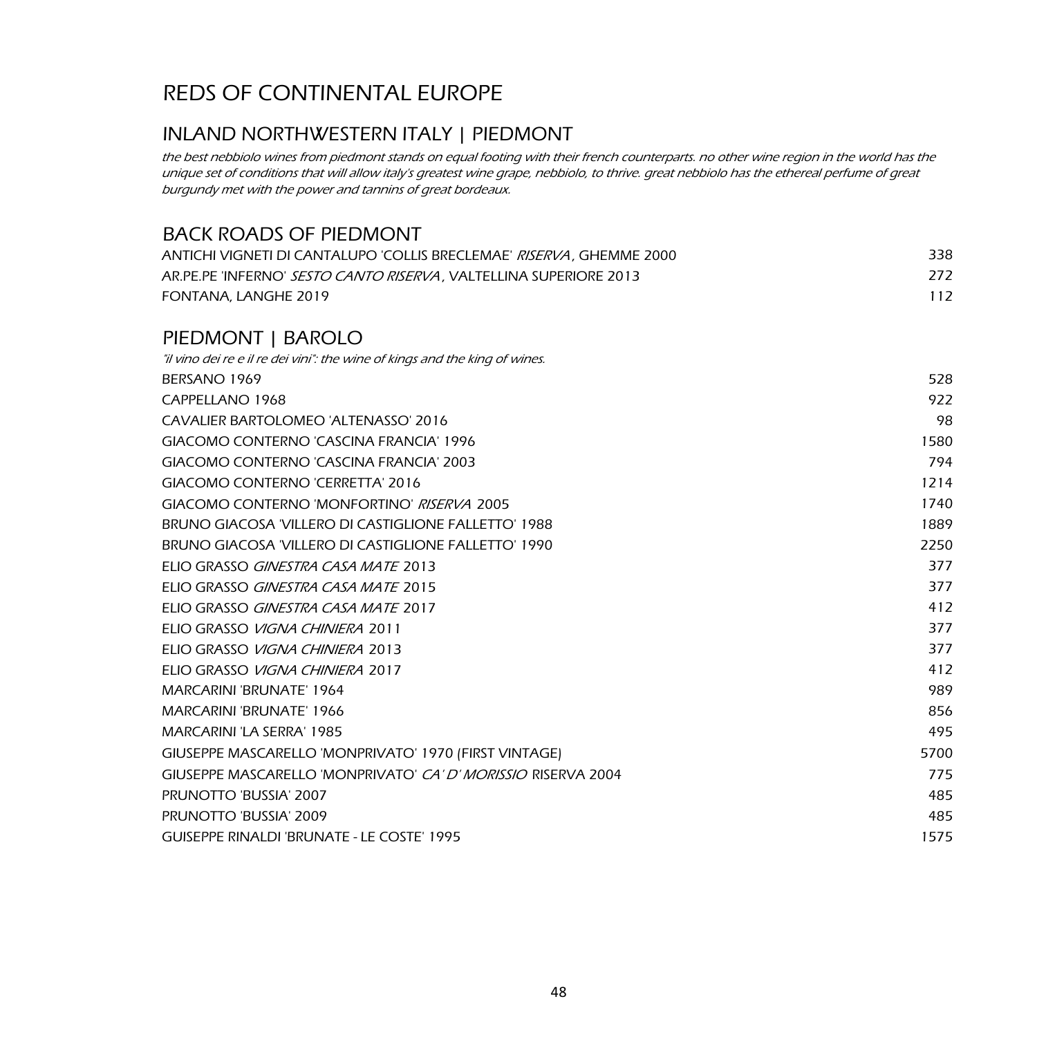# REDS OF CONTINENTAL EUROPE

## INLAND NORTHWESTERN ITALY | PIEDMONT

*the best nebbiolo wines from piedmont stands on equal footing with their french counterparts. no other wine region in the world has the unique set of conditions that will allow italy's greatest wine grape, nebbiolo, to thrive. great nebbiolo has the ethereal perfume of great burgundy met with the power and tannins of great bordeaux.*

## BACK ROADS OF PIEDMONT

| | |
|---|---|
| ANTICHI VIGNETI DI CANTALUPO 'COLLIS BRECLEMAE' *RISERVA*, GHEMME 2000 | 338 |
| AR.PE.PE 'INFERNO' *SESTO CANTO RISERVA*, VALTELLINA SUPERIORE 2013 | 272 |
| FONTANA, LANGHE 2019 | 112 |

## PIEDMONT | BAROLO

*"il vino dei re e il re dei vini": the wine of kings and the king of wines.*

| | |
|---|---|
| BERSANO 1969 | 528 |
| CAPPELLANO 1968 | 922 |
| CAVALIER BARTOLOMEO 'ALTENASSO' 2016 | 98 |
| GIACOMO CONTERNO 'CASCINA FRANCIA' 1996 | 1580 |
| GIACOMO CONTERNO 'CASCINA FRANCIA' 2003 | 794 |
| GIACOMO CONTERNO 'CERRETTA' 2016 | 1214 |
| GIACOMO CONTERNO 'MONFORTINO' *RISERVA* 2005 | 1740 |
| BRUNO GIACOSA 'VILLERO DI CASTIGLIONE FALLETTO' 1988 | 1889 |
| BRUNO GIACOSA 'VILLERO DI CASTIGLIONE FALLETTO' 1990 | 2250 |
| ELIO GRASSO *GINESTRA CASA MATE* 2013 | 377 |
| ELIO GRASSO *GINESTRA CASA MATE* 2015 | 377 |
| ELIO GRASSO *GINESTRA CASA MATE* 2017 | 412 |
| ELIO GRASSO *VIGNA CHINIERA* 2011 | 377 |
| ELIO GRASSO *VIGNA CHINIERA* 2013 | 377 |
| ELIO GRASSO *VIGNA CHINIERA* 2017 | 412 |
| MARCARINI 'BRUNATE' 1964 | 989 |
| MARCARINI 'BRUNATE' 1966 | 856 |
| MARCARINI 'LA SERRA' 1985 | 495 |
| GIUSEPPE MASCARELLO 'MONPRIVATO' 1970 (FIRST VINTAGE) | 5700 |
| GIUSEPPE MASCARELLO 'MONPRIVATO' *CA' D' MORISSIO* RISERVA 2004 | 775 |
| PRUNOTTO 'BUSSIA' 2007 | 485 |
| PRUNOTTO 'BUSSIA' 2009 | 485 |
| GUISEPPE RINALDI 'BRUNATE - LE COSTE' 1995 | 1575 |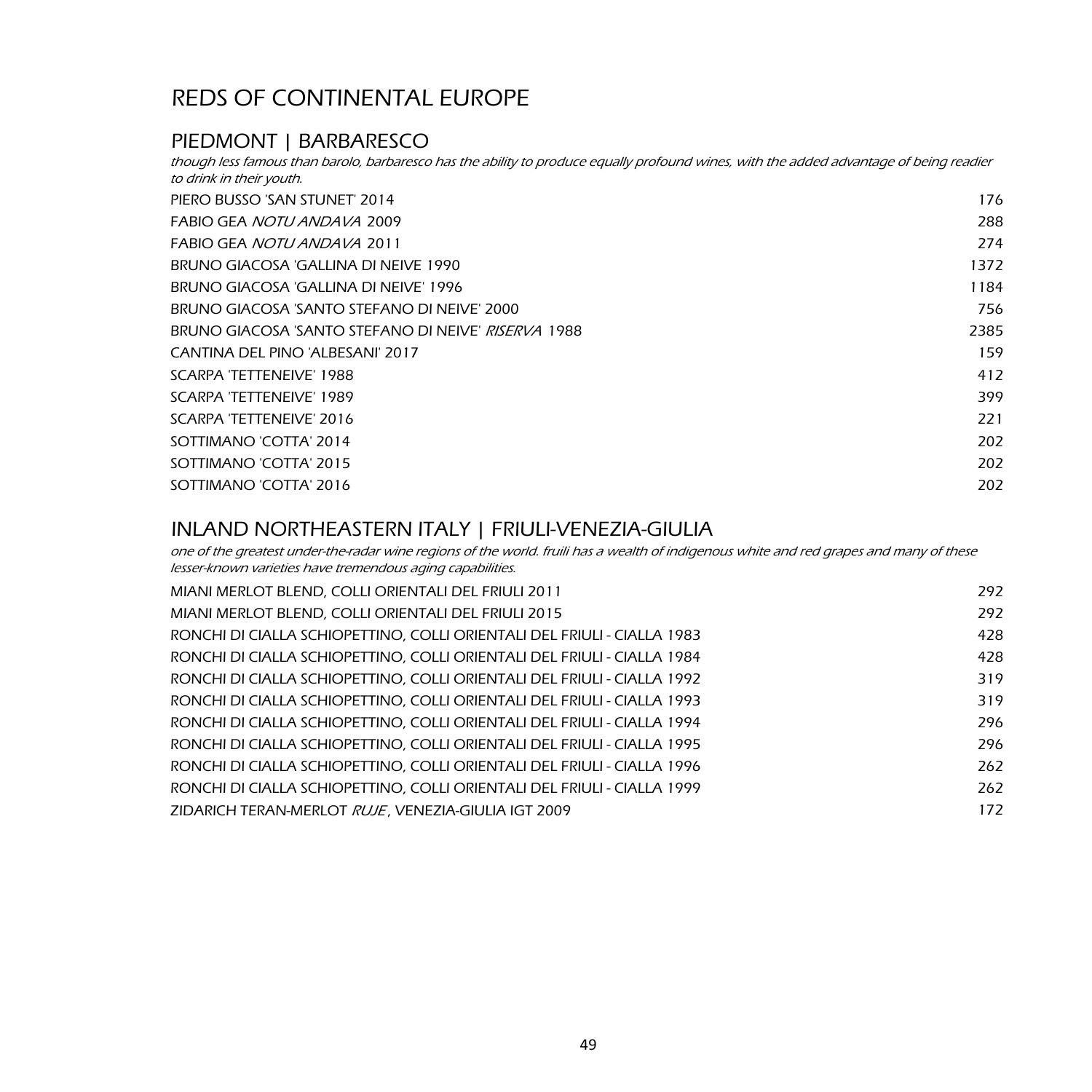# REDS OF CONTINENTAL EUROPE

## PIEDMONT | BARBARESCO

*though less famous than barolo, barbaresco has the ability to produce equally profound wines, with the added advantage of being readier to drink in their youth.*

| | |
|---|---|
| PIERO BUSSO 'SAN STUNET' 2014 | 176 |
| FABIO GEA *NOTU ANDAVA* 2009 | 288 |
| FABIO GEA *NOTU ANDAVA* 2011 | 274 |
| BRUNO GIACOSA 'GALLINA DI NEIVE 1990 | 1372 |
| BRUNO GIACOSA 'GALLINA DI NEIVE' 1996 | 1184 |
| BRUNO GIACOSA 'SANTO STEFANO DI NEIVE' 2000 | 756 |
| BRUNO GIACOSA 'SANTO STEFANO DI NEIVE' *RISERVA* 1988 | 2385 |
| CANTINA DEL PINO 'ALBESANI' 2017 | 159 |
| SCARPA 'TETTENEIVE' 1988 | 412 |
| SCARPA 'TETTENEIVE' 1989 | 399 |
| SCARPA 'TETTENEIVE' 2016 | 221 |
| SOTTIMANO 'COTTA' 2014 | 202 |
| SOTTIMANO 'COTTA' 2015 | 202 |
| SOTTIMANO 'COTTA' 2016 | 202 |

## INLAND NORTHEASTERN ITALY | FRIULI-VENEZIA-GIULIA

*one of the greatest under-the-radar wine regions of the world. fruili has a wealth of indigenous white and red grapes and many of these lesser-known varieties have tremendous aging capabilities.*

| | |
|---|---|
| MIANI MERLOT BLEND, COLLI ORIENTALI DEL FRIULI 2011 | 292 |
| MIANI MERLOT BLEND, COLLI ORIENTALI DEL FRIULI 2015 | 292 |
| RONCHI DI CIALLA SCHIOPETTINO, COLLI ORIENTALI DEL FRIULI - CIALLA 1983 | 428 |
| RONCHI DI CIALLA SCHIOPETTINO, COLLI ORIENTALI DEL FRIULI - CIALLA 1984 | 428 |
| RONCHI DI CIALLA SCHIOPETTINO, COLLI ORIENTALI DEL FRIULI - CIALLA 1992 | 319 |
| RONCHI DI CIALLA SCHIOPETTINO, COLLI ORIENTALI DEL FRIULI - CIALLA 1993 | 319 |
| RONCHI DI CIALLA SCHIOPETTINO, COLLI ORIENTALI DEL FRIULI - CIALLA 1994 | 296 |
| RONCHI DI CIALLA SCHIOPETTINO, COLLI ORIENTALI DEL FRIULI - CIALLA 1995 | 296 |
| RONCHI DI CIALLA SCHIOPETTINO, COLLI ORIENTALI DEL FRIULI - CIALLA 1996 | 262 |
| RONCHI DI CIALLA SCHIOPETTINO, COLLI ORIENTALI DEL FRIULI - CIALLA 1999 | 262 |
| ZIDARICH TERAN-MERLOT *RUJE*, VENEZIA-GIULIA IGT 2009 | 172 |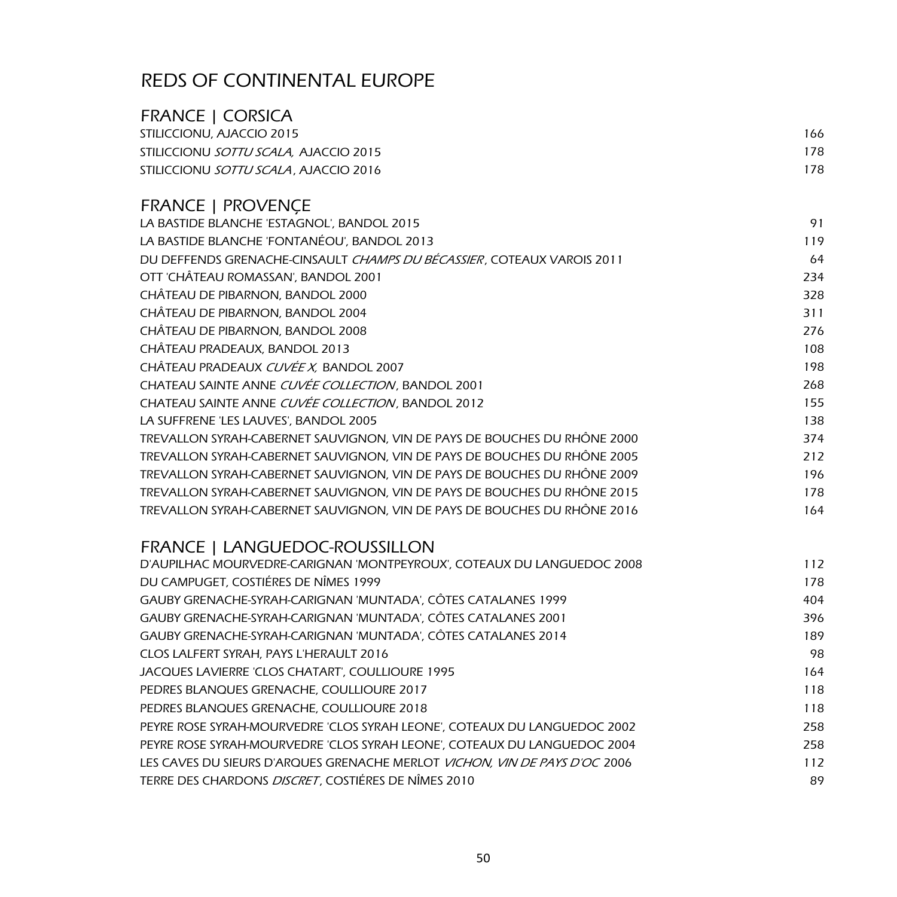# REDS OF CONTINENTAL EUROPE

## FRANCE | CORSICA

| | |
|---|---|
| STILICCIONU, AJACCIO 2015 | 166 |
| STILICCIONU *SOTTU SCALA,* AJACCIO 2015 | 178 |
| STILICCIONU *SOTTU SCALA*, AJACCIO 2016 | 178 |

## FRANCE | PROVENÇE

| | |
|---|---|
| LA BASTIDE BLANCHE 'ESTAGNOL', BANDOL 2015 | 91 |
| LA BASTIDE BLANCHE 'FONTANÉOU', BANDOL 2013 | 119 |
| DU DEFFENDS GRENACHE-CINSAULT *CHAMPS DU BÉCASSIER*, COTEAUX VAROIS 2011 | 64 |
| OTT 'CHÂTEAU ROMASSAN', BANDOL 2001 | 234 |
| CHÂTEAU DE PIBARNON, BANDOL 2000 | 328 |
| CHÂTEAU DE PIBARNON, BANDOL 2004 | 311 |
| CHÂTEAU DE PIBARNON, BANDOL 2008 | 276 |
| CHÂTEAU PRADEAUX, BANDOL 2013 | 108 |
| CHÂTEAU PRADEAUX *CUVÉE X,* BANDOL 2007 | 198 |
| CHATEAU SAINTE ANNE *CUVÉE COLLECTION*, BANDOL 2001 | 268 |
| CHATEAU SAINTE ANNE *CUVÉE COLLECTION*, BANDOL 2012 | 155 |
| LA SUFFRENE 'LES LAUVES', BANDOL 2005 | 138 |
| TREVALLON SYRAH-CABERNET SAUVIGNON, VIN DE PAYS DE BOUCHES DU RHÔNE 2000 | 374 |
| TREVALLON SYRAH-CABERNET SAUVIGNON, VIN DE PAYS DE BOUCHES DU RHÔNE 2005 | 212 |
| TREVALLON SYRAH-CABERNET SAUVIGNON, VIN DE PAYS DE BOUCHES DU RHÔNE 2009 | 196 |
| TREVALLON SYRAH-CABERNET SAUVIGNON, VIN DE PAYS DE BOUCHES DU RHÔNE 2015 | 178 |
| TREVALLON SYRAH-CABERNET SAUVIGNON, VIN DE PAYS DE BOUCHES DU RHÔNE 2016 | 164 |

## FRANCE | LANGUEDOC-ROUSSILLON

| | |
|---|---|
| D'AUPILHAC MOURVEDRE-CARIGNAN 'MONTPEYROUX', COTEAUX DU LANGUEDOC 2008 | 112 |
| DU CAMPUGET, COSTIÉRES DE NÎMES 1999 | 178 |
| GAUBY GRENACHE-SYRAH-CARIGNAN 'MUNTADA', CÔTES CATALANES 1999 | 404 |
| GAUBY GRENACHE-SYRAH-CARIGNAN 'MUNTADA', CÔTES CATALANES 2001 | 396 |
| GAUBY GRENACHE-SYRAH-CARIGNAN 'MUNTADA', CÔTES CATALANES 2014 | 189 |
| CLOS LALFERT SYRAH, PAYS L'HERAULT 2016 | 98 |
| JACQUES LAVIERRE 'CLOS CHATART', COULLIOURE 1995 | 164 |
| PEDRES BLANQUES GRENACHE, COULLIOURE 2017 | 118 |
| PEDRES BLANQUES GRENACHE, COULLIOURE 2018 | 118 |
| PEYRE ROSE SYRAH-MOURVEDRE 'CLOS SYRAH LEONE', COTEAUX DU LANGUEDOC 2002 | 258 |
| PEYRE ROSE SYRAH-MOURVEDRE 'CLOS SYRAH LEONE', COTEAUX DU LANGUEDOC 2004 | 258 |
| LES CAVES DU SIEURS D'ARQUES GRENACHE MERLOT *VICHON, VIN DE PAYS D'OC* 2006 | 112 |
| TERRE DES CHARDONS *DISCRET*, COSTIÉRES DE NÎMES 2010 | 89 |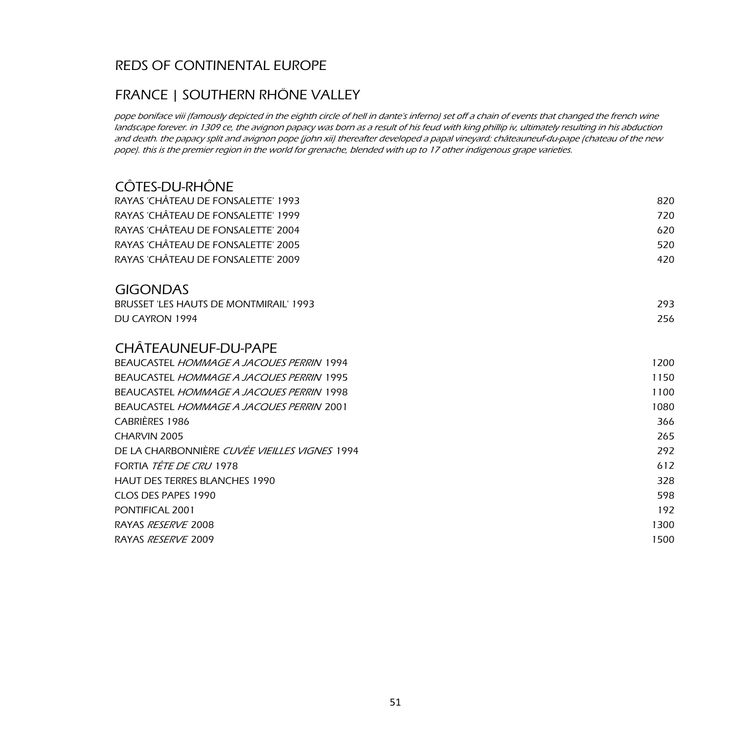# REDS OF CONTINENTAL EUROPE

## FRANCE | SOUTHERN RHÖNE VALLEY

*pope boniface viii (famously depicted in the eighth circle of hell in dante's inferno) set off a chain of events that changed the french wine landscape forever. in 1309 ce, the avignon papacy was born as a result of his feud with king phillip iv, ultimately resulting in his abduction and death. the papacy split and avignon pope (john xii) thereafter developed a papal vineyard: châteauneuf-du-pape (chateau of the new pope). this is the premier region in the world for grenache, blended with up to 17 other indigenous grape varieties.*

### CÔTES-DU-RHÔNE

| Wine | Price |
|---|---|
| RAYAS 'CHÂTEAU DE FONSALETTE' 1993 | 820 |
| RAYAS 'CHÂTEAU DE FONSALETTE' 1999 | 720 |
| RAYAS 'CHÂTEAU DE FONSALETTE' 2004 | 620 |
| RAYAS 'CHÂTEAU DE FONSALETTE' 2005 | 520 |
| RAYAS 'CHÂTEAU DE FONSALETTE' 2009 | 420 |

### GIGONDAS

| Wine | Price |
|---|---|
| BRUSSET 'LES HAUTS DE MONTMIRAIL' 1993 | 293 |
| DU CAYRON 1994 | 256 |

### CHÂTEAUNEUF-DU-PAPE

| Wine | Price |
|---|---|
| BEAUCASTEL *HOMMAGE A JACQUES PERRIN* 1994 | 1200 |
| BEAUCASTEL *HOMMAGE A JACQUES PERRIN* 1995 | 1150 |
| BEAUCASTEL *HOMMAGE A JACQUES PERRIN* 1998 | 1100 |
| BEAUCASTEL *HOMMAGE A JACQUES PERRIN* 2001 | 1080 |
| CABRIÈRES 1986 | 366 |
| CHARVIN 2005 | 265 |
| DE LA CHARBONNIÈRE *CUVÉE VIEILLES VIGNES* 1994 | 292 |
| FORTIA *TÊTE DE CRU* 1978 | 612 |
| HAUT DES TERRES BLANCHES 1990 | 328 |
| CLOS DES PAPES 1990 | 598 |
| PONTIFICAL 2001 | 192 |
| RAYAS *RESERVE* 2008 | 1300 |
| RAYAS *RESERVE* 2009 | 1500 |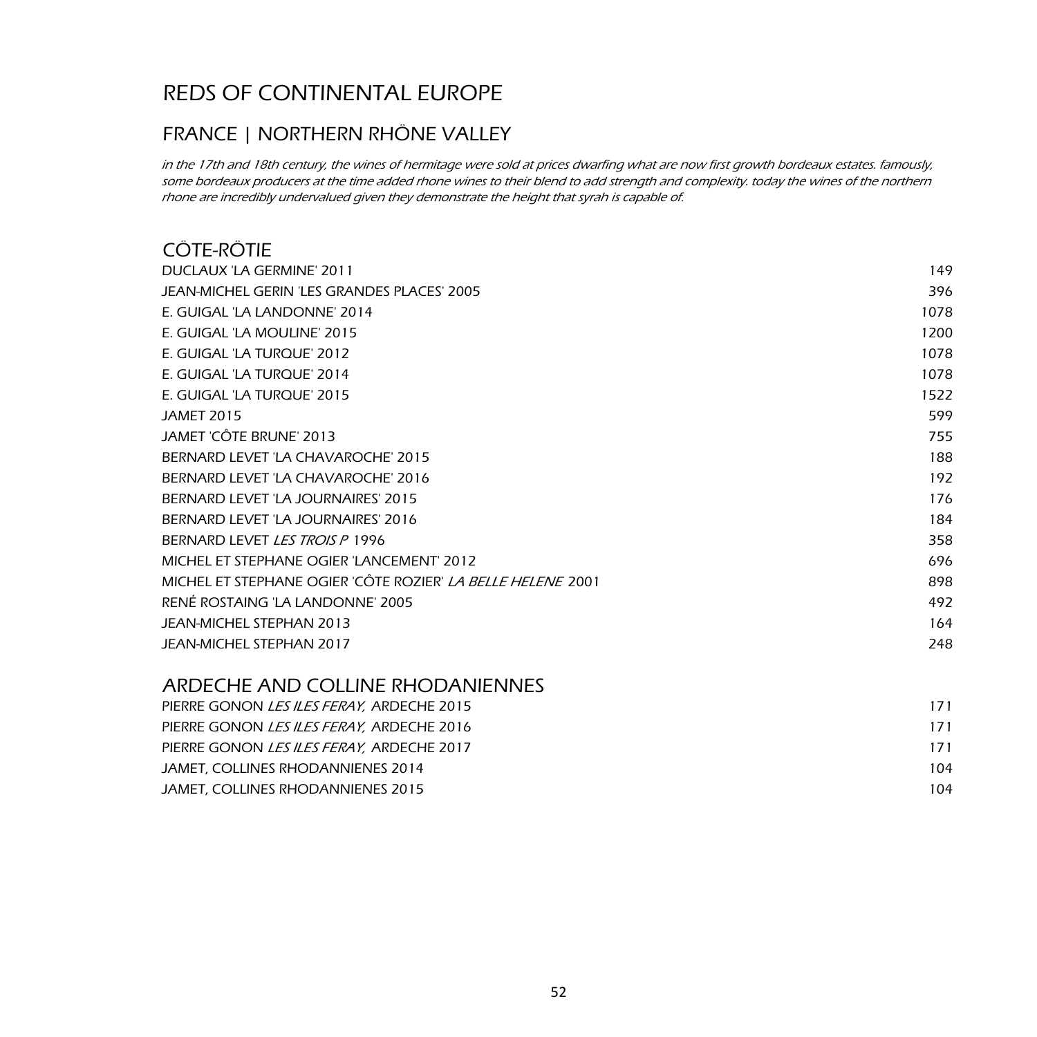# REDS OF CONTINENTAL EUROPE

## FRANCE | NORTHERN RHÖNE VALLEY

*in the 17th and 18th century, the wines of hermitage were sold at prices dwarfing what are now first growth bordeaux estates. famously, some bordeaux producers at the time added rhone wines to their blend to add strength and complexity. today the wines of the northern rhone are incredibly undervalued given they demonstrate the height that syrah is capable of.*

### CÖTE-RÖTIE

| | |
|---|---|
| DUCLAUX 'LA GERMINE' 2011 | 149 |
| JEAN-MICHEL GERIN 'LES GRANDES PLACES' 2005 | 396 |
| E. GUIGAL 'LA LANDONNE' 2014 | 1078 |
| E. GUIGAL 'LA MOULINE' 2015 | 1200 |
| E. GUIGAL 'LA TURQUE' 2012 | 1078 |
| E. GUIGAL 'LA TURQUE' 2014 | 1078 |
| E. GUIGAL 'LA TURQUE' 2015 | 1522 |
| JAMET 2015 | 599 |
| JAMET 'CÔTE BRUNE' 2013 | 755 |
| BERNARD LEVET 'LA CHAVAROCHE' 2015 | 188 |
| BERNARD LEVET 'LA CHAVAROCHE' 2016 | 192 |
| BERNARD LEVET 'LA JOURNAIRES' 2015 | 176 |
| BERNARD LEVET 'LA JOURNAIRES' 2016 | 184 |
| BERNARD LEVET *LES TROIS P* 1996 | 358 |
| MICHEL ET STEPHANE OGIER 'LANCEMENT' 2012 | 696 |
| MICHEL ET STEPHANE OGIER 'CÔTE ROZIER' *LA BELLE HELENE* 2001 | 898 |
| RENÉ ROSTAING 'LA LANDONNE' 2005 | 492 |
| JEAN-MICHEL STEPHAN 2013 | 164 |
| JEAN-MICHEL STEPHAN 2017 | 248 |

### ARDECHE AND COLLINE RHODANIENNES

| | |
|---|---|
| PIERRE GONON *LES ILES FERAY,* ARDECHE 2015 | 171 |
| PIERRE GONON *LES ILES FERAY,* ARDECHE 2016 | 171 |
| PIERRE GONON *LES ILES FERAY,* ARDECHE 2017 | 171 |
| JAMET, COLLINES RHODANNIENES 2014 | 104 |
| JAMET, COLLINES RHODANNIENES 2015 | 104 |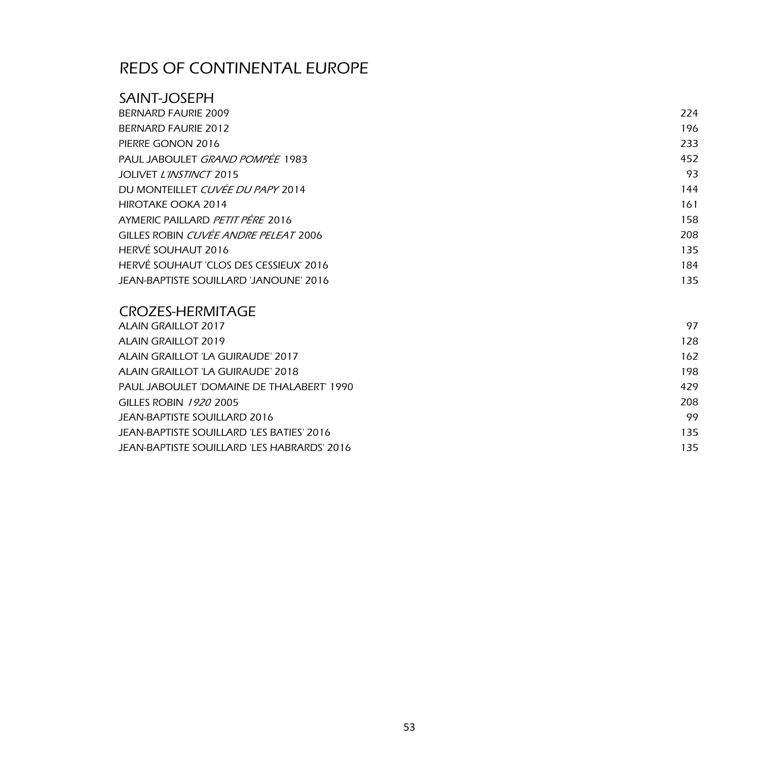# REDS OF CONTINENTAL EUROPE

## SAINT-JOSEPH

| | |
|---|---|
| BERNARD FAURIE 2009 | 224 |
| BERNARD FAURIE 2012 | 196 |
| PIERRE GONON 2016 | 233 |
| PAUL JABOULET *GRAND POMPÉE* 1983 | 452 |
| JOLIVET *L'INSTINCT* 2015 | 93 |
| DU MONTEILLET *CUVÉE DU PAPY* 2014 | 144 |
| HIROTAKE OOKA 2014 | 161 |
| AYMERIC PAILLARD *PETIT PÉRE* 2016 | 158 |
| GILLES ROBIN *CUVÉE ANDRE PELEAT* 2006 | 208 |
| HERVÉ SOUHAUT 2016 | 135 |
| HERVÉ SOUHAUT 'CLOS DES CESSIEUX' 2016 | 184 |
| JEAN-BAPTISTE SOUILLARD 'JANOUNE' 2016 | 135 |

## CROZES-HERMITAGE

| | |
|---|---|
| ALAIN GRAILLOT 2017 | 97 |
| ALAIN GRAILLOT 2019 | 128 |
| ALAIN GRAILLOT 'LA GUIRAUDE' 2017 | 162 |
| ALAIN GRAILLOT 'LA GUIRAUDE' 2018 | 198 |
| PAUL JABOULET 'DOMAINE DE THALABERT' 1990 | 429 |
| GILLES ROBIN *1920* 2005 | 208 |
| JEAN-BAPTISTE SOUILLARD 2016 | 99 |
| JEAN-BAPTISTE SOUILLARD 'LES BATIES' 2016 | 135 |
| JEAN-BAPTISTE SOUILLARD 'LES HABRARDS' 2016 | 135 |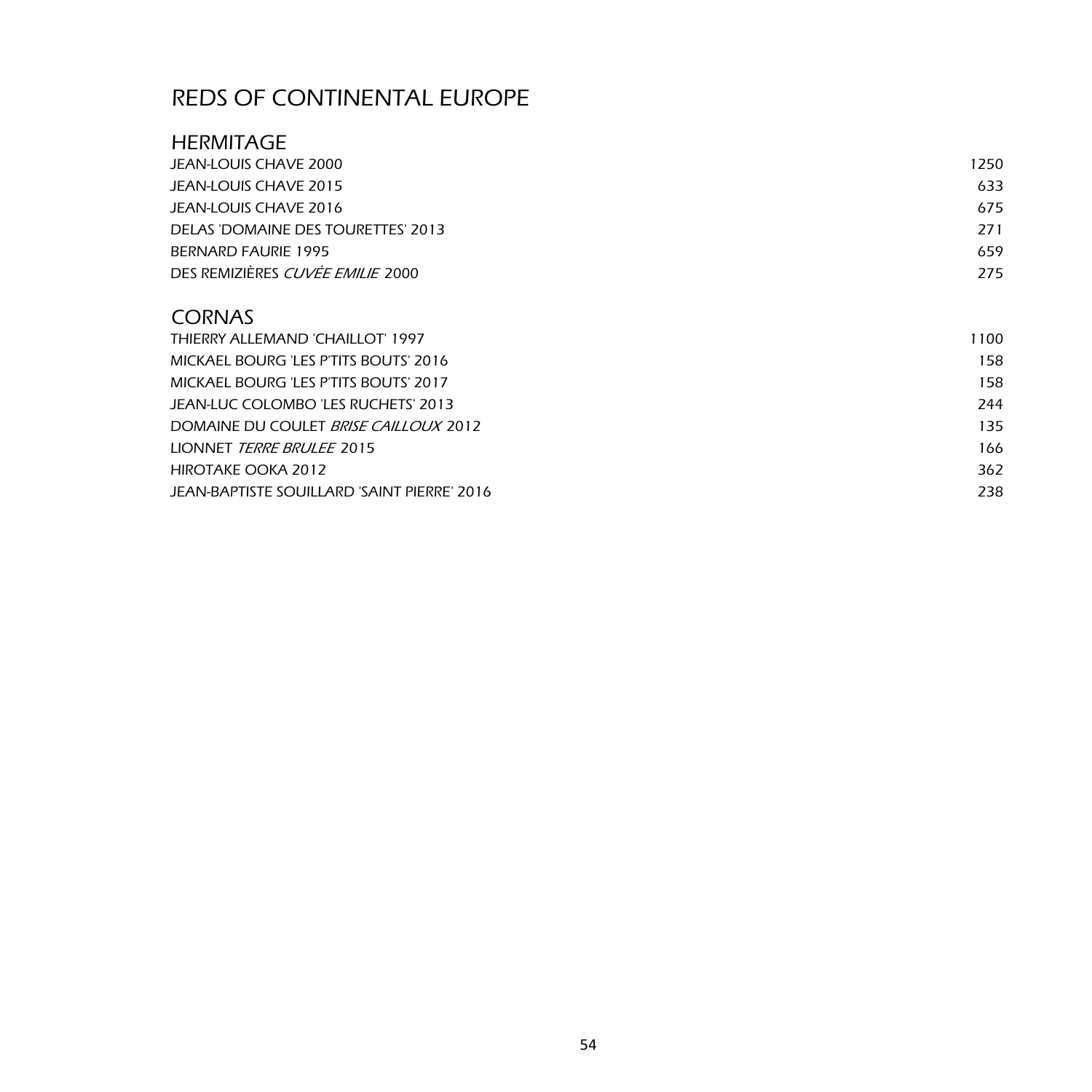# REDS OF CONTINENTAL EUROPE

## HERMITAGE

| | |
|---|---|
| JEAN-LOUIS CHAVE 2000 | 1250 |
| JEAN-LOUIS CHAVE 2015 | 633 |
| JEAN-LOUIS CHAVE 2016 | 675 |
| DELAS 'DOMAINE DES TOURETTES' 2013 | 271 |
| BERNARD FAURIE 1995 | 659 |
| DES REMIZIÈRES *CUVÉE EMILIE* 2000 | 275 |

## CORNAS

| | |
|---|---|
| THIERRY ALLEMAND 'CHAILLOT' 1997 | 1100 |
| MICKAEL BOURG 'LES P'TITS BOUTS' 2016 | 158 |
| MICKAEL BOURG 'LES P'TITS BOUTS' 2017 | 158 |
| JEAN-LUC COLOMBO 'LES RUCHETS' 2013 | 244 |
| DOMAINE DU COULET *BRISE CAILLOUX* 2012 | 135 |
| LIONNET *TERRE BRULEE* 2015 | 166 |
| HIROTAKE OOKA 2012 | 362 |
| JEAN-BAPTISTE SOUILLARD 'SAINT PIERRE' 2016 | 238 |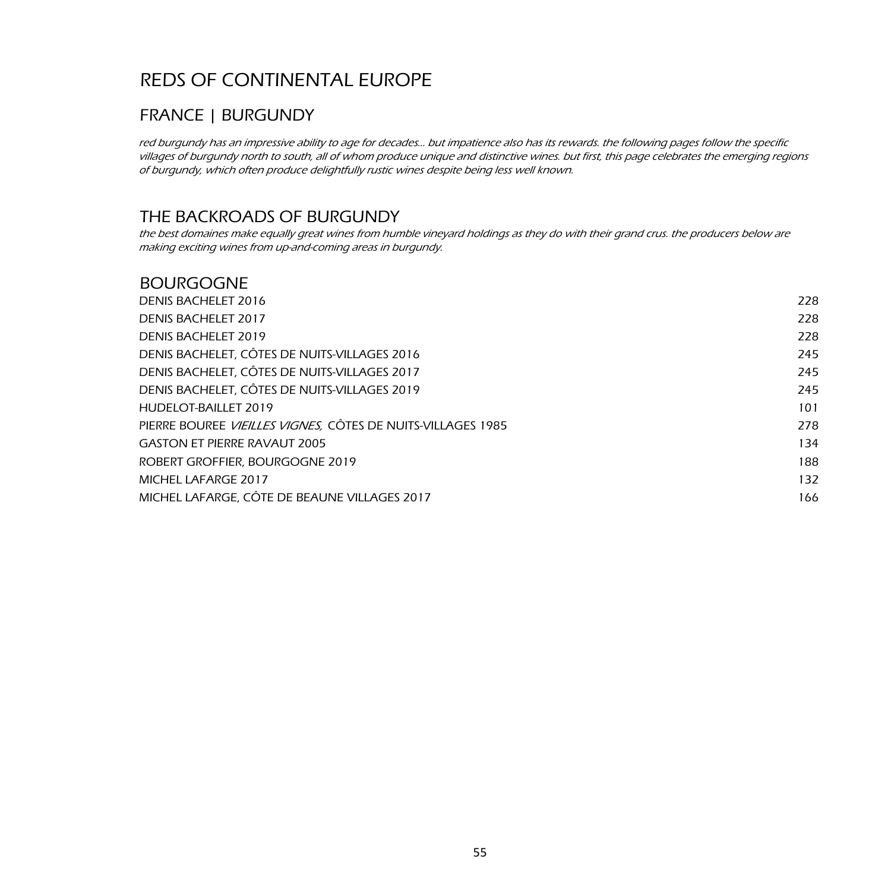# REDS OF CONTINENTAL EUROPE

## FRANCE | BURGUNDY

*red burgundy has an impressive ability to age for decades… but impatience also has its rewards. the following pages follow the specific villages of burgundy north to south, all of whom produce unique and distinctive wines. but first, this page celebrates the emerging regions of burgundy, which often produce delightfully rustic wines despite being less well known.*

## THE BACKROADS OF BURGUNDY

*the best domaines make equally great wines from humble vineyard holdings as they do with their grand crus. the producers below are making exciting wines from up-and-coming areas in burgundy.*

### BOURGOGNE

| | |
|---|---|
| DENIS BACHELET 2016 | 228 |
| DENIS BACHELET 2017 | 228 |
| DENIS BACHELET 2019 | 228 |
| DENIS BACHELET, CÔTES DE NUITS-VILLAGES 2016 | 245 |
| DENIS BACHELET, CÔTES DE NUITS-VILLAGES 2017 | 245 |
| DENIS BACHELET, CÔTES DE NUITS-VILLAGES 2019 | 245 |
| HUDELOT-BAILLET 2019 | 101 |
| PIERRE BOUREE *VIEILLES VIGNES,* CÔTES DE NUITS-VILLAGES 1985 | 278 |
| GASTON ET PIERRE RAVAUT 2005 | 134 |
| ROBERT GROFFIER, BOURGOGNE 2019 | 188 |
| MICHEL LAFARGE 2017 | 132 |
| MICHEL LAFARGE, CÔTE DE BEAUNE VILLAGES 2017 | 166 |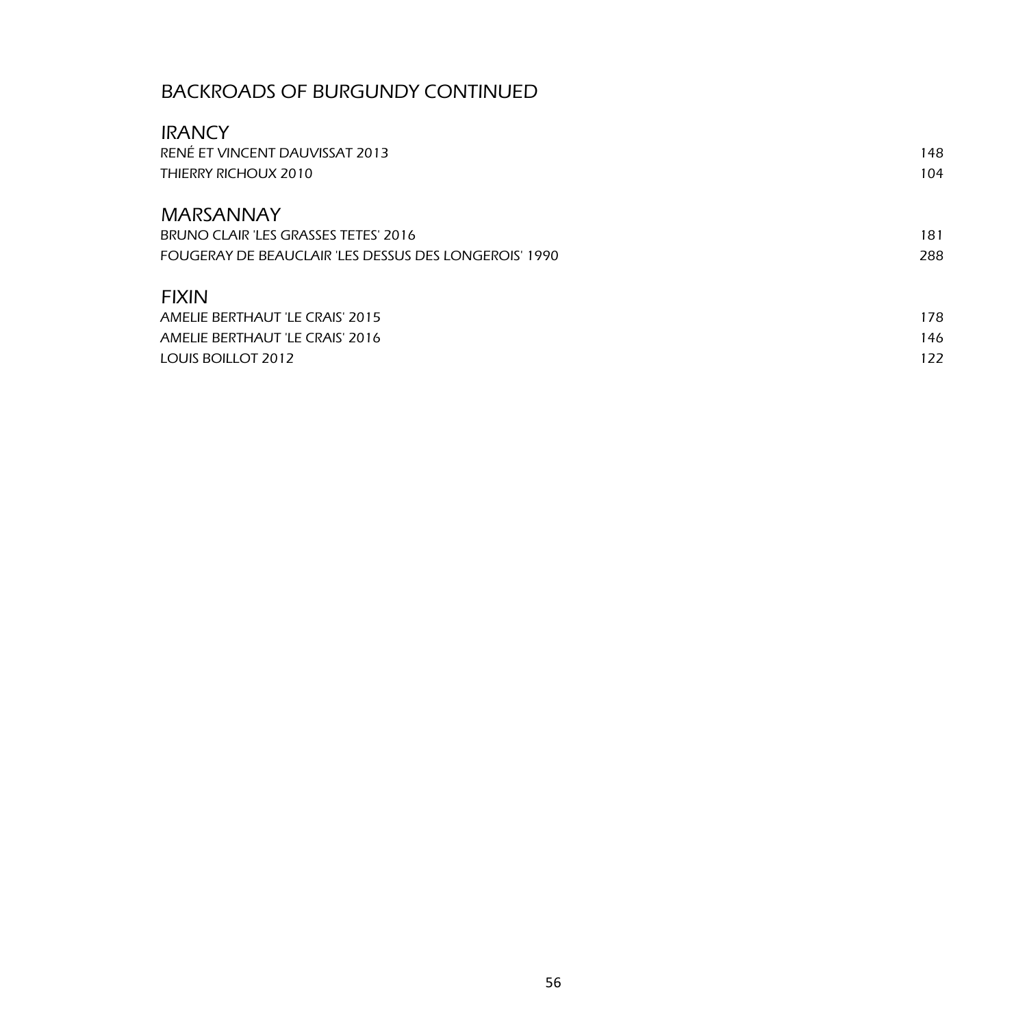# BACKROADS OF BURGUNDY CONTINUED

## IRANCY

| | |
|---|---|
| RENÉ ET VINCENT DAUVISSAT 2013 | 148 |
| THIERRY RICHOUX 2010 | 104 |

## MARSANNAY

| | |
|---|---|
| BRUNO CLAIR 'LES GRASSES TETES' 2016 | 181 |
| FOUGERAY DE BEAUCLAIR 'LES DESSUS DES LONGEROIS' 1990 | 288 |

## FIXIN

| | |
|---|---|
| AMELIE BERTHAUT 'LE CRAIS' 2015 | 178 |
| AMELIE BERTHAUT 'LE CRAIS' 2016 | 146 |
| LOUIS BOILLOT 2012 | 122 |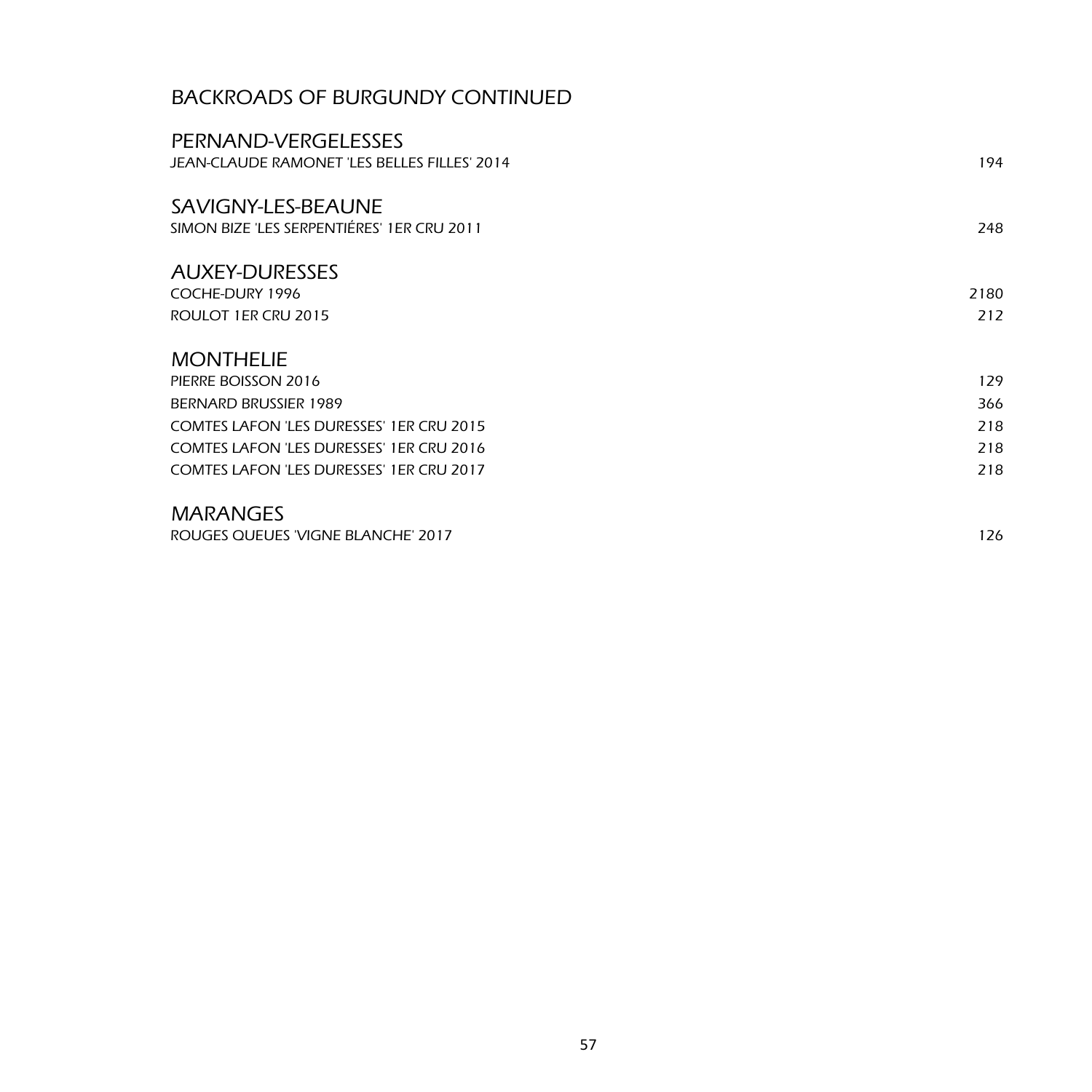# BACKROADS OF BURGUNDY CONTINUED

## PERNAND-VERGELESSES

| | |
|---|---|
| JEAN-CLAUDE RAMONET 'LES BELLES FILLES' 2014 | 194 |

## SAVIGNY-LES-BEAUNE

| | |
|---|---|
| SIMON BIZE 'LES SERPENTIÉRES' 1ER CRU 2011 | 248 |

## AUXEY-DURESSES

| | |
|---|---|
| COCHE-DURY 1996 | 2180 |
| ROULOT 1ER CRU 2015 | 212 |

## MONTHELIE

| | |
|---|---|
| PIERRE BOISSON 2016 | 129 |
| BERNARD BRUSSIER 1989 | 366 |
| COMTES LAFON 'LES DURESSES' 1ER CRU 2015 | 218 |
| COMTES LAFON 'LES DURESSES' 1ER CRU 2016 | 218 |
| COMTES LAFON 'LES DURESSES' 1ER CRU 2017 | 218 |

## MARANGES

| | |
|---|---|
| ROUGES QUEUES 'VIGNE BLANCHE' 2017 | 126 |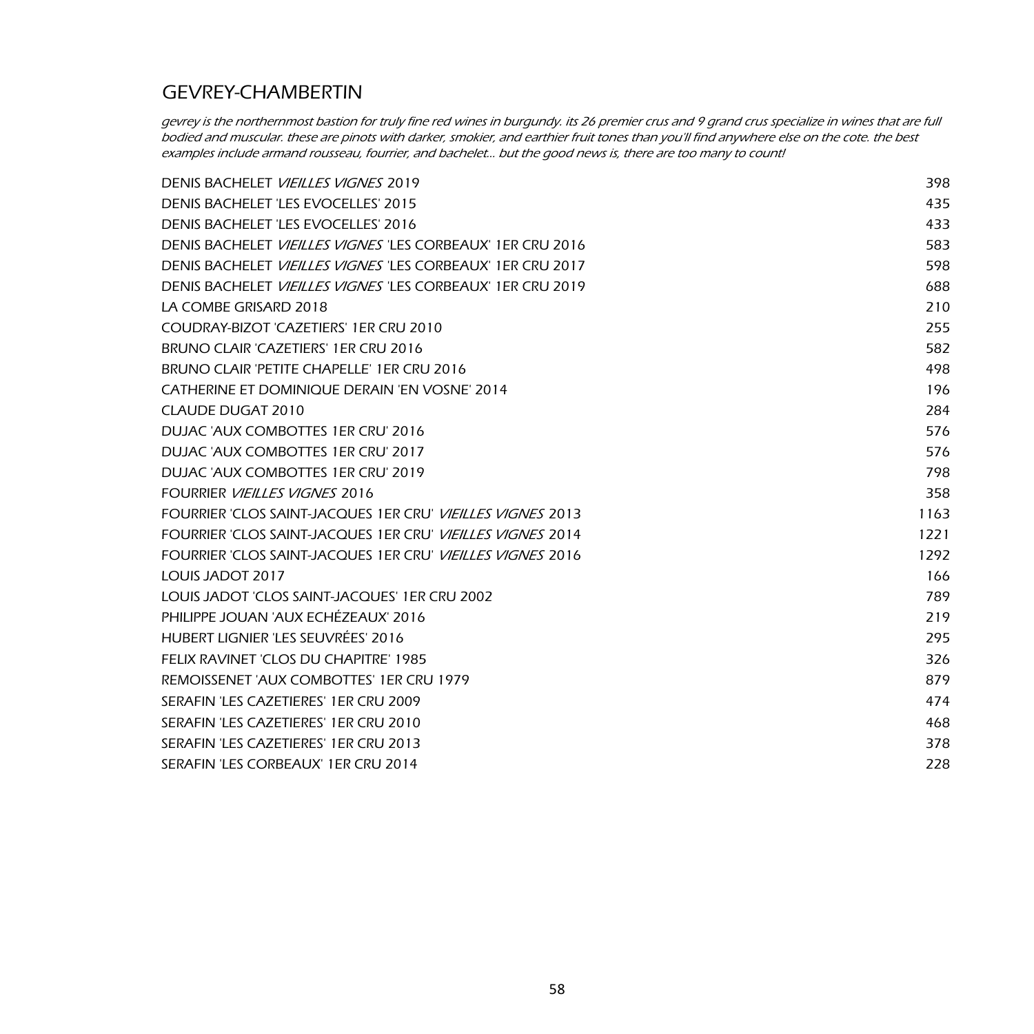## GEVREY-CHAMBERTIN

*gevrey is the northernmost bastion for truly fine red wines in burgundy. its 26 premier crus and 9 grand crus specialize in wines that are full bodied and muscular. these are pinots with darker, smokier, and earthier fruit tones than you'll find anywhere else on the cote. the best examples include armand rousseau, fourrier, and bachelet... but the good news is, there are too many to count!*

| | |
|---|---|
| DENIS BACHELET *VIEILLES VIGNES* 2019 | 398 |
| DENIS BACHELET 'LES EVOCELLES' 2015 | 435 |
| DENIS BACHELET 'LES EVOCELLES' 2016 | 433 |
| DENIS BACHELET *VIEILLES VIGNES* 'LES CORBEAUX' 1ER CRU 2016 | 583 |
| DENIS BACHELET *VIEILLES VIGNES* 'LES CORBEAUX' 1ER CRU 2017 | 598 |
| DENIS BACHELET *VIEILLES VIGNES* 'LES CORBEAUX' 1ER CRU 2019 | 688 |
| LA COMBE GRISARD 2018 | 210 |
| COUDRAY-BIZOT 'CAZETIERS' 1ER CRU 2010 | 255 |
| BRUNO CLAIR 'CAZETIERS' 1ER CRU 2016 | 582 |
| BRUNO CLAIR 'PETITE CHAPELLE' 1ER CRU 2016 | 498 |
| CATHERINE ET DOMINIQUE DERAIN 'EN VOSNE' 2014 | 196 |
| CLAUDE DUGAT 2010 | 284 |
| DUJAC 'AUX COMBOTTES 1ER CRU' 2016 | 576 |
| DUJAC 'AUX COMBOTTES 1ER CRU' 2017 | 576 |
| DUJAC 'AUX COMBOTTES 1ER CRU' 2019 | 798 |
| FOURRIER *VIEILLES VIGNES* 2016 | 358 |
| FOURRIER 'CLOS SAINT-JACQUES 1ER CRU' *VIEILLES VIGNES* 2013 | 1163 |
| FOURRIER 'CLOS SAINT-JACQUES 1ER CRU' *VIEILLES VIGNES* 2014 | 1221 |
| FOURRIER 'CLOS SAINT-JACQUES 1ER CRU' *VIEILLES VIGNES* 2016 | 1292 |
| LOUIS JADOT 2017 | 166 |
| LOUIS JADOT 'CLOS SAINT-JACQUES' 1ER CRU 2002 | 789 |
| PHILIPPE JOUAN 'AUX ECHÉZEAUX' 2016 | 219 |
| HUBERT LIGNIER 'LES SEUVRÉES' 2016 | 295 |
| FELIX RAVINET 'CLOS DU CHAPITRE' 1985 | 326 |
| REMOISSENET 'AUX COMBOTTES' 1ER CRU 1979 | 879 |
| SERAFIN 'LES CAZETIERES' 1ER CRU 2009 | 474 |
| SERAFIN 'LES CAZETIERES' 1ER CRU 2010 | 468 |
| SERAFIN 'LES CAZETIERES' 1ER CRU 2013 | 378 |
| SERAFIN 'LES CORBEAUX' 1ER CRU 2014 | 228 |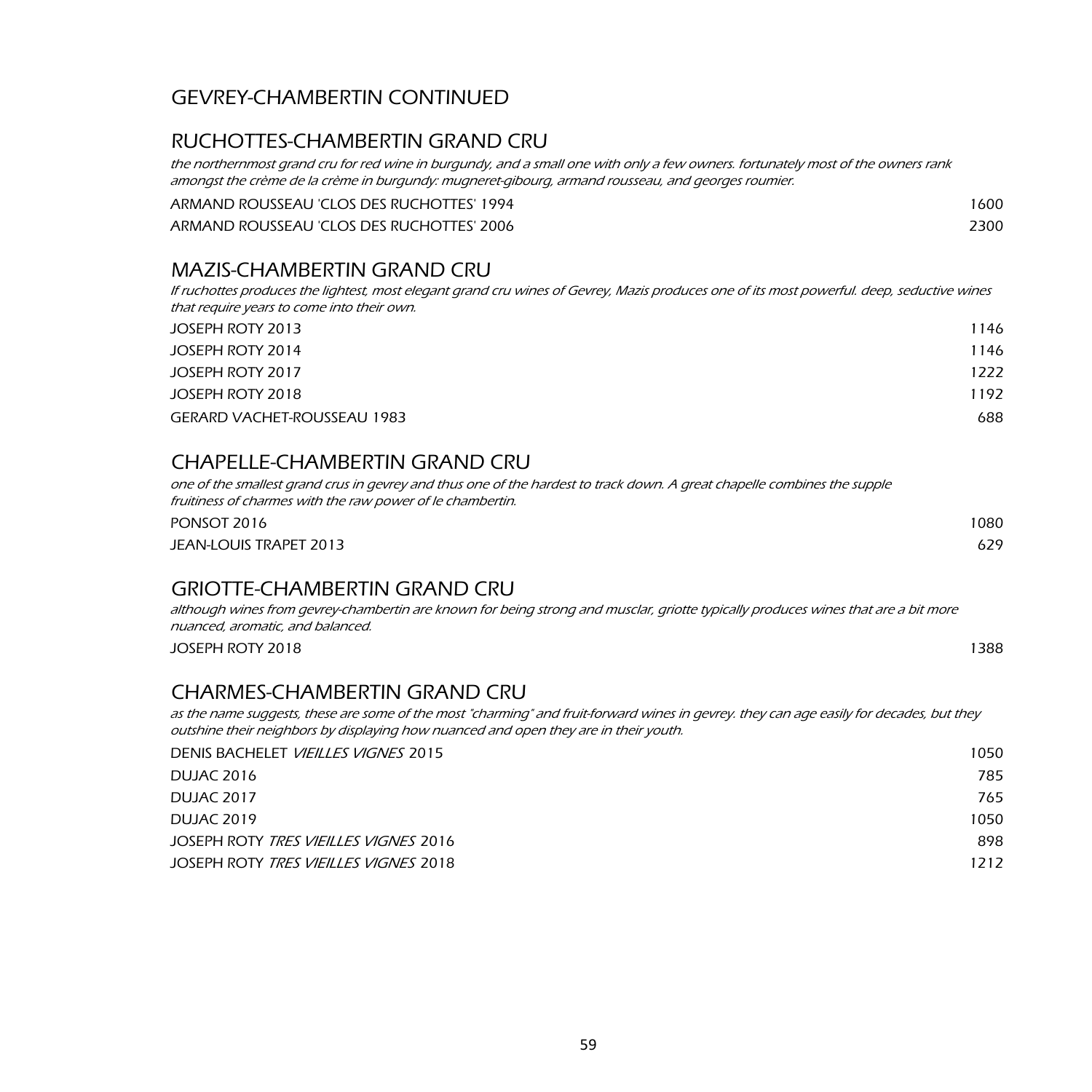# GEVREY-CHAMBERTIN CONTINUED

## RUCHOTTES-CHAMBERTIN GRAND CRU

*the northernmost grand cru for red wine in burgundy, and a small one with only a few owners. fortunately most of the owners rank amongst the crème de la crème in burgundy: mugneret-gibourg, armand rousseau, and georges roumier.*

| | |
|---|---|
| ARMAND ROUSSEAU 'CLOS DES RUCHOTTES' 1994 | 1600 |
| ARMAND ROUSSEAU 'CLOS DES RUCHOTTES' 2006 | 2300 |

## MAZIS-CHAMBERTIN GRAND CRU

*If ruchottes produces the lightest, most elegant grand cru wines of Gevrey, Mazis produces one of its most powerful. deep, seductive wines that require years to come into their own.*

| | |
|---|---|
| JOSEPH ROTY 2013 | 1146 |
| JOSEPH ROTY 2014 | 1146 |
| JOSEPH ROTY 2017 | 1222 |
| JOSEPH ROTY 2018 | 1192 |
| GERARD VACHET-ROUSSEAU 1983 | 688 |

## CHAPELLE-CHAMBERTIN GRAND CRU

*one of the smallest grand crus in gevrey and thus one of the hardest to track down. A great chapelle combines the supple fruitiness of charmes with the raw power of le chambertin.*

| | |
|---|---|
| PONSOT 2016 | 1080 |
| JEAN-LOUIS TRAPET 2013 | 629 |

## GRIOTTE-CHAMBERTIN GRAND CRU

*although wines from gevrey-chambertin are known for being strong and musclar, griotte typically produces wines that are a bit more nuanced, aromatic, and balanced.*

| | |
|---|---|
| JOSEPH ROTY 2018 | 1388 |

## CHARMES-CHAMBERTIN GRAND CRU

*as the name suggests, these are some of the most "charming" and fruit-forward wines in gevrey. they can age easily for decades, but they outshine their neighbors by displaying how nuanced and open they are in their youth.*

| | |
|---|---|
| DENIS BACHELET *VIEILLES VIGNES* 2015 | 1050 |
| DUJAC 2016 | 785 |
| DUJAC 2017 | 765 |
| DUJAC 2019 | 1050 |
| JOSEPH ROTY *TRES VIEILLES VIGNES* 2016 | 898 |
| JOSEPH ROTY *TRES VIEILLES VIGNES* 2018 | 1212 |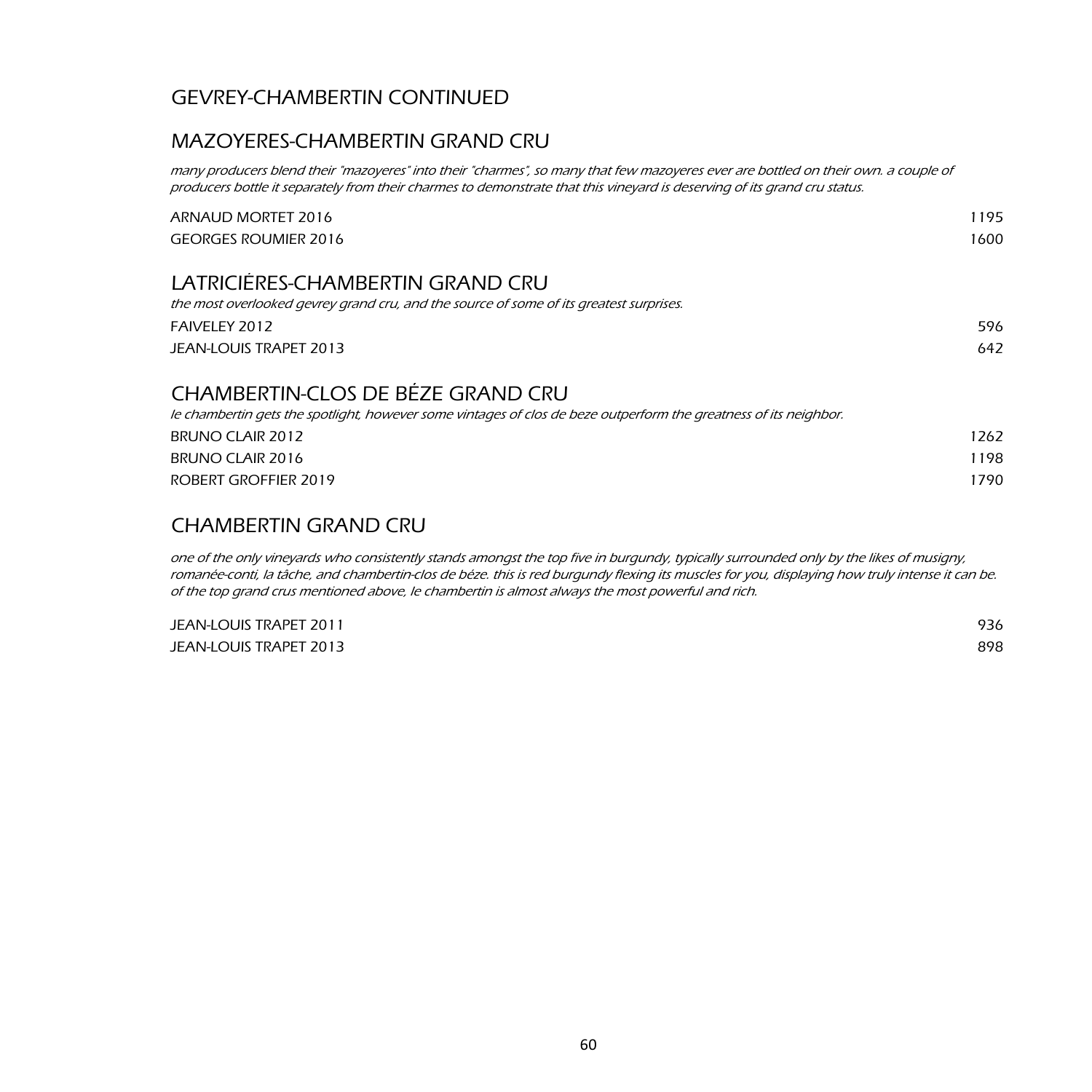# GEVREY-CHAMBERTIN CONTINUED

## MAZOYERES-CHAMBERTIN GRAND CRU

*many producers blend their "mazoyeres" into their "charmes", so many that few mazoyeres ever are bottled on their own. a couple of producers bottle it separately from their charmes to demonstrate that this vineyard is deserving of its grand cru status.*

| | |
|---|---|
| ARNAUD MORTET 2016 | 1195 |
| GEORGES ROUMIER 2016 | 1600 |

## LATRICIĖRES-CHAMBERTIN GRAND CRU

*the most overlooked gevrey grand cru, and the source of some of its greatest surprises.*

| | |
|---|---|
| FAIVELEY 2012 | 596 |
| JEAN-LOUIS TRAPET 2013 | 642 |

## CHAMBERTIN-CLOS DE BÉZE GRAND CRU

*le chambertin gets the spotlight, however some vintages of clos de beze outperform the greatness of its neighbor.*

| | |
|---|---|
| BRUNO CLAIR 2012 | 1262 |
| BRUNO CLAIR 2016 | 1198 |
| ROBERT GROFFIER 2019 | 1790 |

## CHAMBERTIN GRAND CRU

*one of the only vineyards who consistently stands amongst the top five in burgundy, typically surrounded only by the likes of musigny, romanée-conti, la tâche, and chambertin-clos de béze. this is red burgundy flexing its muscles for you, displaying how truly intense it can be. of the top grand crus mentioned above, le chambertin is almost always the most powerful and rich.*

| | |
|---|---|
| JEAN-LOUIS TRAPET 2011 | 936 |
| JEAN-LOUIS TRAPET 2013 | 898 |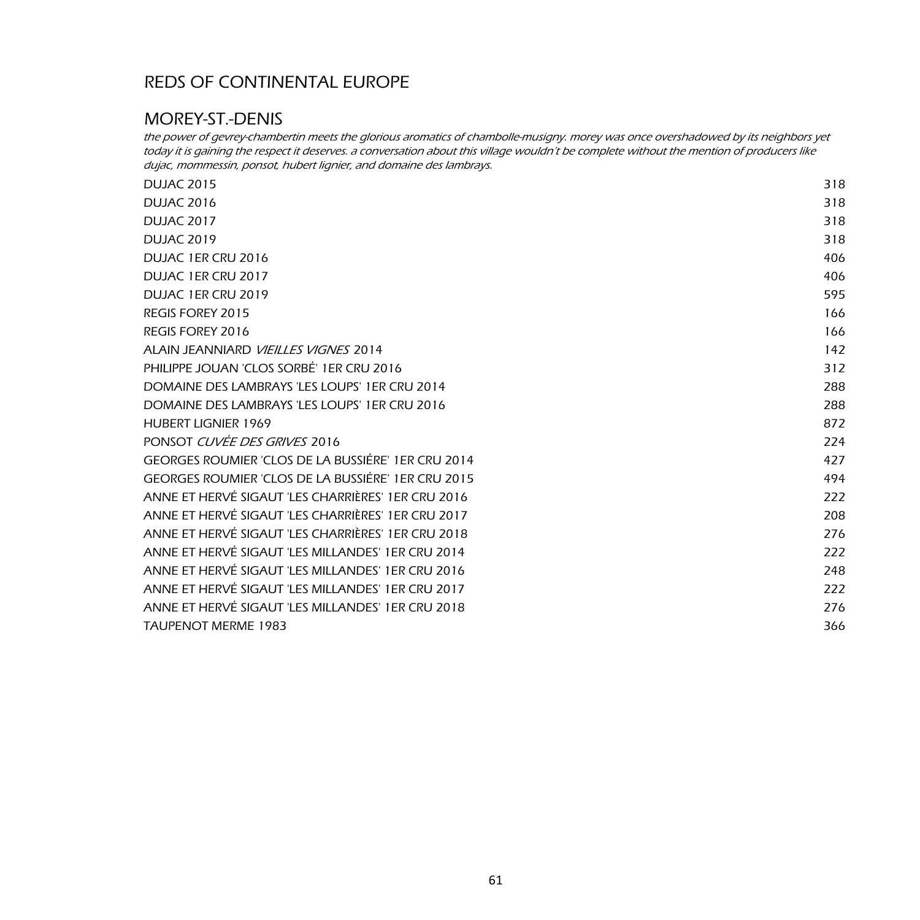# REDS OF CONTINENTAL EUROPE

## MOREY-ST.-DENIS

*the power of gevrey-chambertin meets the glorious aromatics of chambolle-musigny. morey was once overshadowed by its neighbors yet today it is gaining the respect it deserves. a conversation about this village wouldn't be complete without the mention of producers like dujac, mommessin, ponsot, hubert lignier, and domaine des lambrays.*

| | |
|---|---|
| DUJAC 2015 | 318 |
| DUJAC 2016 | 318 |
| DUJAC 2017 | 318 |
| DUJAC 2019 | 318 |
| DUJAC 1ER CRU 2016 | 406 |
| DUJAC 1ER CRU 2017 | 406 |
| DUJAC 1ER CRU 2019 | 595 |
| REGIS FOREY 2015 | 166 |
| REGIS FOREY 2016 | 166 |
| ALAIN JEANNIARD *VIEILLES VIGNES* 2014 | 142 |
| PHILIPPE JOUAN 'CLOS SORBÉ' 1ER CRU 2016 | 312 |
| DOMAINE DES LAMBRAYS 'LES LOUPS' 1ER CRU 2014 | 288 |
| DOMAINE DES LAMBRAYS 'LES LOUPS' 1ER CRU 2016 | 288 |
| HUBERT LIGNIER 1969 | 872 |
| PONSOT *CUVÉE DES GRIVES* 2016 | 224 |
| GEORGES ROUMIER 'CLOS DE LA BUSSIÉRE' 1ER CRU 2014 | 427 |
| GEORGES ROUMIER 'CLOS DE LA BUSSIÉRE' 1ER CRU 2015 | 494 |
| ANNE ET HERVÉ SIGAUT 'LES CHARRIÈRES' 1ER CRU 2016 | 222 |
| ANNE ET HERVÉ SIGAUT 'LES CHARRIÈRES' 1ER CRU 2017 | 208 |
| ANNE ET HERVÉ SIGAUT 'LES CHARRIÈRES' 1ER CRU 2018 | 276 |
| ANNE ET HERVÉ SIGAUT 'LES MILLANDES' 1ER CRU 2014 | 222 |
| ANNE ET HERVÉ SIGAUT 'LES MILLANDES' 1ER CRU 2016 | 248 |
| ANNE ET HERVÉ SIGAUT 'LES MILLANDES' 1ER CRU 2017 | 222 |
| ANNE ET HERVÉ SIGAUT 'LES MILLANDES' 1ER CRU 2018 | 276 |
| TAUPENOT MERME 1983 | 366 |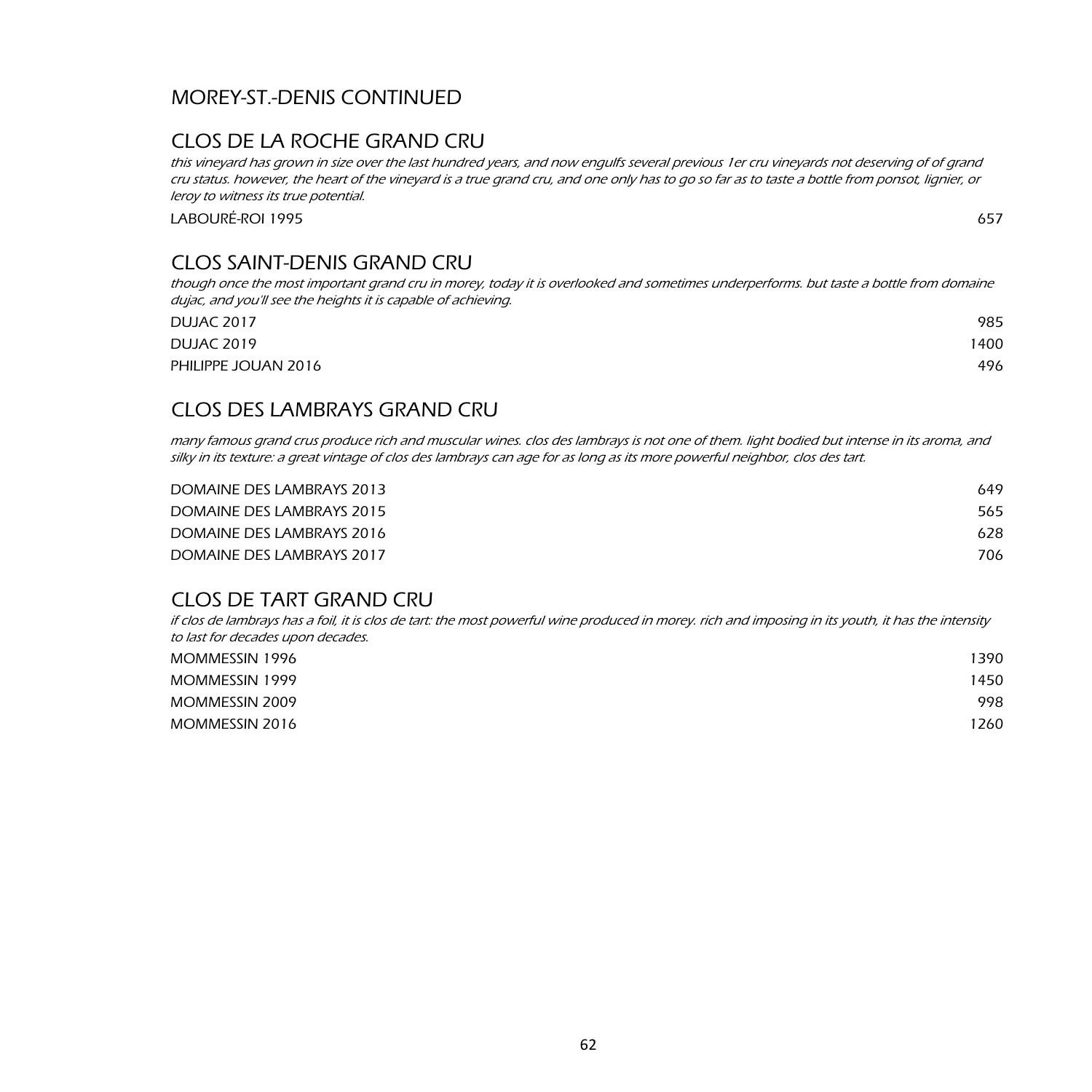## MOREY-ST.-DENIS CONTINUED

### CLOS DE LA ROCHE GRAND CRU

*this vineyard has grown in size over the last hundred years, and now engulfs several previous 1er cru vineyards not deserving of of grand cru status. however, the heart of the vineyard is a true grand cru, and one only has to go so far as to taste a bottle from ponsot, lignier, or leroy to witness its true potential.*

| | |
|---|---|
| LABOURÉ-ROI 1995 | 657 |

### CLOS SAINT-DENIS GRAND CRU

*though once the most important grand cru in morey, today it is overlooked and sometimes underperforms. but taste a bottle from domaine dujac, and you'll see the heights it is capable of achieving.*

| | |
|---|---|
| DUJAC 2017 | 985 |
| DUJAC 2019 | 1400 |
| PHILIPPE JOUAN 2016 | 496 |

### CLOS DES LAMBRAYS GRAND CRU

*many famous grand crus produce rich and muscular wines. clos des lambrays is not one of them. light bodied but intense in its aroma, and silky in its texture: a great vintage of clos des lambrays can age for as long as its more powerful neighbor, clos des tart.*

| | |
|---|---|
| DOMAINE DES LAMBRAYS 2013 | 649 |
| DOMAINE DES LAMBRAYS 2015 | 565 |
| DOMAINE DES LAMBRAYS 2016 | 628 |
| DOMAINE DES LAMBRAYS 2017 | 706 |

### CLOS DE TART GRAND CRU

*if clos de lambrays has a foil, it is clos de tart: the most powerful wine produced in morey. rich and imposing in its youth, it has the intensity to last for decades upon decades.*

| | |
|---|---|
| MOMMESSIN 1996 | 1390 |
| MOMMESSIN 1999 | 1450 |
| MOMMESSIN 2009 | 998 |
| MOMMESSIN 2016 | 1260 |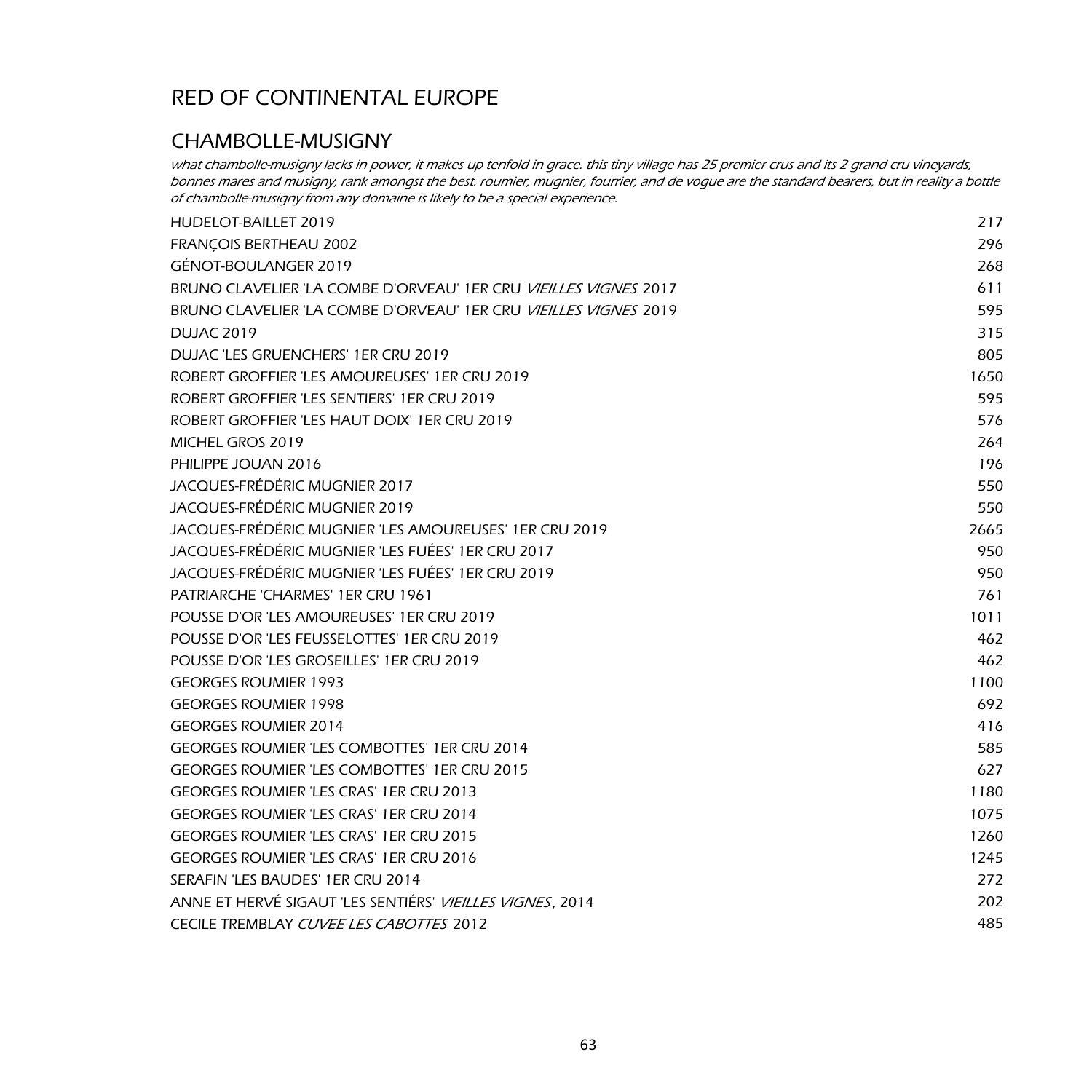# RED OF CONTINENTAL EUROPE

## CHAMBOLLE-MUSIGNY

*what chambolle-musigny lacks in power, it makes up tenfold in grace. this tiny village has 25 premier crus and its 2 grand cru vineyards, bonnes mares and musigny, rank amongst the best. roumier, mugnier, fourrier, and de vogue are the standard bearers, but in reality a bottle of chambolle-musigny from any domaine is likely to be a special experience.*

| | |
|---|---|
| HUDELOT-BAILLET 2019 | 217 |
| FRANÇOIS BERTHEAU 2002 | 296 |
| GÉNOT-BOULANGER 2019 | 268 |
| BRUNO CLAVELIER 'LA COMBE D'ORVEAU' 1ER CRU *VIEILLES VIGNES* 2017 | 611 |
| BRUNO CLAVELIER 'LA COMBE D'ORVEAU' 1ER CRU *VIEILLES VIGNES* 2019 | 595 |
| DUJAC 2019 | 315 |
| DUJAC 'LES GRUENCHERS' 1ER CRU 2019 | 805 |
| ROBERT GROFFIER 'LES AMOUREUSES' 1ER CRU 2019 | 1650 |
| ROBERT GROFFIER 'LES SENTIERS' 1ER CRU 2019 | 595 |
| ROBERT GROFFIER 'LES HAUT DOIX' 1ER CRU 2019 | 576 |
| MICHEL GROS 2019 | 264 |
| PHILIPPE JOUAN 2016 | 196 |
| JACQUES-FRÉDÉRIC MUGNIER 2017 | 550 |
| JACQUES-FRÉDÉRIC MUGNIER 2019 | 550 |
| JACQUES-FRÉDÉRIC MUGNIER 'LES AMOUREUSES' 1ER CRU 2019 | 2665 |
| JACQUES-FRÉDÉRIC MUGNIER 'LES FUÉES' 1ER CRU 2017 | 950 |
| JACQUES-FRÉDÉRIC MUGNIER 'LES FUÉES' 1ER CRU 2019 | 950 |
| PATRIARCHE 'CHARMES' 1ER CRU 1961 | 761 |
| POUSSE D'OR 'LES AMOUREUSES' 1ER CRU 2019 | 1011 |
| POUSSE D'OR 'LES FEUSSELOTTES' 1ER CRU 2019 | 462 |
| POUSSE D'OR 'LES GROSEILLES' 1ER CRU 2019 | 462 |
| GEORGES ROUMIER 1993 | 1100 |
| GEORGES ROUMIER 1998 | 692 |
| GEORGES ROUMIER 2014 | 416 |
| GEORGES ROUMIER 'LES COMBOTTES' 1ER CRU 2014 | 585 |
| GEORGES ROUMIER 'LES COMBOTTES' 1ER CRU 2015 | 627 |
| GEORGES ROUMIER 'LES CRAS' 1ER CRU 2013 | 1180 |
| GEORGES ROUMIER 'LES CRAS' 1ER CRU 2014 | 1075 |
| GEORGES ROUMIER 'LES CRAS' 1ER CRU 2015 | 1260 |
| GEORGES ROUMIER 'LES CRAS' 1ER CRU 2016 | 1245 |
| SERAFIN 'LES BAUDES' 1ER CRU 2014 | 272 |
| ANNE ET HERVÉ SIGAUT 'LES SENTIÉRS' *VIEILLES VIGNES*, 2014 | 202 |
| CECILE TREMBLAY *CUVEE LES CABOTTES* 2012 | 485 |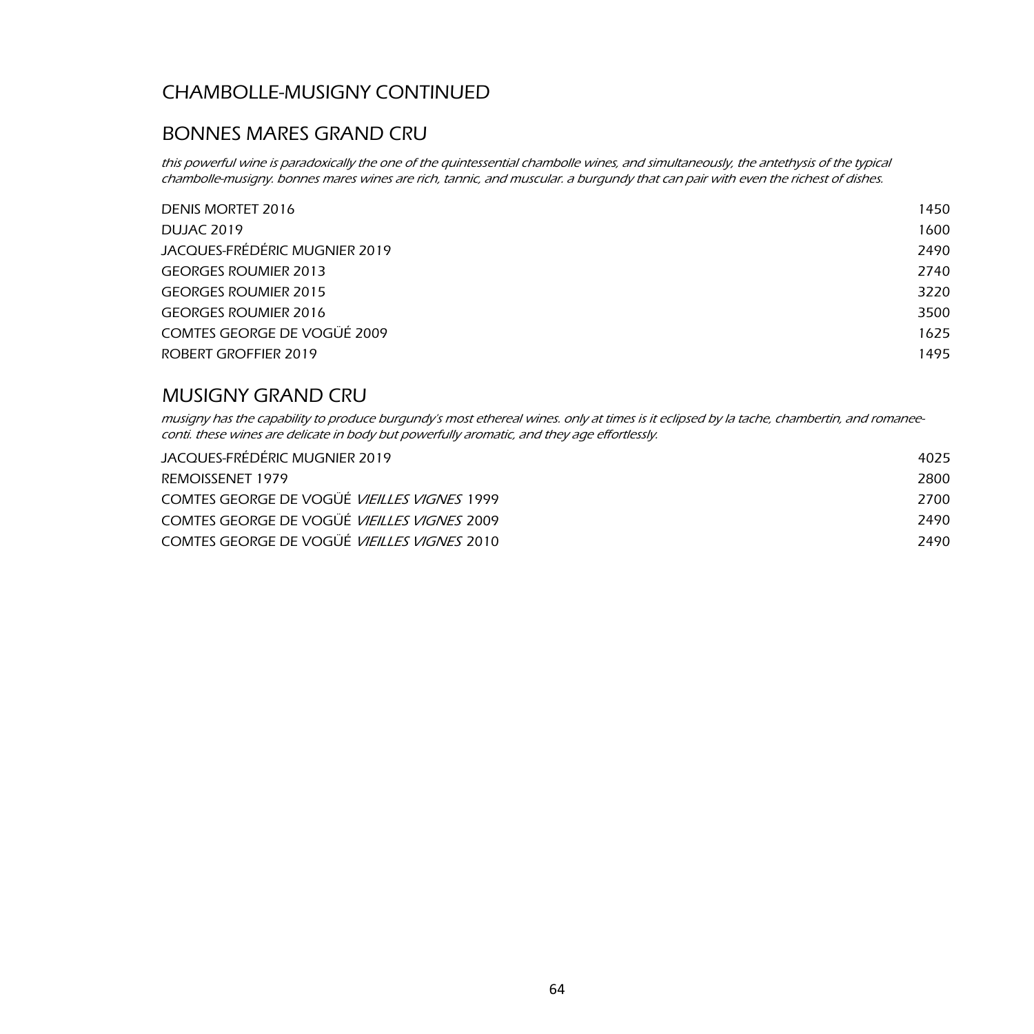## CHAMBOLLE-MUSIGNY CONTINUED

## BONNES MARES GRAND CRU

*this powerful wine is paradoxically the one of the quintessential chambolle wines, and simultaneously, the antethysis of the typical chambolle-musigny. bonnes mares wines are rich, tannic, and muscular. a burgundy that can pair with even the richest of dishes.*

| | |
|---|---|
| DENIS MORTET 2016 | 1450 |
| DUJAC 2019 | 1600 |
| JACQUES-FRÉDÉRIC MUGNIER 2019 | 2490 |
| GEORGES ROUMIER 2013 | 2740 |
| GEORGES ROUMIER 2015 | 3220 |
| GEORGES ROUMIER 2016 | 3500 |
| COMTES GEORGE DE VOGÜÉ 2009 | 1625 |
| ROBERT GROFFIER 2019 | 1495 |

## MUSIGNY GRAND CRU

*musigny has the capability to produce burgundy's most ethereal wines. only at times is it eclipsed by la tache, chambertin, and romanee-conti. these wines are delicate in body but powerfully aromatic, and they age effortlessly.*

| | |
|---|---|
| JACQUES-FRÉDÉRIC MUGNIER 2019 | 4025 |
| REMOISSENET 1979 | 2800 |
| COMTES GEORGE DE VOGÜÉ *VIEILLES VIGNES* 1999 | 2700 |
| COMTES GEORGE DE VOGÜÉ *VIEILLES VIGNES* 2009 | 2490 |
| COMTES GEORGE DE VOGÜÉ *VIEILLES VIGNES* 2010 | 2490 |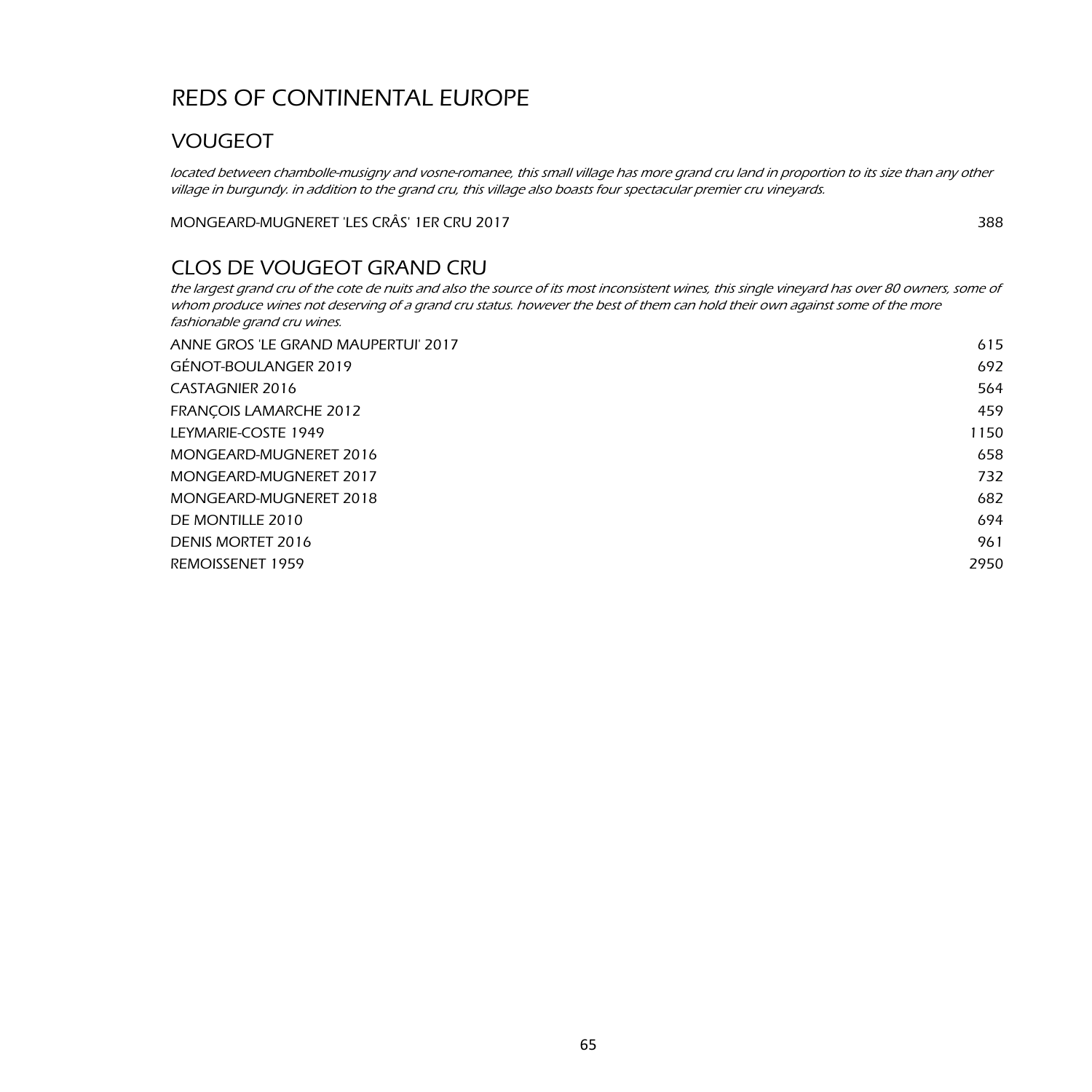# REDS OF CONTINENTAL EUROPE

## VOUGEOT

*located between chambolle-musigny and vosne-romanee, this small village has more grand cru land in proportion to its size than any other village in burgundy. in addition to the grand cru, this village also boasts four spectacular premier cru vineyards.*

| | |
|---|---|
| MONGEARD-MUGNERET 'LES CRÂS' 1ER CRU 2017 | 388 |

## CLOS DE VOUGEOT GRAND CRU

*the largest grand cru of the cote de nuits and also the source of its most inconsistent wines, this single vineyard has over 80 owners, some of whom produce wines not deserving of a grand cru status. however the best of them can hold their own against some of the more fashionable grand cru wines.*

| | |
|---|---|
| ANNE GROS 'LE GRAND MAUPERTUI' 2017 | 615 |
| GÉNOT-BOULANGER 2019 | 692 |
| CASTAGNIER 2016 | 564 |
| FRANÇOIS LAMARCHE 2012 | 459 |
| LEYMARIE-COSTE 1949 | 1150 |
| MONGEARD-MUGNERET 2016 | 658 |
| MONGEARD-MUGNERET 2017 | 732 |
| MONGEARD-MUGNERET 2018 | 682 |
| DE MONTILLE 2010 | 694 |
| DENIS MORTET 2016 | 961 |
| REMOISSENET 1959 | 2950 |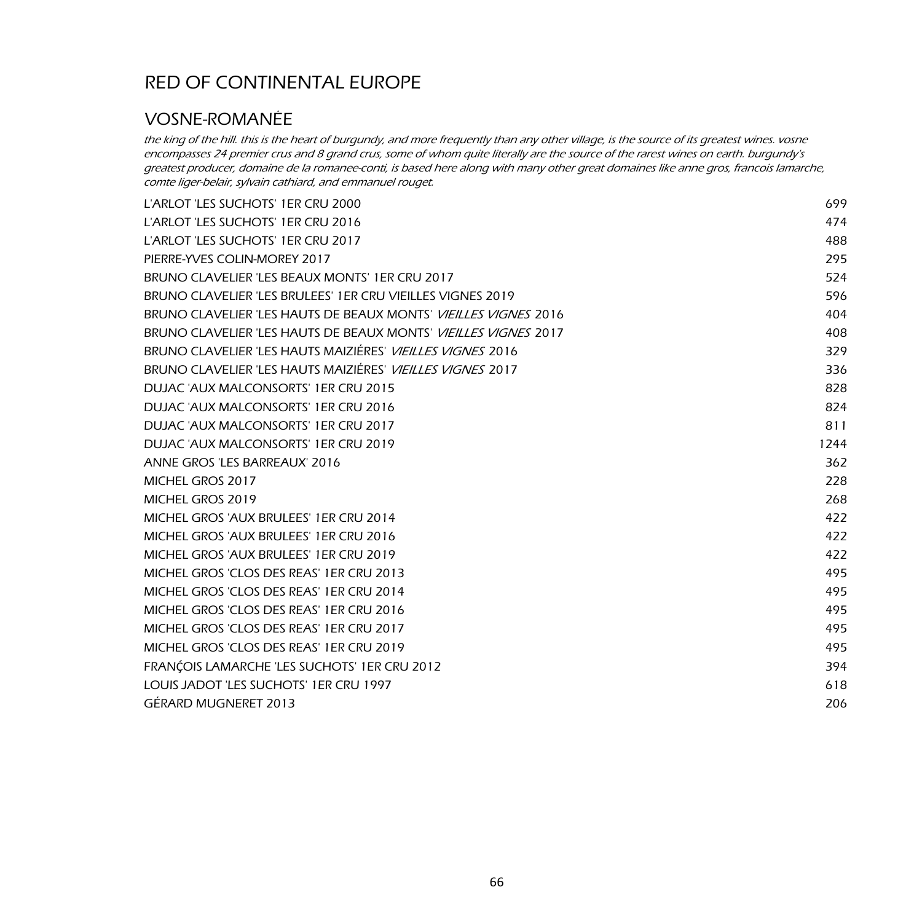# RED OF CONTINENTAL EUROPE

## VOSNE-ROMANÉE

*the king of the hill. this is the heart of burgundy, and more frequently than any other village, is the source of its greatest wines. vosne encompasses 24 premier crus and 8 grand crus, some of whom quite literally are the source of the rarest wines on earth. burgundy's greatest producer, domaine de la romanee-conti, is based here along with many other great domaines like anne gros, francois lamarche, comte liger-belair, sylvain cathiard, and emmanuel rouget.*

| | |
|---|---|
| L'ARLOT 'LES SUCHOTS' 1ER CRU 2000 | 699 |
| L'ARLOT 'LES SUCHOTS' 1ER CRU 2016 | 474 |
| L'ARLOT 'LES SUCHOTS' 1ER CRU 2017 | 488 |
| PIERRE-YVES COLIN-MOREY 2017 | 295 |
| BRUNO CLAVELIER 'LES BEAUX MONTS' 1ER CRU 2017 | 524 |
| BRUNO CLAVELIER 'LES BRULEES' 1ER CRU VIEILLES VIGNES 2019 | 596 |
| BRUNO CLAVELIER 'LES HAUTS DE BEAUX MONTS' *VIEILLES VIGNES* 2016 | 404 |
| BRUNO CLAVELIER 'LES HAUTS DE BEAUX MONTS' *VIEILLES VIGNES* 2017 | 408 |
| BRUNO CLAVELIER 'LES HAUTS MAIZIÉRES' *VIEILLES VIGNES* 2016 | 329 |
| BRUNO CLAVELIER 'LES HAUTS MAIZIÉRES' *VIEILLES VIGNES* 2017 | 336 |
| DUJAC 'AUX MALCONSORTS' 1ER CRU 2015 | 828 |
| DUJAC 'AUX MALCONSORTS' 1ER CRU 2016 | 824 |
| DUJAC 'AUX MALCONSORTS' 1ER CRU 2017 | 811 |
| DUJAC 'AUX MALCONSORTS' 1ER CRU 2019 | 1244 |
| ANNE GROS 'LES BARREAUX' 2016 | 362 |
| MICHEL GROS 2017 | 228 |
| MICHEL GROS 2019 | 268 |
| MICHEL GROS 'AUX BRULEES' 1ER CRU 2014 | 422 |
| MICHEL GROS 'AUX BRULEES' 1ER CRU 2016 | 422 |
| MICHEL GROS 'AUX BRULEES' 1ER CRU 2019 | 422 |
| MICHEL GROS 'CLOS DES REAS' 1ER CRU 2013 | 495 |
| MICHEL GROS 'CLOS DES REAS' 1ER CRU 2014 | 495 |
| MICHEL GROS 'CLOS DES REAS' 1ER CRU 2016 | 495 |
| MICHEL GROS 'CLOS DES REAS' 1ER CRU 2017 | 495 |
| MICHEL GROS 'CLOS DES REAS' 1ER CRU 2019 | 495 |
| FRANÇOIS LAMARCHE 'LES SUCHOTS' 1ER CRU 2012 | 394 |
| LOUIS JADOT 'LES SUCHOTS' 1ER CRU 1997 | 618 |
| GÉRARD MUGNERET 2013 | 206 |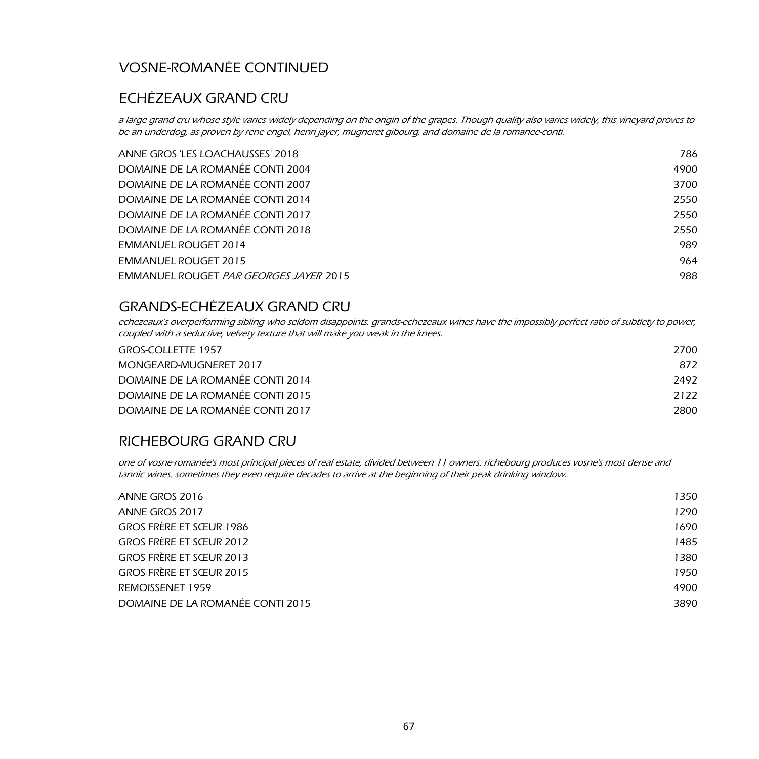## VOSNE-ROMANÉE CONTINUED

## ECHÉZEAUX GRAND CRU

*a large grand cru whose style varies widely depending on the origin of the grapes. Though quality also varies widely, this vineyard proves to be an underdog, as proven by rene engel, henri jayer, mugneret gibourg, and domaine de la romanee-conti.*

| | |
|---|---|
| ANNE GROS 'LES LOACHAUSSES' 2018 | 786 |
| DOMAINE DE LA ROMANÉE CONTI 2004 | 4900 |
| DOMAINE DE LA ROMANÉE CONTI 2007 | 3700 |
| DOMAINE DE LA ROMANÉE CONTI 2014 | 2550 |
| DOMAINE DE LA ROMANÉE CONTI 2017 | 2550 |
| DOMAINE DE LA ROMANÉE CONTI 2018 | 2550 |
| EMMANUEL ROUGET 2014 | 989 |
| EMMANUEL ROUGET 2015 | 964 |
| EMMANUEL ROUGET *PAR GEORGES JAYER* 2015 | 988 |

## GRANDS-ECHÉZEAUX GRAND CRU

*echezeaux's overperforming sibling who seldom disappoints. grands-echezeaux wines have the impossibly perfect ratio of subtlety to power, coupled with a seductive, velvety texture that will make you weak in the knees.*

| | |
|---|---|
| GROS-COLLETTE 1957 | 2700 |
| MONGEARD-MUGNERET 2017 | 872 |
| DOMAINE DE LA ROMANÉE CONTI 2014 | 2492 |
| DOMAINE DE LA ROMANÉE CONTI 2015 | 2122 |
| DOMAINE DE LA ROMANÉE CONTI 2017 | 2800 |

## RICHEBOURG GRAND CRU

*one of vosne-romanée's most principal pieces of real estate, divided between 11 owners. richebourg produces vosne's most dense and tannic wines, sometimes they even require decades to arrive at the beginning of their peak drinking window.*

| | |
|---|---|
| ANNE GROS 2016 | 1350 |
| ANNE GROS 2017 | 1290 |
| GROS FRÈRE ET SŒUR 1986 | 1690 |
| GROS FRÈRE ET SŒUR 2012 | 1485 |
| GROS FRÈRE ET SŒUR 2013 | 1380 |
| GROS FRÈRE ET SŒUR 2015 | 1950 |
| REMOISSENET 1959 | 4900 |
| DOMAINE DE LA ROMANÉE CONTI 2015 | 3890 |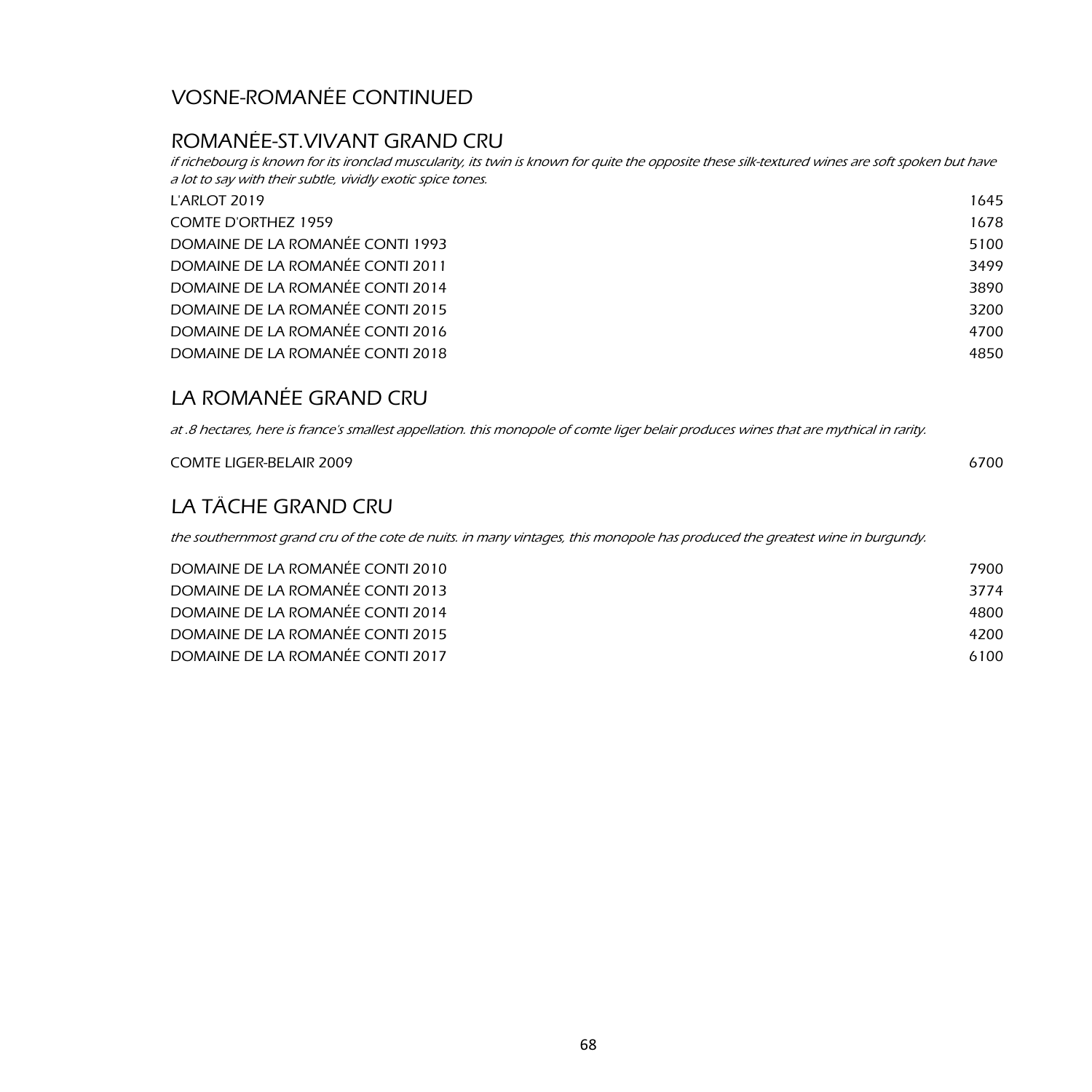## VOSNE-ROMANĖE CONTINUED

## ROMANĖE-ST.VIVANT GRAND CRU

*if richebourg is known for its ironclad muscularity, its twin is known for quite the opposite these silk-textured wines are soft spoken but have a lot to say with their subtle, vividly exotic spice tones.*

| | |
|---|---|
| L'ARLOT 2019 | 1645 |
| COMTE D'ORTHEZ 1959 | 1678 |
| DOMAINE DE LA ROMANÉE CONTI 1993 | 5100 |
| DOMAINE DE LA ROMANÉE CONTI 2011 | 3499 |
| DOMAINE DE LA ROMANÉE CONTI 2014 | 3890 |
| DOMAINE DE LA ROMANÉE CONTI 2015 | 3200 |
| DOMAINE DE LA ROMANÉE CONTI 2016 | 4700 |
| DOMAINE DE LA ROMANÉE CONTI 2018 | 4850 |

## LA ROMANÉE GRAND CRU

*at .8 hectares, here is france's smallest appellation. this monopole of comte liger belair produces wines that are mythical in rarity.*

| | |
|---|---|
| COMTE LIGER-BELAIR 2009 | 6700 |

## LA TÄCHE GRAND CRU

*the southernmost grand cru of the cote de nuits. in many vintages, this monopole has produced the greatest wine in burgundy.*

| | |
|---|---|
| DOMAINE DE LA ROMANÉE CONTI 2010 | 7900 |
| DOMAINE DE LA ROMANÉE CONTI 2013 | 3774 |
| DOMAINE DE LA ROMANÉE CONTI 2014 | 4800 |
| DOMAINE DE LA ROMANÉE CONTI 2015 | 4200 |
| DOMAINE DE LA ROMANÉE CONTI 2017 | 6100 |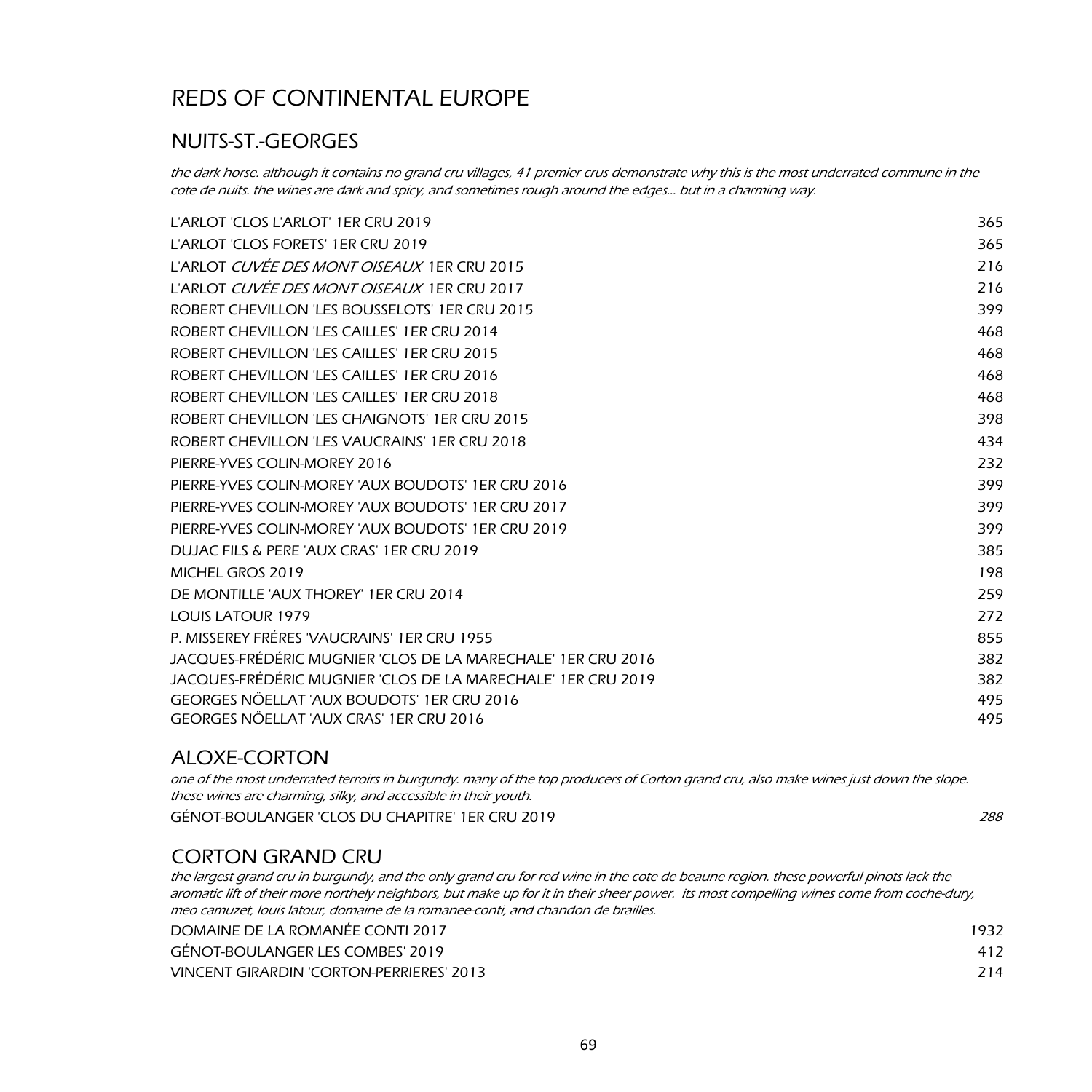# REDS OF CONTINENTAL EUROPE

## NUITS-ST.-GEORGES

*the dark horse. although it contains no grand cru villages, 41 premier crus demonstrate why this is the most underrated commune in the cote de nuits. the wines are dark and spicy, and sometimes rough around the edges... but in a charming way.*

| | |
|---|---|
| L'ARLOT 'CLOS L'ARLOT' 1ER CRU 2019 | 365 |
| L'ARLOT 'CLOS FORETS' 1ER CRU 2019 | 365 |
| L'ARLOT *CUVÉE DES MONT OISEAUX* 1ER CRU 2015 | 216 |
| L'ARLOT *CUVÉE DES MONT OISEAUX* 1ER CRU 2017 | 216 |
| ROBERT CHEVILLON 'LES BOUSSELOTS' 1ER CRU 2015 | 399 |
| ROBERT CHEVILLON 'LES CAILLES' 1ER CRU 2014 | 468 |
| ROBERT CHEVILLON 'LES CAILLES' 1ER CRU 2015 | 468 |
| ROBERT CHEVILLON 'LES CAILLES' 1ER CRU 2016 | 468 |
| ROBERT CHEVILLON 'LES CAILLES' 1ER CRU 2018 | 468 |
| ROBERT CHEVILLON 'LES CHAIGNOTS' 1ER CRU 2015 | 398 |
| ROBERT CHEVILLON 'LES VAUCRAINS' 1ER CRU 2018 | 434 |
| PIERRE-YVES COLIN-MOREY 2016 | 232 |
| PIERRE-YVES COLIN-MOREY 'AUX BOUDOTS' 1ER CRU 2016 | 399 |
| PIERRE-YVES COLIN-MOREY 'AUX BOUDOTS' 1ER CRU 2017 | 399 |
| PIERRE-YVES COLIN-MOREY 'AUX BOUDOTS' 1ER CRU 2019 | 399 |
| DUJAC FILS & PERE 'AUX CRAS' 1ER CRU 2019 | 385 |
| MICHEL GROS 2019 | 198 |
| DE MONTILLE 'AUX THOREY' 1ER CRU 2014 | 259 |
| LOUIS LATOUR 1979 | 272 |
| P. MISSEREY FRÉRES 'VAUCRAINS' 1ER CRU 1955 | 855 |
| JACQUES-FRÉDÉRIC MUGNIER 'CLOS DE LA MARECHALE' 1ER CRU 2016 | 382 |
| JACQUES-FRÉDÉRIC MUGNIER 'CLOS DE LA MARECHALE' 1ER CRU 2019 | 382 |
| GEORGES NÖELLAT 'AUX BOUDOTS' 1ER CRU 2016 | 495 |
| GEORGES NÖELLAT 'AUX CRAS' 1ER CRU 2016 | 495 |

## ALOXE-CORTON

*one of the most underrated terroirs in burgundy. many of the top producers of Corton grand cru, also make wines just down the slope. these wines are charming, silky, and accessible in their youth.*

| | |
|---|---|
| GÉNOT-BOULANGER 'CLOS DU CHAPITRE' 1ER CRU 2019 | *288* |

## CORTON GRAND CRU

*the largest grand cru in burgundy, and the only grand cru for red wine in the cote de beaune region. these powerful pinots lack the aromatic lift of their more northely neighbors, but make up for it in their sheer power. its most compelling wines come from coche-dury, meo camuzet, louis latour, domaine de la romanee-conti, and chandon de brailles.*

| | |
|---|---|
| DOMAINE DE LA ROMANÉE CONTI 2017 | 1932 |
| GÉNOT-BOULANGER LES COMBES' 2019 | 412 |
| VINCENT GIRARDIN 'CORTON-PERRIERES' 2013 | 214 |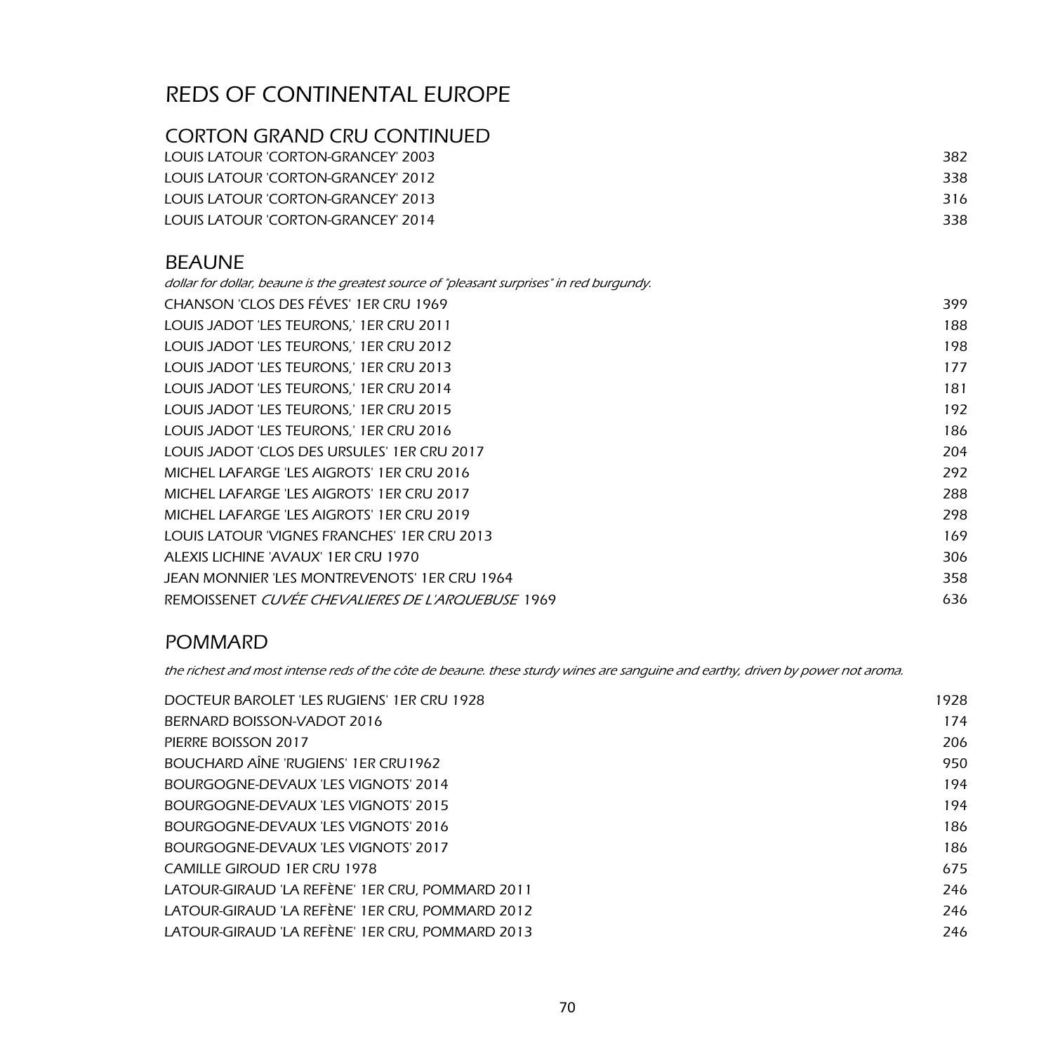# REDS OF CONTINENTAL EUROPE

## CORTON GRAND CRU CONTINUED

| | |
|---|---|
| LOUIS LATOUR 'CORTON-GRANCEY' 2003 | 382 |
| LOUIS LATOUR 'CORTON-GRANCEY' 2012 | 338 |
| LOUIS LATOUR 'CORTON-GRANCEY' 2013 | 316 |
| LOUIS LATOUR 'CORTON-GRANCEY' 2014 | 338 |

## BEAUNE

*dollar for dollar, beaune is the greatest source of "pleasant surprises" in red burgundy.*

| | |
|---|---|
| CHANSON 'CLOS DES FÉVES' 1ER CRU 1969 | 399 |
| LOUIS JADOT 'LES TEURONS,' 1ER CRU 2011 | 188 |
| LOUIS JADOT 'LES TEURONS,' 1ER CRU 2012 | 198 |
| LOUIS JADOT 'LES TEURONS,' 1ER CRU 2013 | 177 |
| LOUIS JADOT 'LES TEURONS,' 1ER CRU 2014 | 181 |
| LOUIS JADOT 'LES TEURONS,' 1ER CRU 2015 | 192 |
| LOUIS JADOT 'LES TEURONS,' 1ER CRU 2016 | 186 |
| LOUIS JADOT 'CLOS DES URSULES' 1ER CRU 2017 | 204 |
| MICHEL LAFARGE 'LES AIGROTS' 1ER CRU 2016 | 292 |
| MICHEL LAFARGE 'LES AIGROTS' 1ER CRU 2017 | 288 |
| MICHEL LAFARGE 'LES AIGROTS' 1ER CRU 2019 | 298 |
| LOUIS LATOUR 'VIGNES FRANCHES' 1ER CRU 2013 | 169 |
| ALEXIS LICHINE 'AVAUX' 1ER CRU 1970 | 306 |
| JEAN MONNIER 'LES MONTREVENOTS' 1ER CRU 1964 | 358 |
| REMOISSENET *CUVÉE CHEVALIERES DE L'ARQUEBUSE* 1969 | 636 |

## POMMARD

*the richest and most intense reds of the côte de beaune. these sturdy wines are sanguine and earthy, driven by power not aroma.*

| | |
|---|---|
| DOCTEUR BAROLET 'LES RUGIENS' 1ER CRU 1928 | 1928 |
| BERNARD BOISSON-VADOT 2016 | 174 |
| PIERRE BOISSON 2017 | 206 |
| BOUCHARD AÎNE 'RUGIENS' 1ER CRU1962 | 950 |
| BOURGOGNE-DEVAUX 'LES VIGNOTS' 2014 | 194 |
| BOURGOGNE-DEVAUX 'LES VIGNOTS' 2015 | 194 |
| BOURGOGNE-DEVAUX 'LES VIGNOTS' 2016 | 186 |
| BOURGOGNE-DEVAUX 'LES VIGNOTS' 2017 | 186 |
| CAMILLE GIROUD 1ER CRU 1978 | 675 |
| LATOUR-GIRAUD 'LA REFÈNE' 1ER CRU, POMMARD 2011 | 246 |
| LATOUR-GIRAUD 'LA REFÈNE' 1ER CRU, POMMARD 2012 | 246 |
| LATOUR-GIRAUD 'LA REFÈNE' 1ER CRU, POMMARD 2013 | 246 |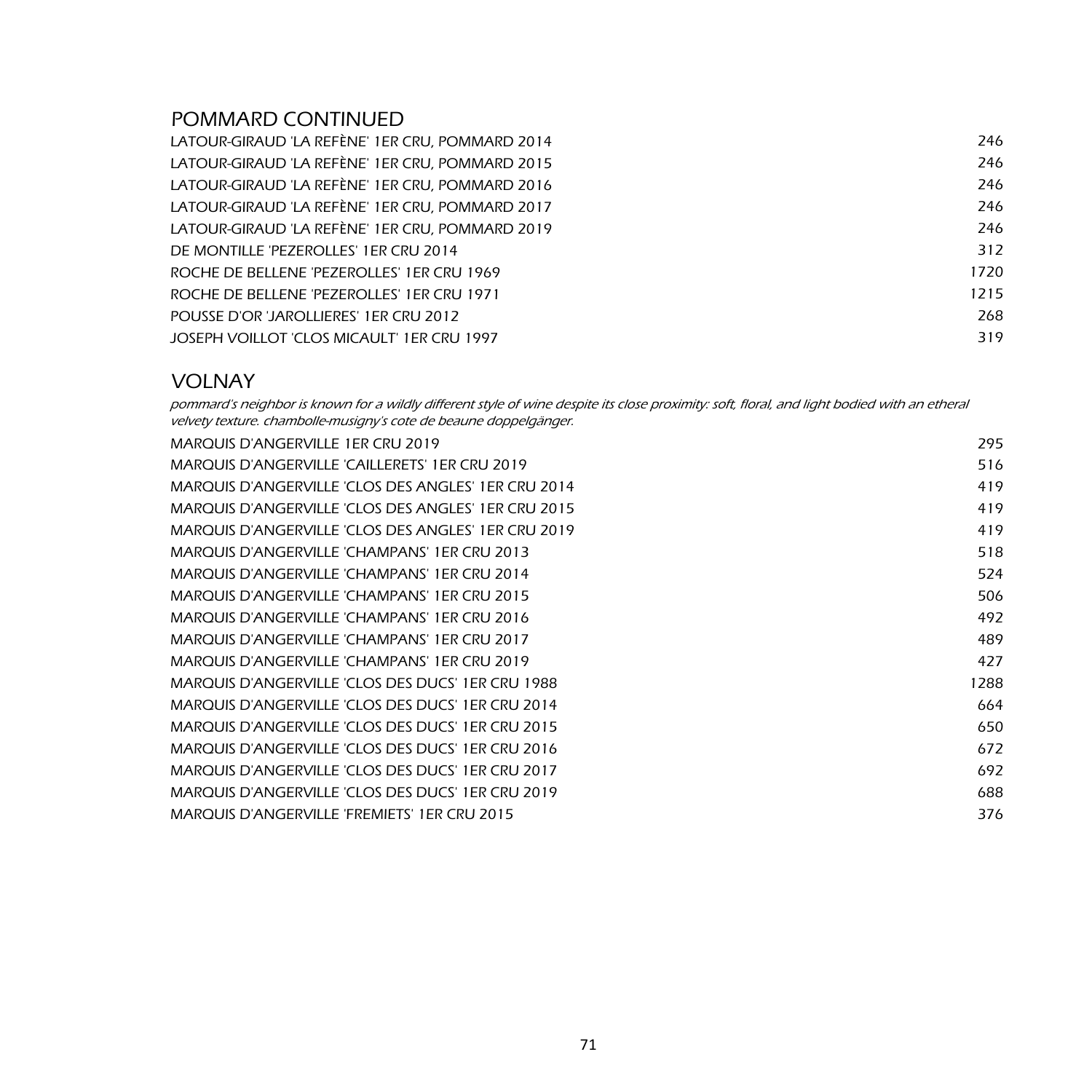## POMMARD CONTINUED

| | |
|---|---|
| LATOUR-GIRAUD 'LA REFÈNE' 1ER CRU, POMMARD 2014 | 246 |
| LATOUR-GIRAUD 'LA REFÈNE' 1ER CRU, POMMARD 2015 | 246 |
| LATOUR-GIRAUD 'LA REFÈNE' 1ER CRU, POMMARD 2016 | 246 |
| LATOUR-GIRAUD 'LA REFÈNE' 1ER CRU, POMMARD 2017 | 246 |
| LATOUR-GIRAUD 'LA REFÈNE' 1ER CRU, POMMARD 2019 | 246 |
| DE MONTILLE 'PEZEROLLES' 1ER CRU 2014 | 312 |
| ROCHE DE BELLENE 'PEZEROLLES' 1ER CRU 1969 | 1720 |
| ROCHE DE BELLENE 'PEZEROLLES' 1ER CRU 1971 | 1215 |
| POUSSE D'OR 'JAROLLIERES' 1ER CRU 2012 | 268 |
| JOSEPH VOILLOT 'CLOS MICAULT' 1ER CRU 1997 | 319 |

## VOLNAY

*pommard's neighbor is known for a wildly different style of wine despite its close proximity: soft, floral, and light bodied with an etheral velvety texture. chambolle-musigny's cote de beaune doppelgänger.*

| | |
|---|---|
| MARQUIS D'ANGERVILLE 1ER CRU 2019 | 295 |
| MARQUIS D'ANGERVILLE 'CAILLERETS' 1ER CRU 2019 | 516 |
| MARQUIS D'ANGERVILLE 'CLOS DES ANGLES' 1ER CRU 2014 | 419 |
| MARQUIS D'ANGERVILLE 'CLOS DES ANGLES' 1ER CRU 2015 | 419 |
| MARQUIS D'ANGERVILLE 'CLOS DES ANGLES' 1ER CRU 2019 | 419 |
| MARQUIS D'ANGERVILLE 'CHAMPANS' 1ER CRU 2013 | 518 |
| MARQUIS D'ANGERVILLE 'CHAMPANS' 1ER CRU 2014 | 524 |
| MARQUIS D'ANGERVILLE 'CHAMPANS' 1ER CRU 2015 | 506 |
| MARQUIS D'ANGERVILLE 'CHAMPANS' 1ER CRU 2016 | 492 |
| MARQUIS D'ANGERVILLE 'CHAMPANS' 1ER CRU 2017 | 489 |
| MARQUIS D'ANGERVILLE 'CHAMPANS' 1ER CRU 2019 | 427 |
| MARQUIS D'ANGERVILLE 'CLOS DES DUCS' 1ER CRU 1988 | 1288 |
| MARQUIS D'ANGERVILLE 'CLOS DES DUCS' 1ER CRU 2014 | 664 |
| MARQUIS D'ANGERVILLE 'CLOS DES DUCS' 1ER CRU 2015 | 650 |
| MARQUIS D'ANGERVILLE 'CLOS DES DUCS' 1ER CRU 2016 | 672 |
| MARQUIS D'ANGERVILLE 'CLOS DES DUCS' 1ER CRU 2017 | 692 |
| MARQUIS D'ANGERVILLE 'CLOS DES DUCS' 1ER CRU 2019 | 688 |
| MARQUIS D'ANGERVILLE 'FREMIETS' 1ER CRU 2015 | 376 |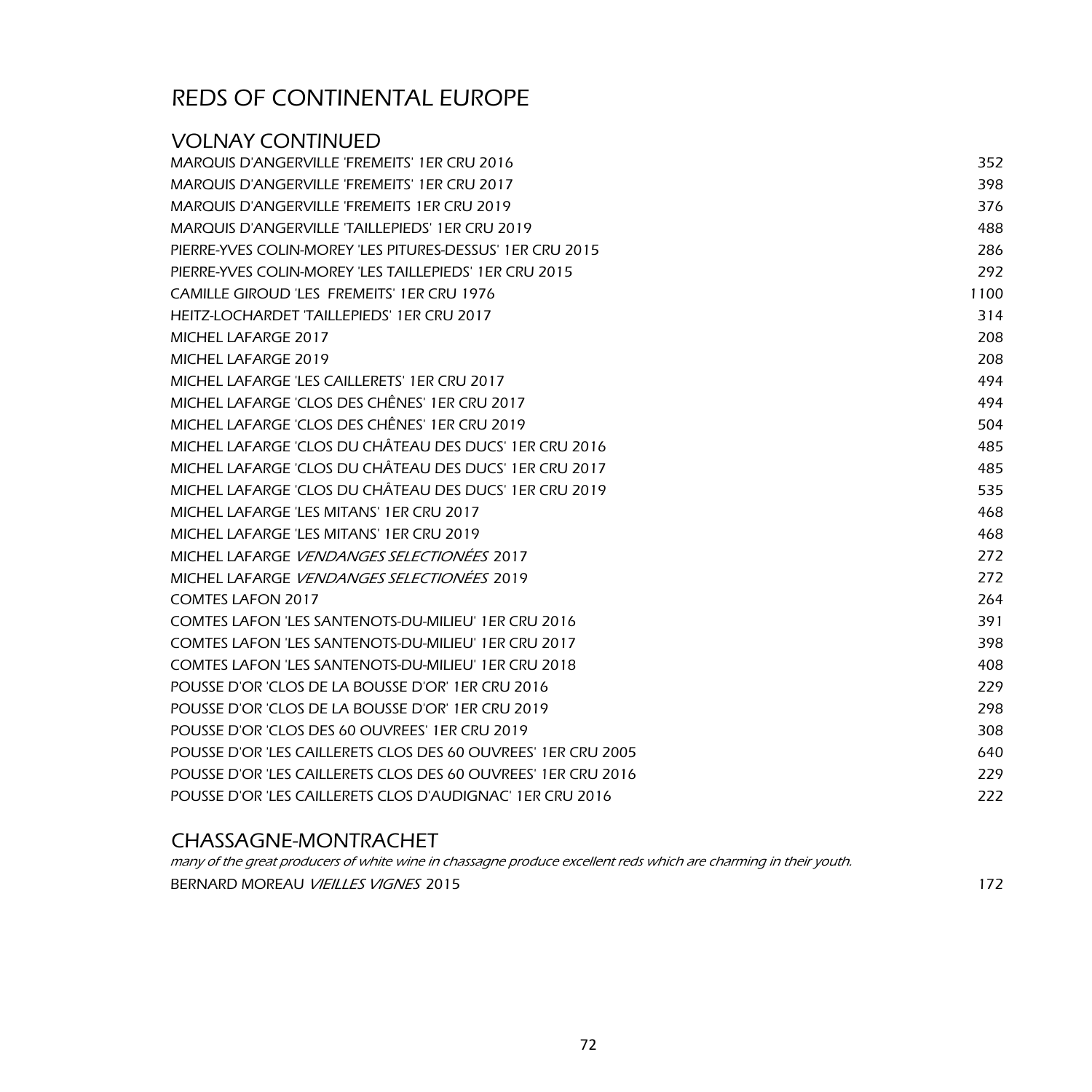# REDS OF CONTINENTAL EUROPE

## VOLNAY CONTINUED

| Wine | Price |
|---|---|
| MARQUIS D'ANGERVILLE 'FREMEITS' 1ER CRU 2016 | 352 |
| MARQUIS D'ANGERVILLE 'FREMEITS' 1ER CRU 2017 | 398 |
| MARQUIS D'ANGERVILLE 'FREMEITS 1ER CRU 2019 | 376 |
| MARQUIS D'ANGERVILLE 'TAILLEPIEDS' 1ER CRU 2019 | 488 |
| PIERRE-YVES COLIN-MOREY 'LES PITURES-DESSUS' 1ER CRU 2015 | 286 |
| PIERRE-YVES COLIN-MOREY 'LES TAILLEPIEDS' 1ER CRU 2015 | 292 |
| CAMILLE GIROUD 'LES FREMEITS' 1ER CRU 1976 | 1100 |
| HEITZ-LOCHARDET 'TAILLEPIEDS' 1ER CRU 2017 | 314 |
| MICHEL LAFARGE 2017 | 208 |
| MICHEL LAFARGE 2019 | 208 |
| MICHEL LAFARGE 'LES CAILLERETS' 1ER CRU 2017 | 494 |
| MICHEL LAFARGE 'CLOS DES CHÊNES' 1ER CRU 2017 | 494 |
| MICHEL LAFARGE 'CLOS DES CHÊNES' 1ER CRU 2019 | 504 |
| MICHEL LAFARGE 'CLOS DU CHÂTEAU DES DUCS' 1ER CRU 2016 | 485 |
| MICHEL LAFARGE 'CLOS DU CHÂTEAU DES DUCS' 1ER CRU 2017 | 485 |
| MICHEL LAFARGE 'CLOS DU CHÂTEAU DES DUCS' 1ER CRU 2019 | 535 |
| MICHEL LAFARGE 'LES MITANS' 1ER CRU 2017 | 468 |
| MICHEL LAFARGE 'LES MITANS' 1ER CRU 2019 | 468 |
| MICHEL LAFARGE *VENDANGES SELECTIONÉES* 2017 | 272 |
| MICHEL LAFARGE *VENDANGES SELECTIONÉES* 2019 | 272 |
| COMTES LAFON 2017 | 264 |
| COMTES LAFON 'LES SANTENOTS-DU-MILIEU' 1ER CRU 2016 | 391 |
| COMTES LAFON 'LES SANTENOTS-DU-MILIEU' 1ER CRU 2017 | 398 |
| COMTES LAFON 'LES SANTENOTS-DU-MILIEU' 1ER CRU 2018 | 408 |
| POUSSE D'OR 'CLOS DE LA BOUSSE D'OR' 1ER CRU 2016 | 229 |
| POUSSE D'OR 'CLOS DE LA BOUSSE D'OR' 1ER CRU 2019 | 298 |
| POUSSE D'OR 'CLOS DES 60 OUVREES' 1ER CRU 2019 | 308 |
| POUSSE D'OR 'LES CAILLERETS CLOS DES 60 OUVREES' 1ER CRU 2005 | 640 |
| POUSSE D'OR 'LES CAILLERETS CLOS DES 60 OUVREES' 1ER CRU 2016 | 229 |
| POUSSE D'OR 'LES CAILLERETS CLOS D'AUDIGNAC' 1ER CRU 2016 | 222 |

## CHASSAGNE-MONTRACHET

*many of the great producers of white wine in chassagne produce excellent reds which are charming in their youth.*

| Wine | Price |
|---|---|
| BERNARD MOREAU *VIEILLES VIGNES* 2015 | 172 |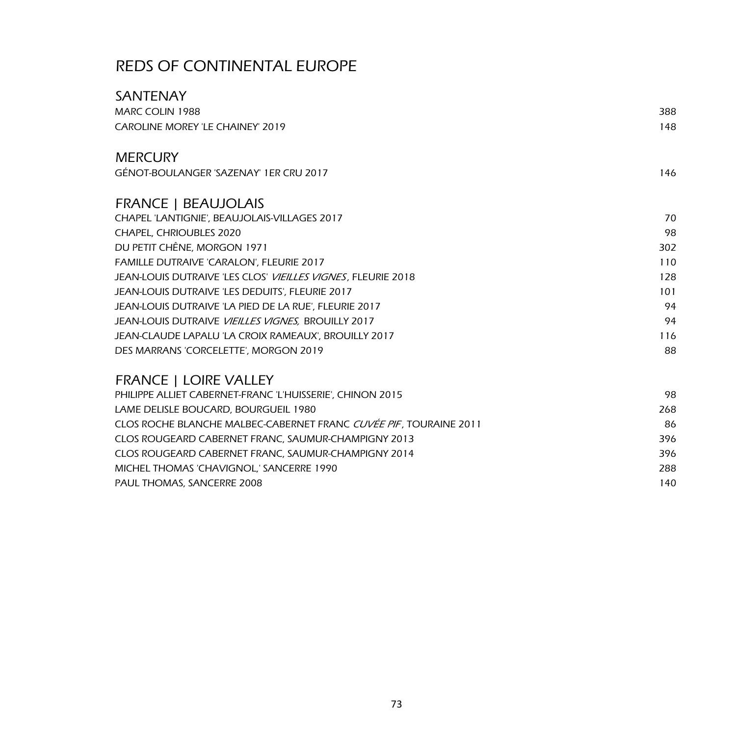# REDS OF CONTINENTAL EUROPE

## SANTENAY

| | |
|---|---|
| MARC COLIN 1988 | 388 |
| CAROLINE MOREY 'LE CHAINEY' 2019 | 148 |

## MERCURY

| | |
|---|---|
| GÉNOT-BOULANGER 'SAZENAY' 1ER CRU 2017 | 146 |

## FRANCE | BEAUJOLAIS

| | |
|---|---|
| CHAPEL 'LANTIGNIE', BEAUJOLAIS-VILLAGES 2017 | 70 |
| CHAPEL, CHRIOUBLES 2020 | 98 |
| DU PETIT CHÊNE, MORGON 1971 | 302 |
| FAMILLE DUTRAIVE 'CARALON', FLEURIE 2017 | 110 |
| JEAN-LOUIS DUTRAIVE 'LES CLOS' *VIEILLES VIGNES*, FLEURIE 2018 | 128 |
| JEAN-LOUIS DUTRAIVE 'LES DEDUITS', FLEURIE 2017 | 101 |
| JEAN-LOUIS DUTRAIVE 'LA PIED DE LA RUE', FLEURIE 2017 | 94 |
| JEAN-LOUIS DUTRAIVE *VIEILLES VIGNES,* BROUILLY 2017 | 94 |
| JEAN-CLAUDE LAPALU 'LA CROIX RAMEAUX', BROUILLY 2017 | 116 |
| DES MARRANS 'CORCELETTE', MORGON 2019 | 88 |

## FRANCE | LOIRE VALLEY

| | |
|---|---|
| PHILIPPE ALLIET CABERNET-FRANC 'L'HUISSERIE', CHINON 2015 | 98 |
| LAME DELISLE BOUCARD, BOURGUEIL 1980 | 268 |
| CLOS ROCHE BLANCHE MALBEC-CABERNET FRANC *CUVÉE PIF*, TOURAINE 2011 | 86 |
| CLOS ROUGEARD CABERNET FRANC, SAUMUR-CHAMPIGNY 2013 | 396 |
| CLOS ROUGEARD CABERNET FRANC, SAUMUR-CHAMPIGNY 2014 | 396 |
| MICHEL THOMAS 'CHAVIGNOL,' SANCERRE 1990 | 288 |
| PAUL THOMAS, SANCERRE 2008 | 140 |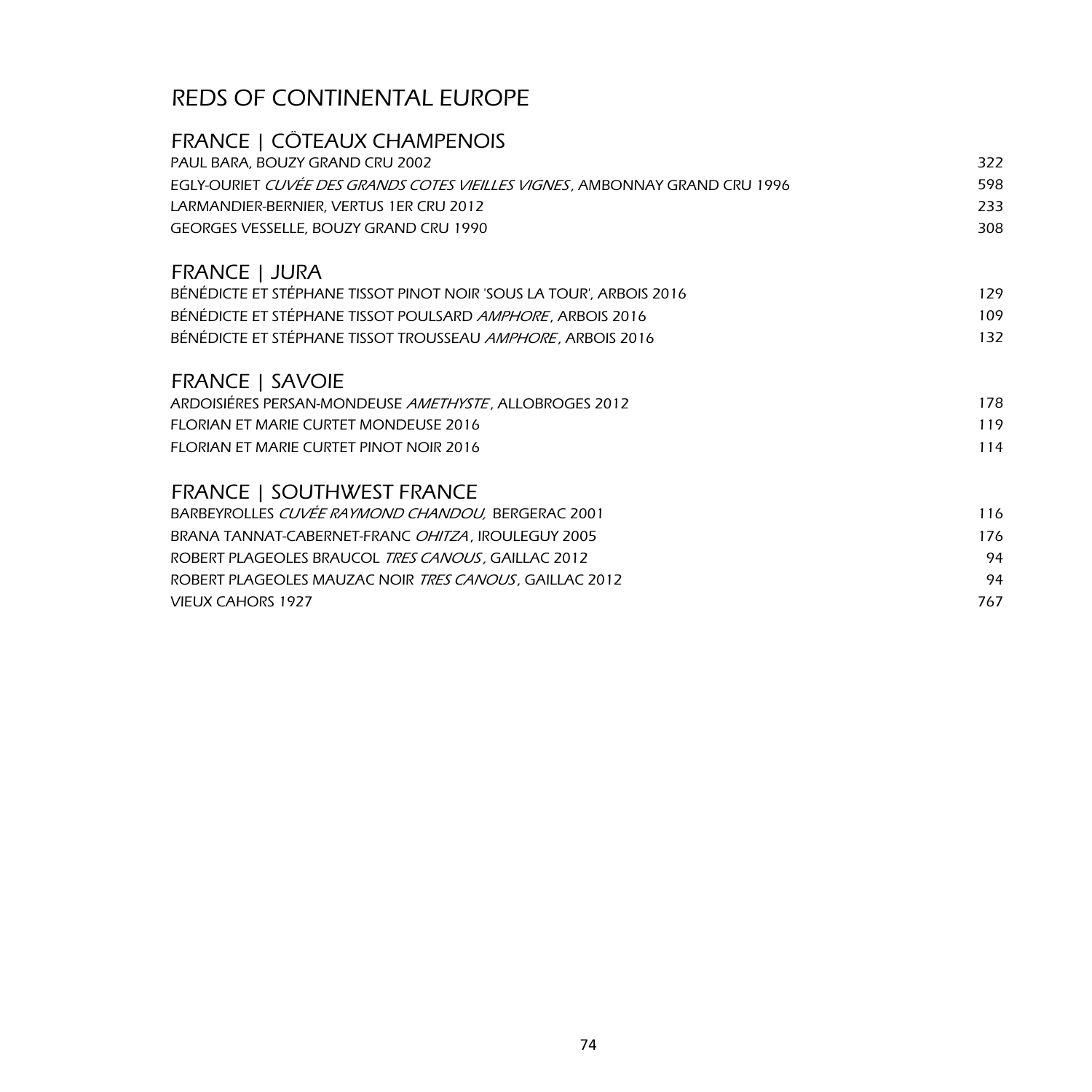# REDS OF CONTINENTAL EUROPE

## FRANCE | CÖTEAUX CHAMPENOIS

| | |
|---|---|
| PAUL BARA, BOUZY GRAND CRU 2002 | 322 |
| EGLY-OURIET *CUVÉE DES GRANDS COTES VIEILLES VIGNES*, AMBONNAY GRAND CRU 1996 | 598 |
| LARMANDIER-BERNIER, VERTUS 1ER CRU 2012 | 233 |
| GEORGES VESSELLE, BOUZY GRAND CRU 1990 | 308 |

## FRANCE | JURA

| | |
|---|---|
| BÉNÉDICTE ET STÉPHANE TISSOT PINOT NOIR 'SOUS LA TOUR', ARBOIS 2016 | 129 |
| BÉNÉDICTE ET STÉPHANE TISSOT POULSARD *AMPHORE*, ARBOIS 2016 | 109 |
| BÉNÉDICTE ET STÉPHANE TISSOT TROUSSEAU *AMPHORE*, ARBOIS 2016 | 132 |

## FRANCE | SAVOIE

| | |
|---|---|
| ARDOISIÉRES PERSAN-MONDEUSE *AMETHYSTE*, ALLOBROGES 2012 | 178 |
| FLORIAN ET MARIE CURTET MONDEUSE 2016 | 119 |
| FLORIAN ET MARIE CURTET PINOT NOIR 2016 | 114 |

## FRANCE | SOUTHWEST FRANCE

| | |
|---|---|
| BARBEYROLLES *CUVÉE RAYMOND CHANDOU,* BERGERAC 2001 | 116 |
| BRANA TANNAT-CABERNET-FRANC *OHITZA*, IROULEGUY 2005 | 176 |
| ROBERT PLAGEOLES BRAUCOL *TRES CANOUS*, GAILLAC 2012 | 94 |
| ROBERT PLAGEOLES MAUZAC NOIR *TRES CANOUS*, GAILLAC 2012 | 94 |
| VIEUX CAHORS 1927 | 767 |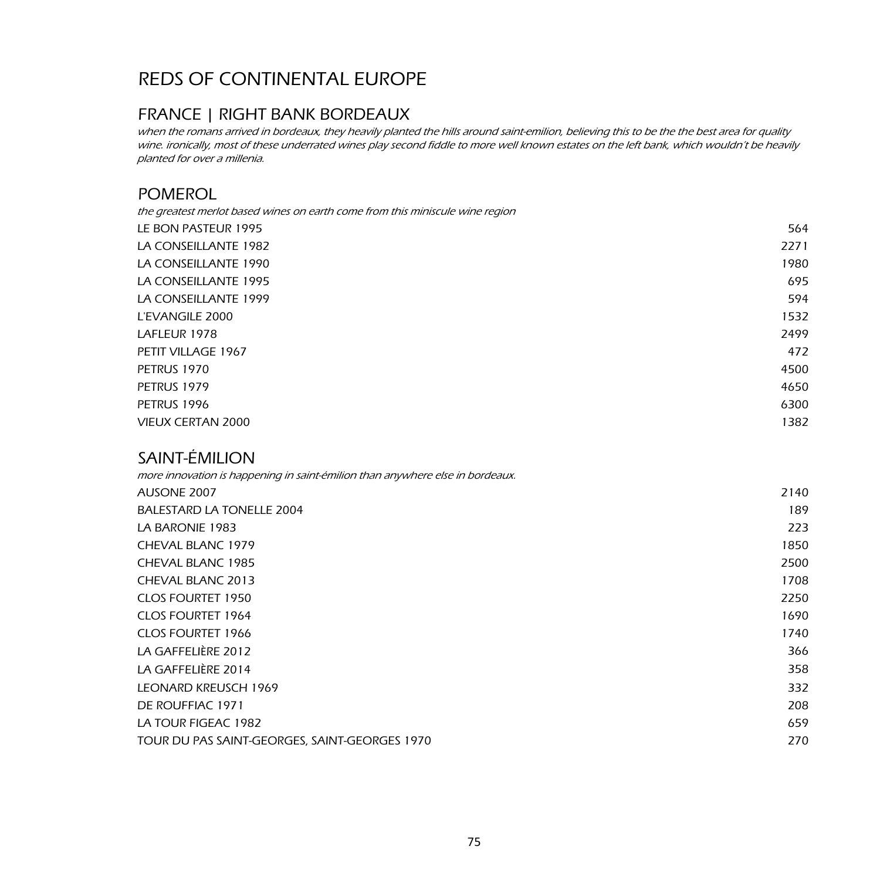# REDS OF CONTINENTAL EUROPE

## FRANCE | RIGHT BANK BORDEAUX

*when the romans arrived in bordeaux, they heavily planted the hills around saint-emilion, believing this to be the the best area for quality wine. ironically, most of these underrated wines play second fiddle to more well known estates on the left bank, which wouldn't be heavily planted for over a millenia.*

### POMEROL

*the greatest merlot based wines on earth come from this miniscule wine region*

| | |
|---|---:|
| LE BON PASTEUR 1995 | 564 |
| LA CONSEILLANTE 1982 | 2271 |
| LA CONSEILLANTE 1990 | 1980 |
| LA CONSEILLANTE 1995 | 695 |
| LA CONSEILLANTE 1999 | 594 |
| L'EVANGILE 2000 | 1532 |
| LAFLEUR 1978 | 2499 |
| PETIT VILLAGE 1967 | 472 |
| PETRUS 1970 | 4500 |
| PETRUS 1979 | 4650 |
| PETRUS 1996 | 6300 |
| VIEUX CERTAN 2000 | 1382 |

### SAINT-ÉMILION

*more innovation is happening in saint-émilion than anywhere else in bordeaux.*

| | |
|---|---:|
| AUSONE 2007 | 2140 |
| BALESTARD LA TONELLE 2004 | 189 |
| LA BARONIE 1983 | 223 |
| CHEVAL BLANC 1979 | 1850 |
| CHEVAL BLANC 1985 | 2500 |
| CHEVAL BLANC 2013 | 1708 |
| CLOS FOURTET 1950 | 2250 |
| CLOS FOURTET 1964 | 1690 |
| CLOS FOURTET 1966 | 1740 |
| LA GAFFELIÈRE 2012 | 366 |
| LA GAFFELIÈRE 2014 | 358 |
| LEONARD KREUSCH 1969 | 332 |
| DE ROUFFIAC 1971 | 208 |
| LA TOUR FIGEAC 1982 | 659 |
| TOUR DU PAS SAINT-GEORGES, SAINT-GEORGES 1970 | 270 |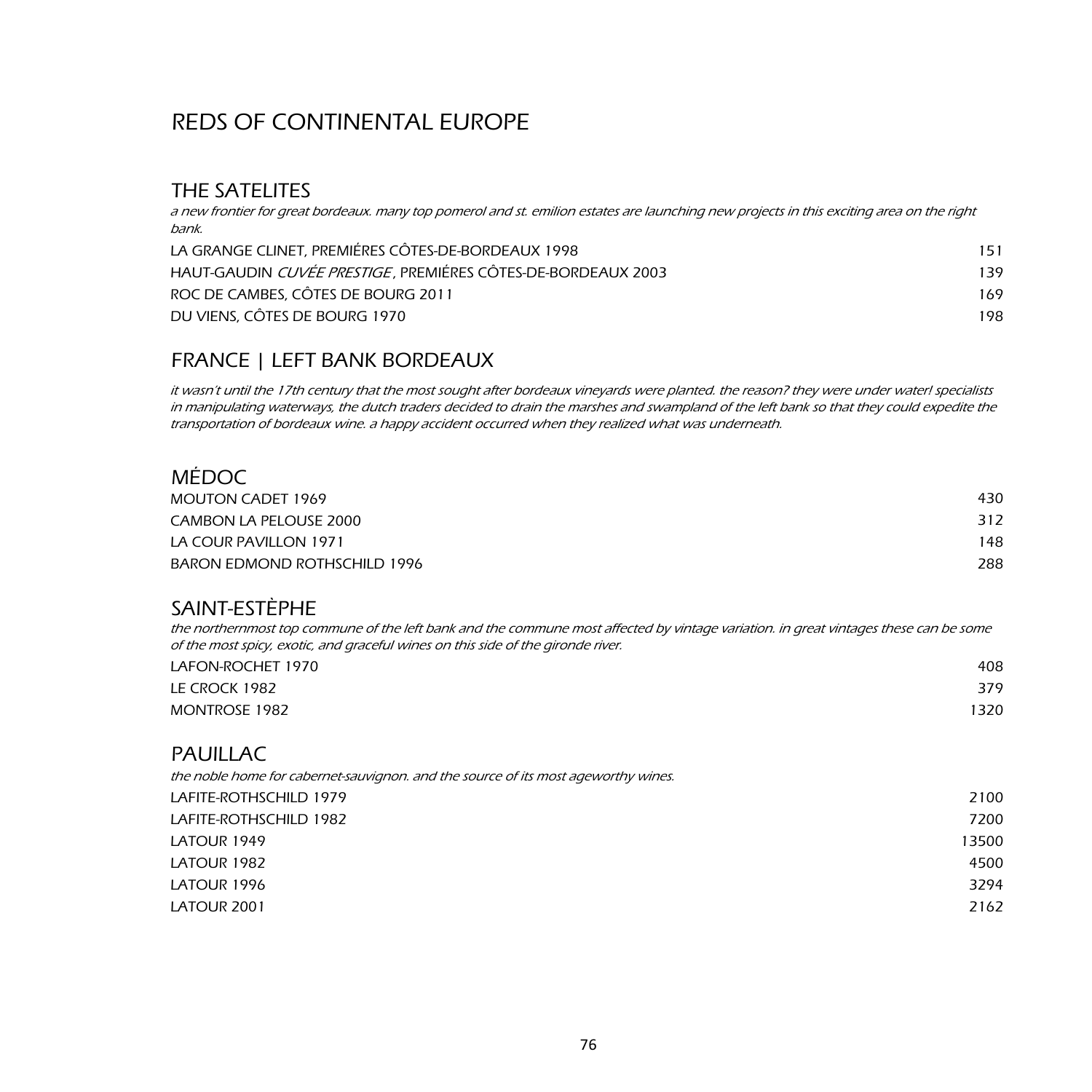# REDS OF CONTINENTAL EUROPE

## THE SATELITES

*a new frontier for great bordeaux. many top pomerol and st. emilion estates are launching new projects in this exciting area on the right bank.*

| | |
|---|---|
| LA GRANGE CLINET, PREMIÉRES CÔTES-DE-BORDEAUX 1998 | 151 |
| HAUT-GAUDIN *CUVÉE PRESTIGE*, PREMIÉRES CÔTES-DE-BORDEAUX 2003 | 139 |
| ROC DE CAMBES, CÔTES DE BOURG 2011 | 169 |
| DU VIENS, CÔTES DE BOURG 1970 | 198 |

## FRANCE | LEFT BANK BORDEAUX

*it wasn't until the 17th century that the most sought after bordeaux vineyards were planted. the reason? they were under water! specialists in manipulating waterways, the dutch traders decided to drain the marshes and swampland of the left bank so that they could expedite the transportation of bordeaux wine. a happy accident occurred when they realized what was underneath.*

## MÉDOC

| | |
|---|---|
| MOUTON CADET 1969 | 430 |
| CAMBON LA PELOUSE 2000 | 312 |
| LA COUR PAVILLON 1971 | 148 |
| BARON EDMOND ROTHSCHILD 1996 | 288 |

## SAINT-ESTÈPHE

*the northernmost top commune of the left bank and the commune most affected by vintage variation. in great vintages these can be some of the most spicy, exotic, and graceful wines on this side of the gironde river.*

| | |
|---|---|
| LAFON-ROCHET 1970 | 408 |
| LE CROCK 1982 | 379 |
| MONTROSE 1982 | 1320 |

## PAUILLAC

*the noble home for cabernet-sauvignon. and the source of its most ageworthy wines.*

| | |
|---|---|
| LAFITE-ROTHSCHILD 1979 | 2100 |
| LAFITE-ROTHSCHILD 1982 | 7200 |
| LATOUR 1949 | 13500 |
| LATOUR 1982 | 4500 |
| LATOUR 1996 | 3294 |
| LATOUR 2001 | 2162 |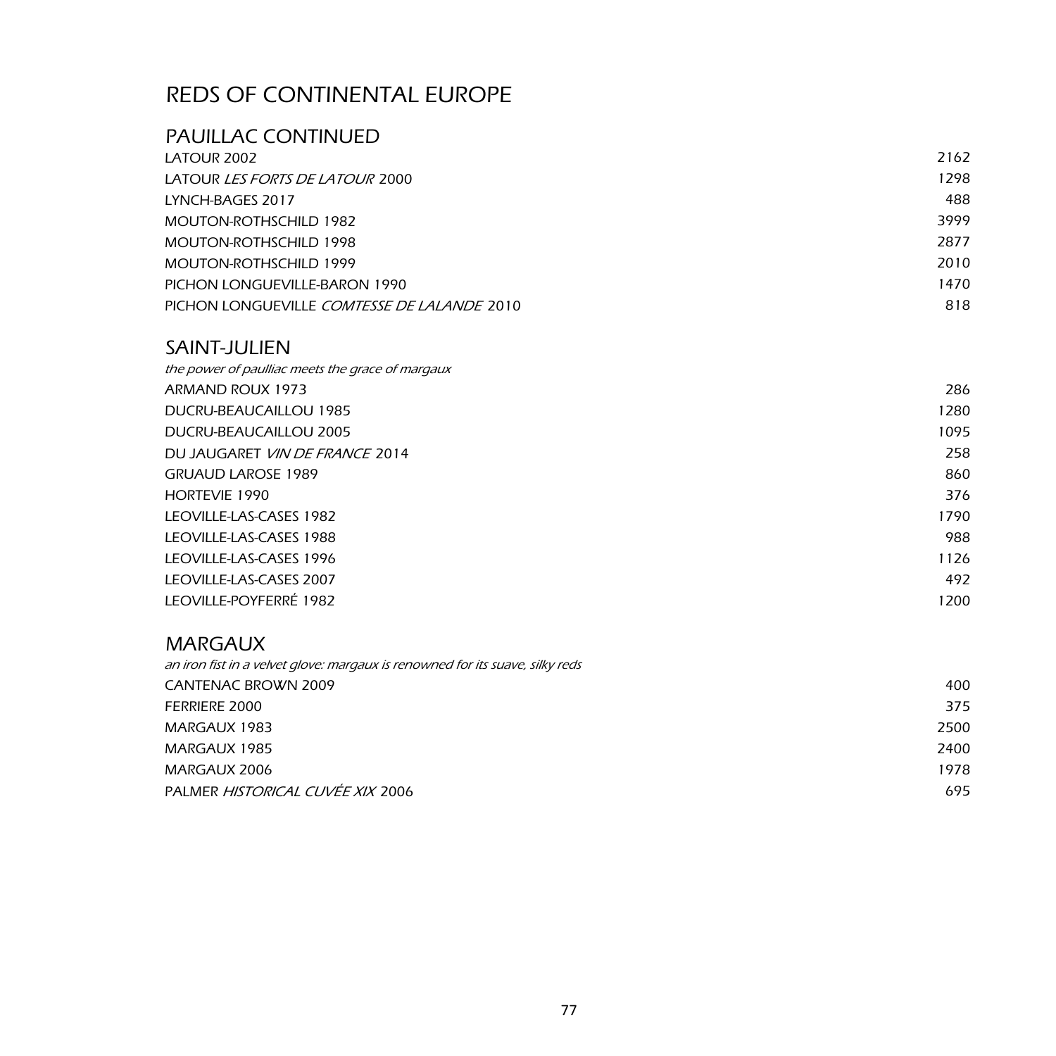# REDS OF CONTINENTAL EUROPE

## PAUILLAC CONTINUED

| | |
|---|---|
| LATOUR 2002 | 2162 |
| LATOUR *LES FORTS DE LATOUR* 2000 | 1298 |
| LYNCH-BAGES 2017 | 488 |
| MOUTON-ROTHSCHILD 1982 | 3999 |
| MOUTON-ROTHSCHILD 1998 | 2877 |
| MOUTON-ROTHSCHILD 1999 | 2010 |
| PICHON LONGUEVILLE-BARON 1990 | 1470 |
| PICHON LONGUEVILLE *COMTESSE DE LALANDE* 2010 | 818 |

## SAINT-JULIEN

*the power of paulliac meets the grace of margaux*

| | |
|---|---|
| ARMAND ROUX 1973 | 286 |
| DUCRU-BEAUCAILLOU 1985 | 1280 |
| DUCRU-BEAUCAILLOU 2005 | 1095 |
| DU JAUGARET *VIN DE FRANCE* 2014 | 258 |
| GRUAUD LAROSE 1989 | 860 |
| HORTEVIE 1990 | 376 |
| LEOVILLE-LAS-CASES 1982 | 1790 |
| LEOVILLE-LAS-CASES 1988 | 988 |
| LEOVILLE-LAS-CASES 1996 | 1126 |
| LEOVILLE-LAS-CASES 2007 | 492 |
| LEOVILLE-POYFERRÉ 1982 | 1200 |

## MARGAUX

*an iron fist in a velvet glove: margaux is renowned for its suave, silky reds*

| | |
|---|---|
| CANTENAC BROWN 2009 | 400 |
| FERRIERE 2000 | 375 |
| MARGAUX 1983 | 2500 |
| MARGAUX 1985 | 2400 |
| MARGAUX 2006 | 1978 |
| PALMER *HISTORICAL CUVÉE XIX* 2006 | 695 |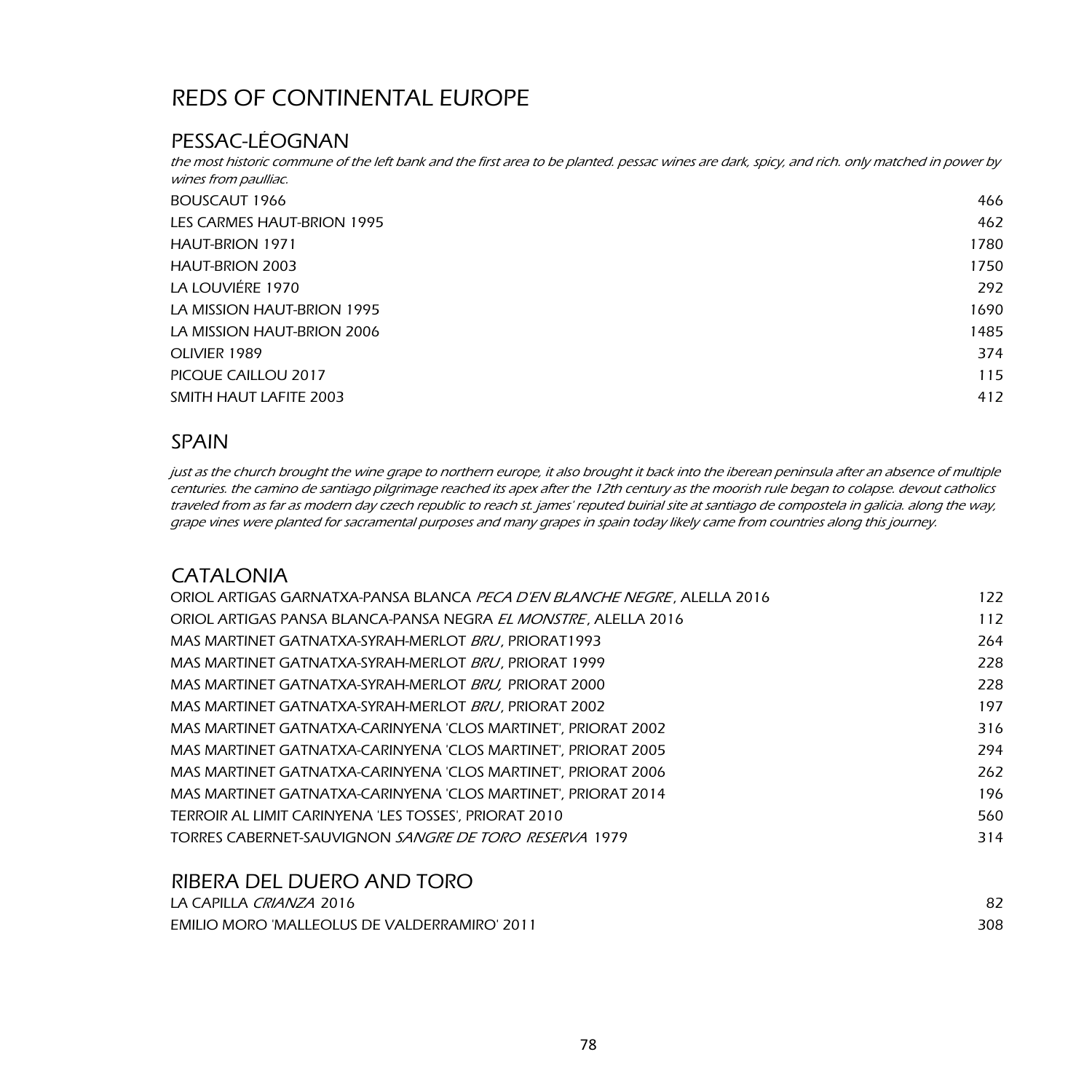# REDS OF CONTINENTAL EUROPE

## PESSAC-LÉOGNAN

*the most historic commune of the left bank and the first area to be planted. pessac wines are dark, spicy, and rich. only matched in power by wines from paulliac.*

| | |
|---|---|
| BOUSCAUT 1966 | 466 |
| LES CARMES HAUT-BRION 1995 | 462 |
| HAUT-BRION 1971 | 1780 |
| HAUT-BRION 2003 | 1750 |
| LA LOUVIÉRE 1970 | 292 |
| LA MISSION HAUT-BRION 1995 | 1690 |
| LA MISSION HAUT-BRION 2006 | 1485 |
| OLIVIER 1989 | 374 |
| PICQUE CAILLOU 2017 | 115 |
| SMITH HAUT LAFITE 2003 | 412 |

## SPAIN

*just as the church brought the wine grape to northern europe, it also brought it back into the iberean peninsula after an absence of multiple centuries. the camino de santiago pilgrimage reached its apex after the 12th century as the moorish rule began to colapse. devout catholics traveled from as far as modern day czech republic to reach st. james' reputed buirial site at santiago de compostela in galicia. along the way, grape vines were planted for sacramental purposes and many grapes in spain today likely came from countries along this journey.*

## CATALONIA

| | |
|---|---|
| ORIOL ARTIGAS GARNATXA-PANSA BLANCA *PECA D'EN BLANCHE NEGRE*, ALELLA 2016 | 122 |
| ORIOL ARTIGAS PANSA BLANCA-PANSA NEGRA *EL MONSTRE*, ALELLA 2016 | 112 |
| MAS MARTINET GATNATXA-SYRAH-MERLOT *BRU*, PRIORAT1993 | 264 |
| MAS MARTINET GATNATXA-SYRAH-MERLOT *BRU*, PRIORAT 1999 | 228 |
| MAS MARTINET GATNATXA-SYRAH-MERLOT *BRU,* PRIORAT 2000 | 228 |
| MAS MARTINET GATNATXA-SYRAH-MERLOT *BRU*, PRIORAT 2002 | 197 |
| MAS MARTINET GATNATXA-CARINYENA 'CLOS MARTINET', PRIORAT 2002 | 316 |
| MAS MARTINET GATNATXA-CARINYENA 'CLOS MARTINET', PRIORAT 2005 | 294 |
| MAS MARTINET GATNATXA-CARINYENA 'CLOS MARTINET', PRIORAT 2006 | 262 |
| MAS MARTINET GATNATXA-CARINYENA 'CLOS MARTINET', PRIORAT 2014 | 196 |
| TERROIR AL LIMIT CARINYENA 'LES TOSSES', PRIORAT 2010 | 560 |
| TORRES CABERNET-SAUVIGNON *SANGRE DE TORO RESERVA* 1979 | 314 |

## RIBERA DEL DUERO AND TORO

| | |
|---|---|
| LA CAPILLA *CRIANZA* 2016 | 82 |
| EMILIO MORO 'MALLEOLUS DE VALDERRAMIRO' 2011 | 308 |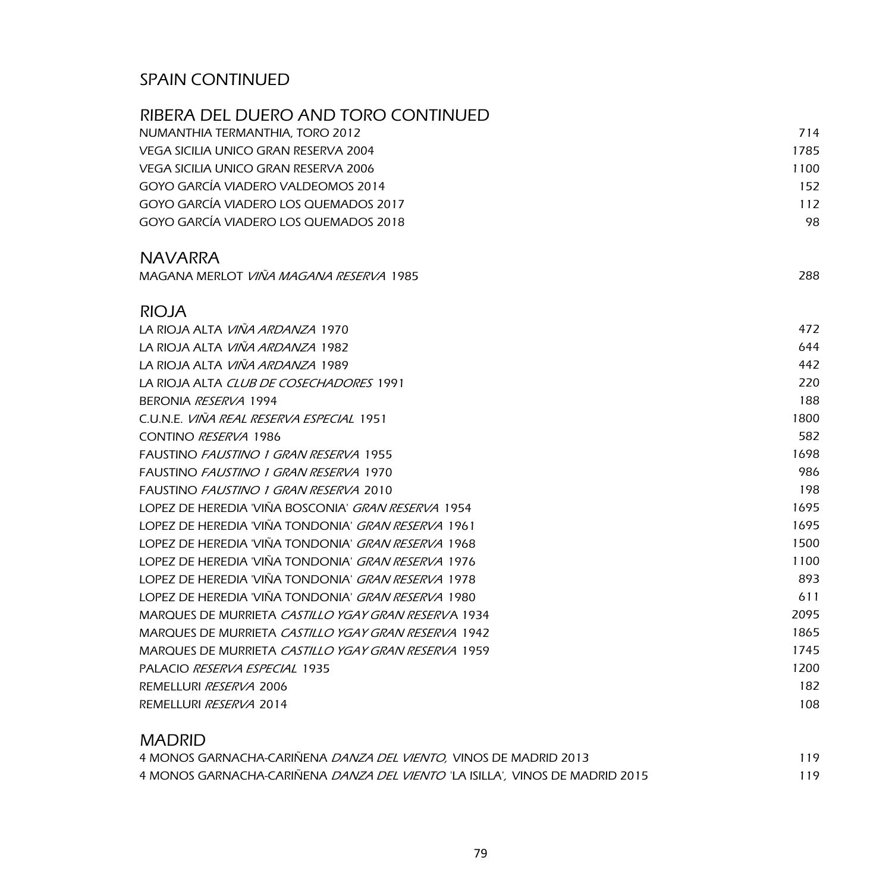# SPAIN CONTINUED

## RIBERA DEL DUERO AND TORO CONTINUED

| | |
|---|---|
| NUMANTHIA TERMANTHIA, TORO 2012 | 714 |
| VEGA SICILIA UNICO GRAN RESERVA 2004 | 1785 |
| VEGA SICILIA UNICO GRAN RESERVA 2006 | 1100 |
| GOYO GARCÍA VIADERO VALDEOMOS 2014 | 152 |
| GOYO GARCÍA VIADERO LOS QUEMADOS 2017 | 112 |
| GOYO GARCÍA VIADERO LOS QUEMADOS 2018 | 98 |

## NAVARRA

| | |
|---|---|
| MAGANA MERLOT *VIÑA MAGANA RESERVA* 1985 | 288 |

## RIOJA

| | |
|---|---|
| LA RIOJA ALTA *VIÑA ARDANZA* 1970 | 472 |
| LA RIOJA ALTA *VIÑA ARDANZA* 1982 | 644 |
| LA RIOJA ALTA *VIÑA ARDANZA* 1989 | 442 |
| LA RIOJA ALTA *CLUB DE COSECHADORES* 1991 | 220 |
| BERONIA *RESERVA* 1994 | 188 |
| C.U.N.E. *VIÑA REAL RESERVA ESPECIAL* 1951 | 1800 |
| CONTINO *RESERVA* 1986 | 582 |
| FAUSTINO *FAUSTINO 1 GRAN RESERVA* 1955 | 1698 |
| FAUSTINO *FAUSTINO 1 GRAN RESERVA* 1970 | 986 |
| FAUSTINO *FAUSTINO 1 GRAN RESERVA* 2010 | 198 |
| LOPEZ DE HEREDIA 'VIÑA BOSCONIA' *GRAN RESERVA* 1954 | 1695 |
| LOPEZ DE HEREDIA 'VIÑA TONDONIA' *GRAN RESERVA* 1961 | 1695 |
| LOPEZ DE HEREDIA 'VIÑA TONDONIA' *GRAN RESERVA* 1968 | 1500 |
| LOPEZ DE HEREDIA 'VIÑA TONDONIA' *GRAN RESERVA* 1976 | 1100 |
| LOPEZ DE HEREDIA 'VIÑA TONDONIA' *GRAN RESERVA* 1978 | 893 |
| LOPEZ DE HEREDIA 'VIÑA TONDONIA' *GRAN RESERVA* 1980 | 611 |
| MARQUES DE MURRIETA *CASTILLO YGAY GRAN RESERVA* 1934 | 2095 |
| MARQUES DE MURRIETA *CASTILLO YGAY GRAN RESERVA* 1942 | 1865 |
| MARQUES DE MURRIETA *CASTILLO YGAY GRAN RESERVA* 1959 | 1745 |
| PALACIO *RESERVA ESPECIAL* 1935 | 1200 |
| REMELLURI *RESERVA* 2006 | 182 |
| REMELLURI *RESERVA* 2014 | 108 |

## MADRID

| | |
|---|---|
| 4 MONOS GARNACHA-CARIÑENA *DANZA DEL VIENTO,* VINOS DE MADRID 2013 | 119 |
| 4 MONOS GARNACHA-CARIÑENA *DANZA DEL VIENTO* 'LA ISILLA', VINOS DE MADRID 2015 | 119 |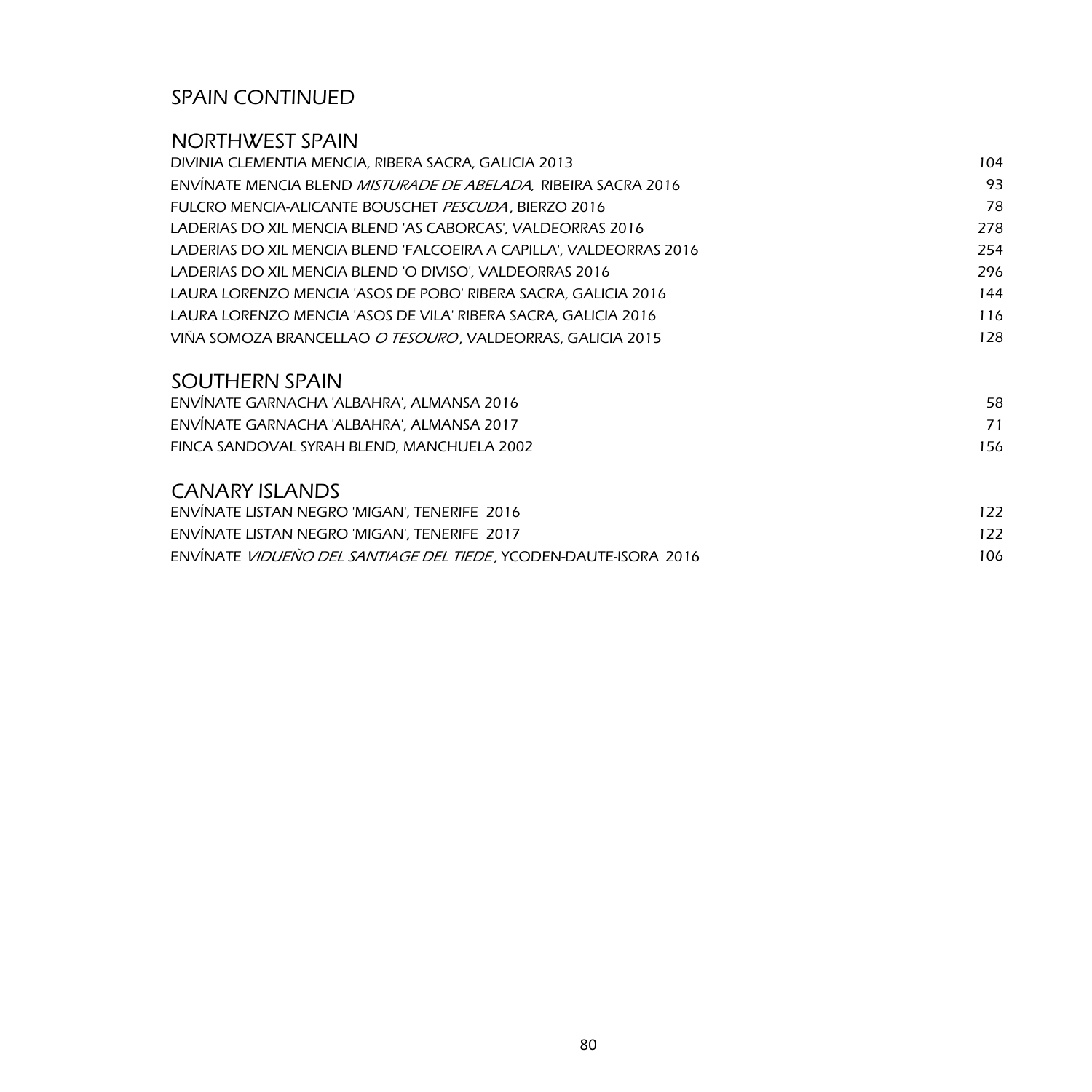## SPAIN CONTINUED

### NORTHWEST SPAIN

| | |
|---|---|
| DIVINIA CLEMENTIA MENCIA, RIBERA SACRA, GALICIA 2013 | 104 |
| ENVÍNATE MENCIA BLEND *MISTURADE DE ABELADA,* RIBEIRA SACRA 2016 | 93 |
| FULCRO MENCIA-ALICANTE BOUSCHET *PESCUDA*, BIERZO 2016 | 78 |
| LADERIAS DO XIL MENCIA BLEND 'AS CABORCAS', VALDEORRAS 2016 | 278 |
| LADERIAS DO XIL MENCIA BLEND 'FALCOEIRA A CAPILLA', VALDEORRAS 2016 | 254 |
| LADERIAS DO XIL MENCIA BLEND 'O DIVISO', VALDEORRAS 2016 | 296 |
| LAURA LORENZO MENCIA 'ASOS DE POBO' RIBERA SACRA, GALICIA 2016 | 144 |
| LAURA LORENZO MENCIA 'ASOS DE VILA' RIBERA SACRA, GALICIA 2016 | 116 |
| VIÑA SOMOZA BRANCELLAO *O TESOURO*, VALDEORRAS, GALICIA 2015 | 128 |

### SOUTHERN SPAIN

| | |
|---|---|
| ENVÍNATE GARNACHA 'ALBAHRA', ALMANSA 2016 | 58 |
| ENVÍNATE GARNACHA 'ALBAHRA', ALMANSA 2017 | 71 |
| FINCA SANDOVAL SYRAH BLEND, MANCHUELA 2002 | 156 |

### CANARY ISLANDS

| | |
|---|---|
| ENVÍNATE LISTAN NEGRO 'MIGAN', TENERIFE 2016 | 122 |
| ENVÍNATE LISTAN NEGRO 'MIGAN', TENERIFE 2017 | 122 |
| ENVÍNATE *VIDUEÑO DEL SANTIAGE DEL TIEDE*, YCODEN-DAUTE-ISORA 2016 | 106 |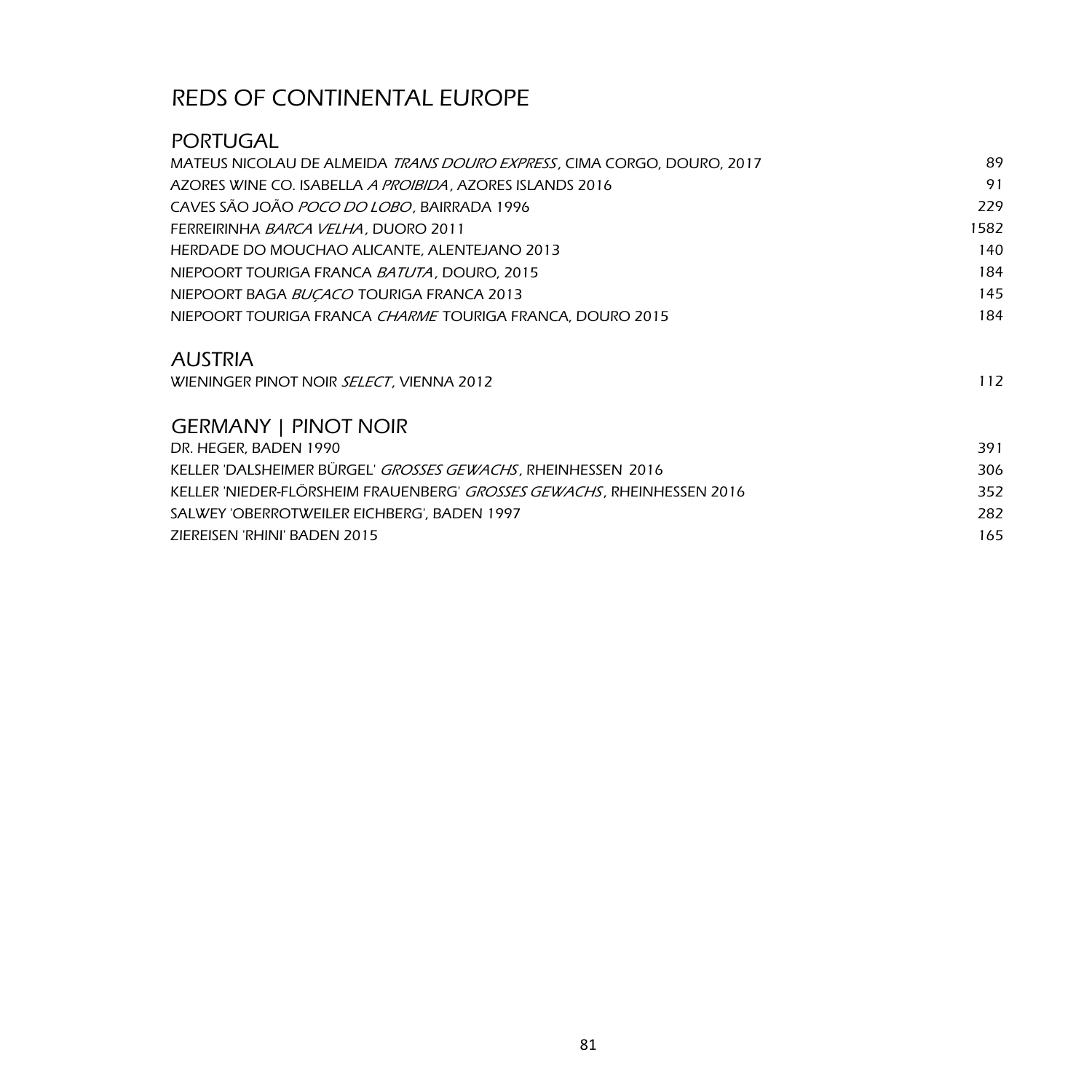# REDS OF CONTINENTAL EUROPE

## PORTUGAL

| | |
|---|---|
| MATEUS NICOLAU DE ALMEIDA *TRANS DOURO EXPRESS*, CIMA CORGO, DOURO, 2017 | 89 |
| AZORES WINE CO. ISABELLA *A PROIBIDA*, AZORES ISLANDS 2016 | 91 |
| CAVES SÃO JOÃO *POCO DO LOBO*, BAIRRADA 1996 | 229 |
| FERREIRINHA *BARCA VELHA*, DUORO 2011 | 1582 |
| HERDADE DO MOUCHAO ALICANTE, ALENTEJANO 2013 | 140 |
| NIEPOORT TOURIGA FRANCA *BATUTA*, DOURO, 2015 | 184 |
| NIEPOORT BAGA *BUÇACO* TOURIGA FRANCA 2013 | 145 |
| NIEPOORT TOURIGA FRANCA *CHARME* TOURIGA FRANCA, DOURO 2015 | 184 |

## AUSTRIA

| | |
|---|---|
| WIENINGER PINOT NOIR *SELECT*, VIENNA 2012 | 112 |

## GERMANY | PINOT NOIR

| | |
|---|---|
| DR. HEGER, BADEN 1990 | 391 |
| KELLER 'DALSHEIMER BÜRGEL' *GROSSES GEWACHS*, RHEINHESSEN 2016 | 306 |
| KELLER 'NIEDER-FLÖRSHEIM FRAUENBERG' *GROSSES GEWACHS*, RHEINHESSEN 2016 | 352 |
| SALWEY 'OBERROTWEILER EICHBERG', BADEN 1997 | 282 |
| ZIEREISEN 'RHINI' BADEN 2015 | 165 |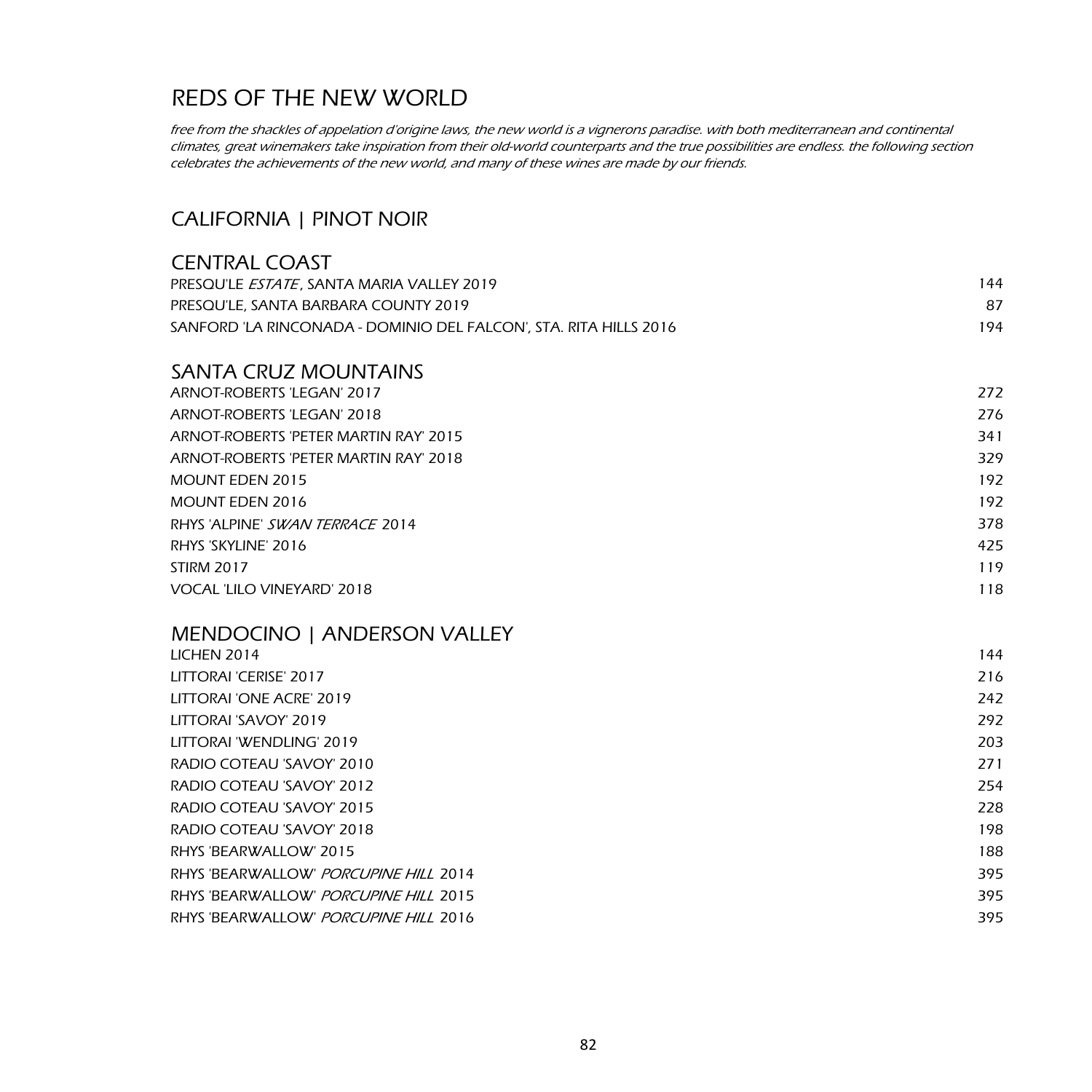# REDS OF THE NEW WORLD

*free from the shackles of appelation d'origine laws, the new world is a vignerons paradise. with both mediterranean and continental climates, great winemakers take inspiration from their old-world counterparts and the true possibilities are endless. the following section celebrates the achievements of the new world, and many of these wines are made by our friends.*

## CALIFORNIA | PINOT NOIR

### CENTRAL COAST

| | |
|---|---|
| PRESQU'LE *ESTATE*, SANTA MARIA VALLEY 2019 | 144 |
| PRESQU'LE, SANTA BARBARA COUNTY 2019 | 87 |
| SANFORD 'LA RINCONADA - DOMINIO DEL FALCON', STA. RITA HILLS 2016 | 194 |

### SANTA CRUZ MOUNTAINS

| | |
|---|---|
| ARNOT-ROBERTS 'LEGAN' 2017 | 272 |
| ARNOT-ROBERTS 'LEGAN' 2018 | 276 |
| ARNOT-ROBERTS 'PETER MARTIN RAY' 2015 | 341 |
| ARNOT-ROBERTS 'PETER MARTIN RAY' 2018 | 329 |
| MOUNT EDEN 2015 | 192 |
| MOUNT EDEN 2016 | 192 |
| RHYS 'ALPINE' *SWAN TERRACE* 2014 | 378 |
| RHYS 'SKYLINE' 2016 | 425 |
| STIRM 2017 | 119 |
| VOCAL 'LILO VINEYARD' 2018 | 118 |

### MENDOCINO | ANDERSON VALLEY

| | |
|---|---|
| LICHEN 2014 | 144 |
| LITTORAI 'CERISE' 2017 | 216 |
| LITTORAI 'ONE ACRE' 2019 | 242 |
| LITTORAI 'SAVOY' 2019 | 292 |
| LITTORAI 'WENDLING' 2019 | 203 |
| RADIO COTEAU 'SAVOY' 2010 | 271 |
| RADIO COTEAU 'SAVOY' 2012 | 254 |
| RADIO COTEAU 'SAVOY' 2015 | 228 |
| RADIO COTEAU 'SAVOY' 2018 | 198 |
| RHYS 'BEARWALLOW' 2015 | 188 |
| RHYS 'BEARWALLOW' *PORCUPINE HILL* 2014 | 395 |
| RHYS 'BEARWALLOW' *PORCUPINE HILL* 2015 | 395 |
| RHYS 'BEARWALLOW' *PORCUPINE HILL* 2016 | 395 |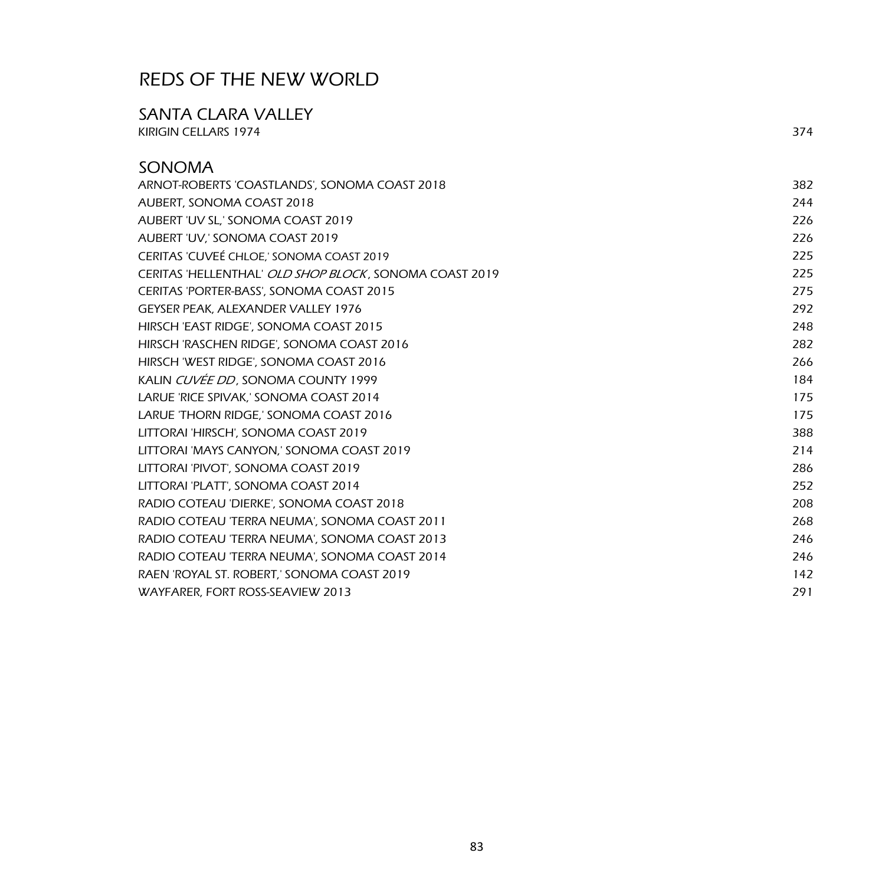# REDS OF THE NEW WORLD

## SANTA CLARA VALLEY

| | |
|---|---|
| KIRIGIN CELLARS 1974 | 374 |

## SONOMA

| | |
|---|---|
| ARNOT-ROBERTS 'COASTLANDS', SONOMA COAST 2018 | 382 |
| AUBERT, SONOMA COAST 2018 | 244 |
| AUBERT 'UV SL,' SONOMA COAST 2019 | 226 |
| AUBERT 'UV,' SONOMA COAST 2019 | 226 |
| CERITAS 'CUVEÉ CHLOE,' SONOMA COAST 2019 | 225 |
| CERITAS 'HELLENTHAL' *OLD SHOP BLOCK*, SONOMA COAST 2019 | 225 |
| CERITAS 'PORTER-BASS', SONOMA COAST 2015 | 275 |
| GEYSER PEAK, ALEXANDER VALLEY 1976 | 292 |
| HIRSCH 'EAST RIDGE', SONOMA COAST 2015 | 248 |
| HIRSCH 'RASCHEN RIDGE', SONOMA COAST 2016 | 282 |
| HIRSCH 'WEST RIDGE', SONOMA COAST 2016 | 266 |
| KALIN *CUVÉE DD*, SONOMA COUNTY 1999 | 184 |
| LARUE 'RICE SPIVAK,' SONOMA COAST 2014 | 175 |
| LARUE 'THORN RIDGE,' SONOMA COAST 2016 | 175 |
| LITTORAI 'HIRSCH', SONOMA COAST 2019 | 388 |
| LITTORAI 'MAYS CANYON,' SONOMA COAST 2019 | 214 |
| LITTORAI 'PIVOT', SONOMA COAST 2019 | 286 |
| LITTORAI 'PLATT', SONOMA COAST 2014 | 252 |
| RADIO COTEAU 'DIERKE', SONOMA COAST 2018 | 208 |
| RADIO COTEAU 'TERRA NEUMA', SONOMA COAST 2011 | 268 |
| RADIO COTEAU 'TERRA NEUMA', SONOMA COAST 2013 | 246 |
| RADIO COTEAU 'TERRA NEUMA', SONOMA COAST 2014 | 246 |
| RAEN 'ROYAL ST. ROBERT,' SONOMA COAST 2019 | 142 |
| WAYFARER, FORT ROSS-SEAVIEW 2013 | 291 |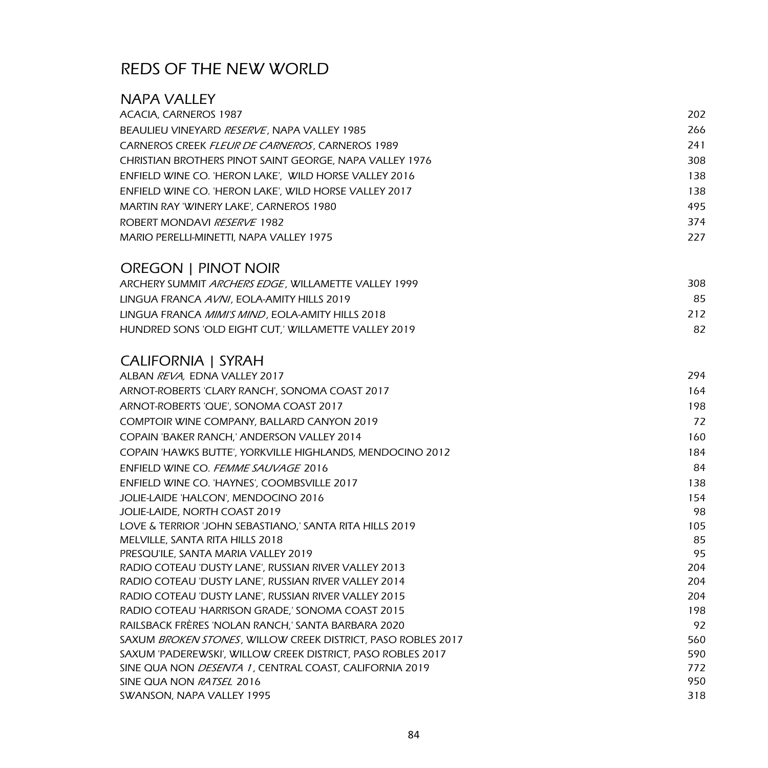# REDS OF THE NEW WORLD

## NAPA VALLEY

| | |
|---|---|
| ACACIA, CARNEROS 1987 | 202 |
| BEAULIEU VINEYARD *RESERVE*, NAPA VALLEY 1985 | 266 |
| CARNEROS CREEK *FLEUR DE CARNEROS*, CARNEROS 1989 | 241 |
| CHRISTIAN BROTHERS PINOT SAINT GEORGE, NAPA VALLEY 1976 | 308 |
| ENFIELD WINE CO. 'HERON LAKE', WILD HORSE VALLEY 2016 | 138 |
| ENFIELD WINE CO. 'HERON LAKE', WILD HORSE VALLEY 2017 | 138 |
| MARTIN RAY 'WINERY LAKE', CARNEROS 1980 | 495 |
| ROBERT MONDAVI *RESERVE* 1982 | 374 |
| MARIO PERELLI-MINETTI, NAPA VALLEY 1975 | 227 |

## OREGON | PINOT NOIR

| | |
|---|---|
| ARCHERY SUMMIT *ARCHERS EDGE*, WILLAMETTE VALLEY 1999 | 308 |
| LINGUA FRANCA *AVNI*, EOLA-AMITY HILLS 2019 | 85 |
| LINGUA FRANCA *MIMI'S MIND*, EOLA-AMITY HILLS 2018 | 212 |
| HUNDRED SONS 'OLD EIGHT CUT,' WILLAMETTE VALLEY 2019 | 82 |

## CALIFORNIA | SYRAH

| | |
|---|---|
| ALBAN *REVA,* EDNA VALLEY 2017 | 294 |
| ARNOT-ROBERTS 'CLARY RANCH', SONOMA COAST 2017 | 164 |
| ARNOT-ROBERTS 'QUE', SONOMA COAST 2017 | 198 |
| COMPTOIR WINE COMPANY, BALLARD CANYON 2019 | 72 |
| COPAIN 'BAKER RANCH,' ANDERSON VALLEY 2014 | 160 |
| COPAIN 'HAWKS BUTTE', YORKVILLE HIGHLANDS, MENDOCINO 2012 | 184 |
| ENFIELD WINE CO. *FEMME SAUVAGE* 2016 | 84 |
| ENFIELD WINE CO. 'HAYNES', COOMBSVILLE 2017 | 138 |
| JOLIE-LAIDE 'HALCON', MENDOCINO 2016 | 154 |
| JOLIE-LAIDE, NORTH COAST 2019 | 98 |
| LOVE & TERRIOR 'JOHN SEBASTIANO,' SANTA RITA HILLS 2019 | 105 |
| MELVILLE, SANTA RITA HILLS 2018 | 85 |
| PRESQU'ILE, SANTA MARIA VALLEY 2019 | 95 |
| RADIO COTEAU 'DUSTY LANE', RUSSIAN RIVER VALLEY 2013 | 204 |
| RADIO COTEAU 'DUSTY LANE', RUSSIAN RIVER VALLEY 2014 | 204 |
| RADIO COTEAU 'DUSTY LANE', RUSSIAN RIVER VALLEY 2015 | 204 |
| RADIO COTEAU 'HARRISON GRADE,' SONOMA COAST 2015 | 198 |
| RAILSBACK FRÈRES 'NOLAN RANCH,' SANTA BARBARA 2020 | 92 |
| SAXUM *BROKEN STONES*, WILLOW CREEK DISTRICT, PASO ROBLES 2017 | 560 |
| SAXUM 'PADEREWSKI', WILLOW CREEK DISTRICT, PASO ROBLES 2017 | 590 |
| SINE QUA NON *DESENTA 1*, CENTRAL COAST, CALIFORNIA 2019 | 772 |
| SINE QUA NON *RATSEL* 2016 | 950 |
| SWANSON, NAPA VALLEY 1995 | 318 |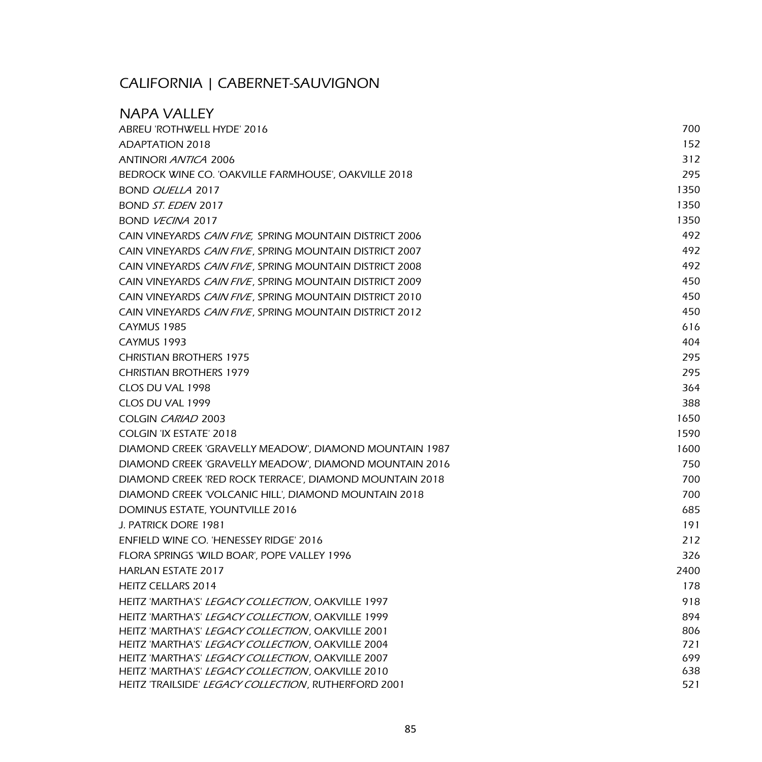# CALIFORNIA | CABERNET-SAUVIGNON

## NAPA VALLEY

| Wine | Price |
|---|---|
| ABREU 'ROTHWELL HYDE' 2016 | 700 |
| ADAPTATION 2018 | 152 |
| ANTINORI *ANTICA* 2006 | 312 |
| BEDROCK WINE CO. 'OAKVILLE FARMHOUSE', OAKVILLE 2018 | 295 |
| BOND *QUELLA* 2017 | 1350 |
| BOND *ST. EDEN* 2017 | 1350 |
| BOND *VECINA* 2017 | 1350 |
| CAIN VINEYARDS *CAIN FIVE,* SPRING MOUNTAIN DISTRICT 2006 | 492 |
| CAIN VINEYARDS *CAIN FIVE*, SPRING MOUNTAIN DISTRICT 2007 | 492 |
| CAIN VINEYARDS *CAIN FIVE*, SPRING MOUNTAIN DISTRICT 2008 | 492 |
| CAIN VINEYARDS *CAIN FIVE*, SPRING MOUNTAIN DISTRICT 2009 | 450 |
| CAIN VINEYARDS *CAIN FIVE*, SPRING MOUNTAIN DISTRICT 2010 | 450 |
| CAIN VINEYARDS *CAIN FIVE*, SPRING MOUNTAIN DISTRICT 2012 | 450 |
| CAYMUS 1985 | 616 |
| CAYMUS 1993 | 404 |
| CHRISTIAN BROTHERS 1975 | 295 |
| CHRISTIAN BROTHERS 1979 | 295 |
| CLOS DU VAL 1998 | 364 |
| CLOS DU VAL 1999 | 388 |
| COLGIN *CARIAD* 2003 | 1650 |
| COLGIN 'IX ESTATE' 2018 | 1590 |
| DIAMOND CREEK 'GRAVELLY MEADOW', DIAMOND MOUNTAIN 1987 | 1600 |
| DIAMOND CREEK 'GRAVELLY MEADOW', DIAMOND MOUNTAIN 2016 | 750 |
| DIAMOND CREEK 'RED ROCK TERRACE', DIAMOND MOUNTAIN 2018 | 700 |
| DIAMOND CREEK 'VOLCANIC HILL', DIAMOND MOUNTAIN 2018 | 700 |
| DOMINUS ESTATE, YOUNTVILLE 2016 | 685 |
| J. PATRICK DORE 1981 | 191 |
| ENFIELD WINE CO. 'HENESSEY RIDGE' 2016 | 212 |
| FLORA SPRINGS 'WILD BOAR', POPE VALLEY 1996 | 326 |
| HARLAN ESTATE 2017 | 2400 |
| HEITZ CELLARS 2014 | 178 |
| HEITZ 'MARTHA'S' *LEGACY COLLECTION*, OAKVILLE 1997 | 918 |
| HEITZ 'MARTHA'S' *LEGACY COLLECTION*, OAKVILLE 1999 | 894 |
| HEITZ 'MARTHA'S' *LEGACY COLLECTION*, OAKVILLE 2001 | 806 |
| HEITZ 'MARTHA'S' *LEGACY COLLECTION*, OAKVILLE 2004 | 721 |
| HEITZ 'MARTHA'S' *LEGACY COLLECTION*, OAKVILLE 2007 | 699 |
| HEITZ 'MARTHA'S' *LEGACY COLLECTION*, OAKVILLE 2010 | 638 |
| HEITZ 'TRAILSIDE' *LEGACY COLLECTION*, RUTHERFORD 2001 | 521 |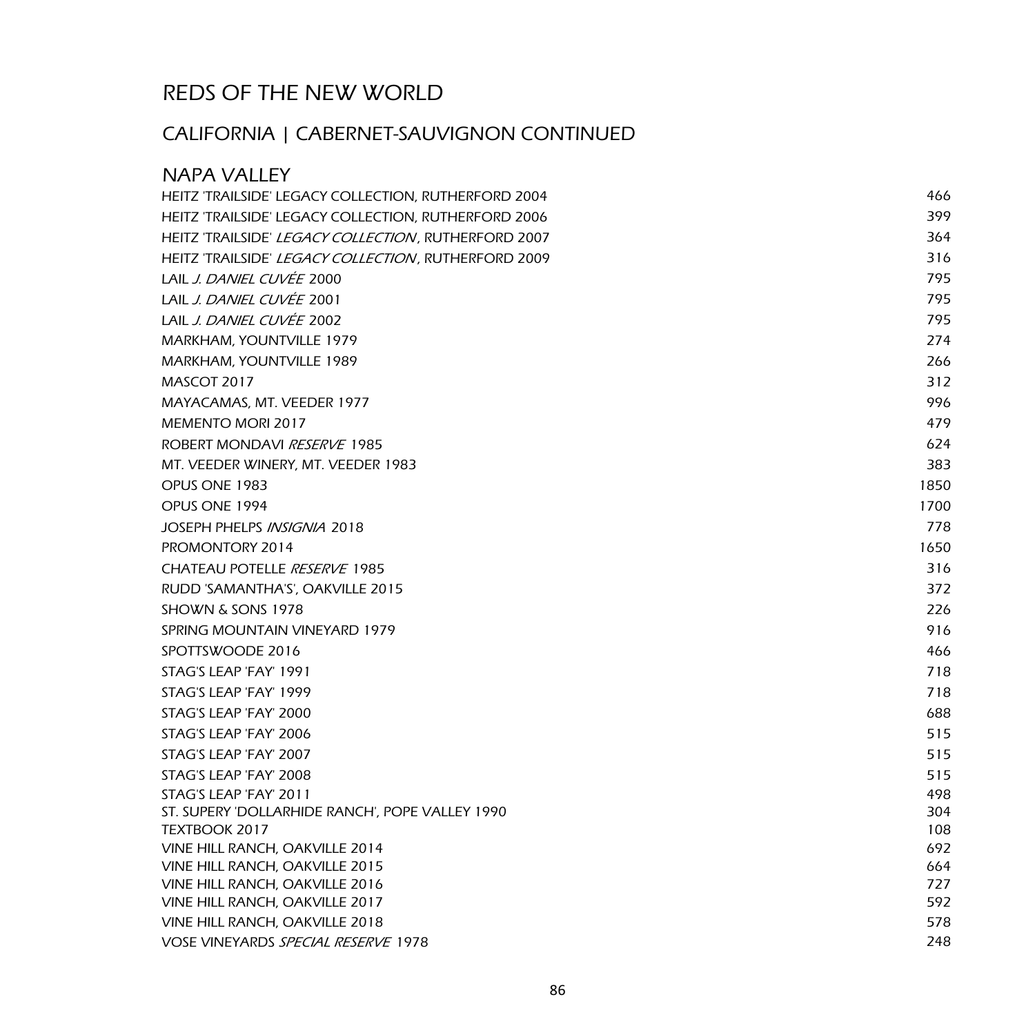# REDS OF THE NEW WORLD

## CALIFORNIA | CABERNET-SAUVIGNON CONTINUED

### NAPA VALLEY

| Wine | Price |
|---|---|
| HEITZ 'TRAILSIDE' LEGACY COLLECTION, RUTHERFORD 2004 | 466 |
| HEITZ 'TRAILSIDE' LEGACY COLLECTION, RUTHERFORD 2006 | 399 |
| HEITZ 'TRAILSIDE' *LEGACY COLLECTION*, RUTHERFORD 2007 | 364 |
| HEITZ 'TRAILSIDE' *LEGACY COLLECTION*, RUTHERFORD 2009 | 316 |
| LAIL *J. DANIEL CUVÉE* 2000 | 795 |
| LAIL *J. DANIEL CUVÉE* 2001 | 795 |
| LAIL *J. DANIEL CUVÉE* 2002 | 795 |
| MARKHAM, YOUNTVILLE 1979 | 274 |
| MARKHAM, YOUNTVILLE 1989 | 266 |
| MASCOT 2017 | 312 |
| MAYACAMAS, MT. VEEDER 1977 | 996 |
| MEMENTO MORI 2017 | 479 |
| ROBERT MONDAVI *RESERVE* 1985 | 624 |
| MT. VEEDER WINERY, MT. VEEDER 1983 | 383 |
| OPUS ONE 1983 | 1850 |
| OPUS ONE 1994 | 1700 |
| JOSEPH PHELPS *INSIGNIA* 2018 | 778 |
| PROMONTORY 2014 | 1650 |
| CHATEAU POTELLE *RESERVE* 1985 | 316 |
| RUDD 'SAMANTHA'S', OAKVILLE 2015 | 372 |
| SHOWN & SONS 1978 | 226 |
| SPRING MOUNTAIN VINEYARD 1979 | 916 |
| SPOTTSWOODE 2016 | 466 |
| STAG'S LEAP 'FAY' 1991 | 718 |
| STAG'S LEAP 'FAY' 1999 | 718 |
| STAG'S LEAP 'FAY' 2000 | 688 |
| STAG'S LEAP 'FAY' 2006 | 515 |
| STAG'S LEAP 'FAY' 2007 | 515 |
| STAG'S LEAP 'FAY' 2008 | 515 |
| STAG'S LEAP 'FAY' 2011 | 498 |
| ST. SUPERY 'DOLLARHIDE RANCH', POPE VALLEY 1990 | 304 |
| TEXTBOOK 2017 | 108 |
| VINE HILL RANCH, OAKVILLE 2014 | 692 |
| VINE HILL RANCH, OAKVILLE 2015 | 664 |
| VINE HILL RANCH, OAKVILLE 2016 | 727 |
| VINE HILL RANCH, OAKVILLE 2017 | 592 |
| VINE HILL RANCH, OAKVILLE 2018 | 578 |
| VOSE VINEYARDS *SPECIAL RESERVE* 1978 | 248 |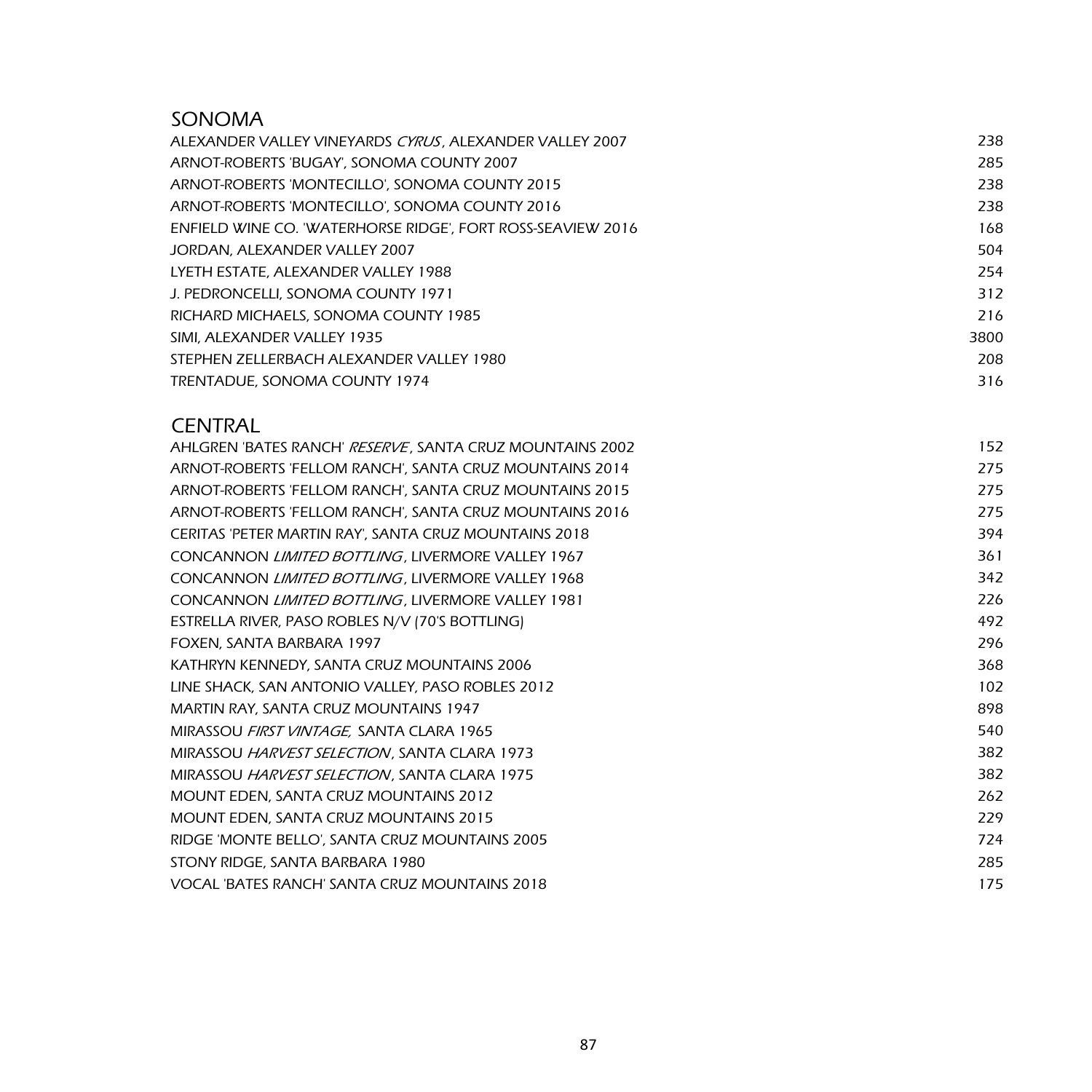## SONOMA

| | |
|---|---|
| ALEXANDER VALLEY VINEYARDS *CYRUS*, ALEXANDER VALLEY 2007 | 238 |
| ARNOT-ROBERTS 'BUGAY', SONOMA COUNTY 2007 | 285 |
| ARNOT-ROBERTS 'MONTECILLO', SONOMA COUNTY 2015 | 238 |
| ARNOT-ROBERTS 'MONTECILLO', SONOMA COUNTY 2016 | 238 |
| ENFIELD WINE CO. 'WATERHORSE RIDGE', FORT ROSS-SEAVIEW 2016 | 168 |
| JORDAN, ALEXANDER VALLEY 2007 | 504 |
| LYETH ESTATE, ALEXANDER VALLEY 1988 | 254 |
| J. PEDRONCELLI, SONOMA COUNTY 1971 | 312 |
| RICHARD MICHAELS, SONOMA COUNTY 1985 | 216 |
| SIMI, ALEXANDER VALLEY 1935 | 3800 |
| STEPHEN ZELLERBACH ALEXANDER VALLEY 1980 | 208 |
| TRENTADUE, SONOMA COUNTY 1974 | 316 |

## CENTRAL

| | |
|---|---|
| AHLGREN 'BATES RANCH' *RESERVE*, SANTA CRUZ MOUNTAINS 2002 | 152 |
| ARNOT-ROBERTS 'FELLOM RANCH', SANTA CRUZ MOUNTAINS 2014 | 275 |
| ARNOT-ROBERTS 'FELLOM RANCH', SANTA CRUZ MOUNTAINS 2015 | 275 |
| ARNOT-ROBERTS 'FELLOM RANCH', SANTA CRUZ MOUNTAINS 2016 | 275 |
| CERITAS 'PETER MARTIN RAY', SANTA CRUZ MOUNTAINS 2018 | 394 |
| CONCANNON *LIMITED BOTTLING*, LIVERMORE VALLEY 1967 | 361 |
| CONCANNON *LIMITED BOTTLING*, LIVERMORE VALLEY 1968 | 342 |
| CONCANNON *LIMITED BOTTLING*, LIVERMORE VALLEY 1981 | 226 |
| ESTRELLA RIVER, PASO ROBLES N/V (70'S BOTTLING) | 492 |
| FOXEN, SANTA BARBARA 1997 | 296 |
| KATHRYN KENNEDY, SANTA CRUZ MOUNTAINS 2006 | 368 |
| LINE SHACK, SAN ANTONIO VALLEY, PASO ROBLES 2012 | 102 |
| MARTIN RAY, SANTA CRUZ MOUNTAINS 1947 | 898 |
| MIRASSOU *FIRST VINTAGE,* SANTA CLARA 1965 | 540 |
| MIRASSOU *HARVEST SELECTION*, SANTA CLARA 1973 | 382 |
| MIRASSOU *HARVEST SELECTION*, SANTA CLARA 1975 | 382 |
| MOUNT EDEN, SANTA CRUZ MOUNTAINS 2012 | 262 |
| MOUNT EDEN, SANTA CRUZ MOUNTAINS 2015 | 229 |
| RIDGE 'MONTE BELLO', SANTA CRUZ MOUNTAINS 2005 | 724 |
| STONY RIDGE, SANTA BARBARA 1980 | 285 |
| VOCAL 'BATES RANCH' SANTA CRUZ MOUNTAINS 2018 | 175 |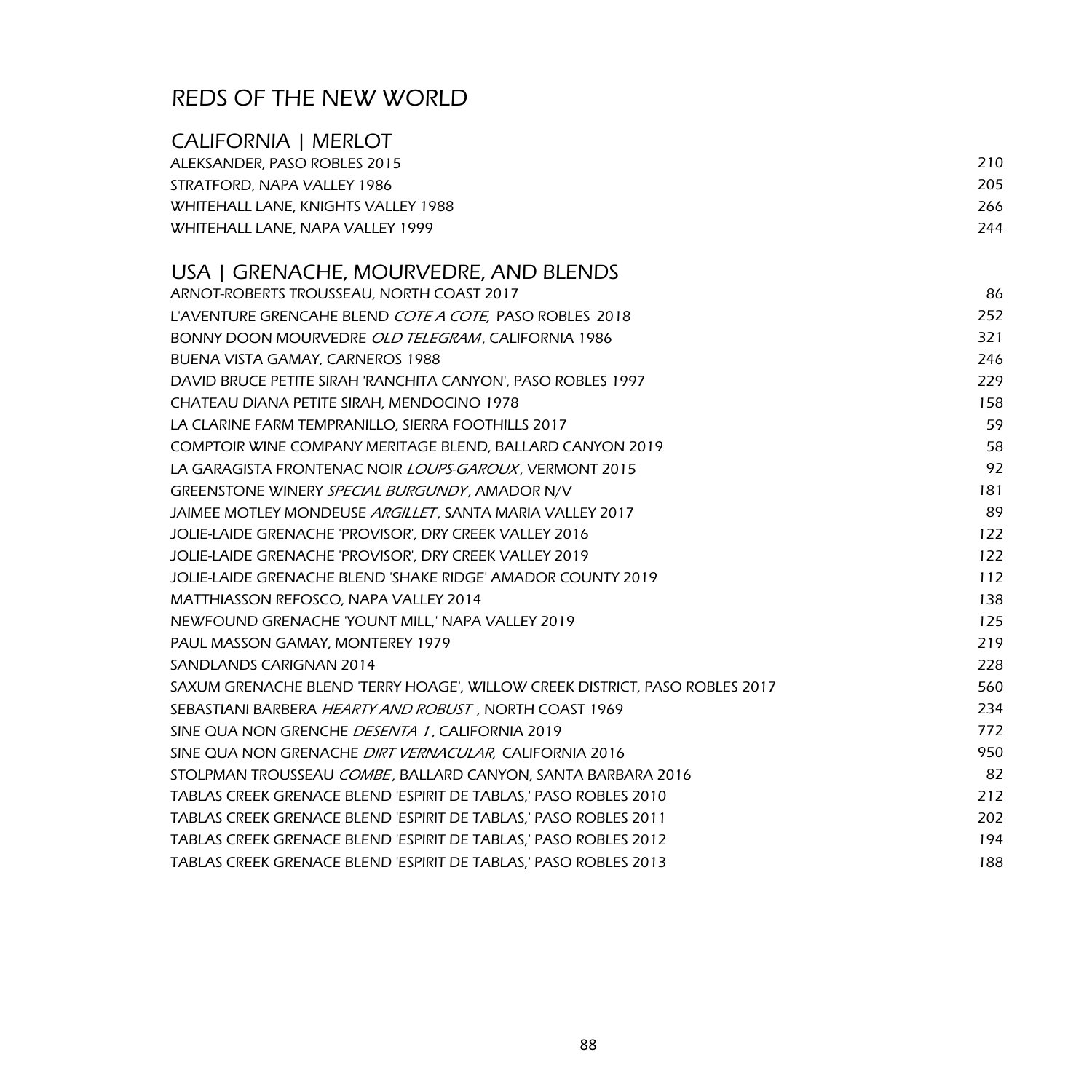# REDS OF THE NEW WORLD

## CALIFORNIA | MERLOT

| | |
|---|---|
| ALEKSANDER, PASO ROBLES 2015 | 210 |
| STRATFORD, NAPA VALLEY 1986 | 205 |
| WHITEHALL LANE, KNIGHTS VALLEY 1988 | 266 |
| WHITEHALL LANE, NAPA VALLEY 1999 | 244 |

## USA | GRENACHE, MOURVEDRE, AND BLENDS

| | |
|---|---|
| ARNOT-ROBERTS TROUSSEAU, NORTH COAST 2017 | 86 |
| L'AVENTURE GRENCAHE BLEND *COTE A COTE,* PASO ROBLES 2018 | 252 |
| BONNY DOON MOURVEDRE *OLD TELEGRAM*, CALIFORNIA 1986 | 321 |
| BUENA VISTA GAMAY, CARNEROS 1988 | 246 |
| DAVID BRUCE PETITE SIRAH 'RANCHITA CANYON', PASO ROBLES 1997 | 229 |
| CHATEAU DIANA PETITE SIRAH, MENDOCINO 1978 | 158 |
| LA CLARINE FARM TEMPRANILLO, SIERRA FOOTHILLS 2017 | 59 |
| COMPTOIR WINE COMPANY MERITAGE BLEND, BALLARD CANYON 2019 | 58 |
| LA GARAGISTA FRONTENAC NOIR *LOUPS-GAROUX*, VERMONT 2015 | 92 |
| GREENSTONE WINERY *SPECIAL BURGUNDY*, AMADOR N/V | 181 |
| JAIMEE MOTLEY MONDEUSE *ARGILLET*, SANTA MARIA VALLEY 2017 | 89 |
| JOLIE-LAIDE GRENACHE 'PROVISOR', DRY CREEK VALLEY 2016 | 122 |
| JOLIE-LAIDE GRENACHE 'PROVISOR', DRY CREEK VALLEY 2019 | 122 |
| JOLIE-LAIDE GRENACHE BLEND 'SHAKE RIDGE' AMADOR COUNTY 2019 | 112 |
| MATTHIASSON REFOSCO, NAPA VALLEY 2014 | 138 |
| NEWFOUND GRENACHE 'YOUNT MILL,' NAPA VALLEY 2019 | 125 |
| PAUL MASSON GAMAY, MONTEREY 1979 | 219 |
| SANDLANDS CARIGNAN 2014 | 228 |
| SAXUM GRENACHE BLEND 'TERRY HOAGE', WILLOW CREEK DISTRICT, PASO ROBLES 2017 | 560 |
| SEBASTIANI BARBERA *HEARTY AND ROBUST* , NORTH COAST 1969 | 234 |
| SINE QUA NON GRENCHE *DESENTA 1*, CALIFORNIA 2019 | 772 |
| SINE QUA NON GRENACHE *DIRT VERNACULAR,* CALIFORNIA 2016 | 950 |
| STOLPMAN TROUSSEAU *COMBE*, BALLARD CANYON, SANTA BARBARA 2016 | 82 |
| TABLAS CREEK GRENACE BLEND 'ESPIRIT DE TABLAS,' PASO ROBLES 2010 | 212 |
| TABLAS CREEK GRENACE BLEND 'ESPIRIT DE TABLAS,' PASO ROBLES 2011 | 202 |
| TABLAS CREEK GRENACE BLEND 'ESPIRIT DE TABLAS,' PASO ROBLES 2012 | 194 |
| TABLAS CREEK GRENACE BLEND 'ESPIRIT DE TABLAS,' PASO ROBLES 2013 | 188 |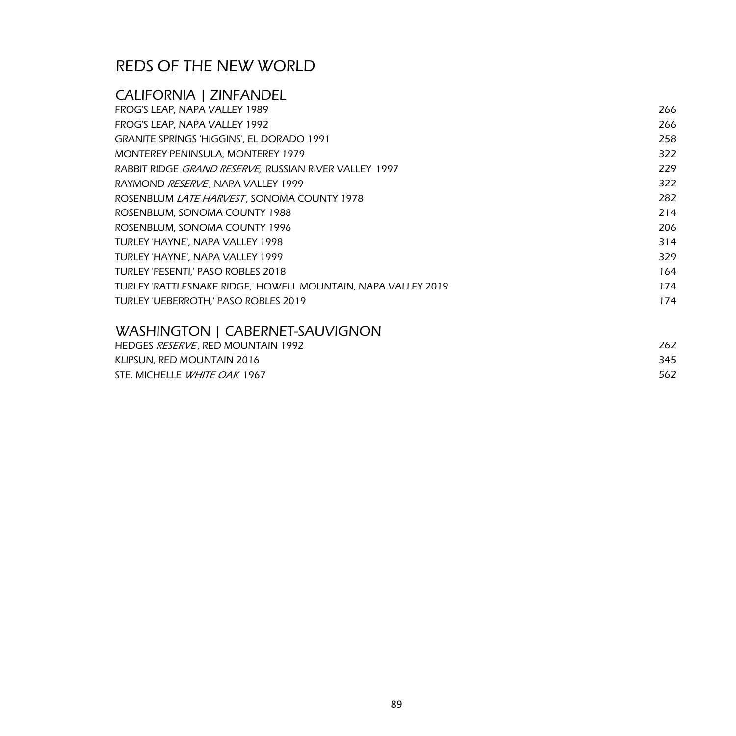# REDS OF THE NEW WORLD

## CALIFORNIA | ZINFANDEL

| | |
|---|---|
| FROG'S LEAP, NAPA VALLEY 1989 | 266 |
| FROG'S LEAP, NAPA VALLEY 1992 | 266 |
| GRANITE SPRINGS 'HIGGINS', EL DORADO 1991 | 258 |
| MONTEREY PENINSULA, MONTEREY 1979 | 322 |
| RABBIT RIDGE *GRAND RESERVE,* RUSSIAN RIVER VALLEY 1997 | 229 |
| RAYMOND *RESERVE*, NAPA VALLEY 1999 | 322 |
| ROSENBLUM *LATE HARVEST*, SONOMA COUNTY 1978 | 282 |
| ROSENBLUM, SONOMA COUNTY 1988 | 214 |
| ROSENBLUM, SONOMA COUNTY 1996 | 206 |
| TURLEY 'HAYNE', NAPA VALLEY 1998 | 314 |
| TURLEY 'HAYNE', NAPA VALLEY 1999 | 329 |
| TURLEY 'PESENTI,' PASO ROBLES 2018 | 164 |
| TURLEY 'RATTLESNAKE RIDGE,' HOWELL MOUNTAIN, NAPA VALLEY 2019 | 174 |
| TURLEY 'UEBERROTH,' PASO ROBLES 2019 | 174 |

## WASHINGTON | CABERNET-SAUVIGNON

| | |
|---|---|
| HEDGES *RESERVE*, RED MOUNTAIN 1992 | 262 |
| KLIPSUN, RED MOUNTAIN 2016 | 345 |
| STE. MICHELLE *WHITE OAK* 1967 | 562 |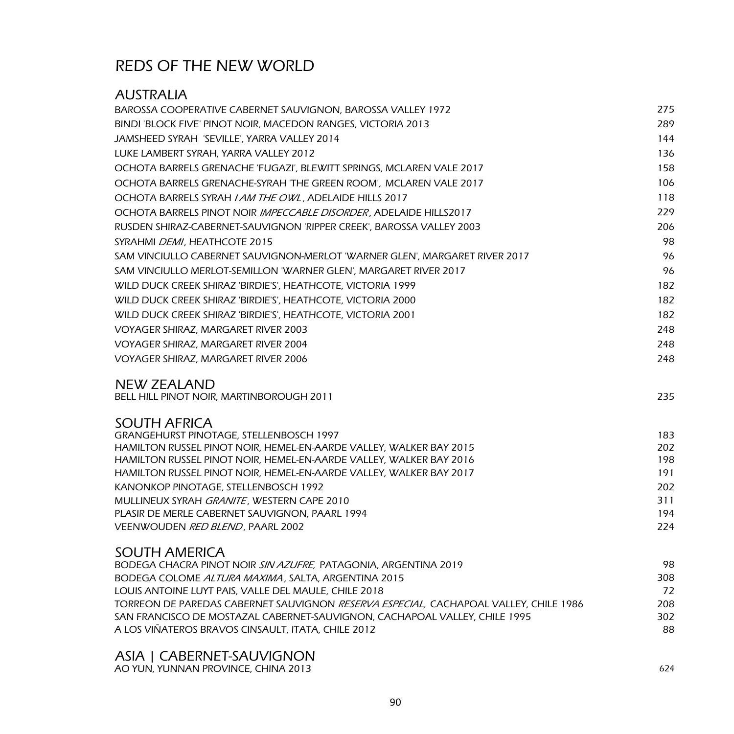# REDS OF THE NEW WORLD

## AUSTRALIA

| | |
|---|---|
| BAROSSA COOPERATIVE CABERNET SAUVIGNON, BAROSSA VALLEY 1972 | 275 |
| BINDI 'BLOCK FIVE' PINOT NOIR, MACEDON RANGES, VICTORIA 2013 | 289 |
| JAMSHEED SYRAH 'SEVILLE', YARRA VALLEY 2014 | 144 |
| LUKE LAMBERT SYRAH, YARRA VALLEY 2012 | 136 |
| OCHOTA BARRELS GRENACHE 'FUGAZI', BLEWITT SPRINGS, MCLAREN VALE 2017 | 158 |
| OCHOTA BARRELS GRENACHE-SYRAH 'THE GREEN ROOM', MCLAREN VALE 2017 | 106 |
| OCHOTA BARRELS SYRAH *I AM THE OWL*, ADELAIDE HILLS 2017 | 118 |
| OCHOTA BARRELS PINOT NOIR *IMPECCABLE DISORDER*, ADELAIDE HILLS2017 | 229 |
| RUSDEN SHIRAZ-CABERNET-SAUVIGNON 'RIPPER CREEK', BAROSSA VALLEY 2003 | 206 |
| SYRAHMI *DEMI*, HEATHCOTE 2015 | 98 |
| SAM VINCIULLO CABERNET SAUVIGNON-MERLOT 'WARNER GLEN', MARGARET RIVER 2017 | 96 |
| SAM VINCIULLO MERLOT-SEMILLON 'WARNER GLEN', MARGARET RIVER 2017 | 96 |
| WILD DUCK CREEK SHIRAZ 'BIRDIE'S', HEATHCOTE, VICTORIA 1999 | 182 |
| WILD DUCK CREEK SHIRAZ 'BIRDIE'S', HEATHCOTE, VICTORIA 2000 | 182 |
| WILD DUCK CREEK SHIRAZ 'BIRDIE'S', HEATHCOTE, VICTORIA 2001 | 182 |
| VOYAGER SHIRAZ, MARGARET RIVER 2003 | 248 |
| VOYAGER SHIRAZ, MARGARET RIVER 2004 | 248 |
| VOYAGER SHIRAZ, MARGARET RIVER 2006 | 248 |

## NEW ZEALAND

| | |
|---|---|
| BELL HILL PINOT NOIR, MARTINBOROUGH 2011 | 235 |

## SOUTH AFRICA

| | |
|---|---|
| GRANGEHURST PINOTAGE, STELLENBOSCH 1997 | 183 |
| HAMILTON RUSSEL PINOT NOIR, HEMEL-EN-AARDE VALLEY, WALKER BAY 2015 | 202 |
| HAMILTON RUSSEL PINOT NOIR, HEMEL-EN-AARDE VALLEY, WALKER BAY 2016 | 198 |
| HAMILTON RUSSEL PINOT NOIR, HEMEL-EN-AARDE VALLEY, WALKER BAY 2017 | 191 |
| KANONKOP PINOTAGE, STELLENBOSCH 1992 | 202 |
| MULLINEUX SYRAH *GRANITE*, WESTERN CAPE 2010 | 311 |
| PLASIR DE MERLE CABERNET SAUVIGNON, PAARL 1994 | 194 |
| VEENWOUDEN *RED BLEND*, PAARL 2002 | 224 |

## SOUTH AMERICA

| | |
|---|---|
| BODEGA CHACRA PINOT NOIR *SIN AZUFRE*, PATAGONIA, ARGENTINA 2019 | 98 |
| BODEGA COLOME *ALTURA MAXIMA*, SALTA, ARGENTINA 2015 | 308 |
| LOUIS ANTOINE LUYT PAIS, VALLE DEL MAULE, CHILE 2018 | 72 |
| TORREON DE PAREDAS CABERNET SAUVIGNON *RESERVA ESPECIAL*, CACHAPOAL VALLEY, CHILE 1986 | 208 |
| SAN FRANCISCO DE MOSTAZAL CABERNET-SAUVIGNON, CACHAPOAL VALLEY, CHILE 1995 | 302 |
| A LOS VIÑATEROS BRAVOS CINSAULT, ITATA, CHILE 2012 | 88 |

## ASIA | CABERNET-SAUVIGNON

| | |
|---|---|
| AO YUN, YUNNAN PROVINCE, CHINA 2013 | 624 |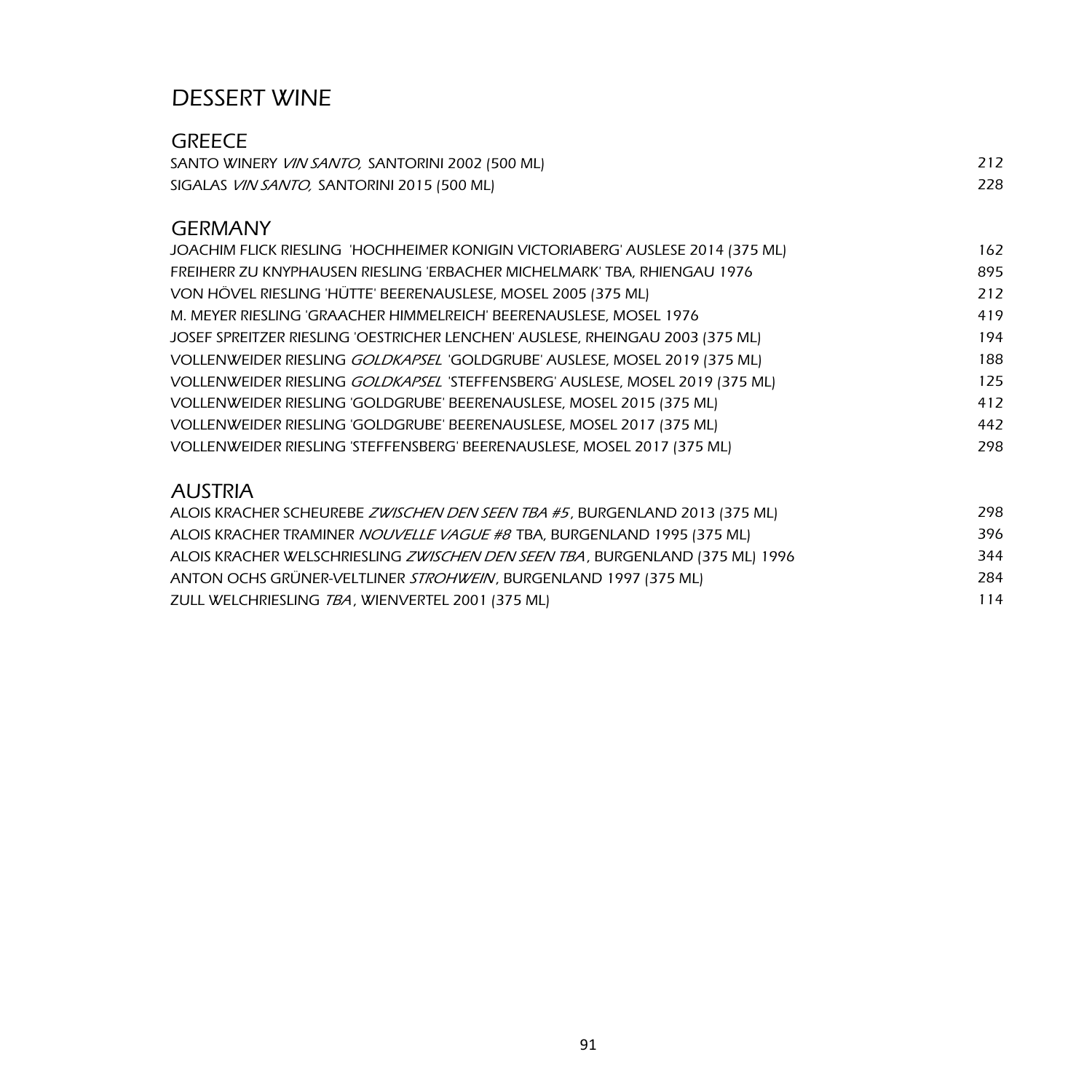# DESSERT WINE

## GREECE

SANTO WINERY *VIN SANTO,* SANTORINI 2002 (500 ML) 212

SIGALAS *VIN SANTO,* SANTORINI 2015 (500 ML) 228

## GERMANY

JOACHIM FLICK RIESLING 'HOCHHEIMER KONIGIN VICTORIABERG' AUSLESE 2014 (375 ML) 162

FREIHERR ZU KNYPHAUSEN RIESLING 'ERBACHER MICHELMARK' TBA, RHIENGAU 1976 895

VON HÖVEL RIESLING 'HÜTTE' BEERENAUSLESE, MOSEL 2005 (375 ML) 212

M. MEYER RIESLING 'GRAACHER HIMMELREICH' BEERENAUSLESE, MOSEL 1976 419

JOSEF SPREITZER RIESLING 'OESTRICHER LENCHEN' AUSLESE, RHEINGAU 2003 (375 ML) 194

VOLLENWEIDER RIESLING *GOLDKAPSEL* 'GOLDGRUBE' AUSLESE, MOSEL 2019 (375 ML) 188

VOLLENWEIDER RIESLING *GOLDKAPSEL* 'STEFFENSBERG' AUSLESE, MOSEL 2019 (375 ML) 125

VOLLENWEIDER RIESLING 'GOLDGRUBE' BEERENAUSLESE, MOSEL 2015 (375 ML) 412

VOLLENWEIDER RIESLING 'GOLDGRUBE' BEERENAUSLESE, MOSEL 2017 (375 ML) 442

VOLLENWEIDER RIESLING 'STEFFENSBERG' BEERENAUSLESE, MOSEL 2017 (375 ML) 298

## AUSTRIA

ALOIS KRACHER SCHEUREBE *ZWISCHEN DEN SEEN TBA #5*, BURGENLAND 2013 (375 ML) 298

ALOIS KRACHER TRAMINER *NOUVELLE VAGUE #8* TBA, BURGENLAND 1995 (375 ML) 396

ALOIS KRACHER WELSCHRIESLING *ZWISCHEN DEN SEEN TBA*, BURGENLAND (375 ML) 1996 344

ANTON OCHS GRÜNER-VELTLINER *STROHWEIN*, BURGENLAND 1997 (375 ML) 284

ZULL WELCHRIESLING *TBA*, WIENVERTEL 2001 (375 ML) 114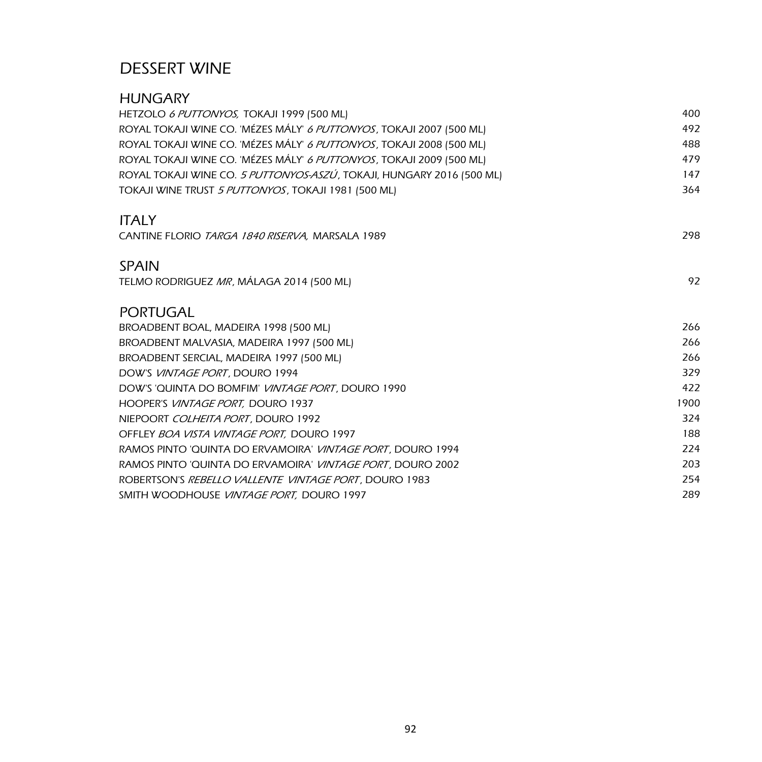# DESSERT WINE

## HUNGARY

| | |
|---|---|
| HETZOLO *6 PUTTONYOS,* TOKAJI 1999 (500 ML) | 400 |
| ROYAL TOKAJI WINE CO. 'MÉZES MÁLY' *6 PUTTONYOS*, TOKAJI 2007 (500 ML) | 492 |
| ROYAL TOKAJI WINE CO. 'MÉZES MÁLY' *6 PUTTONYOS*, TOKAJI 2008 (500 ML) | 488 |
| ROYAL TOKAJI WINE CO. 'MÉZES MÁLY' *6 PUTTONYOS*, TOKAJI 2009 (500 ML) | 479 |
| ROYAL TOKAJI WINE CO. *5 PUTTONYOS-ASZÚ*, TOKAJI, HUNGARY 2016 (500 ML) | 147 |
| TOKAJI WINE TRUST *5 PUTTONYOS*, TOKAJI 1981 (500 ML) | 364 |

## ITALY

| | |
|---|---|
| CANTINE FLORIO *TARGA 1840 RISERVA,* MARSALA 1989 | 298 |

## SPAIN

| | |
|---|---|
| TELMO RODRIGUEZ *MR*, MÁLAGA 2014 (500 ML) | 92 |

## PORTUGAL

| | |
|---|---|
| BROADBENT BOAL, MADEIRA 1998 (500 ML) | 266 |
| BROADBENT MALVASIA, MADEIRA 1997 (500 ML) | 266 |
| BROADBENT SERCIAL, MADEIRA 1997 (500 ML) | 266 |
| DOW'S *VINTAGE PORT*, DOURO 1994 | 329 |
| DOW'S 'QUINTA DO BOMFIM' *VINTAGE PORT*, DOURO 1990 | 422 |
| HOOPER'S *VINTAGE PORT,* DOURO 1937 | 1900 |
| NIEPOORT *COLHEITA PORT*, DOURO 1992 | 324 |
| OFFLEY *BOA VISTA VINTAGE PORT,* DOURO 1997 | 188 |
| RAMOS PINTO 'QUINTA DO ERVAMOIRA' *VINTAGE PORT*, DOURO 1994 | 224 |
| RAMOS PINTO 'QUINTA DO ERVAMOIRA' *VINTAGE PORT*, DOURO 2002 | 203 |
| ROBERTSON'S *REBELLO VALLENTE VINTAGE PORT*, DOURO 1983 | 254 |
| SMITH WOODHOUSE *VINTAGE PORT,* DOURO 1997 | 289 |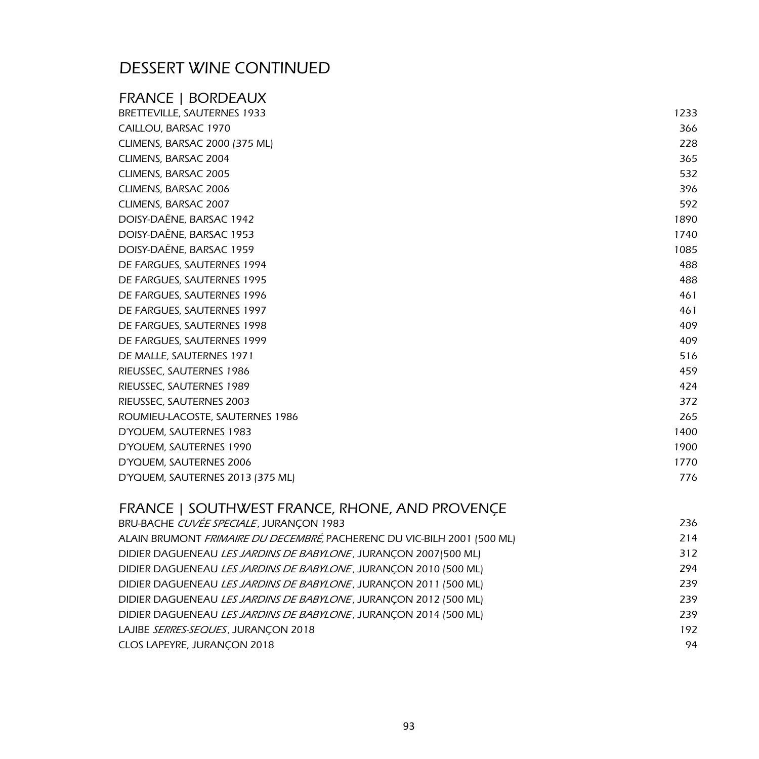# DESSERT WINE CONTINUED

## FRANCE | BORDEAUX

| | |
|---|---|
| BRETTEVILLE, SAUTERNES 1933 | 1233 |
| CAILLOU, BARSAC 1970 | 366 |
| CLIMENS, BARSAC 2000 (375 ML) | 228 |
| CLIMENS, BARSAC 2004 | 365 |
| CLIMENS, BARSAC 2005 | 532 |
| CLIMENS, BARSAC 2006 | 396 |
| CLIMENS, BARSAC 2007 | 592 |
| DOISY-DAËNE, BARSAC 1942 | 1890 |
| DOISY-DAËNE, BARSAC 1953 | 1740 |
| DOISY-DAËNE, BARSAC 1959 | 1085 |
| DE FARGUES, SAUTERNES 1994 | 488 |
| DE FARGUES, SAUTERNES 1995 | 488 |
| DE FARGUES, SAUTERNES 1996 | 461 |
| DE FARGUES, SAUTERNES 1997 | 461 |
| DE FARGUES, SAUTERNES 1998 | 409 |
| DE FARGUES, SAUTERNES 1999 | 409 |
| DE MALLE, SAUTERNES 1971 | 516 |
| RIEUSSEC, SAUTERNES 1986 | 459 |
| RIEUSSEC, SAUTERNES 1989 | 424 |
| RIEUSSEC, SAUTERNES 2003 | 372 |
| ROUMIEU-LACOSTE, SAUTERNES 1986 | 265 |
| D'YQUEM, SAUTERNES 1983 | 1400 |
| D'YQUEM, SAUTERNES 1990 | 1900 |
| D'YQUEM, SAUTERNES 2006 | 1770 |
| D'YQUEM, SAUTERNES 2013 (375 ML) | 776 |

## FRANCE | SOUTHWEST FRANCE, RHONE, AND PROVENÇE

| | |
|---|---|
| BRU-BACHE *CUVÉE SPECIALE*, JURANÇON 1983 | 236 |
| ALAIN BRUMONT *FRIMAIRE DU DECEMBRÉ,* PACHERENC DU VIC-BILH 2001 (500 ML) | 214 |
| DIDIER DAGUENEAU *LES JARDINS DE BABYLONE*, JURANÇON 2007(500 ML) | 312 |
| DIDIER DAGUENEAU *LES JARDINS DE BABYLONE*, JURANÇON 2010 (500 ML) | 294 |
| DIDIER DAGUENEAU *LES JARDINS DE BABYLONE*, JURANÇON 2011 (500 ML) | 239 |
| DIDIER DAGUENEAU *LES JARDINS DE BABYLONE*, JURANÇON 2012 (500 ML) | 239 |
| DIDIER DAGUENEAU *LES JARDINS DE BABYLONE*, JURANÇON 2014 (500 ML) | 239 |
| LAJIBE *SERRES-SEQUES*, JURANÇON 2018 | 192 |
| CLOS LAPEYRE, JURANÇON 2018 | 94 |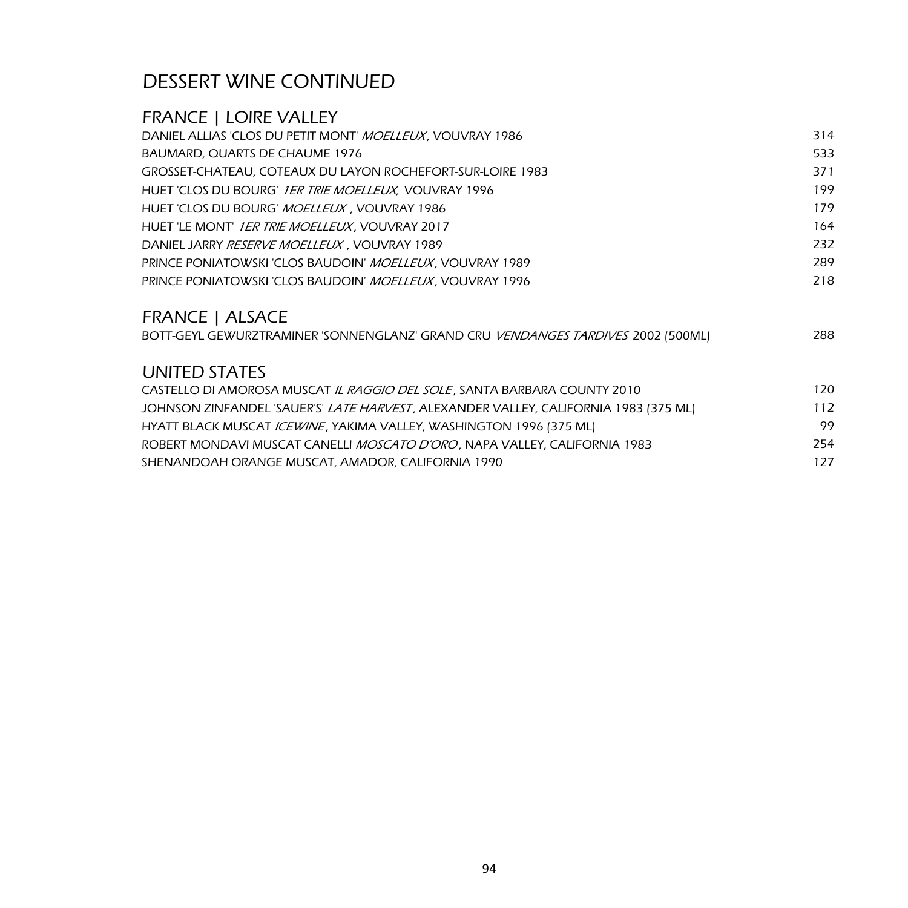# DESSERT WINE CONTINUED

## FRANCE | LOIRE VALLEY

| | |
|---|---|
| DANIEL ALLIAS 'CLOS DU PETIT MONT' *MOELLEUX*, VOUVRAY 1986 | 314 |
| BAUMARD, QUARTS DE CHAUME 1976 | 533 |
| GROSSET-CHATEAU, COTEAUX DU LAYON ROCHEFORT-SUR-LOIRE 1983 | 371 |
| HUET 'CLOS DU BOURG' *1ER TRIE MOELLEUX,* VOUVRAY 1996 | 199 |
| HUET 'CLOS DU BOURG' *MOELLEUX* , VOUVRAY 1986 | 179 |
| HUET 'LE MONT' *1ER TRIE MOELLEUX*, VOUVRAY 2017 | 164 |
| DANIEL JARRY *RESERVE MOELLEUX* , VOUVRAY 1989 | 232 |
| PRINCE PONIATOWSKI 'CLOS BAUDOIN' *MOELLEUX*, VOUVRAY 1989 | 289 |
| PRINCE PONIATOWSKI 'CLOS BAUDOIN' *MOELLEUX*, VOUVRAY 1996 | 218 |

## FRANCE | ALSACE

| | |
|---|---|
| BOTT-GEYL GEWURZTRAMINER 'SONNENGLANZ' GRAND CRU *VENDANGES TARDIVES* 2002 (500ML) | 288 |

## UNITED STATES

| | |
|---|---|
| CASTELLO DI AMOROSA MUSCAT *IL RAGGIO DEL SOLE*, SANTA BARBARA COUNTY 2010 | 120 |
| JOHNSON ZINFANDEL 'SAUER'S' *LATE HARVEST*, ALEXANDER VALLEY, CALIFORNIA 1983 (375 ML) | 112 |
| HYATT BLACK MUSCAT *ICEWINE*, YAKIMA VALLEY, WASHINGTON 1996 (375 ML) | 99 |
| ROBERT MONDAVI MUSCAT CANELLI *MOSCATO D'ORO*, NAPA VALLEY, CALIFORNIA 1983 | 254 |
| SHENANDOAH ORANGE MUSCAT, AMADOR, CALIFORNIA 1990 | 127 |